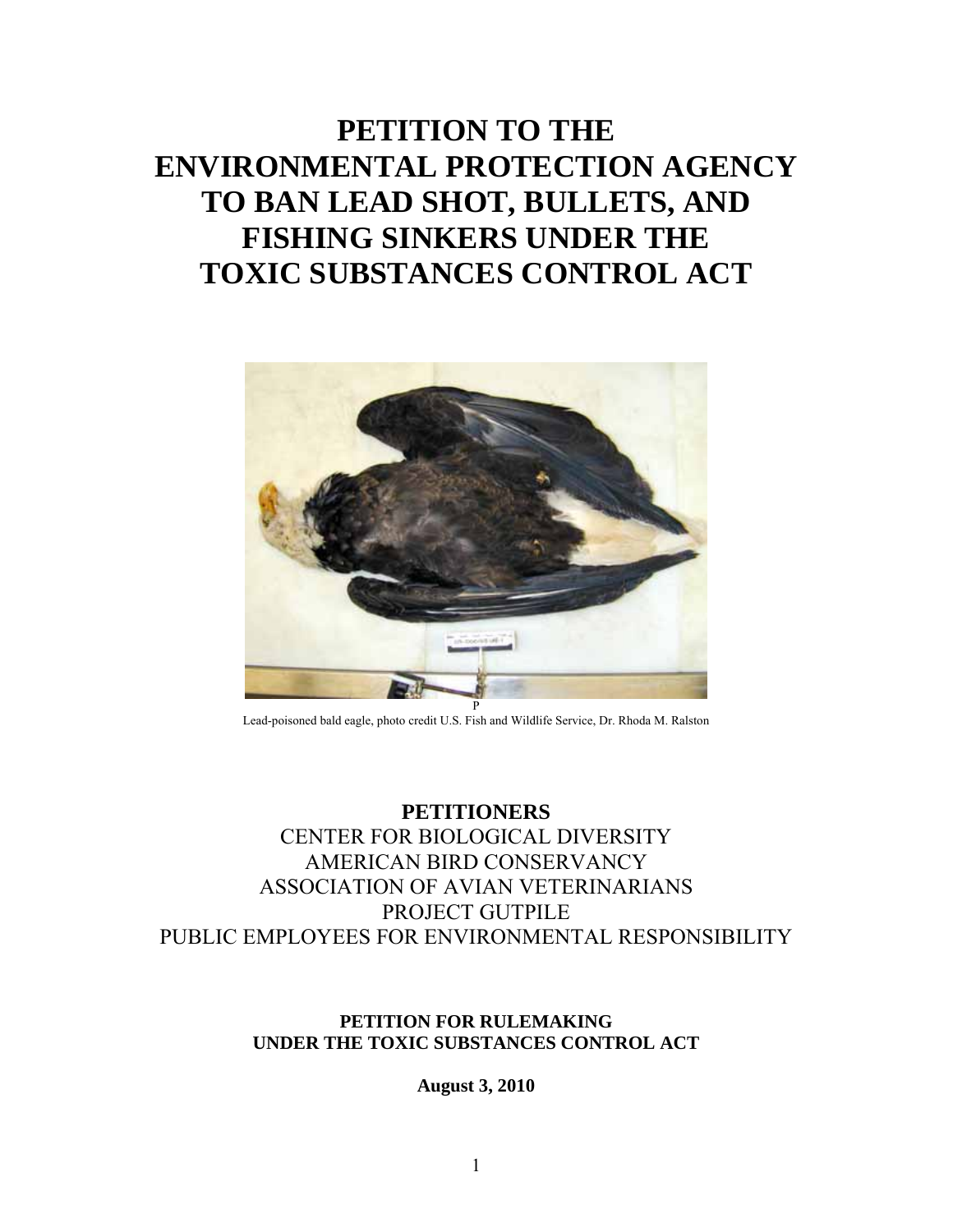# PETITION TO THE ENVIRONMENTAL PROTECTION AGENCY TO BAN LEAD SHOT, BULLETS, AND FISHING SINKERS UNDER THE TOXIC SUBSTANCES CONTROL ACT

P

Lead-poisoned bald eagle, photo credit U.S. Fish and Wildlife Service, Dr. Rhoda M. Ralston

**PETITIONERS**

CENTER FOR BIOLOGICAL DIVERSITY
AMERICAN BIRD CONSERVANCY
ASSOCIATION OF AVIAN VETERINARIANS
PROJECT GUTPILE
PUBLIC EMPLOYEES FOR ENVIRONMENTAL RESPONSIBILITY

**PETITION FOR RULEMAKING
UNDER THE TOXIC SUBSTANCES CONTROL ACT**

**August 3, 2010**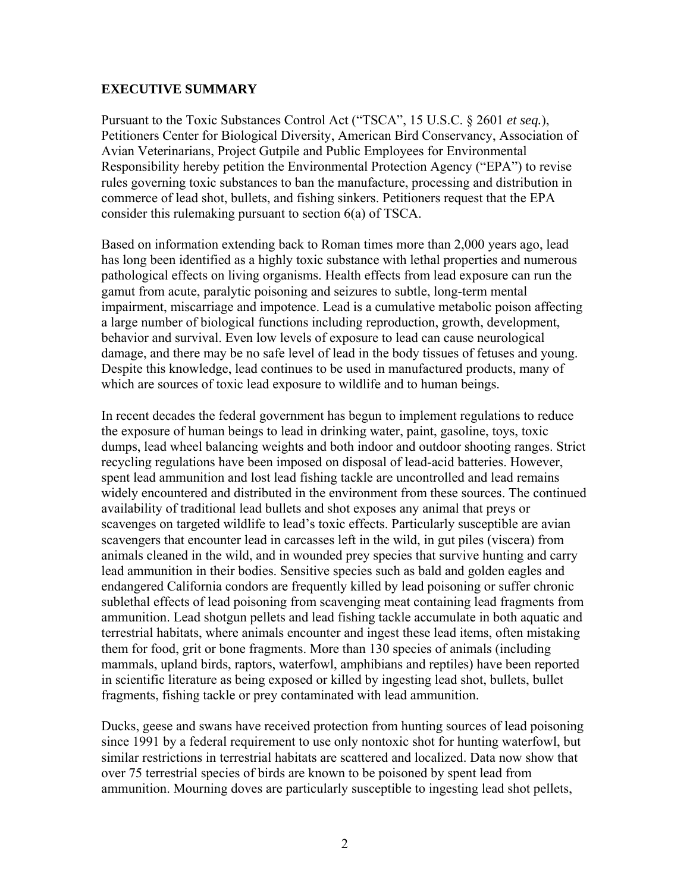## EXECUTIVE SUMMARY

Pursuant to the Toxic Substances Control Act ("TSCA", 15 U.S.C. § 2601 *et seq.*), Petitioners Center for Biological Diversity, American Bird Conservancy, Association of Avian Veterinarians, Project Gutpile and Public Employees for Environmental Responsibility hereby petition the Environmental Protection Agency ("EPA") to revise rules governing toxic substances to ban the manufacture, processing and distribution in commerce of lead shot, bullets, and fishing sinkers. Petitioners request that the EPA consider this rulemaking pursuant to section 6(a) of TSCA.

Based on information extending back to Roman times more than 2,000 years ago, lead has long been identified as a highly toxic substance with lethal properties and numerous pathological effects on living organisms. Health effects from lead exposure can run the gamut from acute, paralytic poisoning and seizures to subtle, long-term mental impairment, miscarriage and impotence. Lead is a cumulative metabolic poison affecting a large number of biological functions including reproduction, growth, development, behavior and survival. Even low levels of exposure to lead can cause neurological damage, and there may be no safe level of lead in the body tissues of fetuses and young. Despite this knowledge, lead continues to be used in manufactured products, many of which are sources of toxic lead exposure to wildlife and to human beings.

In recent decades the federal government has begun to implement regulations to reduce the exposure of human beings to lead in drinking water, paint, gasoline, toys, toxic dumps, lead wheel balancing weights and both indoor and outdoor shooting ranges. Strict recycling regulations have been imposed on disposal of lead-acid batteries. However, spent lead ammunition and lost lead fishing tackle are uncontrolled and lead remains widely encountered and distributed in the environment from these sources. The continued availability of traditional lead bullets and shot exposes any animal that preys or scavenges on targeted wildlife to lead's toxic effects. Particularly susceptible are avian scavengers that encounter lead in carcasses left in the wild, in gut piles (viscera) from animals cleaned in the wild, and in wounded prey species that survive hunting and carry lead ammunition in their bodies. Sensitive species such as bald and golden eagles and endangered California condors are frequently killed by lead poisoning or suffer chronic sublethal effects of lead poisoning from scavenging meat containing lead fragments from ammunition. Lead shotgun pellets and lead fishing tackle accumulate in both aquatic and terrestrial habitats, where animals encounter and ingest these lead items, often mistaking them for food, grit or bone fragments. More than 130 species of animals (including mammals, upland birds, raptors, waterfowl, amphibians and reptiles) have been reported in scientific literature as being exposed or killed by ingesting lead shot, bullets, bullet fragments, fishing tackle or prey contaminated with lead ammunition.

Ducks, geese and swans have received protection from hunting sources of lead poisoning since 1991 by a federal requirement to use only nontoxic shot for hunting waterfowl, but similar restrictions in terrestrial habitats are scattered and localized. Data now show that over 75 terrestrial species of birds are known to be poisoned by spent lead from ammunition. Mourning doves are particularly susceptible to ingesting lead shot pellets,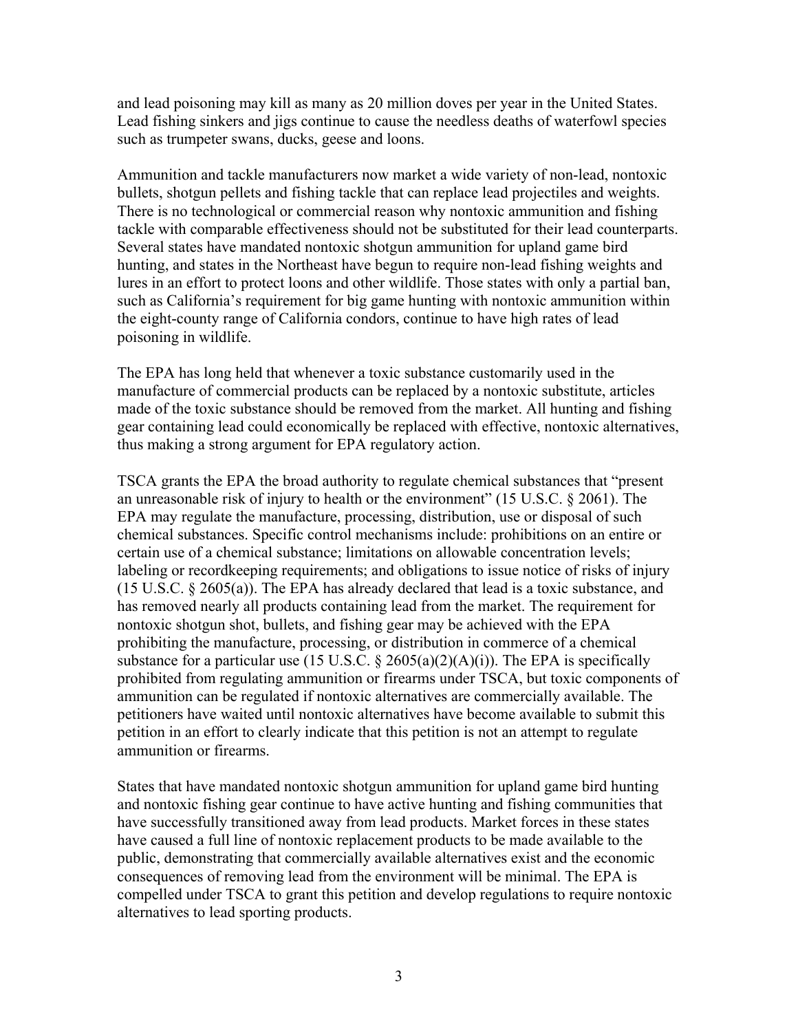and lead poisoning may kill as many as 20 million doves per year in the United States. Lead fishing sinkers and jigs continue to cause the needless deaths of waterfowl species such as trumpeter swans, ducks, geese and loons.

Ammunition and tackle manufacturers now market a wide variety of non-lead, nontoxic bullets, shotgun pellets and fishing tackle that can replace lead projectiles and weights. There is no technological or commercial reason why nontoxic ammunition and fishing tackle with comparable effectiveness should not be substituted for their lead counterparts. Several states have mandated nontoxic shotgun ammunition for upland game bird hunting, and states in the Northeast have begun to require non-lead fishing weights and lures in an effort to protect loons and other wildlife. Those states with only a partial ban, such as California's requirement for big game hunting with nontoxic ammunition within the eight-county range of California condors, continue to have high rates of lead poisoning in wildlife.

The EPA has long held that whenever a toxic substance customarily used in the manufacture of commercial products can be replaced by a nontoxic substitute, articles made of the toxic substance should be removed from the market. All hunting and fishing gear containing lead could economically be replaced with effective, nontoxic alternatives, thus making a strong argument for EPA regulatory action.

TSCA grants the EPA the broad authority to regulate chemical substances that "present an unreasonable risk of injury to health or the environment" (15 U.S.C. § 2061). The EPA may regulate the manufacture, processing, distribution, use or disposal of such chemical substances. Specific control mechanisms include: prohibitions on an entire or certain use of a chemical substance; limitations on allowable concentration levels; labeling or recordkeeping requirements; and obligations to issue notice of risks of injury (15 U.S.C. § 2605(a)). The EPA has already declared that lead is a toxic substance, and has removed nearly all products containing lead from the market. The requirement for nontoxic shotgun shot, bullets, and fishing gear may be achieved with the EPA prohibiting the manufacture, processing, or distribution in commerce of a chemical substance for a particular use (15 U.S.C. § 2605(a)(2)(A)(i)). The EPA is specifically prohibited from regulating ammunition or firearms under TSCA, but toxic components of ammunition can be regulated if nontoxic alternatives are commercially available. The petitioners have waited until nontoxic alternatives have become available to submit this petition in an effort to clearly indicate that this petition is not an attempt to regulate ammunition or firearms.

States that have mandated nontoxic shotgun ammunition for upland game bird hunting and nontoxic fishing gear continue to have active hunting and fishing communities that have successfully transitioned away from lead products. Market forces in these states have caused a full line of nontoxic replacement products to be made available to the public, demonstrating that commercially available alternatives exist and the economic consequences of removing lead from the environment will be minimal. The EPA is compelled under TSCA to grant this petition and develop regulations to require nontoxic alternatives to lead sporting products.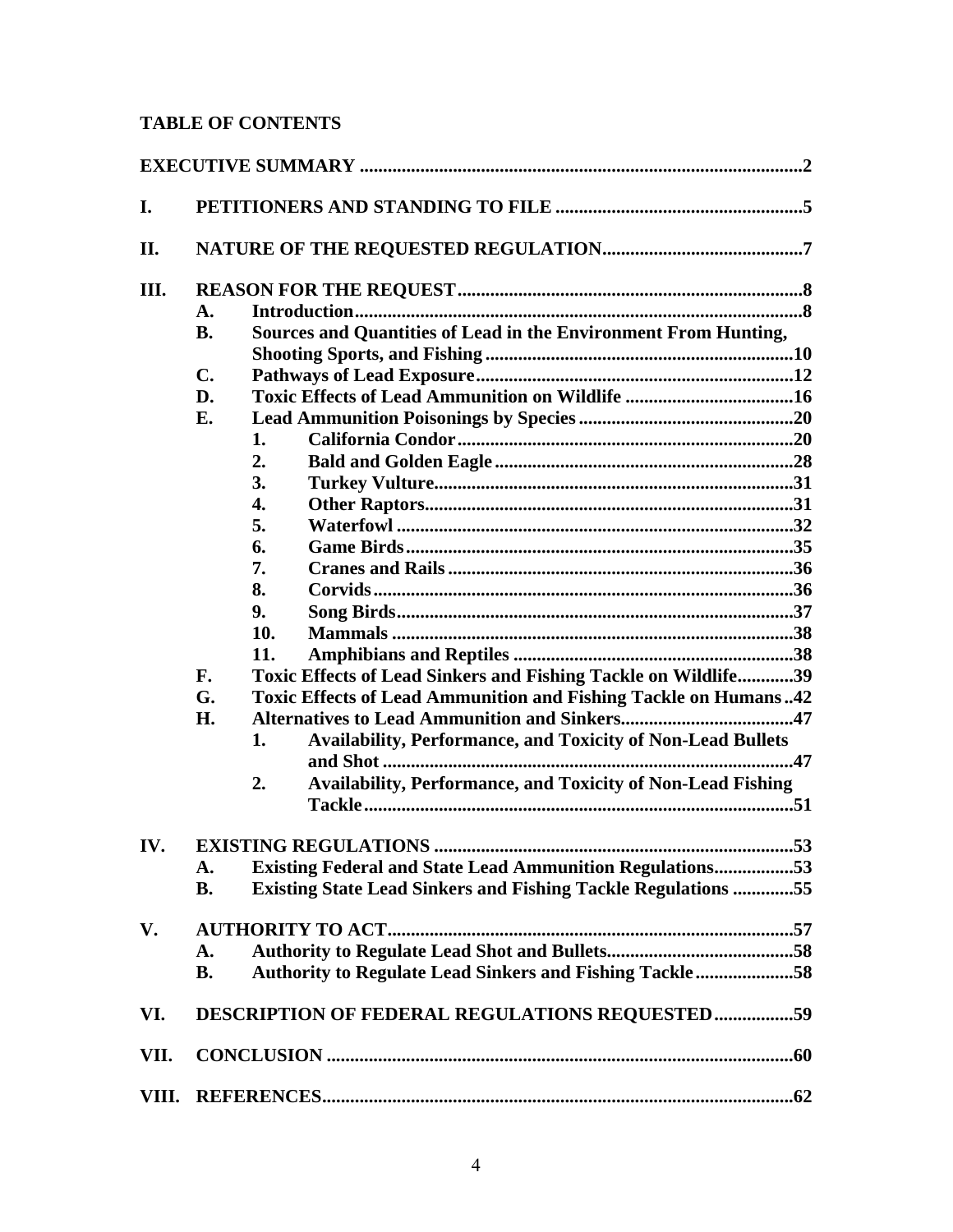**TABLE OF CONTENTS**

**EXECUTIVE SUMMARY** .......... 2

**I. PETITIONERS AND STANDING TO FILE** .......... 5

**II. NATURE OF THE REQUESTED REGULATION** .......... 7

**III. REASON FOR THE REQUEST** .......... 8

- **A. Introduction** .......... 8
- **B. Sources and Quantities of Lead in the Environment From Hunting, Shooting Sports, and Fishing** .......... 10
- **C. Pathways of Lead Exposure** .......... 12
- **D. Toxic Effects of Lead Ammunition on Wildlife** .......... 16
- **E. Lead Ammunition Poisonings by Species** .......... 20
  - **1. California Condor** .......... 20
  - **2. Bald and Golden Eagle** .......... 28
  - **3. Turkey Vulture** .......... 31
  - **4. Other Raptors** .......... 31
  - **5. Waterfowl** .......... 32
  - **6. Game Birds** .......... 35
  - **7. Cranes and Rails** .......... 36
  - **8. Corvids** .......... 36
  - **9. Song Birds** .......... 37
  - **10. Mammals** .......... 38
  - **11. Amphibians and Reptiles** .......... 38
- **F. Toxic Effects of Lead Sinkers and Fishing Tackle on Wildlife** .......... 39
- **G. Toxic Effects of Lead Ammunition and Fishing Tackle on Humans** .......... 42
- **H. Alternatives to Lead Ammunition and Sinkers** .......... 47
  - **1. Availability, Performance, and Toxicity of Non-Lead Bullets and Shot** .......... 47
  - **2. Availability, Performance, and Toxicity of Non-Lead Fishing Tackle** .......... 51

**IV. EXISTING REGULATIONS** .......... 53

- **A. Existing Federal and State Lead Ammunition Regulations** .......... 53
- **B. Existing State Lead Sinkers and Fishing Tackle Regulations** .......... 55

**V. AUTHORITY TO ACT** .......... 57

- **A. Authority to Regulate Lead Shot and Bullets** .......... 58
- **B. Authority to Regulate Lead Sinkers and Fishing Tackle** .......... 58

**VI. DESCRIPTION OF FEDERAL REGULATIONS REQUESTED** .......... 59

**VII. CONCLUSION** .......... 60

**VIII. REFERENCES** .......... 62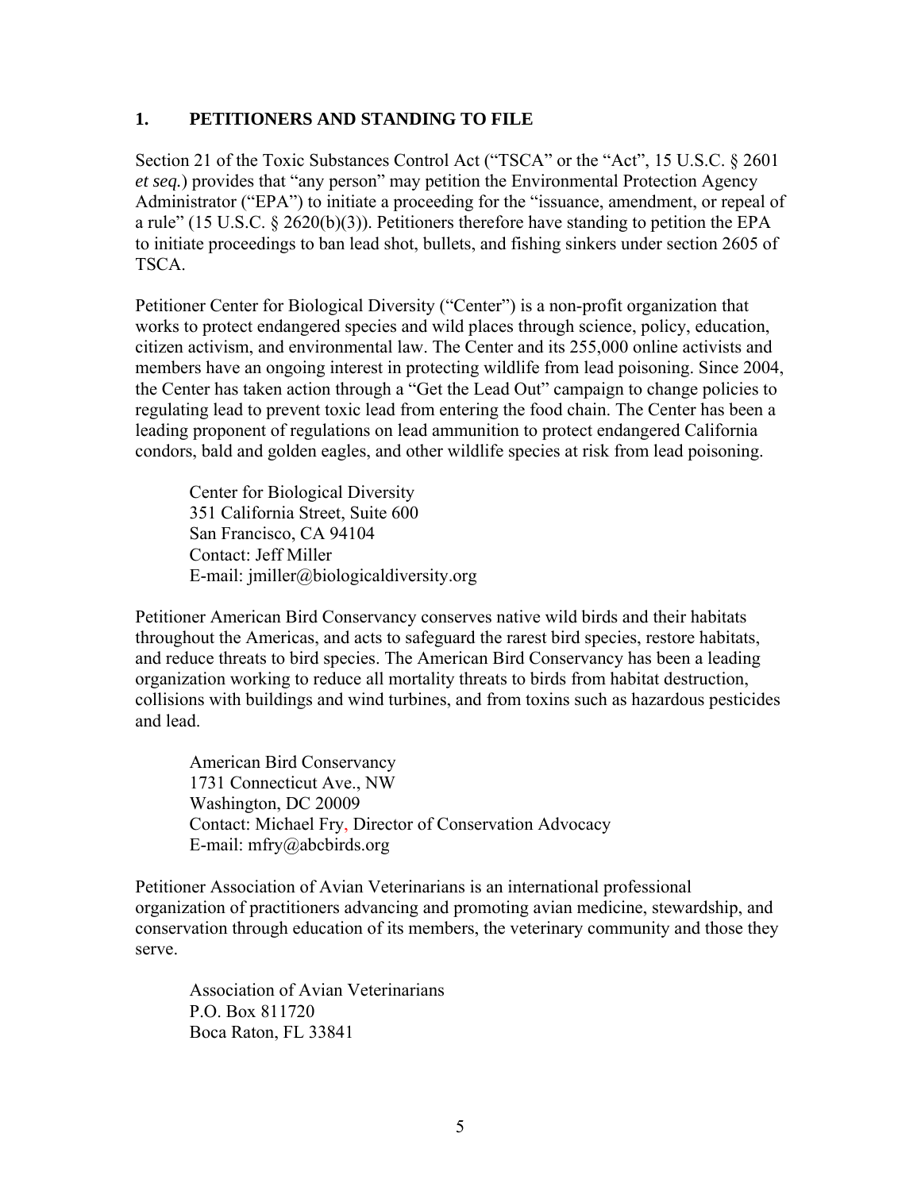## 1. PETITIONERS AND STANDING TO FILE

Section 21 of the Toxic Substances Control Act ("TSCA" or the "Act", 15 U.S.C. § 2601 *et seq.*) provides that "any person" may petition the Environmental Protection Agency Administrator ("EPA") to initiate a proceeding for the "issuance, amendment, or repeal of a rule" (15 U.S.C. § 2620(b)(3)). Petitioners therefore have standing to petition the EPA to initiate proceedings to ban lead shot, bullets, and fishing sinkers under section 2605 of TSCA.

Petitioner Center for Biological Diversity ("Center") is a non-profit organization that works to protect endangered species and wild places through science, policy, education, citizen activism, and environmental law. The Center and its 255,000 online activists and members have an ongoing interest in protecting wildlife from lead poisoning. Since 2004, the Center has taken action through a "Get the Lead Out" campaign to change policies to regulating lead to prevent toxic lead from entering the food chain. The Center has been a leading proponent of regulations on lead ammunition to protect endangered California condors, bald and golden eagles, and other wildlife species at risk from lead poisoning.

Center for Biological Diversity
351 California Street, Suite 600
San Francisco, CA 94104
Contact: Jeff Miller
E-mail: jmiller@biologicaldiversity.org

Petitioner American Bird Conservancy conserves native wild birds and their habitats throughout the Americas, and acts to safeguard the rarest bird species, restore habitats, and reduce threats to bird species. The American Bird Conservancy has been a leading organization working to reduce all mortality threats to birds from habitat destruction, collisions with buildings and wind turbines, and from toxins such as hazardous pesticides and lead.

American Bird Conservancy
1731 Connecticut Ave., NW
Washington, DC 20009
Contact: Michael Fry, Director of Conservation Advocacy
E-mail: mfry@abcbirds.org

Petitioner Association of Avian Veterinarians is an international professional organization of practitioners advancing and promoting avian medicine, stewardship, and conservation through education of its members, the veterinary community and those they serve.

Association of Avian Veterinarians
P.O. Box 811720
Boca Raton, FL 33841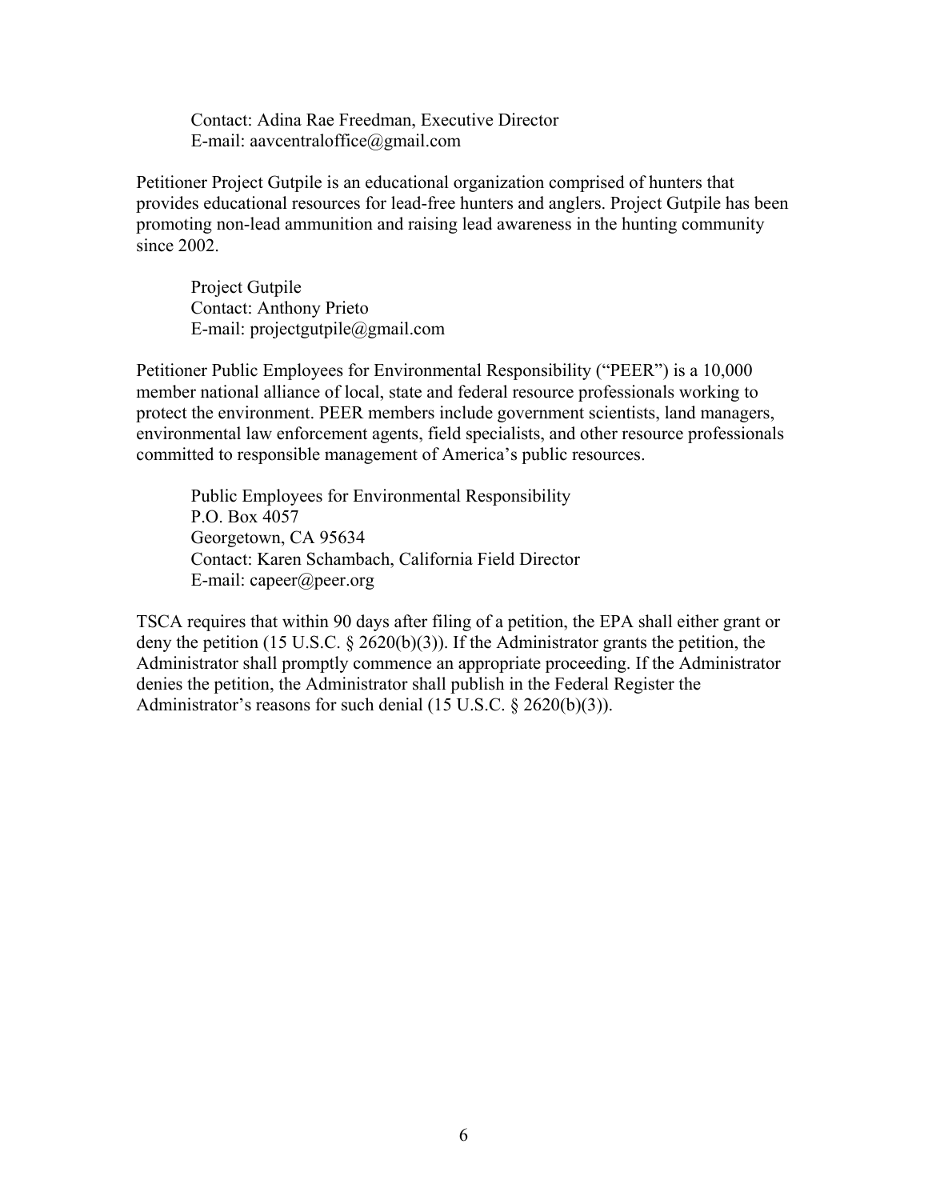Contact: Adina Rae Freedman, Executive Director
E-mail: aavcentraloffice@gmail.com

Petitioner Project Gutpile is an educational organization comprised of hunters that provides educational resources for lead-free hunters and anglers. Project Gutpile has been promoting non-lead ammunition and raising lead awareness in the hunting community since 2002.

Project Gutpile
Contact: Anthony Prieto
E-mail: projectgutpile@gmail.com

Petitioner Public Employees for Environmental Responsibility ("PEER") is a 10,000 member national alliance of local, state and federal resource professionals working to protect the environment. PEER members include government scientists, land managers, environmental law enforcement agents, field specialists, and other resource professionals committed to responsible management of America's public resources.

Public Employees for Environmental Responsibility
P.O. Box 4057
Georgetown, CA 95634
Contact: Karen Schambach, California Field Director
E-mail: capeer@peer.org

TSCA requires that within 90 days after filing of a petition, the EPA shall either grant or deny the petition (15 U.S.C. § 2620(b)(3)). If the Administrator grants the petition, the Administrator shall promptly commence an appropriate proceeding. If the Administrator denies the petition, the Administrator shall publish in the Federal Register the Administrator's reasons for such denial (15 U.S.C. § 2620(b)(3)).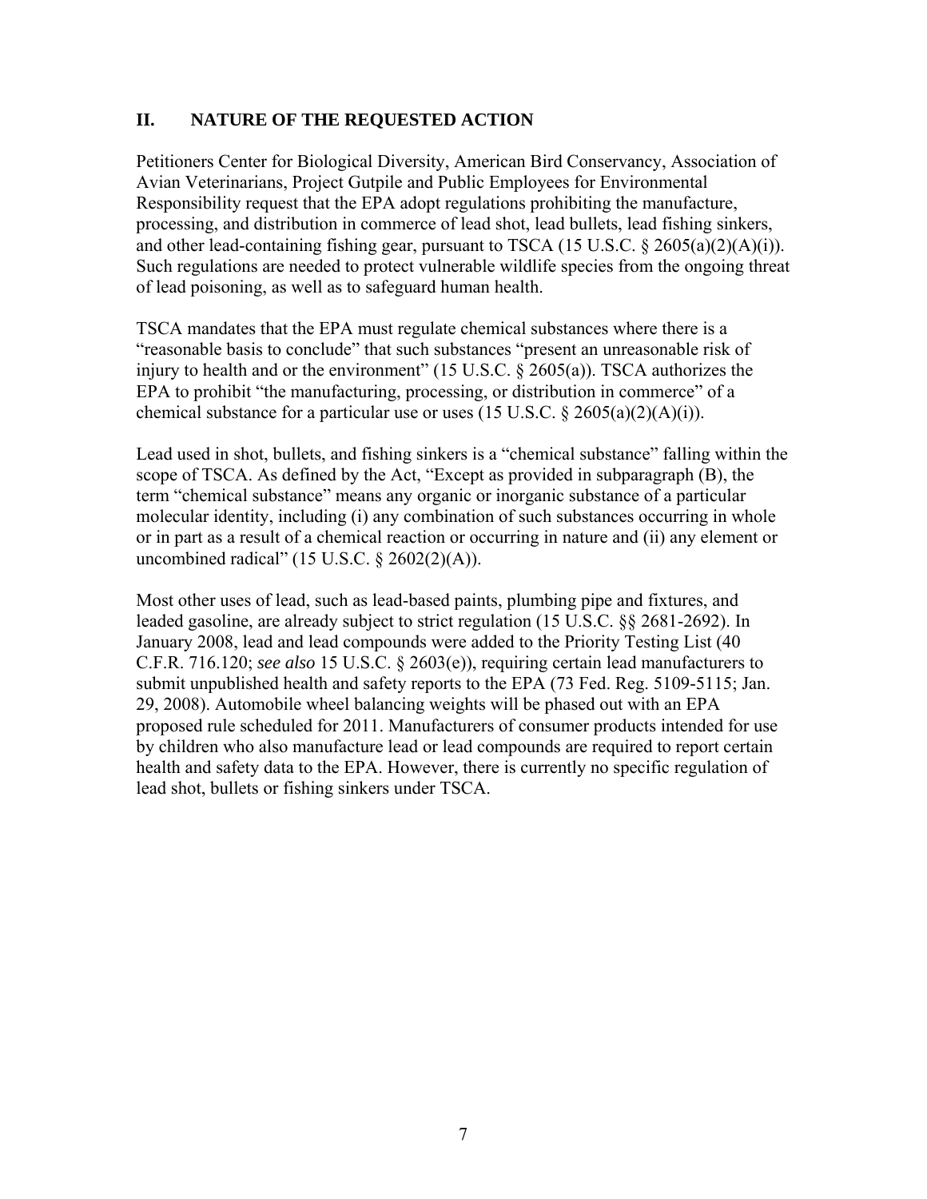## II. NATURE OF THE REQUESTED ACTION

Petitioners Center for Biological Diversity, American Bird Conservancy, Association of Avian Veterinarians, Project Gutpile and Public Employees for Environmental Responsibility request that the EPA adopt regulations prohibiting the manufacture, processing, and distribution in commerce of lead shot, lead bullets, lead fishing sinkers, and other lead-containing fishing gear, pursuant to TSCA (15 U.S.C. § 2605(a)(2)(A)(i)). Such regulations are needed to protect vulnerable wildlife species from the ongoing threat of lead poisoning, as well as to safeguard human health.

TSCA mandates that the EPA must regulate chemical substances where there is a "reasonable basis to conclude" that such substances "present an unreasonable risk of injury to health and or the environment" (15 U.S.C. § 2605(a)). TSCA authorizes the EPA to prohibit "the manufacturing, processing, or distribution in commerce" of a chemical substance for a particular use or uses (15 U.S.C. § 2605(a)(2)(A)(i)).

Lead used in shot, bullets, and fishing sinkers is a "chemical substance" falling within the scope of TSCA. As defined by the Act, "Except as provided in subparagraph (B), the term "chemical substance" means any organic or inorganic substance of a particular molecular identity, including (i) any combination of such substances occurring in whole or in part as a result of a chemical reaction or occurring in nature and (ii) any element or uncombined radical" (15 U.S.C. § 2602(2)(A)).

Most other uses of lead, such as lead-based paints, plumbing pipe and fixtures, and leaded gasoline, are already subject to strict regulation (15 U.S.C. §§ 2681-2692). In January 2008, lead and lead compounds were added to the Priority Testing List (40 C.F.R. 716.120; *see also* 15 U.S.C. § 2603(e)), requiring certain lead manufacturers to submit unpublished health and safety reports to the EPA (73 Fed. Reg. 5109-5115; Jan. 29, 2008). Automobile wheel balancing weights will be phased out with an EPA proposed rule scheduled for 2011. Manufacturers of consumer products intended for use by children who also manufacture lead or lead compounds are required to report certain health and safety data to the EPA. However, there is currently no specific regulation of lead shot, bullets or fishing sinkers under TSCA.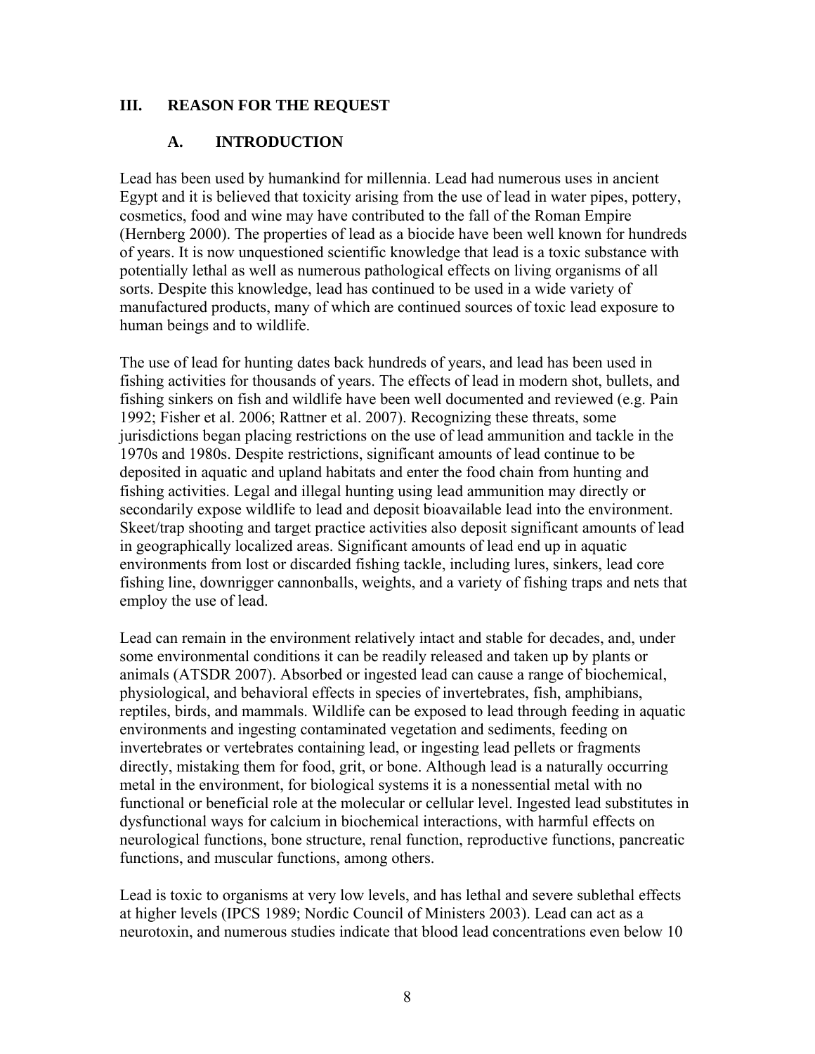## III. REASON FOR THE REQUEST

### A. INTRODUCTION

Lead has been used by humankind for millennia. Lead had numerous uses in ancient Egypt and it is believed that toxicity arising from the use of lead in water pipes, pottery, cosmetics, food and wine may have contributed to the fall of the Roman Empire (Hernberg 2000). The properties of lead as a biocide have been well known for hundreds of years. It is now unquestioned scientific knowledge that lead is a toxic substance with potentially lethal as well as numerous pathological effects on living organisms of all sorts. Despite this knowledge, lead has continued to be used in a wide variety of manufactured products, many of which are continued sources of toxic lead exposure to human beings and to wildlife.

The use of lead for hunting dates back hundreds of years, and lead has been used in fishing activities for thousands of years. The effects of lead in modern shot, bullets, and fishing sinkers on fish and wildlife have been well documented and reviewed (e.g. Pain 1992; Fisher et al. 2006; Rattner et al. 2007). Recognizing these threats, some jurisdictions began placing restrictions on the use of lead ammunition and tackle in the 1970s and 1980s. Despite restrictions, significant amounts of lead continue to be deposited in aquatic and upland habitats and enter the food chain from hunting and fishing activities. Legal and illegal hunting using lead ammunition may directly or secondarily expose wildlife to lead and deposit bioavailable lead into the environment. Skeet/trap shooting and target practice activities also deposit significant amounts of lead in geographically localized areas. Significant amounts of lead end up in aquatic environments from lost or discarded fishing tackle, including lures, sinkers, lead core fishing line, downrigger cannonballs, weights, and a variety of fishing traps and nets that employ the use of lead.

Lead can remain in the environment relatively intact and stable for decades, and, under some environmental conditions it can be readily released and taken up by plants or animals (ATSDR 2007). Absorbed or ingested lead can cause a range of biochemical, physiological, and behavioral effects in species of invertebrates, fish, amphibians, reptiles, birds, and mammals. Wildlife can be exposed to lead through feeding in aquatic environments and ingesting contaminated vegetation and sediments, feeding on invertebrates or vertebrates containing lead, or ingesting lead pellets or fragments directly, mistaking them for food, grit, or bone. Although lead is a naturally occurring metal in the environment, for biological systems it is a nonessential metal with no functional or beneficial role at the molecular or cellular level. Ingested lead substitutes in dysfunctional ways for calcium in biochemical interactions, with harmful effects on neurological functions, bone structure, renal function, reproductive functions, pancreatic functions, and muscular functions, among others.

Lead is toxic to organisms at very low levels, and has lethal and severe sublethal effects at higher levels (IPCS 1989; Nordic Council of Ministers 2003). Lead can act as a neurotoxin, and numerous studies indicate that blood lead concentrations even below 10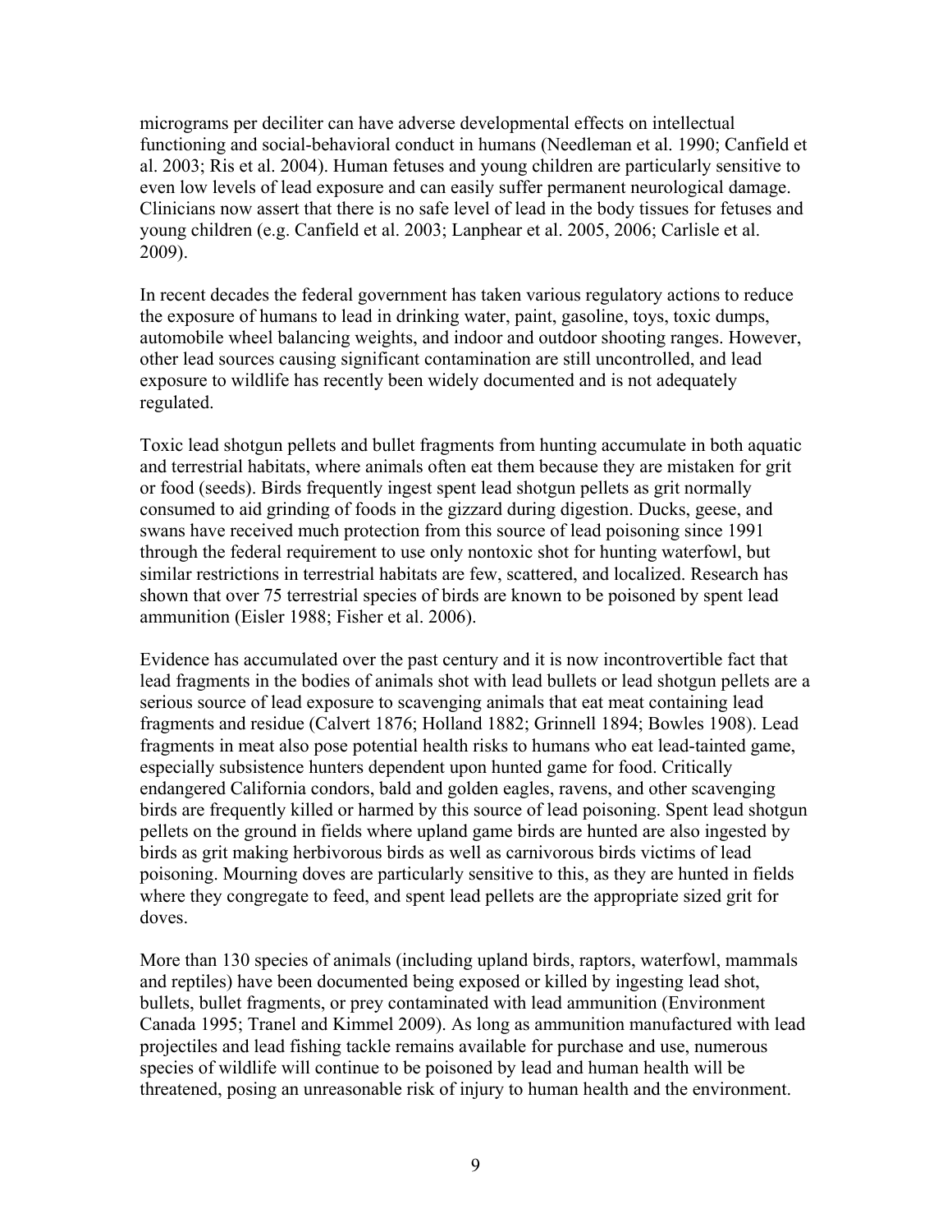micrograms per deciliter can have adverse developmental effects on intellectual functioning and social-behavioral conduct in humans (Needleman et al. 1990; Canfield et al. 2003; Ris et al. 2004). Human fetuses and young children are particularly sensitive to even low levels of lead exposure and can easily suffer permanent neurological damage. Clinicians now assert that there is no safe level of lead in the body tissues for fetuses and young children (e.g. Canfield et al. 2003; Lanphear et al. 2005, 2006; Carlisle et al. 2009).

In recent decades the federal government has taken various regulatory actions to reduce the exposure of humans to lead in drinking water, paint, gasoline, toys, toxic dumps, automobile wheel balancing weights, and indoor and outdoor shooting ranges. However, other lead sources causing significant contamination are still uncontrolled, and lead exposure to wildlife has recently been widely documented and is not adequately regulated.

Toxic lead shotgun pellets and bullet fragments from hunting accumulate in both aquatic and terrestrial habitats, where animals often eat them because they are mistaken for grit or food (seeds). Birds frequently ingest spent lead shotgun pellets as grit normally consumed to aid grinding of foods in the gizzard during digestion. Ducks, geese, and swans have received much protection from this source of lead poisoning since 1991 through the federal requirement to use only nontoxic shot for hunting waterfowl, but similar restrictions in terrestrial habitats are few, scattered, and localized. Research has shown that over 75 terrestrial species of birds are known to be poisoned by spent lead ammunition (Eisler 1988; Fisher et al. 2006).

Evidence has accumulated over the past century and it is now incontrovertible fact that lead fragments in the bodies of animals shot with lead bullets or lead shotgun pellets are a serious source of lead exposure to scavenging animals that eat meat containing lead fragments and residue (Calvert 1876; Holland 1882; Grinnell 1894; Bowles 1908). Lead fragments in meat also pose potential health risks to humans who eat lead-tainted game, especially subsistence hunters dependent upon hunted game for food. Critically endangered California condors, bald and golden eagles, ravens, and other scavenging birds are frequently killed or harmed by this source of lead poisoning. Spent lead shotgun pellets on the ground in fields where upland game birds are hunted are also ingested by birds as grit making herbivorous birds as well as carnivorous birds victims of lead poisoning. Mourning doves are particularly sensitive to this, as they are hunted in fields where they congregate to feed, and spent lead pellets are the appropriate sized grit for doves.

More than 130 species of animals (including upland birds, raptors, waterfowl, mammals and reptiles) have been documented being exposed or killed by ingesting lead shot, bullets, bullet fragments, or prey contaminated with lead ammunition (Environment Canada 1995; Tranel and Kimmel 2009). As long as ammunition manufactured with lead projectiles and lead fishing tackle remains available for purchase and use, numerous species of wildlife will continue to be poisoned by lead and human health will be threatened, posing an unreasonable risk of injury to human health and the environment.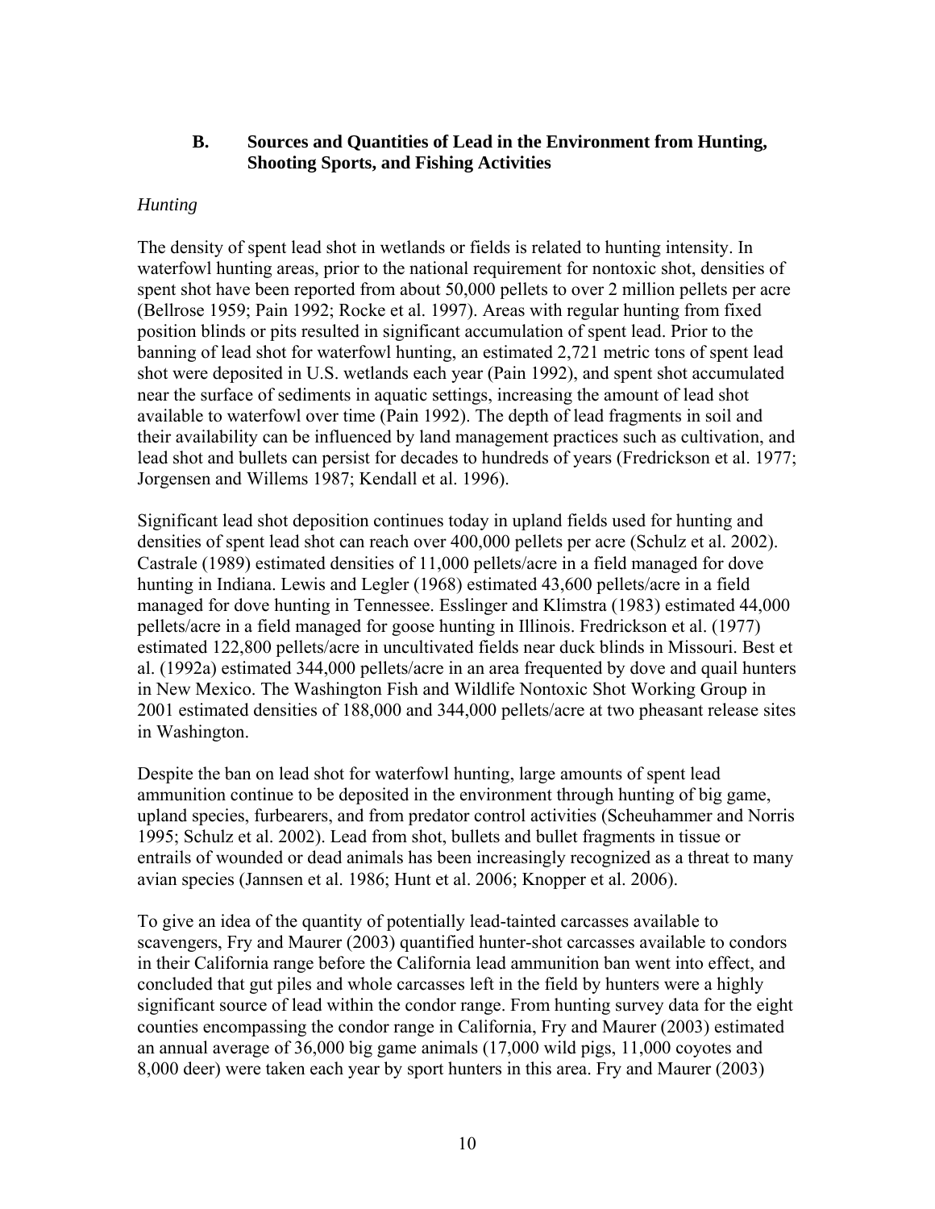## B. Sources and Quantities of Lead in the Environment from Hunting, Shooting Sports, and Fishing Activities

### *Hunting*

The density of spent lead shot in wetlands or fields is related to hunting intensity. In waterfowl hunting areas, prior to the national requirement for nontoxic shot, densities of spent shot have been reported from about 50,000 pellets to over 2 million pellets per acre (Bellrose 1959; Pain 1992; Rocke et al. 1997). Areas with regular hunting from fixed position blinds or pits resulted in significant accumulation of spent lead. Prior to the banning of lead shot for waterfowl hunting, an estimated 2,721 metric tons of spent lead shot were deposited in U.S. wetlands each year (Pain 1992), and spent shot accumulated near the surface of sediments in aquatic settings, increasing the amount of lead shot available to waterfowl over time (Pain 1992). The depth of lead fragments in soil and their availability can be influenced by land management practices such as cultivation, and lead shot and bullets can persist for decades to hundreds of years (Fredrickson et al. 1977; Jorgensen and Willems 1987; Kendall et al. 1996).

Significant lead shot deposition continues today in upland fields used for hunting and densities of spent lead shot can reach over 400,000 pellets per acre (Schulz et al. 2002). Castrale (1989) estimated densities of 11,000 pellets/acre in a field managed for dove hunting in Indiana. Lewis and Legler (1968) estimated 43,600 pellets/acre in a field managed for dove hunting in Tennessee. Esslinger and Klimstra (1983) estimated 44,000 pellets/acre in a field managed for goose hunting in Illinois. Fredrickson et al. (1977) estimated 122,800 pellets/acre in uncultivated fields near duck blinds in Missouri. Best et al. (1992a) estimated 344,000 pellets/acre in an area frequented by dove and quail hunters in New Mexico. The Washington Fish and Wildlife Nontoxic Shot Working Group in 2001 estimated densities of 188,000 and 344,000 pellets/acre at two pheasant release sites in Washington.

Despite the ban on lead shot for waterfowl hunting, large amounts of spent lead ammunition continue to be deposited in the environment through hunting of big game, upland species, furbearers, and from predator control activities (Scheuhammer and Norris 1995; Schulz et al. 2002). Lead from shot, bullets and bullet fragments in tissue or entrails of wounded or dead animals has been increasingly recognized as a threat to many avian species (Jannsen et al. 1986; Hunt et al. 2006; Knopper et al. 2006).

To give an idea of the quantity of potentially lead-tainted carcasses available to scavengers, Fry and Maurer (2003) quantified hunter-shot carcasses available to condors in their California range before the California lead ammunition ban went into effect, and concluded that gut piles and whole carcasses left in the field by hunters were a highly significant source of lead within the condor range. From hunting survey data for the eight counties encompassing the condor range in California, Fry and Maurer (2003) estimated an annual average of 36,000 big game animals (17,000 wild pigs, 11,000 coyotes and 8,000 deer) were taken each year by sport hunters in this area. Fry and Maurer (2003)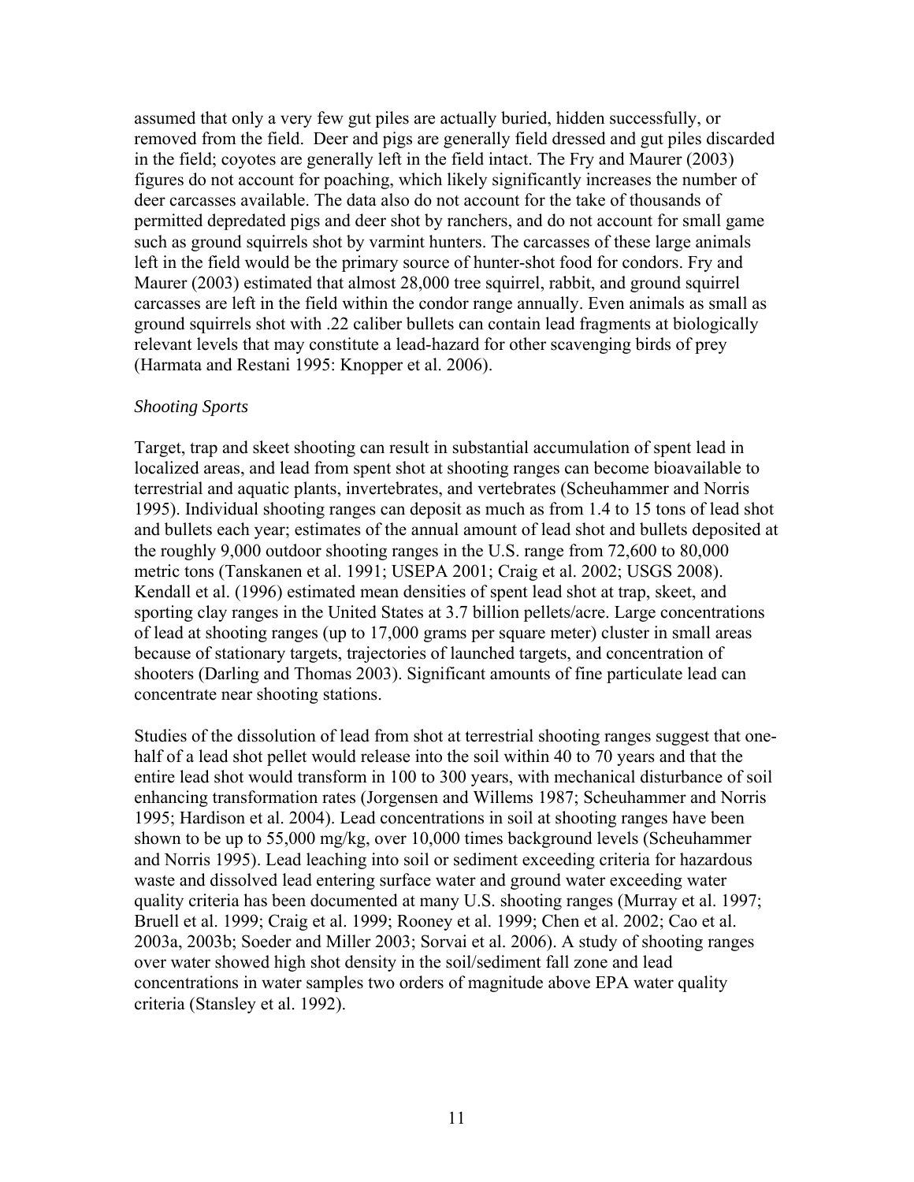assumed that only a very few gut piles are actually buried, hidden successfully, or removed from the field. Deer and pigs are generally field dressed and gut piles discarded in the field; coyotes are generally left in the field intact. The Fry and Maurer (2003) figures do not account for poaching, which likely significantly increases the number of deer carcasses available. The data also do not account for the take of thousands of permitted depredated pigs and deer shot by ranchers, and do not account for small game such as ground squirrels shot by varmint hunters. The carcasses of these large animals left in the field would be the primary source of hunter-shot food for condors. Fry and Maurer (2003) estimated that almost 28,000 tree squirrel, rabbit, and ground squirrel carcasses are left in the field within the condor range annually. Even animals as small as ground squirrels shot with .22 caliber bullets can contain lead fragments at biologically relevant levels that may constitute a lead-hazard for other scavenging birds of prey (Harmata and Restani 1995: Knopper et al. 2006).

*Shooting Sports*

Target, trap and skeet shooting can result in substantial accumulation of spent lead in localized areas, and lead from spent shot at shooting ranges can become bioavailable to terrestrial and aquatic plants, invertebrates, and vertebrates (Scheuhammer and Norris 1995). Individual shooting ranges can deposit as much as from 1.4 to 15 tons of lead shot and bullets each year; estimates of the annual amount of lead shot and bullets deposited at the roughly 9,000 outdoor shooting ranges in the U.S. range from 72,600 to 80,000 metric tons (Tanskanen et al. 1991; USEPA 2001; Craig et al. 2002; USGS 2008). Kendall et al. (1996) estimated mean densities of spent lead shot at trap, skeet, and sporting clay ranges in the United States at 3.7 billion pellets/acre. Large concentrations of lead at shooting ranges (up to 17,000 grams per square meter) cluster in small areas because of stationary targets, trajectories of launched targets, and concentration of shooters (Darling and Thomas 2003). Significant amounts of fine particulate lead can concentrate near shooting stations.

Studies of the dissolution of lead from shot at terrestrial shooting ranges suggest that one-half of a lead shot pellet would release into the soil within 40 to 70 years and that the entire lead shot would transform in 100 to 300 years, with mechanical disturbance of soil enhancing transformation rates (Jorgensen and Willems 1987; Scheuhammer and Norris 1995; Hardison et al. 2004). Lead concentrations in soil at shooting ranges have been shown to be up to 55,000 mg/kg, over 10,000 times background levels (Scheuhammer and Norris 1995). Lead leaching into soil or sediment exceeding criteria for hazardous waste and dissolved lead entering surface water and ground water exceeding water quality criteria has been documented at many U.S. shooting ranges (Murray et al. 1997; Bruell et al. 1999; Craig et al. 1999; Rooney et al. 1999; Chen et al. 2002; Cao et al. 2003a, 2003b; Soeder and Miller 2003; Sorvai et al. 2006). A study of shooting ranges over water showed high shot density in the soil/sediment fall zone and lead concentrations in water samples two orders of magnitude above EPA water quality criteria (Stansley et al. 1992).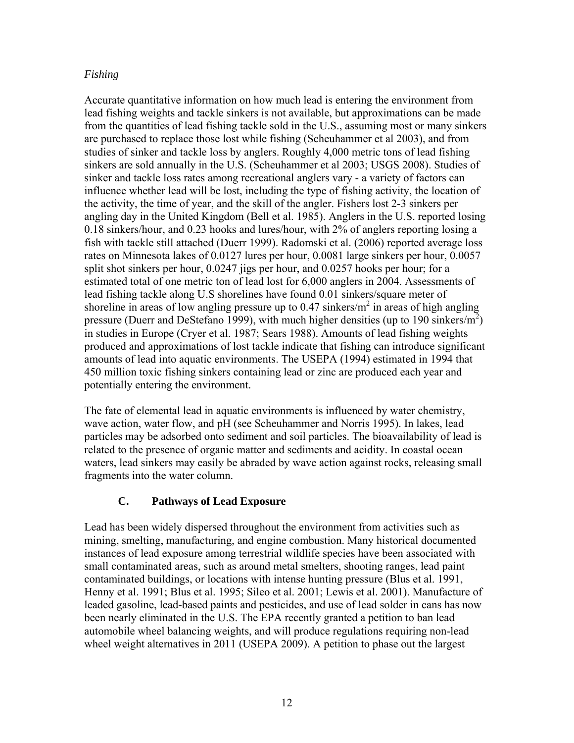*Fishing*

Accurate quantitative information on how much lead is entering the environment from lead fishing weights and tackle sinkers is not available, but approximations can be made from the quantities of lead fishing tackle sold in the U.S., assuming most or many sinkers are purchased to replace those lost while fishing (Scheuhammer et al 2003), and from studies of sinker and tackle loss by anglers. Roughly 4,000 metric tons of lead fishing sinkers are sold annually in the U.S. (Scheuhammer et al 2003; USGS 2008). Studies of sinker and tackle loss rates among recreational anglers vary - a variety of factors can influence whether lead will be lost, including the type of fishing activity, the location of the activity, the time of year, and the skill of the angler. Fishers lost 2-3 sinkers per angling day in the United Kingdom (Bell et al. 1985). Anglers in the U.S. reported losing 0.18 sinkers/hour, and 0.23 hooks and lures/hour, with 2% of anglers reporting losing a fish with tackle still attached (Duerr 1999). Radomski et al. (2006) reported average loss rates on Minnesota lakes of 0.0127 lures per hour, 0.0081 large sinkers per hour, 0.0057 split shot sinkers per hour, 0.0247 jigs per hour, and 0.0257 hooks per hour; for a estimated total of one metric ton of lead lost for 6,000 anglers in 2004. Assessments of lead fishing tackle along U.S shorelines have found 0.01 sinkers/square meter of shoreline in areas of low angling pressure up to 0.47 sinkers/$m^2$ in areas of high angling pressure (Duerr and DeStefano 1999), with much higher densities (up to 190 sinkers/$m^2$) in studies in Europe (Cryer et al. 1987; Sears 1988). Amounts of lead fishing weights produced and approximations of lost tackle indicate that fishing can introduce significant amounts of lead into aquatic environments. The USEPA (1994) estimated in 1994 that 450 million toxic fishing sinkers containing lead or zinc are produced each year and potentially entering the environment.

The fate of elemental lead in aquatic environments is influenced by water chemistry, wave action, water flow, and pH (see Scheuhammer and Norris 1995). In lakes, lead particles may be adsorbed onto sediment and soil particles. The bioavailability of lead is related to the presence of organic matter and sediments and acidity. In coastal ocean waters, lead sinkers may easily be abraded by wave action against rocks, releasing small fragments into the water column.

## C. Pathways of Lead Exposure

Lead has been widely dispersed throughout the environment from activities such as mining, smelting, manufacturing, and engine combustion. Many historical documented instances of lead exposure among terrestrial wildlife species have been associated with small contaminated areas, such as around metal smelters, shooting ranges, lead paint contaminated buildings, or locations with intense hunting pressure (Blus et al. 1991, Henny et al. 1991; Blus et al. 1995; Sileo et al. 2001; Lewis et al. 2001). Manufacture of leaded gasoline, lead-based paints and pesticides, and use of lead solder in cans has now been nearly eliminated in the U.S. The EPA recently granted a petition to ban lead automobile wheel balancing weights, and will produce regulations requiring non-lead wheel weight alternatives in 2011 (USEPA 2009). A petition to phase out the largest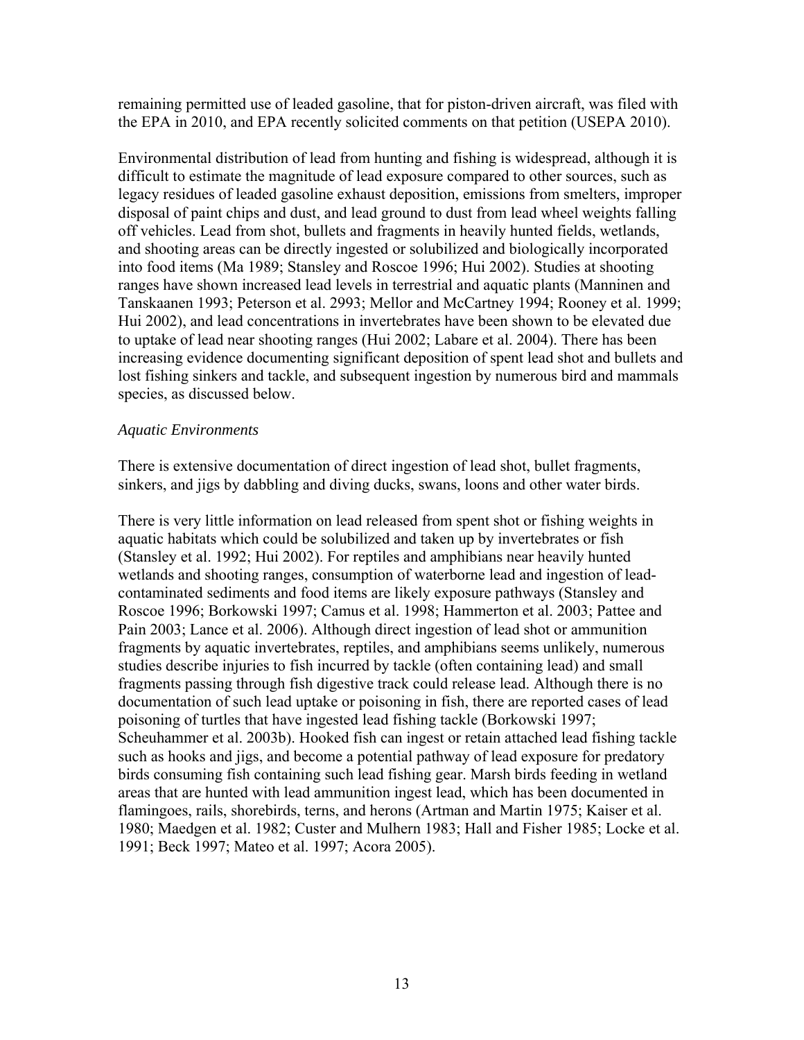remaining permitted use of leaded gasoline, that for piston-driven aircraft, was filed with the EPA in 2010, and EPA recently solicited comments on that petition (USEPA 2010).

Environmental distribution of lead from hunting and fishing is widespread, although it is difficult to estimate the magnitude of lead exposure compared to other sources, such as legacy residues of leaded gasoline exhaust deposition, emissions from smelters, improper disposal of paint chips and dust, and lead ground to dust from lead wheel weights falling off vehicles. Lead from shot, bullets and fragments in heavily hunted fields, wetlands, and shooting areas can be directly ingested or solubilized and biologically incorporated into food items (Ma 1989; Stansley and Roscoe 1996; Hui 2002). Studies at shooting ranges have shown increased lead levels in terrestrial and aquatic plants (Manninen and Tanskaanen 1993; Peterson et al. 2993; Mellor and McCartney 1994; Rooney et al. 1999; Hui 2002), and lead concentrations in invertebrates have been shown to be elevated due to uptake of lead near shooting ranges (Hui 2002; Labare et al. 2004). There has been increasing evidence documenting significant deposition of spent lead shot and bullets and lost fishing sinkers and tackle, and subsequent ingestion by numerous bird and mammals species, as discussed below.

*Aquatic Environments*

There is extensive documentation of direct ingestion of lead shot, bullet fragments, sinkers, and jigs by dabbling and diving ducks, swans, loons and other water birds.

There is very little information on lead released from spent shot or fishing weights in aquatic habitats which could be solubilized and taken up by invertebrates or fish (Stansley et al. 1992; Hui 2002). For reptiles and amphibians near heavily hunted wetlands and shooting ranges, consumption of waterborne lead and ingestion of lead-contaminated sediments and food items are likely exposure pathways (Stansley and Roscoe 1996; Borkowski 1997; Camus et al. 1998; Hammerton et al. 2003; Pattee and Pain 2003; Lance et al. 2006). Although direct ingestion of lead shot or ammunition fragments by aquatic invertebrates, reptiles, and amphibians seems unlikely, numerous studies describe injuries to fish incurred by tackle (often containing lead) and small fragments passing through fish digestive track could release lead. Although there is no documentation of such lead uptake or poisoning in fish, there are reported cases of lead poisoning of turtles that have ingested lead fishing tackle (Borkowski 1997; Scheuhammer et al. 2003b). Hooked fish can ingest or retain attached lead fishing tackle such as hooks and jigs, and become a potential pathway of lead exposure for predatory birds consuming fish containing such lead fishing gear. Marsh birds feeding in wetland areas that are hunted with lead ammunition ingest lead, which has been documented in flamingoes, rails, shorebirds, terns, and herons (Artman and Martin 1975; Kaiser et al. 1980; Maedgen et al. 1982; Custer and Mulhern 1983; Hall and Fisher 1985; Locke et al. 1991; Beck 1997; Mateo et al. 1997; Acora 2005).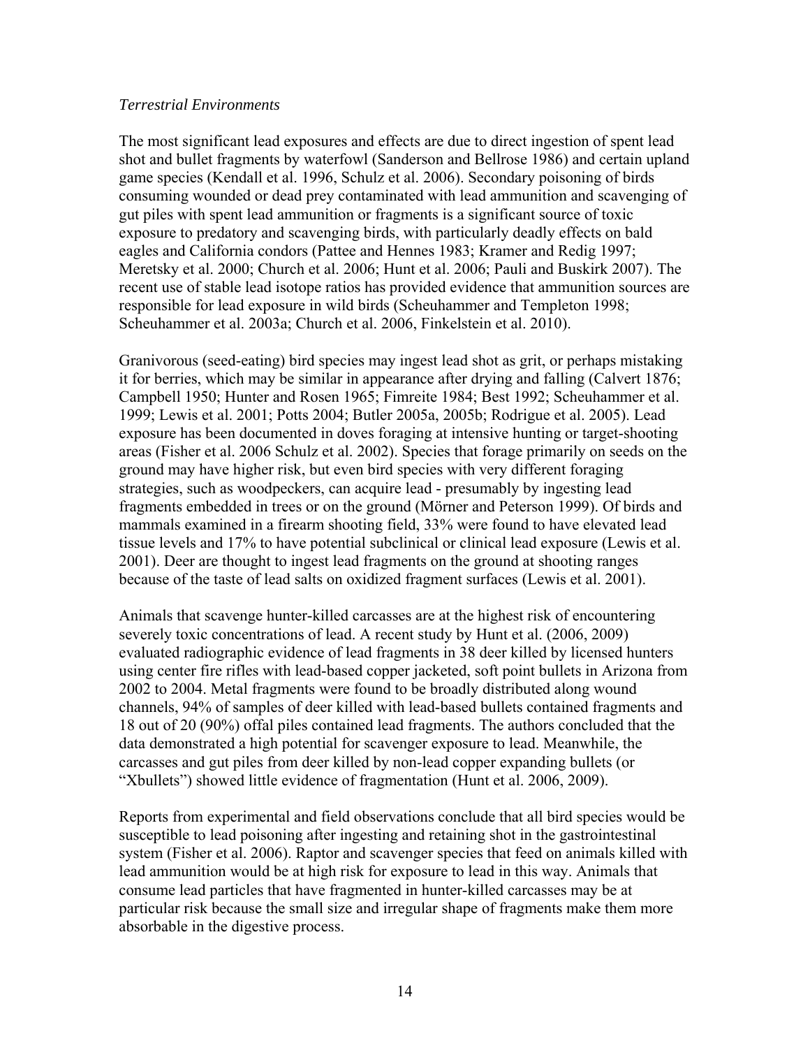*Terrestrial Environments*

The most significant lead exposures and effects are due to direct ingestion of spent lead shot and bullet fragments by waterfowl (Sanderson and Bellrose 1986) and certain upland game species (Kendall et al. 1996, Schulz et al. 2006). Secondary poisoning of birds consuming wounded or dead prey contaminated with lead ammunition and scavenging of gut piles with spent lead ammunition or fragments is a significant source of toxic exposure to predatory and scavenging birds, with particularly deadly effects on bald eagles and California condors (Pattee and Hennes 1983; Kramer and Redig 1997; Meretsky et al. 2000; Church et al. 2006; Hunt et al. 2006; Pauli and Buskirk 2007). The recent use of stable lead isotope ratios has provided evidence that ammunition sources are responsible for lead exposure in wild birds (Scheuhammer and Templeton 1998; Scheuhammer et al. 2003a; Church et al. 2006, Finkelstein et al. 2010).

Granivorous (seed-eating) bird species may ingest lead shot as grit, or perhaps mistaking it for berries, which may be similar in appearance after drying and falling (Calvert 1876; Campbell 1950; Hunter and Rosen 1965; Fimreite 1984; Best 1992; Scheuhammer et al. 1999; Lewis et al. 2001; Potts 2004; Butler 2005a, 2005b; Rodrigue et al. 2005). Lead exposure has been documented in doves foraging at intensive hunting or target-shooting areas (Fisher et al. 2006 Schulz et al. 2002). Species that forage primarily on seeds on the ground may have higher risk, but even bird species with very different foraging strategies, such as woodpeckers, can acquire lead - presumably by ingesting lead fragments embedded in trees or on the ground (Mörner and Peterson 1999). Of birds and mammals examined in a firearm shooting field, 33% were found to have elevated lead tissue levels and 17% to have potential subclinical or clinical lead exposure (Lewis et al. 2001). Deer are thought to ingest lead fragments on the ground at shooting ranges because of the taste of lead salts on oxidized fragment surfaces (Lewis et al. 2001).

Animals that scavenge hunter-killed carcasses are at the highest risk of encountering severely toxic concentrations of lead. A recent study by Hunt et al. (2006, 2009) evaluated radiographic evidence of lead fragments in 38 deer killed by licensed hunters using center fire rifles with lead-based copper jacketed, soft point bullets in Arizona from 2002 to 2004. Metal fragments were found to be broadly distributed along wound channels, 94% of samples of deer killed with lead-based bullets contained fragments and 18 out of 20 (90%) offal piles contained lead fragments. The authors concluded that the data demonstrated a high potential for scavenger exposure to lead. Meanwhile, the carcasses and gut piles from deer killed by non-lead copper expanding bullets (or "Xbullets") showed little evidence of fragmentation (Hunt et al. 2006, 2009).

Reports from experimental and field observations conclude that all bird species would be susceptible to lead poisoning after ingesting and retaining shot in the gastrointestinal system (Fisher et al. 2006). Raptor and scavenger species that feed on animals killed with lead ammunition would be at high risk for exposure to lead in this way. Animals that consume lead particles that have fragmented in hunter-killed carcasses may be at particular risk because the small size and irregular shape of fragments make them more absorbable in the digestive process.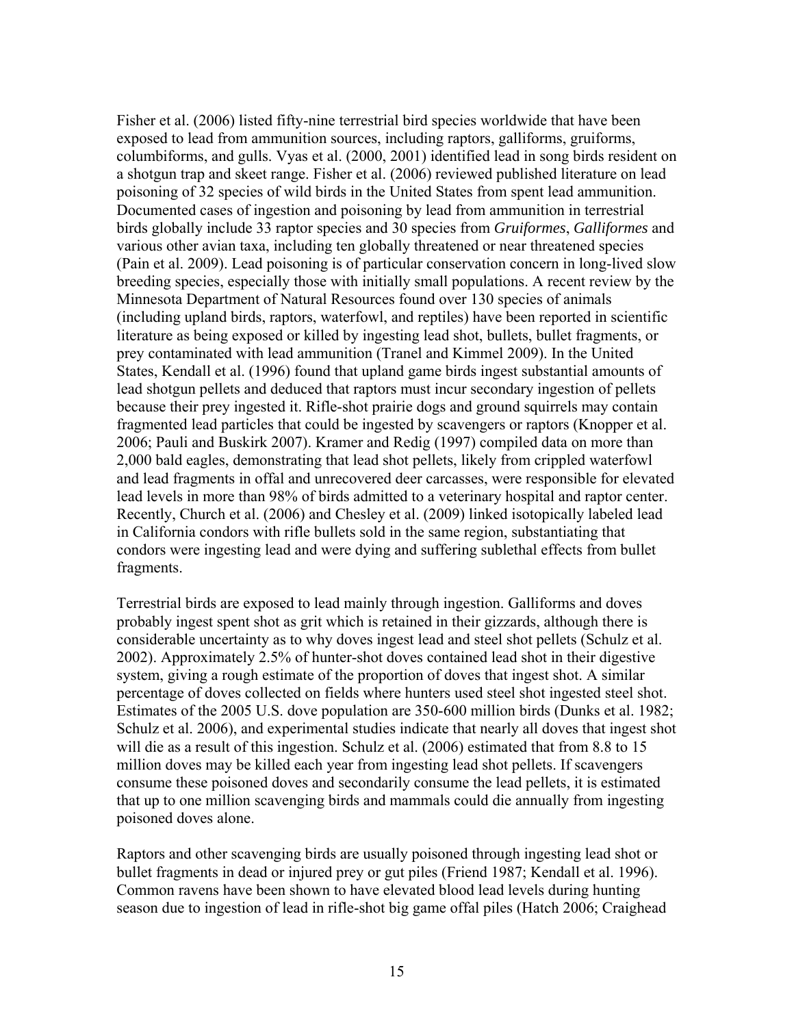Fisher et al. (2006) listed fifty-nine terrestrial bird species worldwide that have been exposed to lead from ammunition sources, including raptors, galliforms, gruiforms, columbiforms, and gulls. Vyas et al. (2000, 2001) identified lead in song birds resident on a shotgun trap and skeet range. Fisher et al. (2006) reviewed published literature on lead poisoning of 32 species of wild birds in the United States from spent lead ammunition. Documented cases of ingestion and poisoning by lead from ammunition in terrestrial birds globally include 33 raptor species and 30 species from *Gruiformes*, *Galliformes* and various other avian taxa, including ten globally threatened or near threatened species (Pain et al. 2009). Lead poisoning is of particular conservation concern in long-lived slow breeding species, especially those with initially small populations. A recent review by the Minnesota Department of Natural Resources found over 130 species of animals (including upland birds, raptors, waterfowl, and reptiles) have been reported in scientific literature as being exposed or killed by ingesting lead shot, bullets, bullet fragments, or prey contaminated with lead ammunition (Tranel and Kimmel 2009). In the United States, Kendall et al. (1996) found that upland game birds ingest substantial amounts of lead shotgun pellets and deduced that raptors must incur secondary ingestion of pellets because their prey ingested it. Rifle-shot prairie dogs and ground squirrels may contain fragmented lead particles that could be ingested by scavengers or raptors (Knopper et al. 2006; Pauli and Buskirk 2007). Kramer and Redig (1997) compiled data on more than 2,000 bald eagles, demonstrating that lead shot pellets, likely from crippled waterfowl and lead fragments in offal and unrecovered deer carcasses, were responsible for elevated lead levels in more than 98% of birds admitted to a veterinary hospital and raptor center. Recently, Church et al. (2006) and Chesley et al. (2009) linked isotopically labeled lead in California condors with rifle bullets sold in the same region, substantiating that condors were ingesting lead and were dying and suffering sublethal effects from bullet fragments.

Terrestrial birds are exposed to lead mainly through ingestion. Galliforms and doves probably ingest spent shot as grit which is retained in their gizzards, although there is considerable uncertainty as to why doves ingest lead and steel shot pellets (Schulz et al. 2002). Approximately 2.5% of hunter-shot doves contained lead shot in their digestive system, giving a rough estimate of the proportion of doves that ingest shot. A similar percentage of doves collected on fields where hunters used steel shot ingested steel shot. Estimates of the 2005 U.S. dove population are 350-600 million birds (Dunks et al. 1982; Schulz et al. 2006), and experimental studies indicate that nearly all doves that ingest shot will die as a result of this ingestion. Schulz et al. (2006) estimated that from 8.8 to 15 million doves may be killed each year from ingesting lead shot pellets. If scavengers consume these poisoned doves and secondarily consume the lead pellets, it is estimated that up to one million scavenging birds and mammals could die annually from ingesting poisoned doves alone.

Raptors and other scavenging birds are usually poisoned through ingesting lead shot or bullet fragments in dead or injured prey or gut piles (Friend 1987; Kendall et al. 1996). Common ravens have been shown to have elevated blood lead levels during hunting season due to ingestion of lead in rifle-shot big game offal piles (Hatch 2006; Craighead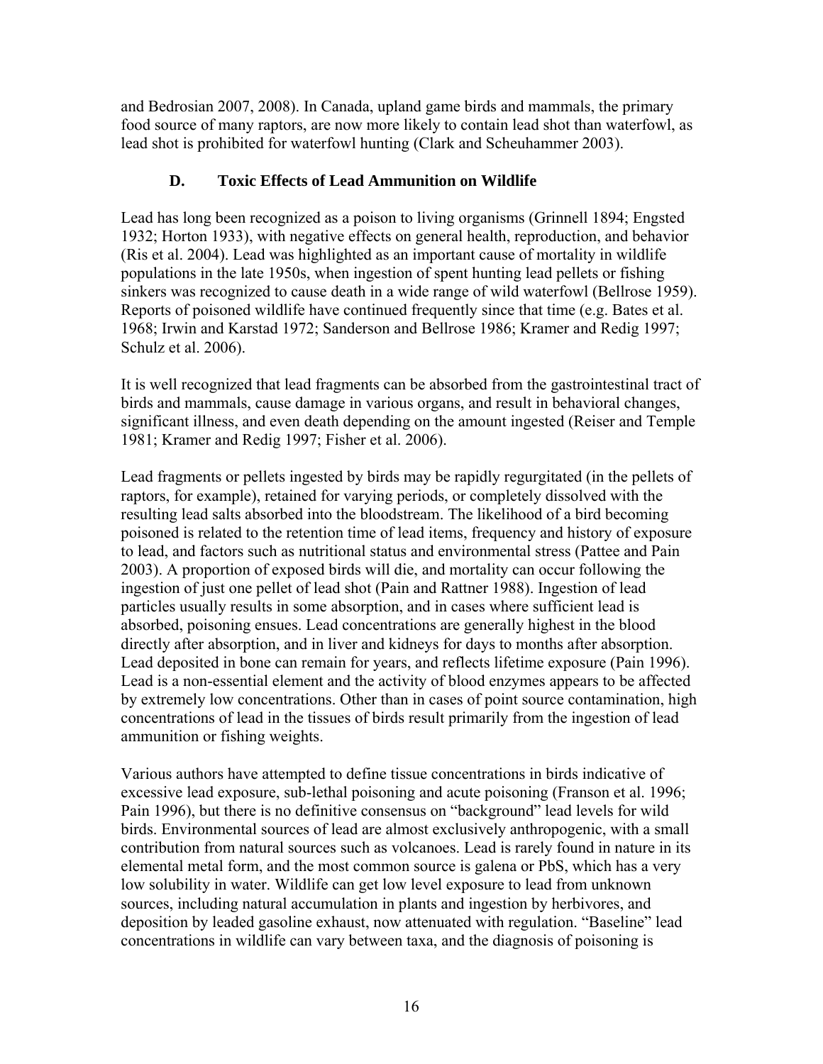and Bedrosian 2007, 2008). In Canada, upland game birds and mammals, the primary food source of many raptors, are now more likely to contain lead shot than waterfowl, as lead shot is prohibited for waterfowl hunting (Clark and Scheuhammer 2003).

### D. Toxic Effects of Lead Ammunition on Wildlife

Lead has long been recognized as a poison to living organisms (Grinnell 1894; Engsted 1932; Horton 1933), with negative effects on general health, reproduction, and behavior (Ris et al. 2004). Lead was highlighted as an important cause of mortality in wildlife populations in the late 1950s, when ingestion of spent hunting lead pellets or fishing sinkers was recognized to cause death in a wide range of wild waterfowl (Bellrose 1959). Reports of poisoned wildlife have continued frequently since that time (e.g. Bates et al. 1968; Irwin and Karstad 1972; Sanderson and Bellrose 1986; Kramer and Redig 1997; Schulz et al. 2006).

It is well recognized that lead fragments can be absorbed from the gastrointestinal tract of birds and mammals, cause damage in various organs, and result in behavioral changes, significant illness, and even death depending on the amount ingested (Reiser and Temple 1981; Kramer and Redig 1997; Fisher et al. 2006).

Lead fragments or pellets ingested by birds may be rapidly regurgitated (in the pellets of raptors, for example), retained for varying periods, or completely dissolved with the resulting lead salts absorbed into the bloodstream. The likelihood of a bird becoming poisoned is related to the retention time of lead items, frequency and history of exposure to lead, and factors such as nutritional status and environmental stress (Pattee and Pain 2003). A proportion of exposed birds will die, and mortality can occur following the ingestion of just one pellet of lead shot (Pain and Rattner 1988). Ingestion of lead particles usually results in some absorption, and in cases where sufficient lead is absorbed, poisoning ensues. Lead concentrations are generally highest in the blood directly after absorption, and in liver and kidneys for days to months after absorption. Lead deposited in bone can remain for years, and reflects lifetime exposure (Pain 1996). Lead is a non-essential element and the activity of blood enzymes appears to be affected by extremely low concentrations. Other than in cases of point source contamination, high concentrations of lead in the tissues of birds result primarily from the ingestion of lead ammunition or fishing weights.

Various authors have attempted to define tissue concentrations in birds indicative of excessive lead exposure, sub-lethal poisoning and acute poisoning (Franson et al. 1996; Pain 1996), but there is no definitive consensus on "background" lead levels for wild birds. Environmental sources of lead are almost exclusively anthropogenic, with a small contribution from natural sources such as volcanoes. Lead is rarely found in nature in its elemental metal form, and the most common source is galena or PbS, which has a very low solubility in water. Wildlife can get low level exposure to lead from unknown sources, including natural accumulation in plants and ingestion by herbivores, and deposition by leaded gasoline exhaust, now attenuated with regulation. "Baseline" lead concentrations in wildlife can vary between taxa, and the diagnosis of poisoning is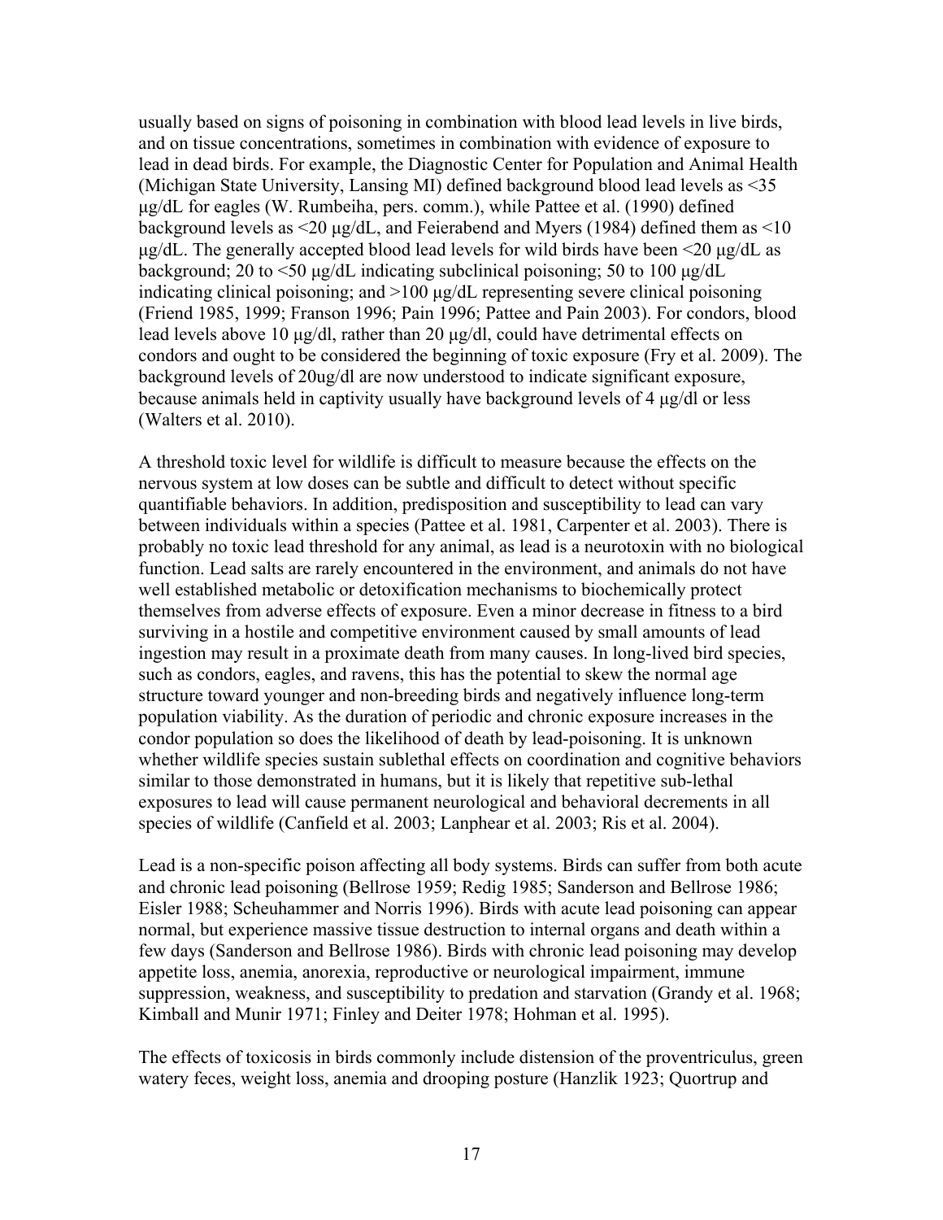usually based on signs of poisoning in combination with blood lead levels in live birds, and on tissue concentrations, sometimes in combination with evidence of exposure to lead in dead birds. For example, the Diagnostic Center for Population and Animal Health (Michigan State University, Lansing MI) defined background blood lead levels as <35 µg/dL for eagles (W. Rumbeiha, pers. comm.), while Pattee et al. (1990) defined background levels as <20 µg/dL, and Feierabend and Myers (1984) defined them as <10 µg/dL. The generally accepted blood lead levels for wild birds have been <20 µg/dL as background; 20 to <50 µg/dL indicating subclinical poisoning; 50 to 100 µg/dL indicating clinical poisoning; and >100 µg/dL representing severe clinical poisoning (Friend 1985, 1999; Franson 1996; Pain 1996; Pattee and Pain 2003). For condors, blood lead levels above 10 µg/dl, rather than 20 µg/dl, could have detrimental effects on condors and ought to be considered the beginning of toxic exposure (Fry et al. 2009). The background levels of 20ug/dl are now understood to indicate significant exposure, because animals held in captivity usually have background levels of 4 µg/dl or less (Walters et al. 2010).

A threshold toxic level for wildlife is difficult to measure because the effects on the nervous system at low doses can be subtle and difficult to detect without specific quantifiable behaviors. In addition, predisposition and susceptibility to lead can vary between individuals within a species (Pattee et al. 1981, Carpenter et al. 2003). There is probably no toxic lead threshold for any animal, as lead is a neurotoxin with no biological function. Lead salts are rarely encountered in the environment, and animals do not have well established metabolic or detoxification mechanisms to biochemically protect themselves from adverse effects of exposure. Even a minor decrease in fitness to a bird surviving in a hostile and competitive environment caused by small amounts of lead ingestion may result in a proximate death from many causes. In long-lived bird species, such as condors, eagles, and ravens, this has the potential to skew the normal age structure toward younger and non-breeding birds and negatively influence long-term population viability. As the duration of periodic and chronic exposure increases in the condor population so does the likelihood of death by lead-poisoning. It is unknown whether wildlife species sustain sublethal effects on coordination and cognitive behaviors similar to those demonstrated in humans, but it is likely that repetitive sub-lethal exposures to lead will cause permanent neurological and behavioral decrements in all species of wildlife (Canfield et al. 2003; Lanphear et al. 2003; Ris et al. 2004).

Lead is a non-specific poison affecting all body systems. Birds can suffer from both acute and chronic lead poisoning (Bellrose 1959; Redig 1985; Sanderson and Bellrose 1986; Eisler 1988; Scheuhammer and Norris 1996). Birds with acute lead poisoning can appear normal, but experience massive tissue destruction to internal organs and death within a few days (Sanderson and Bellrose 1986). Birds with chronic lead poisoning may develop appetite loss, anemia, anorexia, reproductive or neurological impairment, immune suppression, weakness, and susceptibility to predation and starvation (Grandy et al. 1968; Kimball and Munir 1971; Finley and Deiter 1978; Hohman et al. 1995).

The effects of toxicosis in birds commonly include distension of the proventriculus, green watery feces, weight loss, anemia and drooping posture (Hanzlik 1923; Quortrup and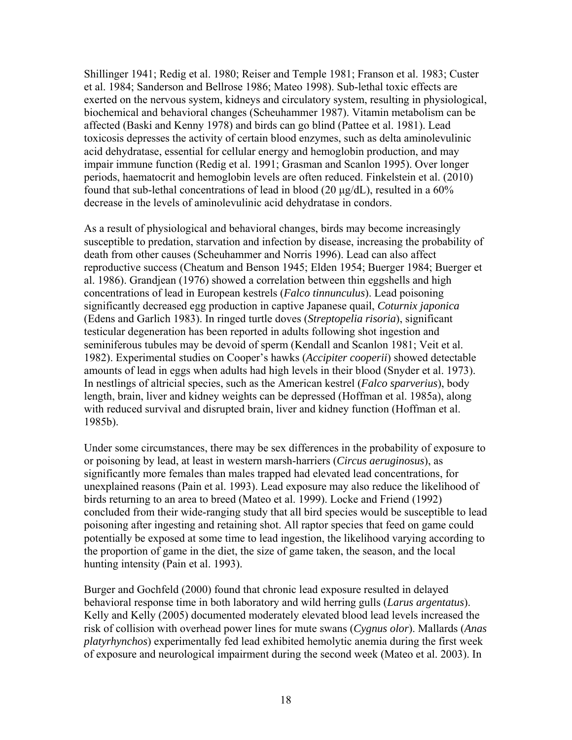Shillinger 1941; Redig et al. 1980; Reiser and Temple 1981; Franson et al. 1983; Custer et al. 1984; Sanderson and Bellrose 1986; Mateo 1998). Sub-lethal toxic effects are exerted on the nervous system, kidneys and circulatory system, resulting in physiological, biochemical and behavioral changes (Scheuhammer 1987). Vitamin metabolism can be affected (Baski and Kenny 1978) and birds can go blind (Pattee et al. 1981). Lead toxicosis depresses the activity of certain blood enzymes, such as delta aminolevulinic acid dehydratase, essential for cellular energy and hemoglobin production, and may impair immune function (Redig et al. 1991; Grasman and Scanlon 1995). Over longer periods, haematocrit and hemoglobin levels are often reduced. Finkelstein et al. (2010) found that sub-lethal concentrations of lead in blood (20 µg/dL), resulted in a 60% decrease in the levels of aminolevulinic acid dehydratase in condors.

As a result of physiological and behavioral changes, birds may become increasingly susceptible to predation, starvation and infection by disease, increasing the probability of death from other causes (Scheuhammer and Norris 1996). Lead can also affect reproductive success (Cheatum and Benson 1945; Elden 1954; Buerger 1984; Buerger et al. 1986). Grandjean (1976) showed a correlation between thin eggshells and high concentrations of lead in European kestrels (*Falco tinnunculus*). Lead poisoning significantly decreased egg production in captive Japanese quail, *Coturnix japonica* (Edens and Garlich 1983). In ringed turtle doves (*Streptopelia risoria*), significant testicular degeneration has been reported in adults following shot ingestion and seminiferous tubules may be devoid of sperm (Kendall and Scanlon 1981; Veit et al. 1982). Experimental studies on Cooper's hawks (*Accipiter cooperii*) showed detectable amounts of lead in eggs when adults had high levels in their blood (Snyder et al. 1973). In nestlings of altricial species, such as the American kestrel (*Falco sparverius*), body length, brain, liver and kidney weights can be depressed (Hoffman et al. 1985a), along with reduced survival and disrupted brain, liver and kidney function (Hoffman et al. 1985b).

Under some circumstances, there may be sex differences in the probability of exposure to or poisoning by lead, at least in western marsh-harriers (*Circus aeruginosus*), as significantly more females than males trapped had elevated lead concentrations, for unexplained reasons (Pain et al. 1993). Lead exposure may also reduce the likelihood of birds returning to an area to breed (Mateo et al. 1999). Locke and Friend (1992) concluded from their wide-ranging study that all bird species would be susceptible to lead poisoning after ingesting and retaining shot. All raptor species that feed on game could potentially be exposed at some time to lead ingestion, the likelihood varying according to the proportion of game in the diet, the size of game taken, the season, and the local hunting intensity (Pain et al. 1993).

Burger and Gochfeld (2000) found that chronic lead exposure resulted in delayed behavioral response time in both laboratory and wild herring gulls (*Larus argentatus*). Kelly and Kelly (2005) documented moderately elevated blood lead levels increased the risk of collision with overhead power lines for mute swans (*Cygnus olor*). Mallards (*Anas platyrhynchos*) experimentally fed lead exhibited hemolytic anemia during the first week of exposure and neurological impairment during the second week (Mateo et al. 2003). In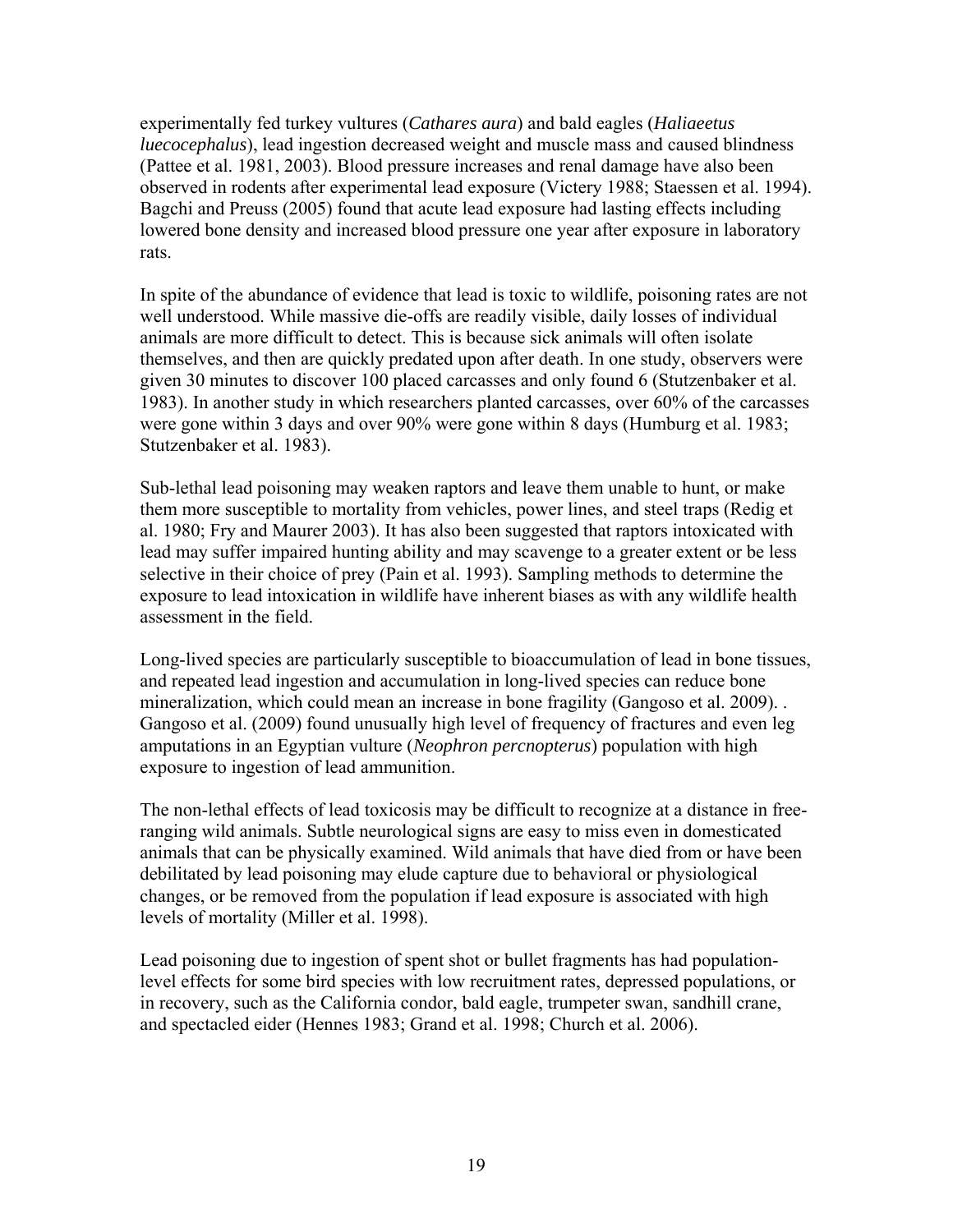experimentally fed turkey vultures (*Cathares aura*) and bald eagles (*Haliaeetus luecocephalus*), lead ingestion decreased weight and muscle mass and caused blindness (Pattee et al. 1981, 2003). Blood pressure increases and renal damage have also been observed in rodents after experimental lead exposure (Victery 1988; Staessen et al. 1994). Bagchi and Preuss (2005) found that acute lead exposure had lasting effects including lowered bone density and increased blood pressure one year after exposure in laboratory rats.

In spite of the abundance of evidence that lead is toxic to wildlife, poisoning rates are not well understood. While massive die-offs are readily visible, daily losses of individual animals are more difficult to detect. This is because sick animals will often isolate themselves, and then are quickly predated upon after death. In one study, observers were given 30 minutes to discover 100 placed carcasses and only found 6 (Stutzenbaker et al. 1983). In another study in which researchers planted carcasses, over 60% of the carcasses were gone within 3 days and over 90% were gone within 8 days (Humburg et al. 1983; Stutzenbaker et al. 1983).

Sub-lethal lead poisoning may weaken raptors and leave them unable to hunt, or make them more susceptible to mortality from vehicles, power lines, and steel traps (Redig et al. 1980; Fry and Maurer 2003). It has also been suggested that raptors intoxicated with lead may suffer impaired hunting ability and may scavenge to a greater extent or be less selective in their choice of prey (Pain et al. 1993). Sampling methods to determine the exposure to lead intoxication in wildlife have inherent biases as with any wildlife health assessment in the field.

Long-lived species are particularly susceptible to bioaccumulation of lead in bone tissues, and repeated lead ingestion and accumulation in long-lived species can reduce bone mineralization, which could mean an increase in bone fragility (Gangoso et al. 2009). . Gangoso et al. (2009) found unusually high level of frequency of fractures and even leg amputations in an Egyptian vulture (*Neophron percnopterus*) population with high exposure to ingestion of lead ammunition.

The non-lethal effects of lead toxicosis may be difficult to recognize at a distance in free-ranging wild animals. Subtle neurological signs are easy to miss even in domesticated animals that can be physically examined. Wild animals that have died from or have been debilitated by lead poisoning may elude capture due to behavioral or physiological changes, or be removed from the population if lead exposure is associated with high levels of mortality (Miller et al. 1998).

Lead poisoning due to ingestion of spent shot or bullet fragments has had population-level effects for some bird species with low recruitment rates, depressed populations, or in recovery, such as the California condor, bald eagle, trumpeter swan, sandhill crane, and spectacled eider (Hennes 1983; Grand et al. 1998; Church et al. 2006).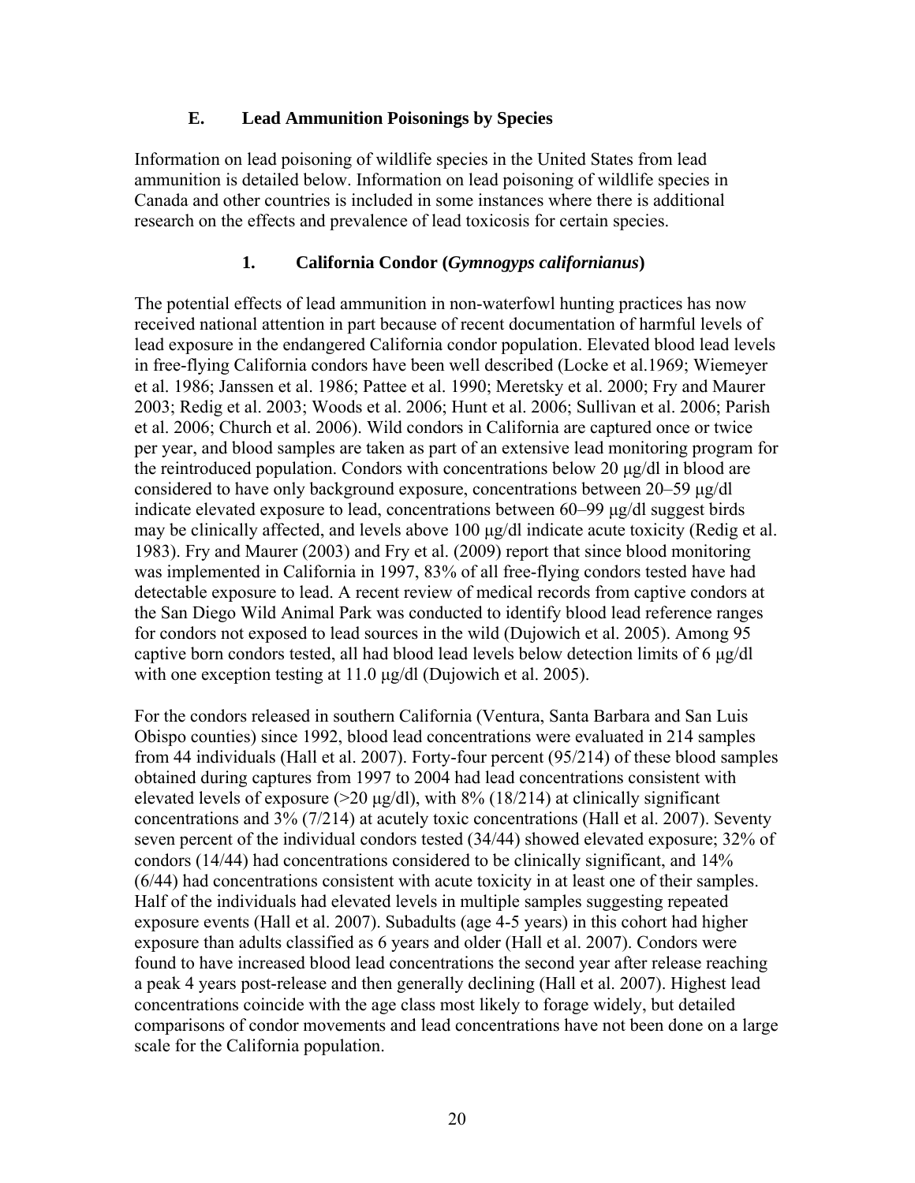### E. Lead Ammunition Poisonings by Species

Information on lead poisoning of wildlife species in the United States from lead ammunition is detailed below. Information on lead poisoning of wildlife species in Canada and other countries is included in some instances where there is additional research on the effects and prevalence of lead toxicosis for certain species.

#### 1. California Condor (*Gymnogyps californianus*)

The potential effects of lead ammunition in non-waterfowl hunting practices has now received national attention in part because of recent documentation of harmful levels of lead exposure in the endangered California condor population. Elevated blood lead levels in free-flying California condors have been well described (Locke et al.1969; Wiemeyer et al. 1986; Janssen et al. 1986; Pattee et al. 1990; Meretsky et al. 2000; Fry and Maurer 2003; Redig et al. 2003; Woods et al. 2006; Hunt et al. 2006; Sullivan et al. 2006; Parish et al. 2006; Church et al. 2006). Wild condors in California are captured once or twice per year, and blood samples are taken as part of an extensive lead monitoring program for the reintroduced population. Condors with concentrations below 20 μg/dl in blood are considered to have only background exposure, concentrations between 20–59 μg/dl indicate elevated exposure to lead, concentrations between 60–99 μg/dl suggest birds may be clinically affected, and levels above 100 μg/dl indicate acute toxicity (Redig et al. 1983). Fry and Maurer (2003) and Fry et al. (2009) report that since blood monitoring was implemented in California in 1997, 83% of all free-flying condors tested have had detectable exposure to lead. A recent review of medical records from captive condors at the San Diego Wild Animal Park was conducted to identify blood lead reference ranges for condors not exposed to lead sources in the wild (Dujowich et al. 2005). Among 95 captive born condors tested, all had blood lead levels below detection limits of 6 μg/dl with one exception testing at 11.0 μg/dl (Dujowich et al. 2005).

For the condors released in southern California (Ventura, Santa Barbara and San Luis Obispo counties) since 1992, blood lead concentrations were evaluated in 214 samples from 44 individuals (Hall et al. 2007). Forty-four percent (95/214) of these blood samples obtained during captures from 1997 to 2004 had lead concentrations consistent with elevated levels of exposure (>20 μg/dl), with 8% (18/214) at clinically significant concentrations and 3% (7/214) at acutely toxic concentrations (Hall et al. 2007). Seventy seven percent of the individual condors tested (34/44) showed elevated exposure; 32% of condors (14/44) had concentrations considered to be clinically significant, and 14% (6/44) had concentrations consistent with acute toxicity in at least one of their samples. Half of the individuals had elevated levels in multiple samples suggesting repeated exposure events (Hall et al. 2007). Subadults (age 4-5 years) in this cohort had higher exposure than adults classified as 6 years and older (Hall et al. 2007). Condors were found to have increased blood lead concentrations the second year after release reaching a peak 4 years post-release and then generally declining (Hall et al. 2007). Highest lead concentrations coincide with the age class most likely to forage widely, but detailed comparisons of condor movements and lead concentrations have not been done on a large scale for the California population.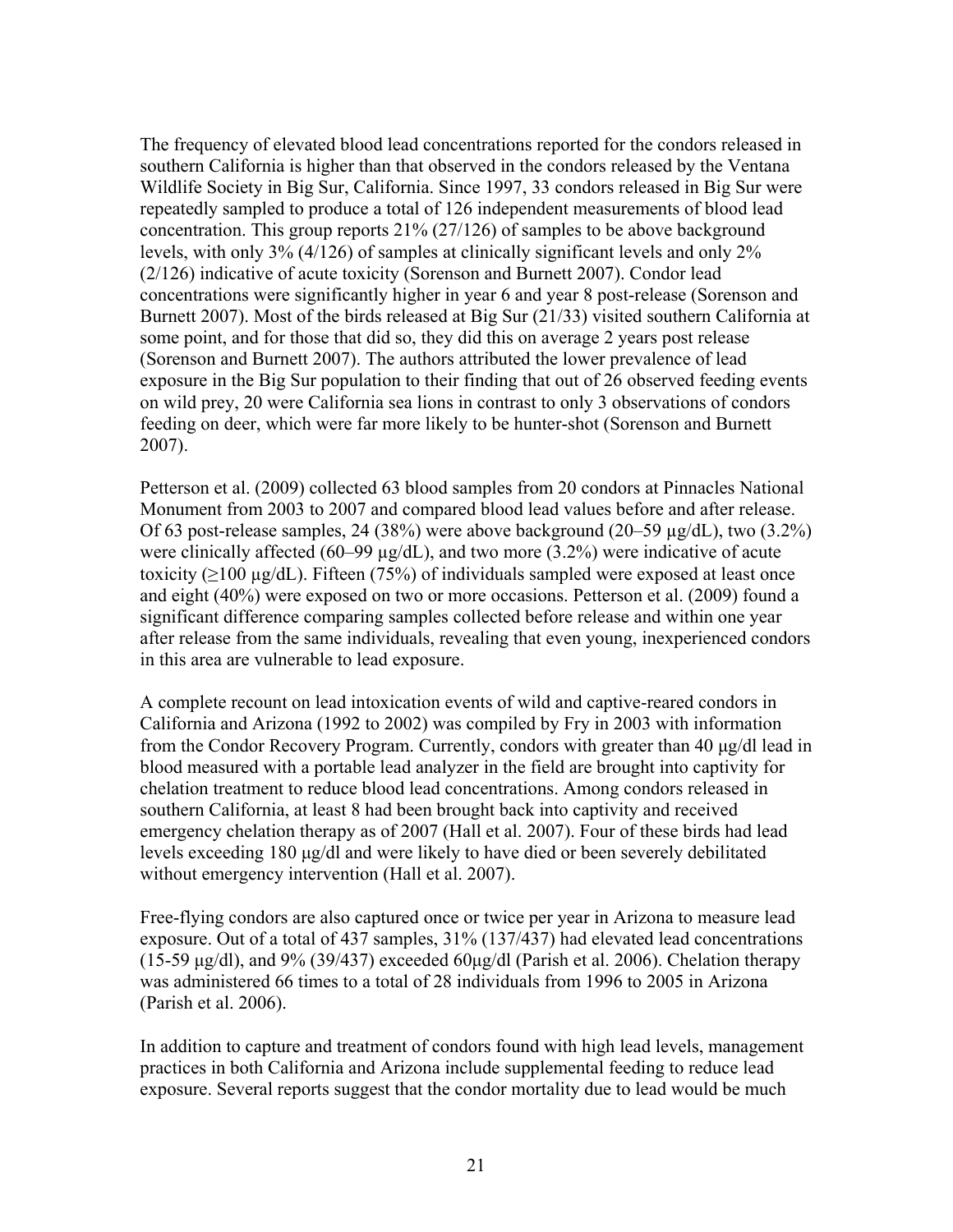The frequency of elevated blood lead concentrations reported for the condors released in southern California is higher than that observed in the condors released by the Ventana Wildlife Society in Big Sur, California. Since 1997, 33 condors released in Big Sur were repeatedly sampled to produce a total of 126 independent measurements of blood lead concentration. This group reports 21% (27/126) of samples to be above background levels, with only 3% (4/126) of samples at clinically significant levels and only 2% (2/126) indicative of acute toxicity (Sorenson and Burnett 2007). Condor lead concentrations were significantly higher in year 6 and year 8 post-release (Sorenson and Burnett 2007). Most of the birds released at Big Sur (21/33) visited southern California at some point, and for those that did so, they did this on average 2 years post release (Sorenson and Burnett 2007). The authors attributed the lower prevalence of lead exposure in the Big Sur population to their finding that out of 26 observed feeding events on wild prey, 20 were California sea lions in contrast to only 3 observations of condors feeding on deer, which were far more likely to be hunter-shot (Sorenson and Burnett 2007).

Petterson et al. (2009) collected 63 blood samples from 20 condors at Pinnacles National Monument from 2003 to 2007 and compared blood lead values before and after release. Of 63 post-release samples, 24 (38%) were above background (20–59 µg/dL), two (3.2%) were clinically affected (60–99 µg/dL), and two more (3.2%) were indicative of acute toxicity (≥100 µg/dL). Fifteen (75%) of individuals sampled were exposed at least once and eight (40%) were exposed on two or more occasions. Petterson et al. (2009) found a significant difference comparing samples collected before release and within one year after release from the same individuals, revealing that even young, inexperienced condors in this area are vulnerable to lead exposure.

A complete recount on lead intoxication events of wild and captive-reared condors in California and Arizona (1992 to 2002) was compiled by Fry in 2003 with information from the Condor Recovery Program. Currently, condors with greater than 40 µg/dl lead in blood measured with a portable lead analyzer in the field are brought into captivity for chelation treatment to reduce blood lead concentrations. Among condors released in southern California, at least 8 had been brought back into captivity and received emergency chelation therapy as of 2007 (Hall et al. 2007). Four of these birds had lead levels exceeding 180 µg/dl and were likely to have died or been severely debilitated without emergency intervention (Hall et al. 2007).

Free-flying condors are also captured once or twice per year in Arizona to measure lead exposure. Out of a total of 437 samples, 31% (137/437) had elevated lead concentrations (15-59 µg/dl), and 9% (39/437) exceeded 60µg/dl (Parish et al. 2006). Chelation therapy was administered 66 times to a total of 28 individuals from 1996 to 2005 in Arizona (Parish et al. 2006).

In addition to capture and treatment of condors found with high lead levels, management practices in both California and Arizona include supplemental feeding to reduce lead exposure. Several reports suggest that the condor mortality due to lead would be much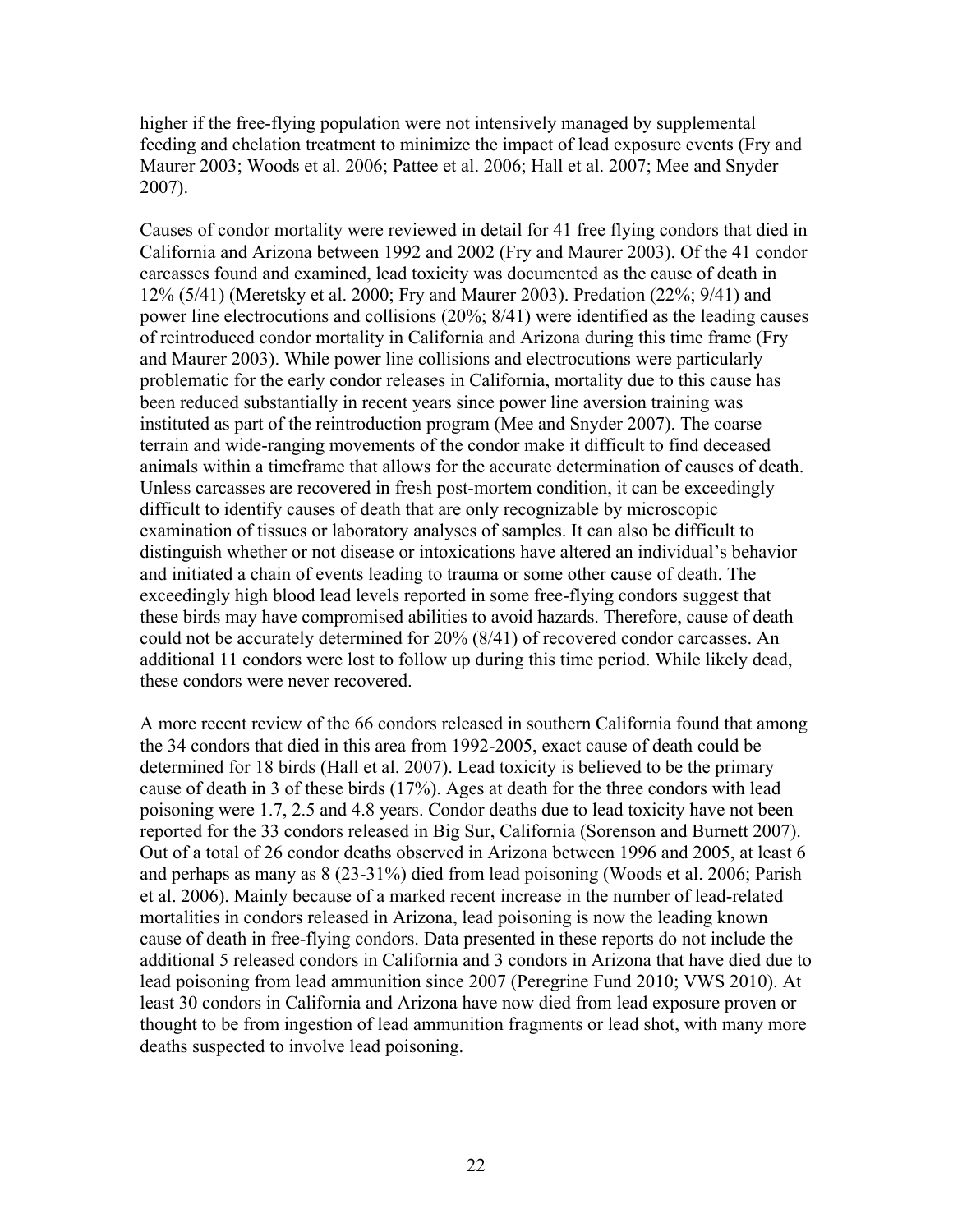higher if the free-flying population were not intensively managed by supplemental feeding and chelation treatment to minimize the impact of lead exposure events (Fry and Maurer 2003; Woods et al. 2006; Pattee et al. 2006; Hall et al. 2007; Mee and Snyder 2007).

Causes of condor mortality were reviewed in detail for 41 free flying condors that died in California and Arizona between 1992 and 2002 (Fry and Maurer 2003). Of the 41 condor carcasses found and examined, lead toxicity was documented as the cause of death in 12% (5/41) (Meretsky et al. 2000; Fry and Maurer 2003). Predation (22%; 9/41) and power line electrocutions and collisions (20%; 8/41) were identified as the leading causes of reintroduced condor mortality in California and Arizona during this time frame (Fry and Maurer 2003). While power line collisions and electrocutions were particularly problematic for the early condor releases in California, mortality due to this cause has been reduced substantially in recent years since power line aversion training was instituted as part of the reintroduction program (Mee and Snyder 2007). The coarse terrain and wide-ranging movements of the condor make it difficult to find deceased animals within a timeframe that allows for the accurate determination of causes of death. Unless carcasses are recovered in fresh post-mortem condition, it can be exceedingly difficult to identify causes of death that are only recognizable by microscopic examination of tissues or laboratory analyses of samples. It can also be difficult to distinguish whether or not disease or intoxications have altered an individual's behavior and initiated a chain of events leading to trauma or some other cause of death. The exceedingly high blood lead levels reported in some free-flying condors suggest that these birds may have compromised abilities to avoid hazards. Therefore, cause of death could not be accurately determined for 20% (8/41) of recovered condor carcasses. An additional 11 condors were lost to follow up during this time period. While likely dead, these condors were never recovered.

A more recent review of the 66 condors released in southern California found that among the 34 condors that died in this area from 1992-2005, exact cause of death could be determined for 18 birds (Hall et al. 2007). Lead toxicity is believed to be the primary cause of death in 3 of these birds (17%). Ages at death for the three condors with lead poisoning were 1.7, 2.5 and 4.8 years. Condor deaths due to lead toxicity have not been reported for the 33 condors released in Big Sur, California (Sorenson and Burnett 2007). Out of a total of 26 condor deaths observed in Arizona between 1996 and 2005, at least 6 and perhaps as many as 8 (23-31%) died from lead poisoning (Woods et al. 2006; Parish et al. 2006). Mainly because of a marked recent increase in the number of lead-related mortalities in condors released in Arizona, lead poisoning is now the leading known cause of death in free-flying condors. Data presented in these reports do not include the additional 5 released condors in California and 3 condors in Arizona that have died due to lead poisoning from lead ammunition since 2007 (Peregrine Fund 2010; VWS 2010). At least 30 condors in California and Arizona have now died from lead exposure proven or thought to be from ingestion of lead ammunition fragments or lead shot, with many more deaths suspected to involve lead poisoning.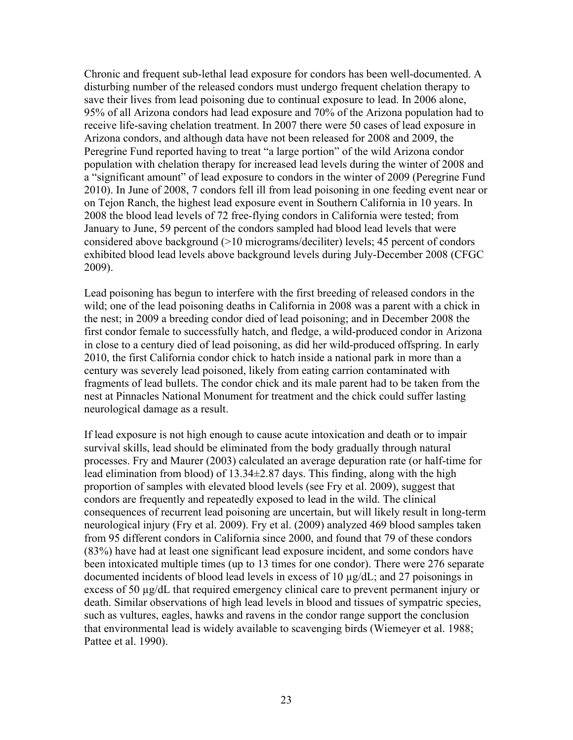Chronic and frequent sub-lethal lead exposure for condors has been well-documented. A disturbing number of the released condors must undergo frequent chelation therapy to save their lives from lead poisoning due to continual exposure to lead. In 2006 alone, 95% of all Arizona condors had lead exposure and 70% of the Arizona population had to receive life-saving chelation treatment. In 2007 there were 50 cases of lead exposure in Arizona condors, and although data have not been released for 2008 and 2009, the Peregrine Fund reported having to treat "a large portion" of the wild Arizona condor population with chelation therapy for increased lead levels during the winter of 2008 and a "significant amount" of lead exposure to condors in the winter of 2009 (Peregrine Fund 2010). In June of 2008, 7 condors fell ill from lead poisoning in one feeding event near or on Tejon Ranch, the highest lead exposure event in Southern California in 10 years. In 2008 the blood lead levels of 72 free-flying condors in California were tested; from January to June, 59 percent of the condors sampled had blood lead levels that were considered above background (>10 micrograms/deciliter) levels; 45 percent of condors exhibited blood lead levels above background levels during July-December 2008 (CFGC 2009).

Lead poisoning has begun to interfere with the first breeding of released condors in the wild; one of the lead poisoning deaths in California in 2008 was a parent with a chick in the nest; in 2009 a breeding condor died of lead poisoning; and in December 2008 the first condor female to successfully hatch, and fledge, a wild-produced condor in Arizona in close to a century died of lead poisoning, as did her wild-produced offspring. In early 2010, the first California condor chick to hatch inside a national park in more than a century was severely lead poisoned, likely from eating carrion contaminated with fragments of lead bullets. The condor chick and its male parent had to be taken from the nest at Pinnacles National Monument for treatment and the chick could suffer lasting neurological damage as a result.

If lead exposure is not high enough to cause acute intoxication and death or to impair survival skills, lead should be eliminated from the body gradually through natural processes. Fry and Maurer (2003) calculated an average depuration rate (or half-time for lead elimination from blood) of 13.34±2.87 days. This finding, along with the high proportion of samples with elevated blood levels (see Fry et al. 2009), suggest that condors are frequently and repeatedly exposed to lead in the wild. The clinical consequences of recurrent lead poisoning are uncertain, but will likely result in long-term neurological injury (Fry et al. 2009). Fry et al. (2009) analyzed 469 blood samples taken from 95 different condors in California since 2000, and found that 79 of these condors (83%) have had at least one significant lead exposure incident, and some condors have been intoxicated multiple times (up to 13 times for one condor). There were 276 separate documented incidents of blood lead levels in excess of 10 µg/dL; and 27 poisonings in excess of 50 µg/dL that required emergency clinical care to prevent permanent injury or death. Similar observations of high lead levels in blood and tissues of sympatric species, such as vultures, eagles, hawks and ravens in the condor range support the conclusion that environmental lead is widely available to scavenging birds (Wiemeyer et al. 1988; Pattee et al. 1990).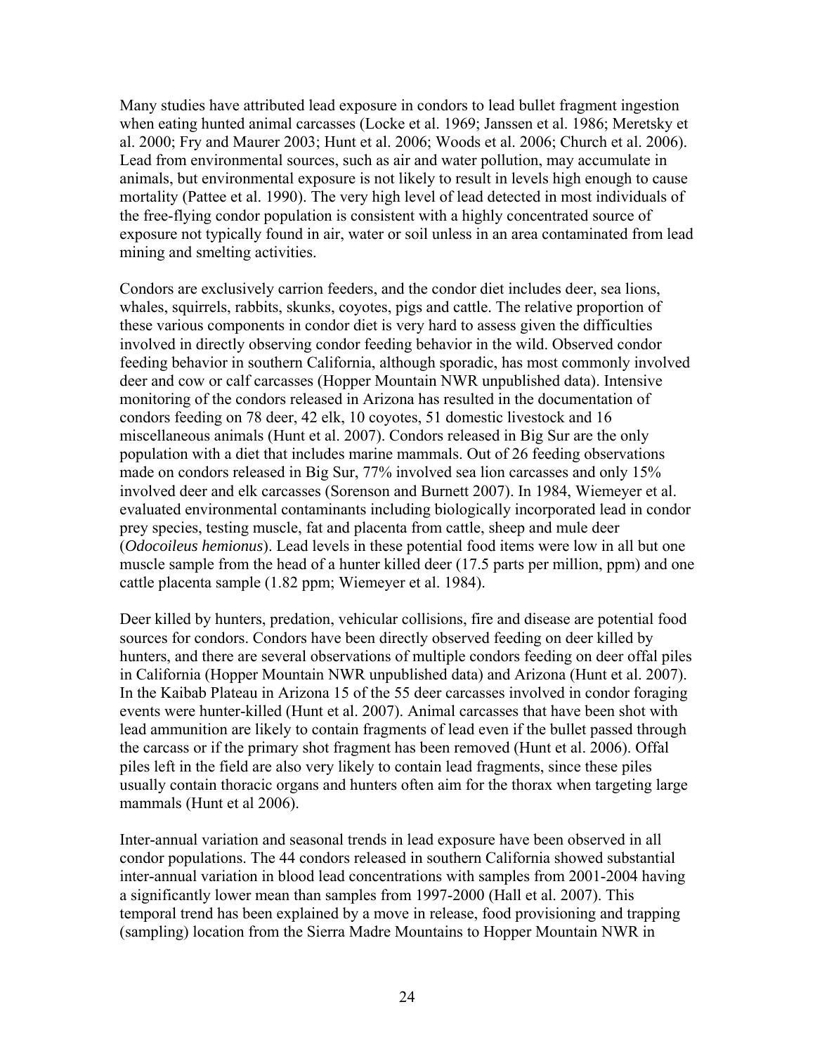Many studies have attributed lead exposure in condors to lead bullet fragment ingestion when eating hunted animal carcasses (Locke et al. 1969; Janssen et al. 1986; Meretsky et al. 2000; Fry and Maurer 2003; Hunt et al. 2006; Woods et al. 2006; Church et al. 2006). Lead from environmental sources, such as air and water pollution, may accumulate in animals, but environmental exposure is not likely to result in levels high enough to cause mortality (Pattee et al. 1990). The very high level of lead detected in most individuals of the free-flying condor population is consistent with a highly concentrated source of exposure not typically found in air, water or soil unless in an area contaminated from lead mining and smelting activities.

Condors are exclusively carrion feeders, and the condor diet includes deer, sea lions, whales, squirrels, rabbits, skunks, coyotes, pigs and cattle. The relative proportion of these various components in condor diet is very hard to assess given the difficulties involved in directly observing condor feeding behavior in the wild. Observed condor feeding behavior in southern California, although sporadic, has most commonly involved deer and cow or calf carcasses (Hopper Mountain NWR unpublished data). Intensive monitoring of the condors released in Arizona has resulted in the documentation of condors feeding on 78 deer, 42 elk, 10 coyotes, 51 domestic livestock and 16 miscellaneous animals (Hunt et al. 2007). Condors released in Big Sur are the only population with a diet that includes marine mammals. Out of 26 feeding observations made on condors released in Big Sur, 77% involved sea lion carcasses and only 15% involved deer and elk carcasses (Sorenson and Burnett 2007). In 1984, Wiemeyer et al. evaluated environmental contaminants including biologically incorporated lead in condor prey species, testing muscle, fat and placenta from cattle, sheep and mule deer (*Odocoileus hemionus*). Lead levels in these potential food items were low in all but one muscle sample from the head of a hunter killed deer (17.5 parts per million, ppm) and one cattle placenta sample (1.82 ppm; Wiemeyer et al. 1984).

Deer killed by hunters, predation, vehicular collisions, fire and disease are potential food sources for condors. Condors have been directly observed feeding on deer killed by hunters, and there are several observations of multiple condors feeding on deer offal piles in California (Hopper Mountain NWR unpublished data) and Arizona (Hunt et al. 2007). In the Kaibab Plateau in Arizona 15 of the 55 deer carcasses involved in condor foraging events were hunter-killed (Hunt et al. 2007). Animal carcasses that have been shot with lead ammunition are likely to contain fragments of lead even if the bullet passed through the carcass or if the primary shot fragment has been removed (Hunt et al. 2006). Offal piles left in the field are also very likely to contain lead fragments, since these piles usually contain thoracic organs and hunters often aim for the thorax when targeting large mammals (Hunt et al 2006).

Inter-annual variation and seasonal trends in lead exposure have been observed in all condor populations. The 44 condors released in southern California showed substantial inter-annual variation in blood lead concentrations with samples from 2001-2004 having a significantly lower mean than samples from 1997-2000 (Hall et al. 2007). This temporal trend has been explained by a move in release, food provisioning and trapping (sampling) location from the Sierra Madre Mountains to Hopper Mountain NWR in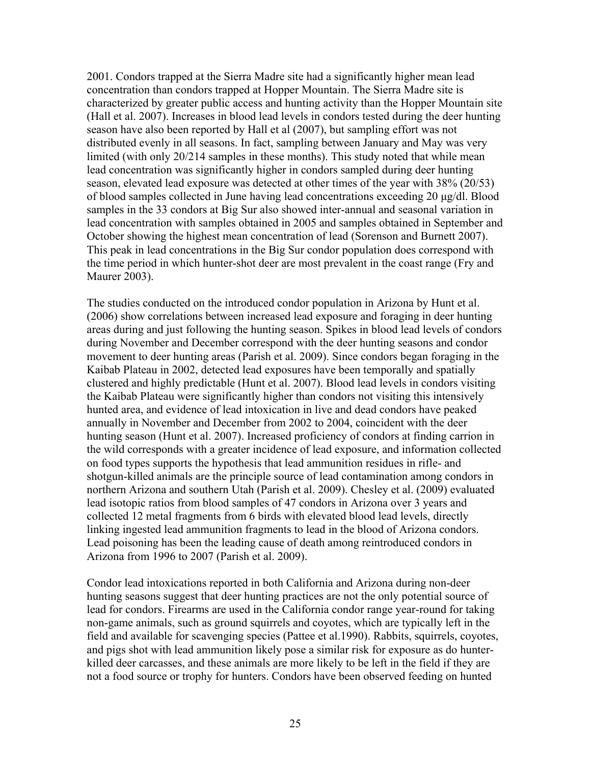2001. Condors trapped at the Sierra Madre site had a significantly higher mean lead concentration than condors trapped at Hopper Mountain. The Sierra Madre site is characterized by greater public access and hunting activity than the Hopper Mountain site (Hall et al. 2007). Increases in blood lead levels in condors tested during the deer hunting season have also been reported by Hall et al (2007), but sampling effort was not distributed evenly in all seasons. In fact, sampling between January and May was very limited (with only 20/214 samples in these months). This study noted that while mean lead concentration was significantly higher in condors sampled during deer hunting season, elevated lead exposure was detected at other times of the year with 38% (20/53) of blood samples collected in June having lead concentrations exceeding 20 μg/dl. Blood samples in the 33 condors at Big Sur also showed inter-annual and seasonal variation in lead concentration with samples obtained in 2005 and samples obtained in September and October showing the highest mean concentration of lead (Sorenson and Burnett 2007). This peak in lead concentrations in the Big Sur condor population does correspond with the time period in which hunter-shot deer are most prevalent in the coast range (Fry and Maurer 2003).

The studies conducted on the introduced condor population in Arizona by Hunt et al. (2006) show correlations between increased lead exposure and foraging in deer hunting areas during and just following the hunting season. Spikes in blood lead levels of condors during November and December correspond with the deer hunting seasons and condor movement to deer hunting areas (Parish et al. 2009). Since condors began foraging in the Kaibab Plateau in 2002, detected lead exposures have been temporally and spatially clustered and highly predictable (Hunt et al. 2007). Blood lead levels in condors visiting the Kaibab Plateau were significantly higher than condors not visiting this intensively hunted area, and evidence of lead intoxication in live and dead condors have peaked annually in November and December from 2002 to 2004, coincident with the deer hunting season (Hunt et al. 2007). Increased proficiency of condors at finding carrion in the wild corresponds with a greater incidence of lead exposure, and information collected on food types supports the hypothesis that lead ammunition residues in rifle- and shotgun-killed animals are the principle source of lead contamination among condors in northern Arizona and southern Utah (Parish et al. 2009). Chesley et al. (2009) evaluated lead isotopic ratios from blood samples of 47 condors in Arizona over 3 years and collected 12 metal fragments from 6 birds with elevated blood lead levels, directly linking ingested lead ammunition fragments to lead in the blood of Arizona condors. Lead poisoning has been the leading cause of death among reintroduced condors in Arizona from 1996 to 2007 (Parish et al. 2009).

Condor lead intoxications reported in both California and Arizona during non-deer hunting seasons suggest that deer hunting practices are not the only potential source of lead for condors. Firearms are used in the California condor range year-round for taking non-game animals, such as ground squirrels and coyotes, which are typically left in the field and available for scavenging species (Pattee et al.1990). Rabbits, squirrels, coyotes, and pigs shot with lead ammunition likely pose a similar risk for exposure as do hunter-killed deer carcasses, and these animals are more likely to be left in the field if they are not a food source or trophy for hunters. Condors have been observed feeding on hunted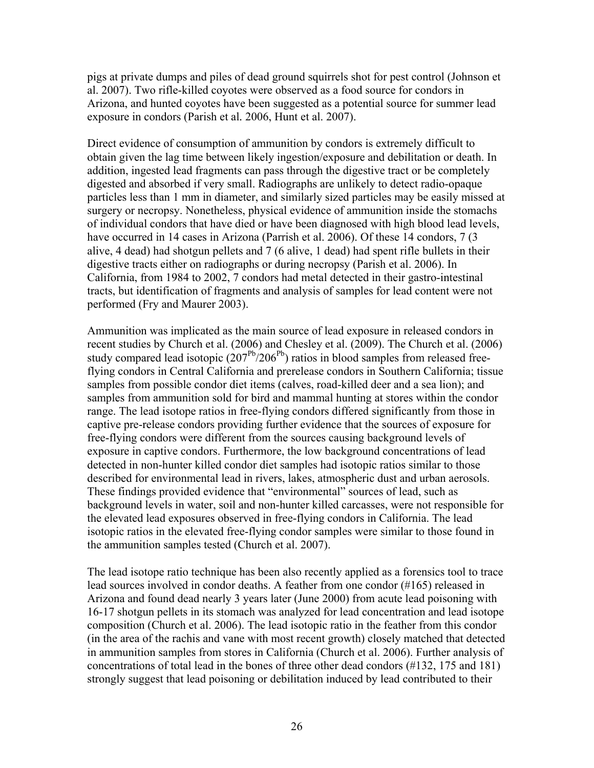pigs at private dumps and piles of dead ground squirrels shot for pest control (Johnson et al. 2007). Two rifle-killed coyotes were observed as a food source for condors in Arizona, and hunted coyotes have been suggested as a potential source for summer lead exposure in condors (Parish et al. 2006, Hunt et al. 2007).

Direct evidence of consumption of ammunition by condors is extremely difficult to obtain given the lag time between likely ingestion/exposure and debilitation or death. In addition, ingested lead fragments can pass through the digestive tract or be completely digested and absorbed if very small. Radiographs are unlikely to detect radio-opaque particles less than 1 mm in diameter, and similarly sized particles may be easily missed at surgery or necropsy. Nonetheless, physical evidence of ammunition inside the stomachs of individual condors that have died or have been diagnosed with high blood lead levels, have occurred in 14 cases in Arizona (Parrish et al. 2006). Of these 14 condors, 7 (3 alive, 4 dead) had shotgun pellets and 7 (6 alive, 1 dead) had spent rifle bullets in their digestive tracts either on radiographs or during necropsy (Parish et al. 2006). In California, from 1984 to 2002, 7 condors had metal detected in their gastro-intestinal tracts, but identification of fragments and analysis of samples for lead content were not performed (Fry and Maurer 2003).

Ammunition was implicated as the main source of lead exposure in released condors in recent studies by Church et al. (2006) and Chesley et al. (2009). The Church et al. (2006) study compared lead isotopic ($207^{Pb}/206^{Pb}$) ratios in blood samples from released free-flying condors in Central California and prerelease condors in Southern California; tissue samples from possible condor diet items (calves, road-killed deer and a sea lion); and samples from ammunition sold for bird and mammal hunting at stores within the condor range. The lead isotope ratios in free-flying condors differed significantly from those in captive pre-release condors providing further evidence that the sources of exposure for free-flying condors were different from the sources causing background levels of exposure in captive condors. Furthermore, the low background concentrations of lead detected in non-hunter killed condor diet samples had isotopic ratios similar to those described for environmental lead in rivers, lakes, atmospheric dust and urban aerosols. These findings provided evidence that "environmental" sources of lead, such as background levels in water, soil and non-hunter killed carcasses, were not responsible for the elevated lead exposures observed in free-flying condors in California. The lead isotopic ratios in the elevated free-flying condor samples were similar to those found in the ammunition samples tested (Church et al. 2007).

The lead isotope ratio technique has been also recently applied as a forensics tool to trace lead sources involved in condor deaths. A feather from one condor (#165) released in Arizona and found dead nearly 3 years later (June 2000) from acute lead poisoning with 16-17 shotgun pellets in its stomach was analyzed for lead concentration and lead isotope composition (Church et al. 2006). The lead isotopic ratio in the feather from this condor (in the area of the rachis and vane with most recent growth) closely matched that detected in ammunition samples from stores in California (Church et al. 2006). Further analysis of concentrations of total lead in the bones of three other dead condors (#132, 175 and 181) strongly suggest that lead poisoning or debilitation induced by lead contributed to their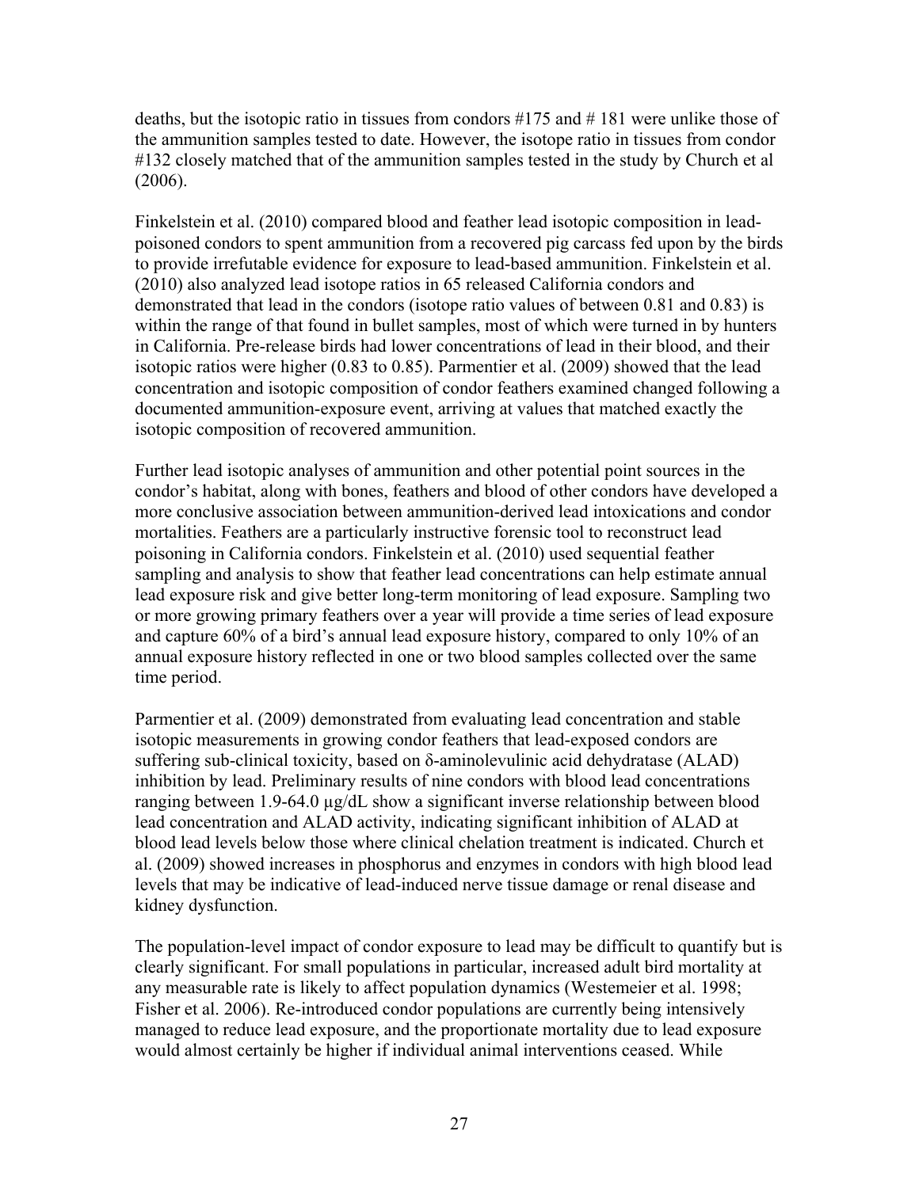deaths, but the isotopic ratio in tissues from condors #175 and # 181 were unlike those of the ammunition samples tested to date. However, the isotope ratio in tissues from condor #132 closely matched that of the ammunition samples tested in the study by Church et al (2006).

Finkelstein et al. (2010) compared blood and feather lead isotopic composition in lead-poisoned condors to spent ammunition from a recovered pig carcass fed upon by the birds to provide irrefutable evidence for exposure to lead-based ammunition. Finkelstein et al. (2010) also analyzed lead isotope ratios in 65 released California condors and demonstrated that lead in the condors (isotope ratio values of between 0.81 and 0.83) is within the range of that found in bullet samples, most of which were turned in by hunters in California. Pre-release birds had lower concentrations of lead in their blood, and their isotopic ratios were higher (0.83 to 0.85). Parmentier et al. (2009) showed that the lead concentration and isotopic composition of condor feathers examined changed following a documented ammunition-exposure event, arriving at values that matched exactly the isotopic composition of recovered ammunition.

Further lead isotopic analyses of ammunition and other potential point sources in the condor's habitat, along with bones, feathers and blood of other condors have developed a more conclusive association between ammunition-derived lead intoxications and condor mortalities. Feathers are a particularly instructive forensic tool to reconstruct lead poisoning in California condors. Finkelstein et al. (2010) used sequential feather sampling and analysis to show that feather lead concentrations can help estimate annual lead exposure risk and give better long-term monitoring of lead exposure. Sampling two or more growing primary feathers over a year will provide a time series of lead exposure and capture 60% of a bird's annual lead exposure history, compared to only 10% of an annual exposure history reflected in one or two blood samples collected over the same time period.

Parmentier et al. (2009) demonstrated from evaluating lead concentration and stable isotopic measurements in growing condor feathers that lead-exposed condors are suffering sub-clinical toxicity, based on δ-aminolevulinic acid dehydratase (ALAD) inhibition by lead. Preliminary results of nine condors with blood lead concentrations ranging between 1.9-64.0 µg/dL show a significant inverse relationship between blood lead concentration and ALAD activity, indicating significant inhibition of ALAD at blood lead levels below those where clinical chelation treatment is indicated. Church et al. (2009) showed increases in phosphorus and enzymes in condors with high blood lead levels that may be indicative of lead-induced nerve tissue damage or renal disease and kidney dysfunction.

The population-level impact of condor exposure to lead may be difficult to quantify but is clearly significant. For small populations in particular, increased adult bird mortality at any measurable rate is likely to affect population dynamics (Westemeier et al. 1998; Fisher et al. 2006). Re-introduced condor populations are currently being intensively managed to reduce lead exposure, and the proportionate mortality due to lead exposure would almost certainly be higher if individual animal interventions ceased. While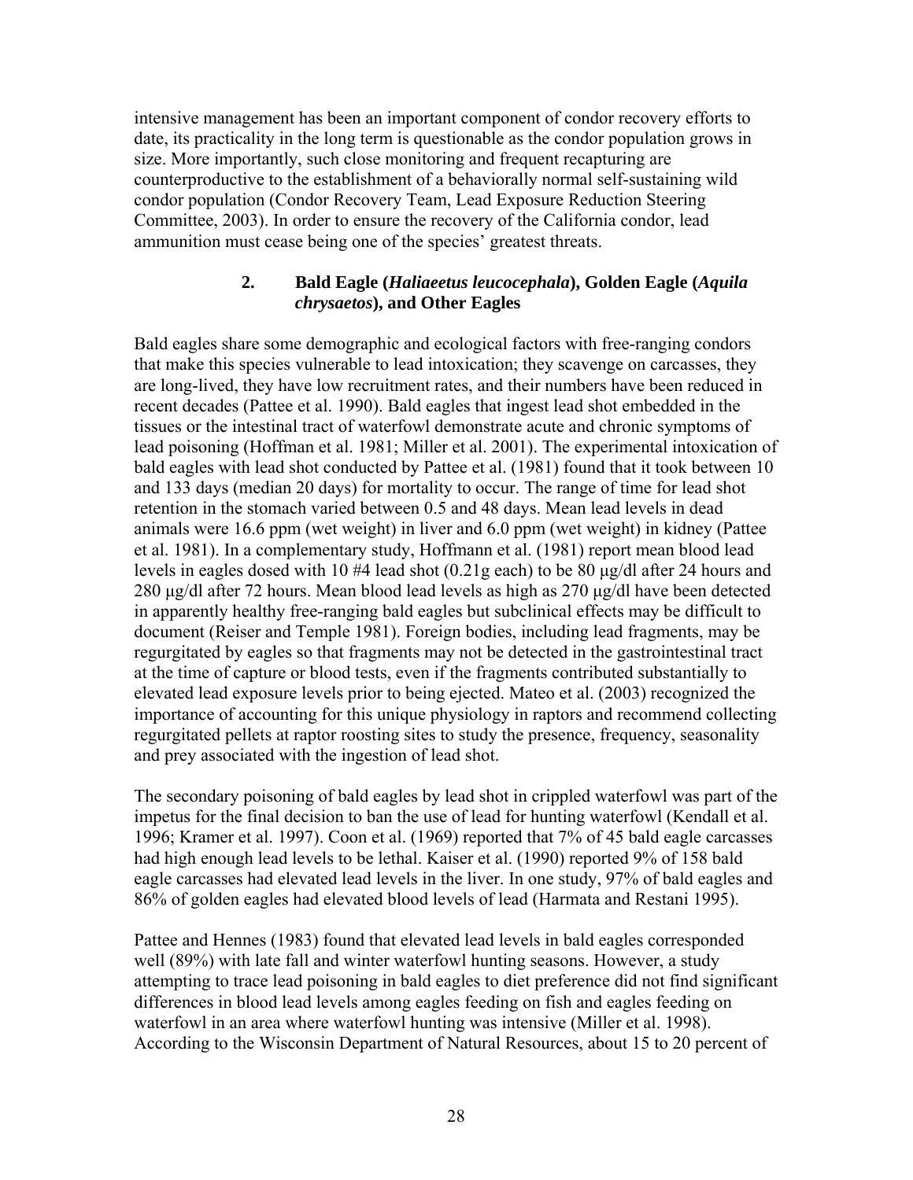intensive management has been an important component of condor recovery efforts to date, its practicality in the long term is questionable as the condor population grows in size. More importantly, such close monitoring and frequent recapturing are counterproductive to the establishment of a behaviorally normal self-sustaining wild condor population (Condor Recovery Team, Lead Exposure Reduction Steering Committee, 2003). In order to ensure the recovery of the California condor, lead ammunition must cease being one of the species' greatest threats.

### 2. Bald Eagle (*Haliaeetus leucocephala*), Golden Eagle (*Aquila chrysaetos*), and Other Eagles

Bald eagles share some demographic and ecological factors with free-ranging condors that make this species vulnerable to lead intoxication; they scavenge on carcasses, they are long-lived, they have low recruitment rates, and their numbers have been reduced in recent decades (Pattee et al. 1990). Bald eagles that ingest lead shot embedded in the tissues or the intestinal tract of waterfowl demonstrate acute and chronic symptoms of lead poisoning (Hoffman et al. 1981; Miller et al. 2001). The experimental intoxication of bald eagles with lead shot conducted by Pattee et al. (1981) found that it took between 10 and 133 days (median 20 days) for mortality to occur. The range of time for lead shot retention in the stomach varied between 0.5 and 48 days. Mean lead levels in dead animals were 16.6 ppm (wet weight) in liver and 6.0 ppm (wet weight) in kidney (Pattee et al. 1981). In a complementary study, Hoffmann et al. (1981) report mean blood lead levels in eagles dosed with 10 #4 lead shot (0.21g each) to be 80 μg/dl after 24 hours and 280 μg/dl after 72 hours. Mean blood lead levels as high as 270 μg/dl have been detected in apparently healthy free-ranging bald eagles but subclinical effects may be difficult to document (Reiser and Temple 1981). Foreign bodies, including lead fragments, may be regurgitated by eagles so that fragments may not be detected in the gastrointestinal tract at the time of capture or blood tests, even if the fragments contributed substantially to elevated lead exposure levels prior to being ejected. Mateo et al. (2003) recognized the importance of accounting for this unique physiology in raptors and recommend collecting regurgitated pellets at raptor roosting sites to study the presence, frequency, seasonality and prey associated with the ingestion of lead shot.

The secondary poisoning of bald eagles by lead shot in crippled waterfowl was part of the impetus for the final decision to ban the use of lead for hunting waterfowl (Kendall et al. 1996; Kramer et al. 1997). Coon et al. (1969) reported that 7% of 45 bald eagle carcasses had high enough lead levels to be lethal. Kaiser et al. (1990) reported 9% of 158 bald eagle carcasses had elevated lead levels in the liver. In one study, 97% of bald eagles and 86% of golden eagles had elevated blood levels of lead (Harmata and Restani 1995).

Pattee and Hennes (1983) found that elevated lead levels in bald eagles corresponded well (89%) with late fall and winter waterfowl hunting seasons. However, a study attempting to trace lead poisoning in bald eagles to diet preference did not find significant differences in blood lead levels among eagles feeding on fish and eagles feeding on waterfowl in an area where waterfowl hunting was intensive (Miller et al. 1998). According to the Wisconsin Department of Natural Resources, about 15 to 20 percent of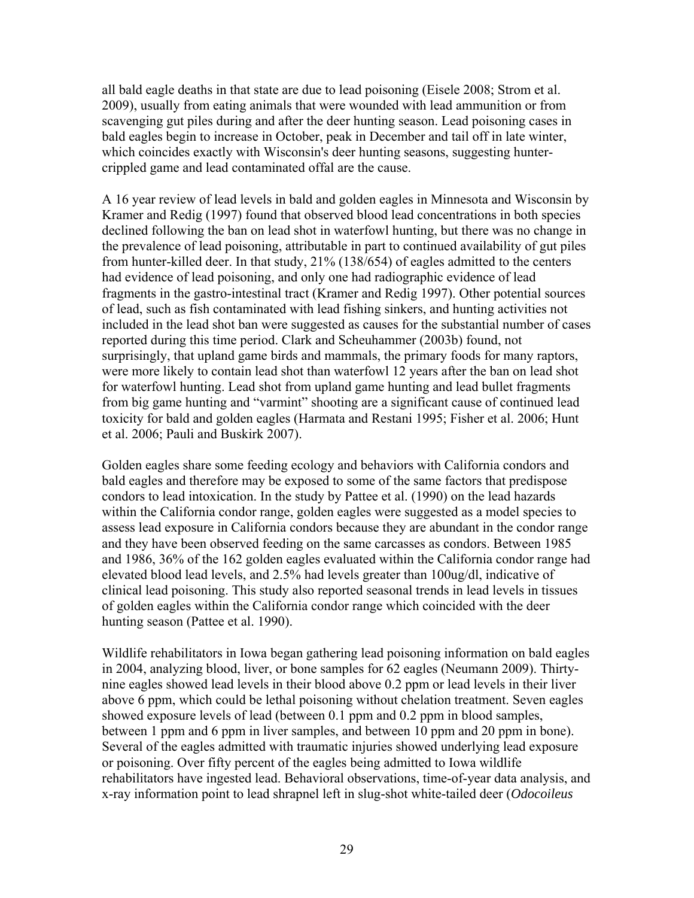all bald eagle deaths in that state are due to lead poisoning (Eisele 2008; Strom et al. 2009), usually from eating animals that were wounded with lead ammunition or from scavenging gut piles during and after the deer hunting season. Lead poisoning cases in bald eagles begin to increase in October, peak in December and tail off in late winter, which coincides exactly with Wisconsin's deer hunting seasons, suggesting hunter-crippled game and lead contaminated offal are the cause.

A 16 year review of lead levels in bald and golden eagles in Minnesota and Wisconsin by Kramer and Redig (1997) found that observed blood lead concentrations in both species declined following the ban on lead shot in waterfowl hunting, but there was no change in the prevalence of lead poisoning, attributable in part to continued availability of gut piles from hunter-killed deer. In that study, 21% (138/654) of eagles admitted to the centers had evidence of lead poisoning, and only one had radiographic evidence of lead fragments in the gastro-intestinal tract (Kramer and Redig 1997). Other potential sources of lead, such as fish contaminated with lead fishing sinkers, and hunting activities not included in the lead shot ban were suggested as causes for the substantial number of cases reported during this time period. Clark and Scheuhammer (2003b) found, not surprisingly, that upland game birds and mammals, the primary foods for many raptors, were more likely to contain lead shot than waterfowl 12 years after the ban on lead shot for waterfowl hunting. Lead shot from upland game hunting and lead bullet fragments from big game hunting and "varmint" shooting are a significant cause of continued lead toxicity for bald and golden eagles (Harmata and Restani 1995; Fisher et al. 2006; Hunt et al. 2006; Pauli and Buskirk 2007).

Golden eagles share some feeding ecology and behaviors with California condors and bald eagles and therefore may be exposed to some of the same factors that predispose condors to lead intoxication. In the study by Pattee et al. (1990) on the lead hazards within the California condor range, golden eagles were suggested as a model species to assess lead exposure in California condors because they are abundant in the condor range and they have been observed feeding on the same carcasses as condors. Between 1985 and 1986, 36% of the 162 golden eagles evaluated within the California condor range had elevated blood lead levels, and 2.5% had levels greater than 100ug/dl, indicative of clinical lead poisoning. This study also reported seasonal trends in lead levels in tissues of golden eagles within the California condor range which coincided with the deer hunting season (Pattee et al. 1990).

Wildlife rehabilitators in Iowa began gathering lead poisoning information on bald eagles in 2004, analyzing blood, liver, or bone samples for 62 eagles (Neumann 2009). Thirty-nine eagles showed lead levels in their blood above 0.2 ppm or lead levels in their liver above 6 ppm, which could be lethal poisoning without chelation treatment. Seven eagles showed exposure levels of lead (between 0.1 ppm and 0.2 ppm in blood samples, between 1 ppm and 6 ppm in liver samples, and between 10 ppm and 20 ppm in bone). Several of the eagles admitted with traumatic injuries showed underlying lead exposure or poisoning. Over fifty percent of the eagles being admitted to Iowa wildlife rehabilitators have ingested lead. Behavioral observations, time-of-year data analysis, and x-ray information point to lead shrapnel left in slug-shot white-tailed deer (*Odocoileus*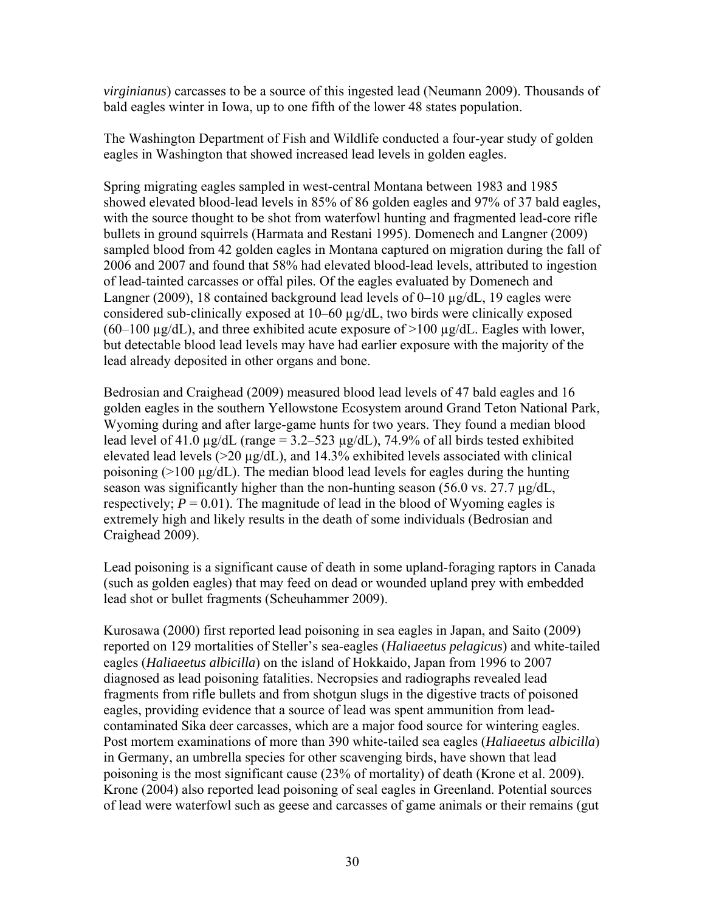*virginianus*) carcasses to be a source of this ingested lead (Neumann 2009). Thousands of bald eagles winter in Iowa, up to one fifth of the lower 48 states population.

The Washington Department of Fish and Wildlife conducted a four-year study of golden eagles in Washington that showed increased lead levels in golden eagles.

Spring migrating eagles sampled in west-central Montana between 1983 and 1985 showed elevated blood-lead levels in 85% of 86 golden eagles and 97% of 37 bald eagles, with the source thought to be shot from waterfowl hunting and fragmented lead-core rifle bullets in ground squirrels (Harmata and Restani 1995). Domenech and Langner (2009) sampled blood from 42 golden eagles in Montana captured on migration during the fall of 2006 and 2007 and found that 58% had elevated blood-lead levels, attributed to ingestion of lead-tainted carcasses or offal piles. Of the eagles evaluated by Domenech and Langner (2009), 18 contained background lead levels of 0–10 µg/dL, 19 eagles were considered sub-clinically exposed at 10–60 µg/dL, two birds were clinically exposed (60–100 µg/dL), and three exhibited acute exposure of >100 µg/dL. Eagles with lower, but detectable blood lead levels may have had earlier exposure with the majority of the lead already deposited in other organs and bone.

Bedrosian and Craighead (2009) measured blood lead levels of 47 bald eagles and 16 golden eagles in the southern Yellowstone Ecosystem around Grand Teton National Park, Wyoming during and after large-game hunts for two years. They found a median blood lead level of 41.0 µg/dL (range = 3.2–523 µg/dL), 74.9% of all birds tested exhibited elevated lead levels (>20 µg/dL), and 14.3% exhibited levels associated with clinical poisoning (>100 µg/dL). The median blood lead levels for eagles during the hunting season was significantly higher than the non-hunting season (56.0 vs. 27.7 µg/dL, respectively; $P = 0.01$). The magnitude of lead in the blood of Wyoming eagles is extremely high and likely results in the death of some individuals (Bedrosian and Craighead 2009).

Lead poisoning is a significant cause of death in some upland-foraging raptors in Canada (such as golden eagles) that may feed on dead or wounded upland prey with embedded lead shot or bullet fragments (Scheuhammer 2009).

Kurosawa (2000) first reported lead poisoning in sea eagles in Japan, and Saito (2009) reported on 129 mortalities of Steller's sea-eagles (*Haliaeetus pelagicus*) and white-tailed eagles (*Haliaeetus albicilla*) on the island of Hokkaido, Japan from 1996 to 2007 diagnosed as lead poisoning fatalities. Necropsies and radiographs revealed lead fragments from rifle bullets and from shotgun slugs in the digestive tracts of poisoned eagles, providing evidence that a source of lead was spent ammunition from lead-contaminated Sika deer carcasses, which are a major food source for wintering eagles. Post mortem examinations of more than 390 white-tailed sea eagles (*Haliaeetus albicilla*) in Germany, an umbrella species for other scavenging birds, have shown that lead poisoning is the most significant cause (23% of mortality) of death (Krone et al. 2009). Krone (2004) also reported lead poisoning of seal eagles in Greenland. Potential sources of lead were waterfowl such as geese and carcasses of game animals or their remains (gut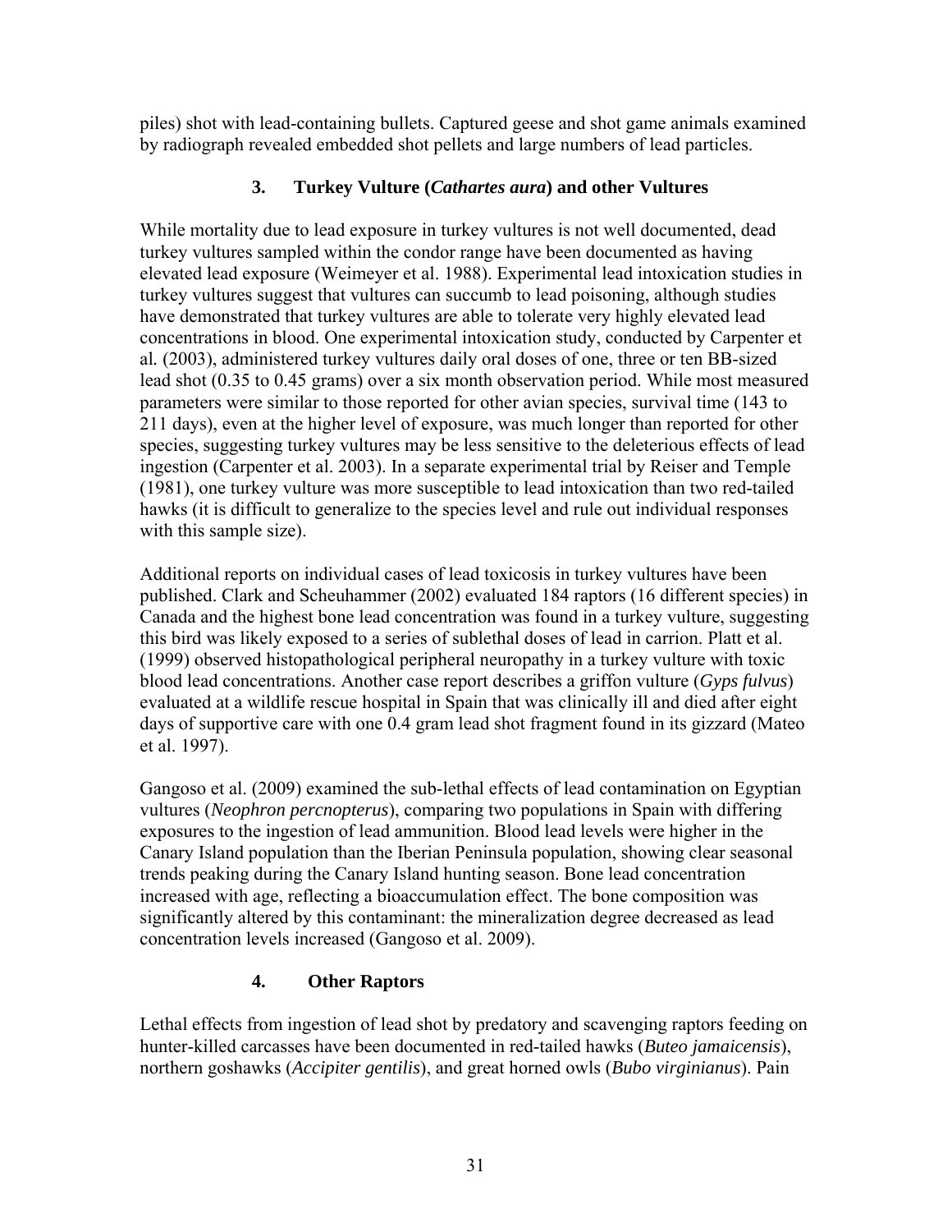piles) shot with lead-containing bullets. Captured geese and shot game animals examined by radiograph revealed embedded shot pellets and large numbers of lead particles.

### 3. Turkey Vulture (*Cathartes aura*) and other Vultures

While mortality due to lead exposure in turkey vultures is not well documented, dead turkey vultures sampled within the condor range have been documented as having elevated lead exposure (Weimeyer et al. 1988). Experimental lead intoxication studies in turkey vultures suggest that vultures can succumb to lead poisoning, although studies have demonstrated that turkey vultures are able to tolerate very highly elevated lead concentrations in blood. One experimental intoxication study, conducted by Carpenter et al*.* (2003), administered turkey vultures daily oral doses of one, three or ten BB-sized lead shot (0.35 to 0.45 grams) over a six month observation period. While most measured parameters were similar to those reported for other avian species, survival time (143 to 211 days), even at the higher level of exposure, was much longer than reported for other species, suggesting turkey vultures may be less sensitive to the deleterious effects of lead ingestion (Carpenter et al. 2003). In a separate experimental trial by Reiser and Temple (1981), one turkey vulture was more susceptible to lead intoxication than two red-tailed hawks (it is difficult to generalize to the species level and rule out individual responses with this sample size).

Additional reports on individual cases of lead toxicosis in turkey vultures have been published. Clark and Scheuhammer (2002) evaluated 184 raptors (16 different species) in Canada and the highest bone lead concentration was found in a turkey vulture, suggesting this bird was likely exposed to a series of sublethal doses of lead in carrion. Platt et al. (1999) observed histopathological peripheral neuropathy in a turkey vulture with toxic blood lead concentrations. Another case report describes a griffon vulture (*Gyps fulvus*) evaluated at a wildlife rescue hospital in Spain that was clinically ill and died after eight days of supportive care with one 0.4 gram lead shot fragment found in its gizzard (Mateo et al. 1997).

Gangoso et al. (2009) examined the sub-lethal effects of lead contamination on Egyptian vultures (*Neophron percnopterus*), comparing two populations in Spain with differing exposures to the ingestion of lead ammunition. Blood lead levels were higher in the Canary Island population than the Iberian Peninsula population, showing clear seasonal trends peaking during the Canary Island hunting season. Bone lead concentration increased with age, reflecting a bioaccumulation effect. The bone composition was significantly altered by this contaminant: the mineralization degree decreased as lead concentration levels increased (Gangoso et al. 2009).

### 4. Other Raptors

Lethal effects from ingestion of lead shot by predatory and scavenging raptors feeding on hunter-killed carcasses have been documented in red-tailed hawks (*Buteo jamaicensis*), northern goshawks (*Accipiter gentilis*), and great horned owls (*Bubo virginianus*). Pain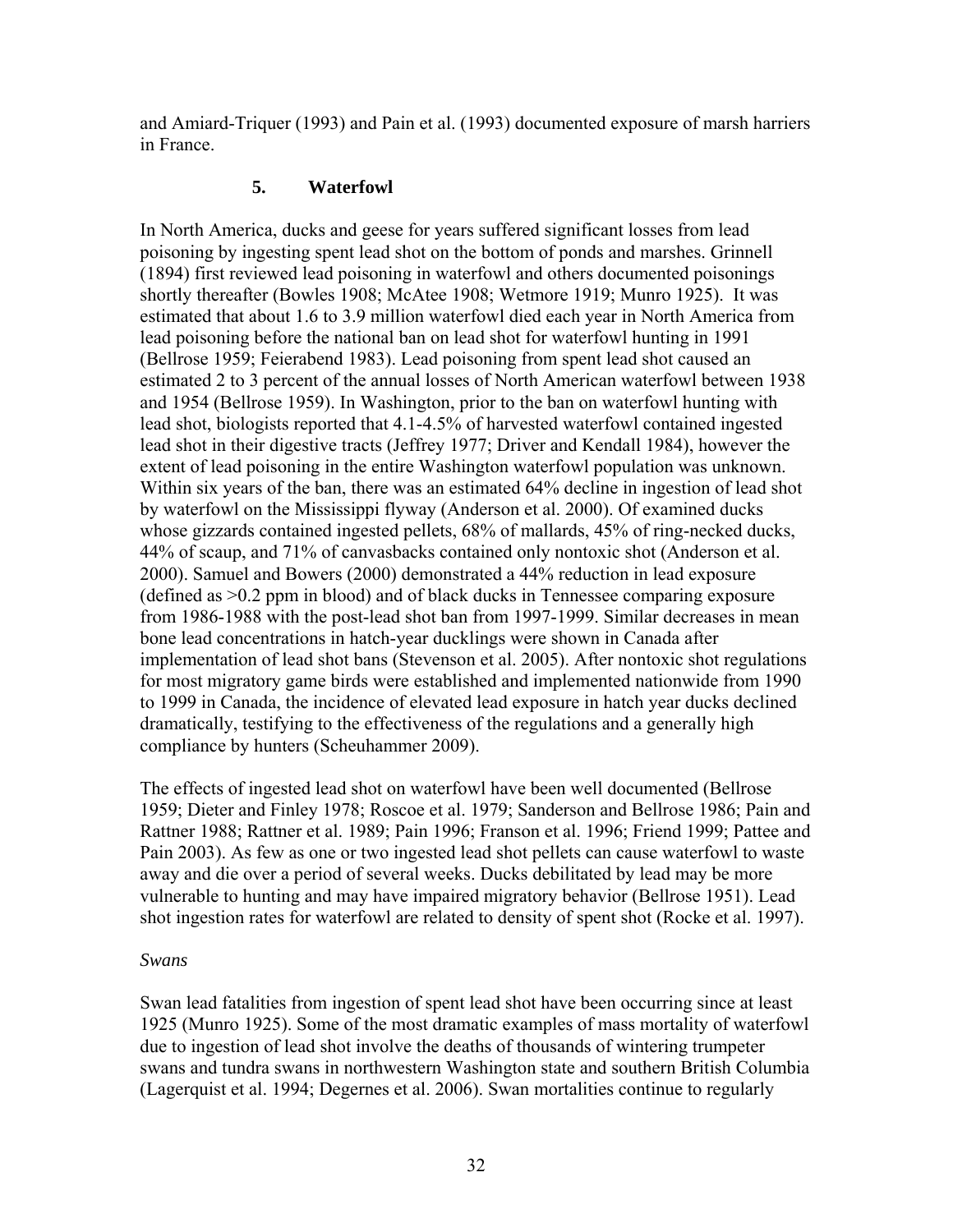and Amiard-Triquer (1993) and Pain et al. (1993) documented exposure of marsh harriers in France.

### 5. Waterfowl

In North America, ducks and geese for years suffered significant losses from lead poisoning by ingesting spent lead shot on the bottom of ponds and marshes. Grinnell (1894) first reviewed lead poisoning in waterfowl and others documented poisonings shortly thereafter (Bowles 1908; McAtee 1908; Wetmore 1919; Munro 1925). It was estimated that about 1.6 to 3.9 million waterfowl died each year in North America from lead poisoning before the national ban on lead shot for waterfowl hunting in 1991 (Bellrose 1959; Feierabend 1983). Lead poisoning from spent lead shot caused an estimated 2 to 3 percent of the annual losses of North American waterfowl between 1938 and 1954 (Bellrose 1959). In Washington, prior to the ban on waterfowl hunting with lead shot, biologists reported that 4.1-4.5% of harvested waterfowl contained ingested lead shot in their digestive tracts (Jeffrey 1977; Driver and Kendall 1984), however the extent of lead poisoning in the entire Washington waterfowl population was unknown. Within six years of the ban, there was an estimated 64% decline in ingestion of lead shot by waterfowl on the Mississippi flyway (Anderson et al. 2000). Of examined ducks whose gizzards contained ingested pellets, 68% of mallards, 45% of ring-necked ducks, 44% of scaup, and 71% of canvasbacks contained only nontoxic shot (Anderson et al. 2000). Samuel and Bowers (2000) demonstrated a 44% reduction in lead exposure (defined as >0.2 ppm in blood) and of black ducks in Tennessee comparing exposure from 1986-1988 with the post-lead shot ban from 1997-1999. Similar decreases in mean bone lead concentrations in hatch-year ducklings were shown in Canada after implementation of lead shot bans (Stevenson et al. 2005). After nontoxic shot regulations for most migratory game birds were established and implemented nationwide from 1990 to 1999 in Canada, the incidence of elevated lead exposure in hatch year ducks declined dramatically, testifying to the effectiveness of the regulations and a generally high compliance by hunters (Scheuhammer 2009).

The effects of ingested lead shot on waterfowl have been well documented (Bellrose 1959; Dieter and Finley 1978; Roscoe et al. 1979; Sanderson and Bellrose 1986; Pain and Rattner 1988; Rattner et al. 1989; Pain 1996; Franson et al. 1996; Friend 1999; Pattee and Pain 2003). As few as one or two ingested lead shot pellets can cause waterfowl to waste away and die over a period of several weeks. Ducks debilitated by lead may be more vulnerable to hunting and may have impaired migratory behavior (Bellrose 1951). Lead shot ingestion rates for waterfowl are related to density of spent shot (Rocke et al. 1997).

*Swans*

Swan lead fatalities from ingestion of spent lead shot have been occurring since at least 1925 (Munro 1925). Some of the most dramatic examples of mass mortality of waterfowl due to ingestion of lead shot involve the deaths of thousands of wintering trumpeter swans and tundra swans in northwestern Washington state and southern British Columbia (Lagerquist et al. 1994; Degernes et al. 2006). Swan mortalities continue to regularly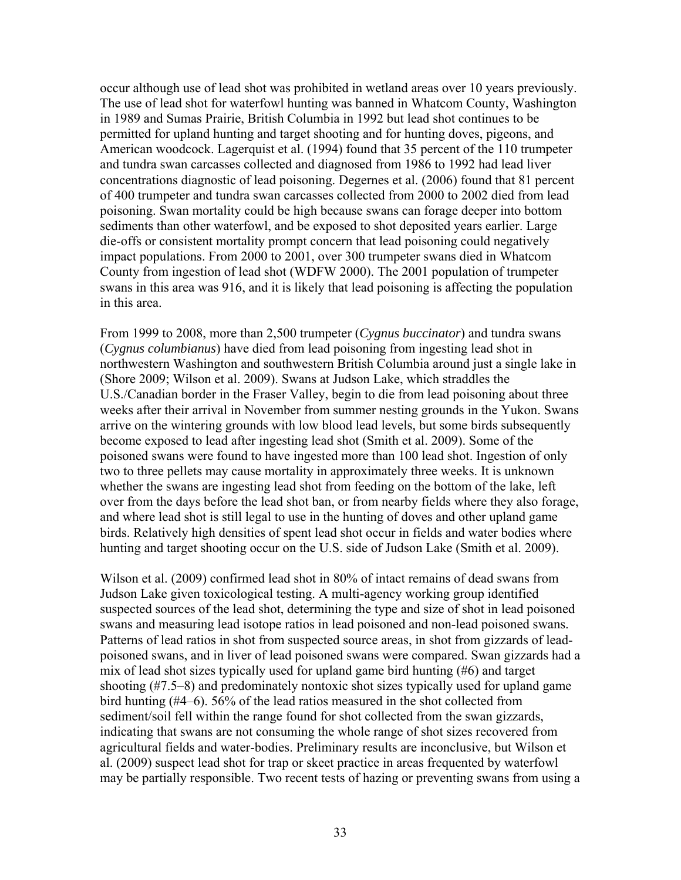occur although use of lead shot was prohibited in wetland areas over 10 years previously. The use of lead shot for waterfowl hunting was banned in Whatcom County, Washington in 1989 and Sumas Prairie, British Columbia in 1992 but lead shot continues to be permitted for upland hunting and target shooting and for hunting doves, pigeons, and American woodcock. Lagerquist et al. (1994) found that 35 percent of the 110 trumpeter and tundra swan carcasses collected and diagnosed from 1986 to 1992 had lead liver concentrations diagnostic of lead poisoning. Degernes et al. (2006) found that 81 percent of 400 trumpeter and tundra swan carcasses collected from 2000 to 2002 died from lead poisoning. Swan mortality could be high because swans can forage deeper into bottom sediments than other waterfowl, and be exposed to shot deposited years earlier. Large die-offs or consistent mortality prompt concern that lead poisoning could negatively impact populations. From 2000 to 2001, over 300 trumpeter swans died in Whatcom County from ingestion of lead shot (WDFW 2000). The 2001 population of trumpeter swans in this area was 916, and it is likely that lead poisoning is affecting the population in this area.

From 1999 to 2008, more than 2,500 trumpeter (*Cygnus buccinator*) and tundra swans (*Cygnus columbianus*) have died from lead poisoning from ingesting lead shot in northwestern Washington and southwestern British Columbia around just a single lake in (Shore 2009; Wilson et al. 2009). Swans at Judson Lake, which straddles the U.S./Canadian border in the Fraser Valley, begin to die from lead poisoning about three weeks after their arrival in November from summer nesting grounds in the Yukon. Swans arrive on the wintering grounds with low blood lead levels, but some birds subsequently become exposed to lead after ingesting lead shot (Smith et al. 2009). Some of the poisoned swans were found to have ingested more than 100 lead shot. Ingestion of only two to three pellets may cause mortality in approximately three weeks. It is unknown whether the swans are ingesting lead shot from feeding on the bottom of the lake, left over from the days before the lead shot ban, or from nearby fields where they also forage, and where lead shot is still legal to use in the hunting of doves and other upland game birds. Relatively high densities of spent lead shot occur in fields and water bodies where hunting and target shooting occur on the U.S. side of Judson Lake (Smith et al. 2009).

Wilson et al. (2009) confirmed lead shot in 80% of intact remains of dead swans from Judson Lake given toxicological testing. A multi-agency working group identified suspected sources of the lead shot, determining the type and size of shot in lead poisoned swans and measuring lead isotope ratios in lead poisoned and non-lead poisoned swans. Patterns of lead ratios in shot from suspected source areas, in shot from gizzards of lead-poisoned swans, and in liver of lead poisoned swans were compared. Swan gizzards had a mix of lead shot sizes typically used for upland game bird hunting (#6) and target shooting (#7.5–8) and predominately nontoxic shot sizes typically used for upland game bird hunting (#4–6). 56% of the lead ratios measured in the shot collected from sediment/soil fell within the range found for shot collected from the swan gizzards, indicating that swans are not consuming the whole range of shot sizes recovered from agricultural fields and water-bodies. Preliminary results are inconclusive, but Wilson et al. (2009) suspect lead shot for trap or skeet practice in areas frequented by waterfowl may be partially responsible. Two recent tests of hazing or preventing swans from using a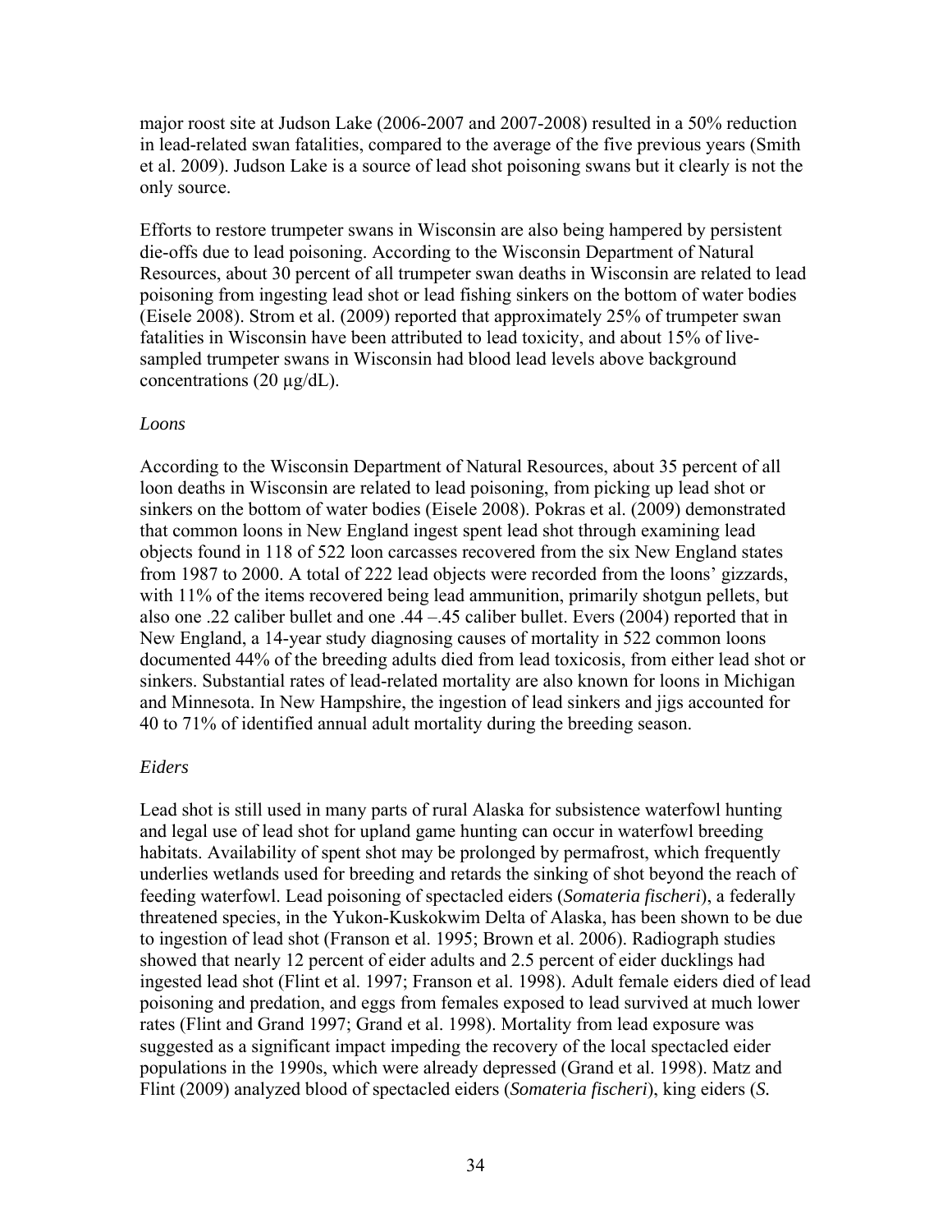major roost site at Judson Lake (2006-2007 and 2007-2008) resulted in a 50% reduction in lead-related swan fatalities, compared to the average of the five previous years (Smith et al. 2009). Judson Lake is a source of lead shot poisoning swans but it clearly is not the only source.

Efforts to restore trumpeter swans in Wisconsin are also being hampered by persistent die-offs due to lead poisoning. According to the Wisconsin Department of Natural Resources, about 30 percent of all trumpeter swan deaths in Wisconsin are related to lead poisoning from ingesting lead shot or lead fishing sinkers on the bottom of water bodies (Eisele 2008). Strom et al. (2009) reported that approximately 25% of trumpeter swan fatalities in Wisconsin have been attributed to lead toxicity, and about 15% of live-sampled trumpeter swans in Wisconsin had blood lead levels above background concentrations (20 µg/dL).

*Loons*

According to the Wisconsin Department of Natural Resources, about 35 percent of all loon deaths in Wisconsin are related to lead poisoning, from picking up lead shot or sinkers on the bottom of water bodies (Eisele 2008). Pokras et al. (2009) demonstrated that common loons in New England ingest spent lead shot through examining lead objects found in 118 of 522 loon carcasses recovered from the six New England states from 1987 to 2000. A total of 222 lead objects were recorded from the loons' gizzards, with 11% of the items recovered being lead ammunition, primarily shotgun pellets, but also one .22 caliber bullet and one .44 –.45 caliber bullet. Evers (2004) reported that in New England, a 14-year study diagnosing causes of mortality in 522 common loons documented 44% of the breeding adults died from lead toxicosis, from either lead shot or sinkers. Substantial rates of lead-related mortality are also known for loons in Michigan and Minnesota. In New Hampshire, the ingestion of lead sinkers and jigs accounted for 40 to 71% of identified annual adult mortality during the breeding season.

*Eiders*

Lead shot is still used in many parts of rural Alaska for subsistence waterfowl hunting and legal use of lead shot for upland game hunting can occur in waterfowl breeding habitats. Availability of spent shot may be prolonged by permafrost, which frequently underlies wetlands used for breeding and retards the sinking of shot beyond the reach of feeding waterfowl. Lead poisoning of spectacled eiders (*Somateria fischeri*), a federally threatened species, in the Yukon-Kuskokwim Delta of Alaska, has been shown to be due to ingestion of lead shot (Franson et al. 1995; Brown et al. 2006). Radiograph studies showed that nearly 12 percent of eider adults and 2.5 percent of eider ducklings had ingested lead shot (Flint et al. 1997; Franson et al. 1998). Adult female eiders died of lead poisoning and predation, and eggs from females exposed to lead survived at much lower rates (Flint and Grand 1997; Grand et al. 1998). Mortality from lead exposure was suggested as a significant impact impeding the recovery of the local spectacled eider populations in the 1990s, which were already depressed (Grand et al. 1998). Matz and Flint (2009) analyzed blood of spectacled eiders (*Somateria fischeri*), king eiders (*S.*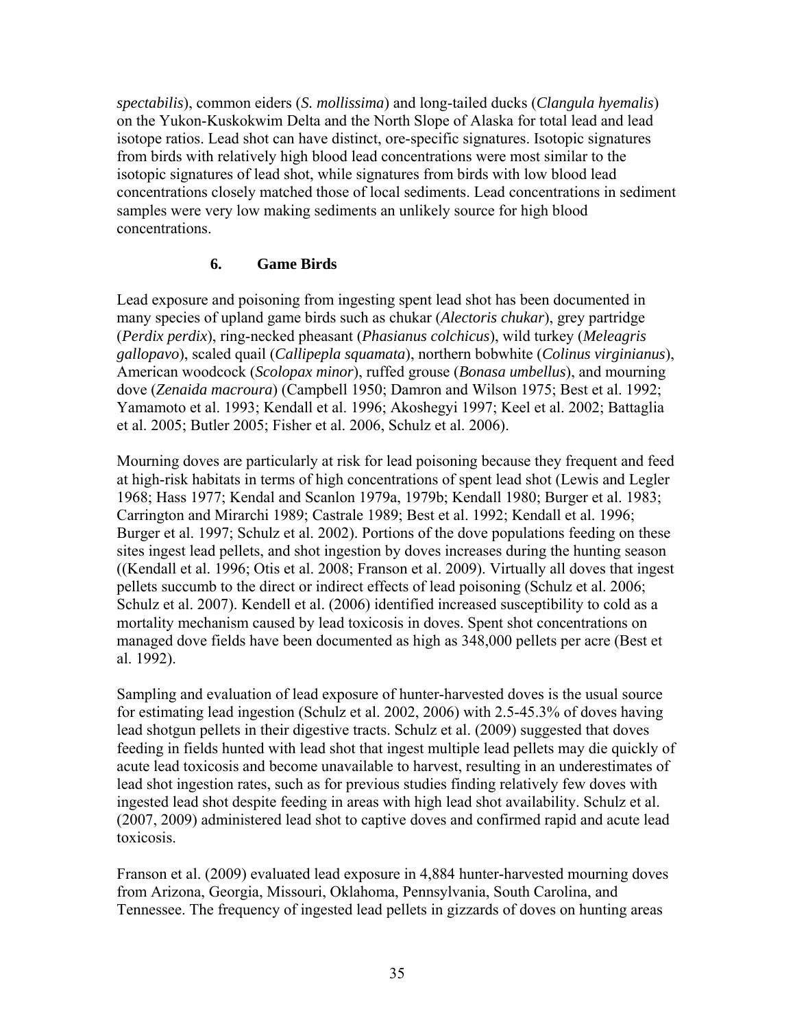*spectabilis*), common eiders (*S. mollissima*) and long-tailed ducks (*Clangula hyemalis*) on the Yukon-Kuskokwim Delta and the North Slope of Alaska for total lead and lead isotope ratios. Lead shot can have distinct, ore-specific signatures. Isotopic signatures from birds with relatively high blood lead concentrations were most similar to the isotopic signatures of lead shot, while signatures from birds with low blood lead concentrations closely matched those of local sediments. Lead concentrations in sediment samples were very low making sediments an unlikely source for high blood concentrations.

### 6. Game Birds

Lead exposure and poisoning from ingesting spent lead shot has been documented in many species of upland game birds such as chukar (*Alectoris chukar*), grey partridge (*Perdix perdix*), ring-necked pheasant (*Phasianus colchicus*), wild turkey (*Meleagris gallopavo*), scaled quail (*Callipepla squamata*), northern bobwhite (*Colinus virginianus*), American woodcock (*Scolopax minor*), ruffed grouse (*Bonasa umbellus*), and mourning dove (*Zenaida macroura*) (Campbell 1950; Damron and Wilson 1975; Best et al. 1992; Yamamoto et al. 1993; Kendall et al. 1996; Akoshegyi 1997; Keel et al. 2002; Battaglia et al. 2005; Butler 2005; Fisher et al. 2006, Schulz et al. 2006).

Mourning doves are particularly at risk for lead poisoning because they frequent and feed at high-risk habitats in terms of high concentrations of spent lead shot (Lewis and Legler 1968; Hass 1977; Kendal and Scanlon 1979a, 1979b; Kendall 1980; Burger et al. 1983; Carrington and Mirarchi 1989; Castrale 1989; Best et al. 1992; Kendall et al. 1996; Burger et al. 1997; Schulz et al. 2002). Portions of the dove populations feeding on these sites ingest lead pellets, and shot ingestion by doves increases during the hunting season ((Kendall et al. 1996; Otis et al. 2008; Franson et al. 2009). Virtually all doves that ingest pellets succumb to the direct or indirect effects of lead poisoning (Schulz et al. 2006; Schulz et al. 2007). Kendell et al. (2006) identified increased susceptibility to cold as a mortality mechanism caused by lead toxicosis in doves. Spent shot concentrations on managed dove fields have been documented as high as 348,000 pellets per acre (Best et al. 1992).

Sampling and evaluation of lead exposure of hunter-harvested doves is the usual source for estimating lead ingestion (Schulz et al. 2002, 2006) with 2.5-45.3% of doves having lead shotgun pellets in their digestive tracts. Schulz et al. (2009) suggested that doves feeding in fields hunted with lead shot that ingest multiple lead pellets may die quickly of acute lead toxicosis and become unavailable to harvest, resulting in an underestimates of lead shot ingestion rates, such as for previous studies finding relatively few doves with ingested lead shot despite feeding in areas with high lead shot availability. Schulz et al. (2007, 2009) administered lead shot to captive doves and confirmed rapid and acute lead toxicosis.

Franson et al. (2009) evaluated lead exposure in 4,884 hunter-harvested mourning doves from Arizona, Georgia, Missouri, Oklahoma, Pennsylvania, South Carolina, and Tennessee. The frequency of ingested lead pellets in gizzards of doves on hunting areas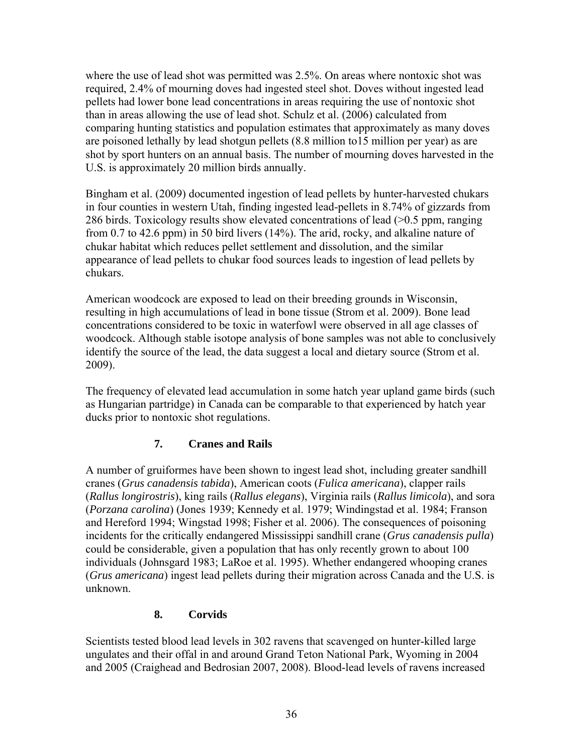where the use of lead shot was permitted was 2.5%. On areas where nontoxic shot was required, 2.4% of mourning doves had ingested steel shot. Doves without ingested lead pellets had lower bone lead concentrations in areas requiring the use of nontoxic shot than in areas allowing the use of lead shot. Schulz et al. (2006) calculated from comparing hunting statistics and population estimates that approximately as many doves are poisoned lethally by lead shotgun pellets (8.8 million to15 million per year) as are shot by sport hunters on an annual basis. The number of mourning doves harvested in the U.S. is approximately 20 million birds annually.

Bingham et al. (2009) documented ingestion of lead pellets by hunter-harvested chukars in four counties in western Utah, finding ingested lead-pellets in 8.74% of gizzards from 286 birds. Toxicology results show elevated concentrations of lead (>0.5 ppm, ranging from 0.7 to 42.6 ppm) in 50 bird livers (14%). The arid, rocky, and alkaline nature of chukar habitat which reduces pellet settlement and dissolution, and the similar appearance of lead pellets to chukar food sources leads to ingestion of lead pellets by chukars.

American woodcock are exposed to lead on their breeding grounds in Wisconsin, resulting in high accumulations of lead in bone tissue (Strom et al. 2009). Bone lead concentrations considered to be toxic in waterfowl were observed in all age classes of woodcock. Although stable isotope analysis of bone samples was not able to conclusively identify the source of the lead, the data suggest a local and dietary source (Strom et al. 2009).

The frequency of elevated lead accumulation in some hatch year upland game birds (such as Hungarian partridge) in Canada can be comparable to that experienced by hatch year ducks prior to nontoxic shot regulations.

### 7. Cranes and Rails

A number of gruiformes have been shown to ingest lead shot, including greater sandhill cranes (*Grus canadensis tabida*), American coots (*Fulica americana*), clapper rails (*Rallus longirostris*), king rails (*Rallus elegans*), Virginia rails (*Rallus limicola*), and sora (*Porzana carolina*) (Jones 1939; Kennedy et al. 1979; Windingstad et al. 1984; Franson and Hereford 1994; Wingstad 1998; Fisher et al. 2006). The consequences of poisoning incidents for the critically endangered Mississippi sandhill crane (*Grus canadensis pulla*) could be considerable, given a population that has only recently grown to about 100 individuals (Johnsgard 1983; LaRoe et al. 1995). Whether endangered whooping cranes (*Grus americana*) ingest lead pellets during their migration across Canada and the U.S. is unknown.

### 8. Corvids

Scientists tested blood lead levels in 302 ravens that scavenged on hunter-killed large ungulates and their offal in and around Grand Teton National Park, Wyoming in 2004 and 2005 (Craighead and Bedrosian 2007, 2008). Blood-lead levels of ravens increased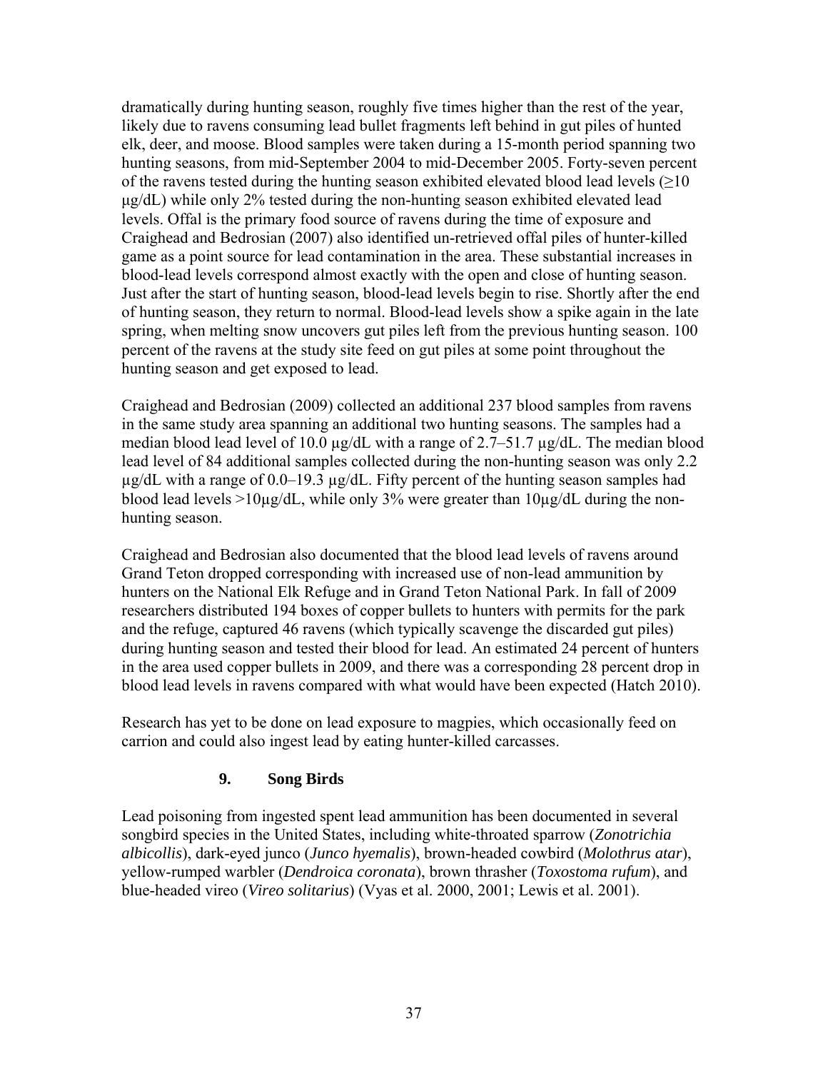dramatically during hunting season, roughly five times higher than the rest of the year, likely due to ravens consuming lead bullet fragments left behind in gut piles of hunted elk, deer, and moose. Blood samples were taken during a 15-month period spanning two hunting seasons, from mid-September 2004 to mid-December 2005. Forty-seven percent of the ravens tested during the hunting season exhibited elevated blood lead levels (≥10 μg/dL) while only 2% tested during the non-hunting season exhibited elevated lead levels. Offal is the primary food source of ravens during the time of exposure and Craighead and Bedrosian (2007) also identified un-retrieved offal piles of hunter-killed game as a point source for lead contamination in the area. These substantial increases in blood-lead levels correspond almost exactly with the open and close of hunting season. Just after the start of hunting season, blood-lead levels begin to rise. Shortly after the end of hunting season, they return to normal. Blood-lead levels show a spike again in the late spring, when melting snow uncovers gut piles left from the previous hunting season. 100 percent of the ravens at the study site feed on gut piles at some point throughout the hunting season and get exposed to lead.

Craighead and Bedrosian (2009) collected an additional 237 blood samples from ravens in the same study area spanning an additional two hunting seasons. The samples had a median blood lead level of 10.0 μg/dL with a range of 2.7–51.7 μg/dL. The median blood lead level of 84 additional samples collected during the non-hunting season was only 2.2 μg/dL with a range of 0.0–19.3 μg/dL. Fifty percent of the hunting season samples had blood lead levels >10μg/dL, while only 3% were greater than 10μg/dL during the non-hunting season.

Craighead and Bedrosian also documented that the blood lead levels of ravens around Grand Teton dropped corresponding with increased use of non-lead ammunition by hunters on the National Elk Refuge and in Grand Teton National Park. In fall of 2009 researchers distributed 194 boxes of copper bullets to hunters with permits for the park and the refuge, captured 46 ravens (which typically scavenge the discarded gut piles) during hunting season and tested their blood for lead. An estimated 24 percent of hunters in the area used copper bullets in 2009, and there was a corresponding 28 percent drop in blood lead levels in ravens compared with what would have been expected (Hatch 2010).

Research has yet to be done on lead exposure to magpies, which occasionally feed on carrion and could also ingest lead by eating hunter-killed carcasses.

### 9. Song Birds

Lead poisoning from ingested spent lead ammunition has been documented in several songbird species in the United States, including white-throated sparrow (*Zonotrichia albicollis*), dark-eyed junco (*Junco hyemalis*), brown-headed cowbird (*Molothrus atar*), yellow-rumped warbler (*Dendroica coronata*), brown thrasher (*Toxostoma rufum*), and blue-headed vireo (*Vireo solitarius*) (Vyas et al. 2000, 2001; Lewis et al. 2001).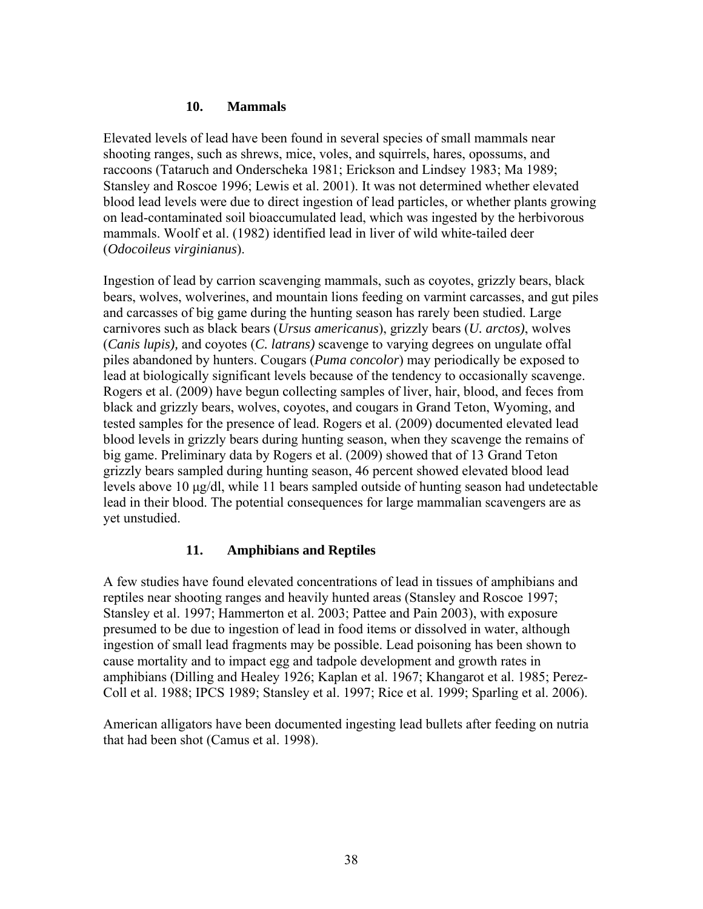### 10. Mammals

Elevated levels of lead have been found in several species of small mammals near shooting ranges, such as shrews, mice, voles, and squirrels, hares, opossums, and raccoons (Tataruch and Onderscheka 1981; Erickson and Lindsey 1983; Ma 1989; Stansley and Roscoe 1996; Lewis et al. 2001). It was not determined whether elevated blood lead levels were due to direct ingestion of lead particles, or whether plants growing on lead-contaminated soil bioaccumulated lead, which was ingested by the herbivorous mammals. Woolf et al. (1982) identified lead in liver of wild white-tailed deer (*Odocoileus virginianus*).

Ingestion of lead by carrion scavenging mammals, such as coyotes, grizzly bears, black bears, wolves, wolverines, and mountain lions feeding on varmint carcasses, and gut piles and carcasses of big game during the hunting season has rarely been studied. Large carnivores such as black bears (*Ursus americanus*), grizzly bears (*U. arctos)*, wolves (*Canis lupis),* and coyotes (*C. latrans)* scavenge to varying degrees on ungulate offal piles abandoned by hunters. Cougars (*Puma concolor*) may periodically be exposed to lead at biologically significant levels because of the tendency to occasionally scavenge. Rogers et al. (2009) have begun collecting samples of liver, hair, blood, and feces from black and grizzly bears, wolves, coyotes, and cougars in Grand Teton, Wyoming, and tested samples for the presence of lead. Rogers et al. (2009) documented elevated lead blood levels in grizzly bears during hunting season, when they scavenge the remains of big game. Preliminary data by Rogers et al. (2009) showed that of 13 Grand Teton grizzly bears sampled during hunting season, 46 percent showed elevated blood lead levels above 10 μg/dl, while 11 bears sampled outside of hunting season had undetectable lead in their blood. The potential consequences for large mammalian scavengers are as yet unstudied.

### 11. Amphibians and Reptiles

A few studies have found elevated concentrations of lead in tissues of amphibians and reptiles near shooting ranges and heavily hunted areas (Stansley and Roscoe 1997; Stansley et al. 1997; Hammerton et al. 2003; Pattee and Pain 2003), with exposure presumed to be due to ingestion of lead in food items or dissolved in water, although ingestion of small lead fragments may be possible. Lead poisoning has been shown to cause mortality and to impact egg and tadpole development and growth rates in amphibians (Dilling and Healey 1926; Kaplan et al. 1967; Khangarot et al. 1985; Perez-Coll et al. 1988; IPCS 1989; Stansley et al. 1997; Rice et al. 1999; Sparling et al. 2006).

American alligators have been documented ingesting lead bullets after feeding on nutria that had been shot (Camus et al. 1998).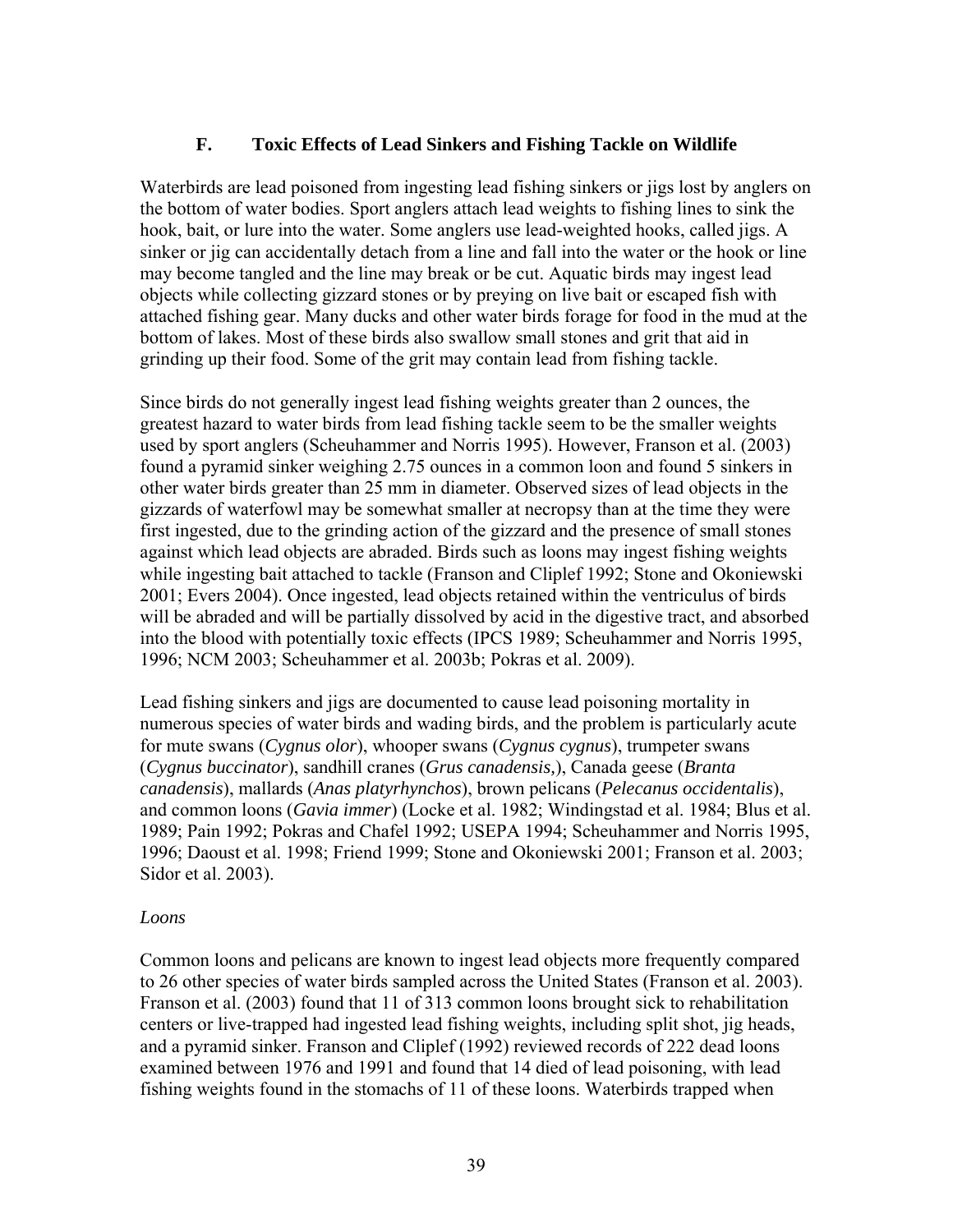## F. Toxic Effects of Lead Sinkers and Fishing Tackle on Wildlife

Waterbirds are lead poisoned from ingesting lead fishing sinkers or jigs lost by anglers on the bottom of water bodies. Sport anglers attach lead weights to fishing lines to sink the hook, bait, or lure into the water. Some anglers use lead-weighted hooks, called jigs. A sinker or jig can accidentally detach from a line and fall into the water or the hook or line may become tangled and the line may break or be cut. Aquatic birds may ingest lead objects while collecting gizzard stones or by preying on live bait or escaped fish with attached fishing gear. Many ducks and other water birds forage for food in the mud at the bottom of lakes. Most of these birds also swallow small stones and grit that aid in grinding up their food. Some of the grit may contain lead from fishing tackle.

Since birds do not generally ingest lead fishing weights greater than 2 ounces, the greatest hazard to water birds from lead fishing tackle seem to be the smaller weights used by sport anglers (Scheuhammer and Norris 1995). However, Franson et al. (2003) found a pyramid sinker weighing 2.75 ounces in a common loon and found 5 sinkers in other water birds greater than 25 mm in diameter. Observed sizes of lead objects in the gizzards of waterfowl may be somewhat smaller at necropsy than at the time they were first ingested, due to the grinding action of the gizzard and the presence of small stones against which lead objects are abraded. Birds such as loons may ingest fishing weights while ingesting bait attached to tackle (Franson and Cliplef 1992; Stone and Okoniewski 2001; Evers 2004). Once ingested, lead objects retained within the ventriculus of birds will be abraded and will be partially dissolved by acid in the digestive tract, and absorbed into the blood with potentially toxic effects (IPCS 1989; Scheuhammer and Norris 1995, 1996; NCM 2003; Scheuhammer et al. 2003b; Pokras et al. 2009).

Lead fishing sinkers and jigs are documented to cause lead poisoning mortality in numerous species of water birds and wading birds, and the problem is particularly acute for mute swans (*Cygnus olor*), whooper swans (*Cygnus cygnus*), trumpeter swans (*Cygnus buccinator*), sandhill cranes (*Grus canadensis,*), Canada geese (*Branta canadensis*), mallards (*Anas platyrhynchos*), brown pelicans (*Pelecanus occidentalis*), and common loons (*Gavia immer*) (Locke et al. 1982; Windingstad et al. 1984; Blus et al. 1989; Pain 1992; Pokras and Chafel 1992; USEPA 1994; Scheuhammer and Norris 1995, 1996; Daoust et al. 1998; Friend 1999; Stone and Okoniewski 2001; Franson et al. 2003; Sidor et al. 2003).

*Loons*

Common loons and pelicans are known to ingest lead objects more frequently compared to 26 other species of water birds sampled across the United States (Franson et al. 2003). Franson et al. (2003) found that 11 of 313 common loons brought sick to rehabilitation centers or live-trapped had ingested lead fishing weights, including split shot, jig heads, and a pyramid sinker. Franson and Cliplef (1992) reviewed records of 222 dead loons examined between 1976 and 1991 and found that 14 died of lead poisoning, with lead fishing weights found in the stomachs of 11 of these loons. Waterbirds trapped when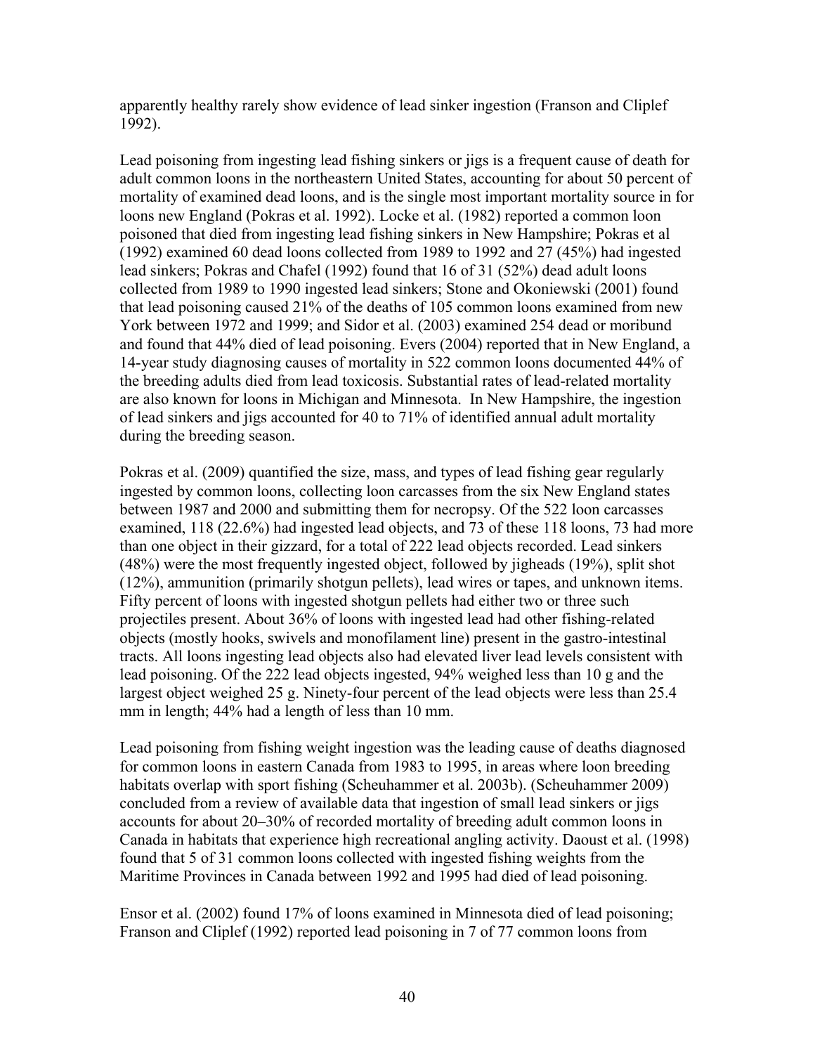apparently healthy rarely show evidence of lead sinker ingestion (Franson and Cliplef 1992).

Lead poisoning from ingesting lead fishing sinkers or jigs is a frequent cause of death for adult common loons in the northeastern United States, accounting for about 50 percent of mortality of examined dead loons, and is the single most important mortality source in for loons new England (Pokras et al. 1992). Locke et al. (1982) reported a common loon poisoned that died from ingesting lead fishing sinkers in New Hampshire; Pokras et al (1992) examined 60 dead loons collected from 1989 to 1992 and 27 (45%) had ingested lead sinkers; Pokras and Chafel (1992) found that 16 of 31 (52%) dead adult loons collected from 1989 to 1990 ingested lead sinkers; Stone and Okoniewski (2001) found that lead poisoning caused 21% of the deaths of 105 common loons examined from new York between 1972 and 1999; and Sidor et al. (2003) examined 254 dead or moribund and found that 44% died of lead poisoning. Evers (2004) reported that in New England, a 14-year study diagnosing causes of mortality in 522 common loons documented 44% of the breeding adults died from lead toxicosis. Substantial rates of lead-related mortality are also known for loons in Michigan and Minnesota. In New Hampshire, the ingestion of lead sinkers and jigs accounted for 40 to 71% of identified annual adult mortality during the breeding season.

Pokras et al. (2009) quantified the size, mass, and types of lead fishing gear regularly ingested by common loons, collecting loon carcasses from the six New England states between 1987 and 2000 and submitting them for necropsy. Of the 522 loon carcasses examined, 118 (22.6%) had ingested lead objects, and 73 of these 118 loons, 73 had more than one object in their gizzard, for a total of 222 lead objects recorded. Lead sinkers (48%) were the most frequently ingested object, followed by jigheads (19%), split shot (12%), ammunition (primarily shotgun pellets), lead wires or tapes, and unknown items. Fifty percent of loons with ingested shotgun pellets had either two or three such projectiles present. About 36% of loons with ingested lead had other fishing-related objects (mostly hooks, swivels and monofilament line) present in the gastro-intestinal tracts. All loons ingesting lead objects also had elevated liver lead levels consistent with lead poisoning. Of the 222 lead objects ingested, 94% weighed less than 10 g and the largest object weighed 25 g. Ninety-four percent of the lead objects were less than 25.4 mm in length; 44% had a length of less than 10 mm.

Lead poisoning from fishing weight ingestion was the leading cause of deaths diagnosed for common loons in eastern Canada from 1983 to 1995, in areas where loon breeding habitats overlap with sport fishing (Scheuhammer et al. 2003b). (Scheuhammer 2009) concluded from a review of available data that ingestion of small lead sinkers or jigs accounts for about 20–30% of recorded mortality of breeding adult common loons in Canada in habitats that experience high recreational angling activity. Daoust et al. (1998) found that 5 of 31 common loons collected with ingested fishing weights from the Maritime Provinces in Canada between 1992 and 1995 had died of lead poisoning.

Ensor et al. (2002) found 17% of loons examined in Minnesota died of lead poisoning; Franson and Cliplef (1992) reported lead poisoning in 7 of 77 common loons from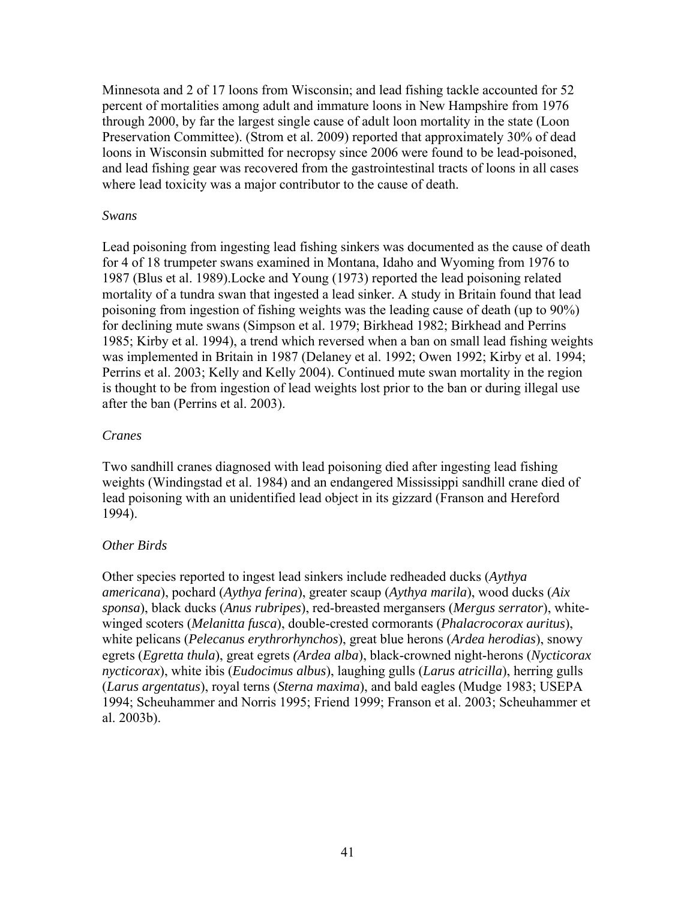Minnesota and 2 of 17 loons from Wisconsin; and lead fishing tackle accounted for 52 percent of mortalities among adult and immature loons in New Hampshire from 1976 through 2000, by far the largest single cause of adult loon mortality in the state (Loon Preservation Committee). (Strom et al. 2009) reported that approximately 30% of dead loons in Wisconsin submitted for necropsy since 2006 were found to be lead-poisoned, and lead fishing gear was recovered from the gastrointestinal tracts of loons in all cases where lead toxicity was a major contributor to the cause of death.

*Swans*

Lead poisoning from ingesting lead fishing sinkers was documented as the cause of death for 4 of 18 trumpeter swans examined in Montana, Idaho and Wyoming from 1976 to 1987 (Blus et al. 1989).Locke and Young (1973) reported the lead poisoning related mortality of a tundra swan that ingested a lead sinker. A study in Britain found that lead poisoning from ingestion of fishing weights was the leading cause of death (up to 90%) for declining mute swans (Simpson et al. 1979; Birkhead 1982; Birkhead and Perrins 1985; Kirby et al. 1994), a trend which reversed when a ban on small lead fishing weights was implemented in Britain in 1987 (Delaney et al. 1992; Owen 1992; Kirby et al. 1994; Perrins et al. 2003; Kelly and Kelly 2004). Continued mute swan mortality in the region is thought to be from ingestion of lead weights lost prior to the ban or during illegal use after the ban (Perrins et al. 2003).

*Cranes*

Two sandhill cranes diagnosed with lead poisoning died after ingesting lead fishing weights (Windingstad et al. 1984) and an endangered Mississippi sandhill crane died of lead poisoning with an unidentified lead object in its gizzard (Franson and Hereford 1994).

*Other Birds*

Other species reported to ingest lead sinkers include redheaded ducks (*Aythya americana*), pochard (*Aythya ferina*), greater scaup (*Aythya marila*), wood ducks (*Aix sponsa*), black ducks (*Anus rubripes*), red-breasted mergansers (*Mergus serrator*), white-winged scoters (*Melanitta fusca*), double-crested cormorants (*Phalacrocorax auritus*), white pelicans (*Pelecanus erythrorhynchos*), great blue herons (*Ardea herodias*), snowy egrets (*Egretta thula*), great egrets *(Ardea alba*), black-crowned night-herons (*Nycticorax nycticorax*), white ibis (*Eudocimus albus*), laughing gulls (*Larus atricilla*), herring gulls (*Larus argentatus*), royal terns (*Sterna maxima*), and bald eagles (Mudge 1983; USEPA 1994; Scheuhammer and Norris 1995; Friend 1999; Franson et al. 2003; Scheuhammer et al. 2003b).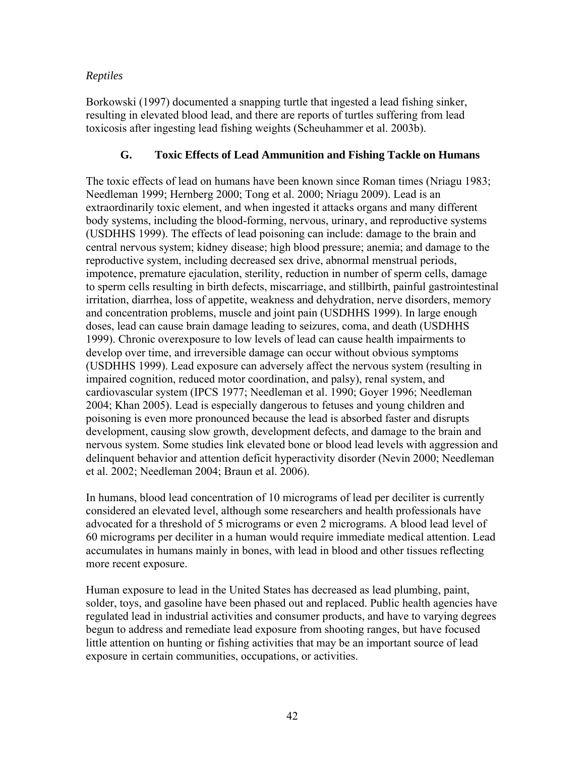*Reptiles*

Borkowski (1997) documented a snapping turtle that ingested a lead fishing sinker, resulting in elevated blood lead, and there are reports of turtles suffering from lead toxicosis after ingesting lead fishing weights (Scheuhammer et al. 2003b).

### G. Toxic Effects of Lead Ammunition and Fishing Tackle on Humans

The toxic effects of lead on humans have been known since Roman times (Nriagu 1983; Needleman 1999; Hernberg 2000; Tong et al. 2000; Nriagu 2009). Lead is an extraordinarily toxic element, and when ingested it attacks organs and many different body systems, including the blood-forming, nervous, urinary, and reproductive systems (USDHHS 1999). The effects of lead poisoning can include: damage to the brain and central nervous system; kidney disease; high blood pressure; anemia; and damage to the reproductive system, including decreased sex drive, abnormal menstrual periods, impotence, premature ejaculation, sterility, reduction in number of sperm cells, damage to sperm cells resulting in birth defects, miscarriage, and stillbirth, painful gastrointestinal irritation, diarrhea, loss of appetite, weakness and dehydration, nerve disorders, memory and concentration problems, muscle and joint pain (USDHHS 1999). In large enough doses, lead can cause brain damage leading to seizures, coma, and death (USDHHS 1999). Chronic overexposure to low levels of lead can cause health impairments to develop over time, and irreversible damage can occur without obvious symptoms (USDHHS 1999). Lead exposure can adversely affect the nervous system (resulting in impaired cognition, reduced motor coordination, and palsy), renal system, and cardiovascular system (IPCS 1977; Needleman et al. 1990; Goyer 1996; Needleman 2004; Khan 2005). Lead is especially dangerous to fetuses and young children and poisoning is even more pronounced because the lead is absorbed faster and disrupts development, causing slow growth, development defects, and damage to the brain and nervous system. Some studies link elevated bone or blood lead levels with aggression and delinquent behavior and attention deficit hyperactivity disorder (Nevin 2000; Needleman et al. 2002; Needleman 2004; Braun et al. 2006).

In humans, blood lead concentration of 10 micrograms of lead per deciliter is currently considered an elevated level, although some researchers and health professionals have advocated for a threshold of 5 micrograms or even 2 micrograms. A blood lead level of 60 micrograms per deciliter in a human would require immediate medical attention. Lead accumulates in humans mainly in bones, with lead in blood and other tissues reflecting more recent exposure.

Human exposure to lead in the United States has decreased as lead plumbing, paint, solder, toys, and gasoline have been phased out and replaced. Public health agencies have regulated lead in industrial activities and consumer products, and have to varying degrees begun to address and remediate lead exposure from shooting ranges, but have focused little attention on hunting or fishing activities that may be an important source of lead exposure in certain communities, occupations, or activities.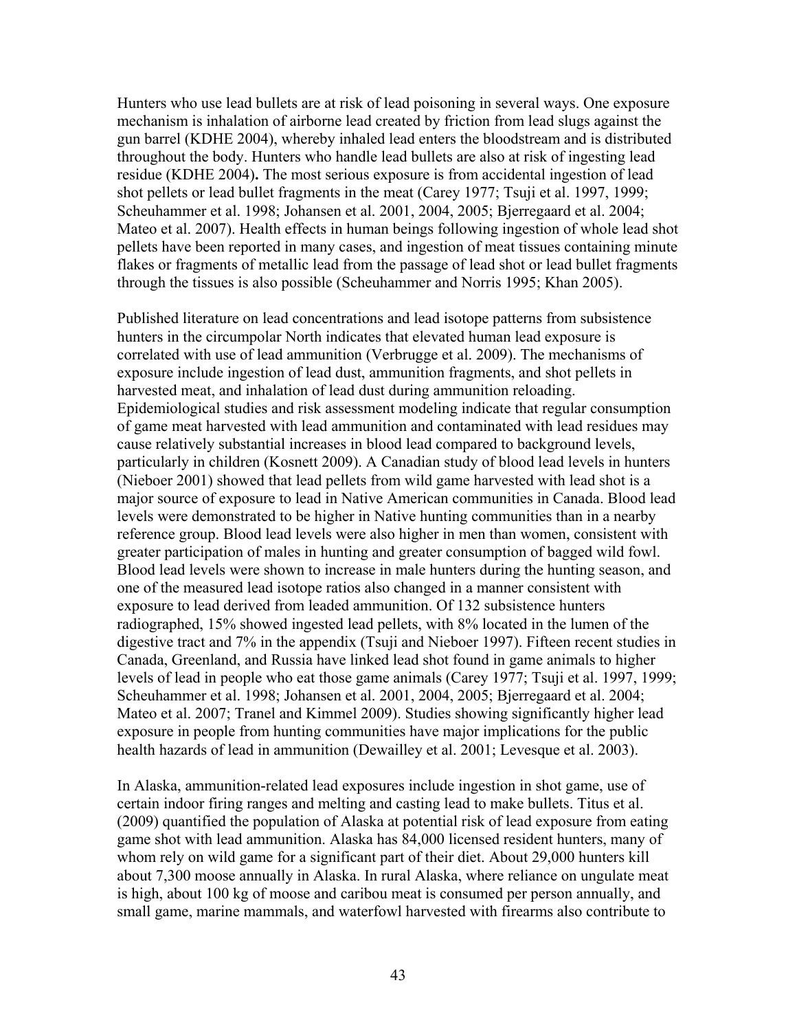Hunters who use lead bullets are at risk of lead poisoning in several ways. One exposure mechanism is inhalation of airborne lead created by friction from lead slugs against the gun barrel (KDHE 2004), whereby inhaled lead enters the bloodstream and is distributed throughout the body. Hunters who handle lead bullets are also at risk of ingesting lead residue (KDHE 2004)**.** The most serious exposure is from accidental ingestion of lead shot pellets or lead bullet fragments in the meat (Carey 1977; Tsuji et al. 1997, 1999; Scheuhammer et al. 1998; Johansen et al. 2001, 2004, 2005; Bjerregaard et al. 2004; Mateo et al. 2007). Health effects in human beings following ingestion of whole lead shot pellets have been reported in many cases, and ingestion of meat tissues containing minute flakes or fragments of metallic lead from the passage of lead shot or lead bullet fragments through the tissues is also possible (Scheuhammer and Norris 1995; Khan 2005).

Published literature on lead concentrations and lead isotope patterns from subsistence hunters in the circumpolar North indicates that elevated human lead exposure is correlated with use of lead ammunition (Verbrugge et al. 2009). The mechanisms of exposure include ingestion of lead dust, ammunition fragments, and shot pellets in harvested meat, and inhalation of lead dust during ammunition reloading. Epidemiological studies and risk assessment modeling indicate that regular consumption of game meat harvested with lead ammunition and contaminated with lead residues may cause relatively substantial increases in blood lead compared to background levels, particularly in children (Kosnett 2009). A Canadian study of blood lead levels in hunters (Nieboer 2001) showed that lead pellets from wild game harvested with lead shot is a major source of exposure to lead in Native American communities in Canada. Blood lead levels were demonstrated to be higher in Native hunting communities than in a nearby reference group. Blood lead levels were also higher in men than women, consistent with greater participation of males in hunting and greater consumption of bagged wild fowl. Blood lead levels were shown to increase in male hunters during the hunting season, and one of the measured lead isotope ratios also changed in a manner consistent with exposure to lead derived from leaded ammunition. Of 132 subsistence hunters radiographed, 15% showed ingested lead pellets, with 8% located in the lumen of the digestive tract and 7% in the appendix (Tsuji and Nieboer 1997). Fifteen recent studies in Canada, Greenland, and Russia have linked lead shot found in game animals to higher levels of lead in people who eat those game animals (Carey 1977; Tsuji et al. 1997, 1999; Scheuhammer et al. 1998; Johansen et al. 2001, 2004, 2005; Bjerregaard et al. 2004; Mateo et al. 2007; Tranel and Kimmel 2009). Studies showing significantly higher lead exposure in people from hunting communities have major implications for the public health hazards of lead in ammunition (Dewailley et al. 2001; Levesque et al. 2003).

In Alaska, ammunition-related lead exposures include ingestion in shot game, use of certain indoor firing ranges and melting and casting lead to make bullets. Titus et al. (2009) quantified the population of Alaska at potential risk of lead exposure from eating game shot with lead ammunition. Alaska has 84,000 licensed resident hunters, many of whom rely on wild game for a significant part of their diet. About 29,000 hunters kill about 7,300 moose annually in Alaska. In rural Alaska, where reliance on ungulate meat is high, about 100 kg of moose and caribou meat is consumed per person annually, and small game, marine mammals, and waterfowl harvested with firearms also contribute to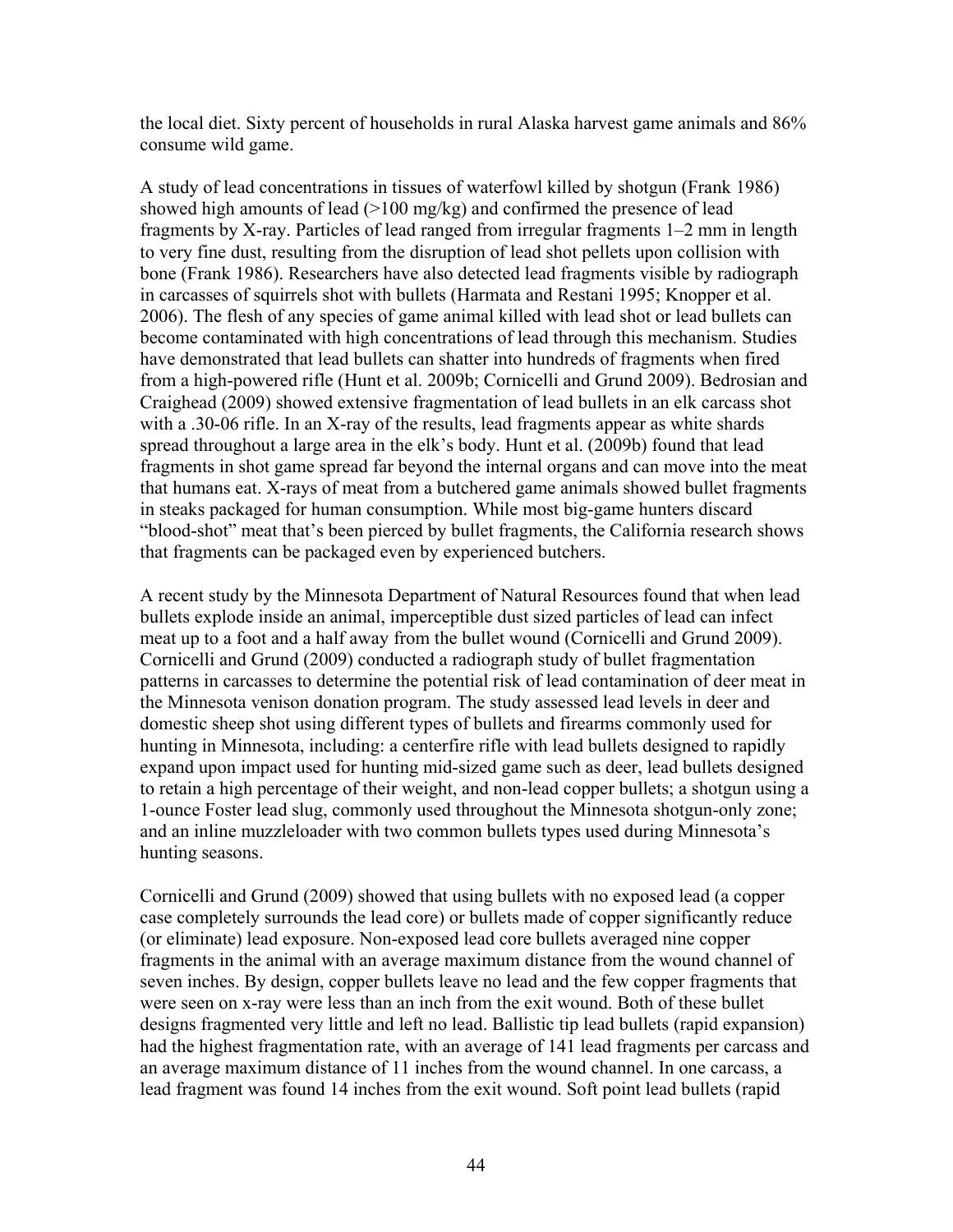the local diet. Sixty percent of households in rural Alaska harvest game animals and 86% consume wild game.

A study of lead concentrations in tissues of waterfowl killed by shotgun (Frank 1986) showed high amounts of lead (>100 mg/kg) and confirmed the presence of lead fragments by X-ray. Particles of lead ranged from irregular fragments 1–2 mm in length to very fine dust, resulting from the disruption of lead shot pellets upon collision with bone (Frank 1986). Researchers have also detected lead fragments visible by radiograph in carcasses of squirrels shot with bullets (Harmata and Restani 1995; Knopper et al. 2006). The flesh of any species of game animal killed with lead shot or lead bullets can become contaminated with high concentrations of lead through this mechanism. Studies have demonstrated that lead bullets can shatter into hundreds of fragments when fired from a high-powered rifle (Hunt et al. 2009b; Cornicelli and Grund 2009). Bedrosian and Craighead (2009) showed extensive fragmentation of lead bullets in an elk carcass shot with a .30-06 rifle. In an X-ray of the results, lead fragments appear as white shards spread throughout a large area in the elk's body. Hunt et al. (2009b) found that lead fragments in shot game spread far beyond the internal organs and can move into the meat that humans eat. X-rays of meat from a butchered game animals showed bullet fragments in steaks packaged for human consumption. While most big-game hunters discard "blood-shot" meat that's been pierced by bullet fragments, the California research shows that fragments can be packaged even by experienced butchers.

A recent study by the Minnesota Department of Natural Resources found that when lead bullets explode inside an animal, imperceptible dust sized particles of lead can infect meat up to a foot and a half away from the bullet wound (Cornicelli and Grund 2009). Cornicelli and Grund (2009) conducted a radiograph study of bullet fragmentation patterns in carcasses to determine the potential risk of lead contamination of deer meat in the Minnesota venison donation program. The study assessed lead levels in deer and domestic sheep shot using different types of bullets and firearms commonly used for hunting in Minnesota, including: a centerfire rifle with lead bullets designed to rapidly expand upon impact used for hunting mid-sized game such as deer, lead bullets designed to retain a high percentage of their weight, and non-lead copper bullets; a shotgun using a 1-ounce Foster lead slug, commonly used throughout the Minnesota shotgun-only zone; and an inline muzzleloader with two common bullets types used during Minnesota's hunting seasons.

Cornicelli and Grund (2009) showed that using bullets with no exposed lead (a copper case completely surrounds the lead core) or bullets made of copper significantly reduce (or eliminate) lead exposure. Non-exposed lead core bullets averaged nine copper fragments in the animal with an average maximum distance from the wound channel of seven inches. By design, copper bullets leave no lead and the few copper fragments that were seen on x-ray were less than an inch from the exit wound. Both of these bullet designs fragmented very little and left no lead. Ballistic tip lead bullets (rapid expansion) had the highest fragmentation rate, with an average of 141 lead fragments per carcass and an average maximum distance of 11 inches from the wound channel. In one carcass, a lead fragment was found 14 inches from the exit wound. Soft point lead bullets (rapid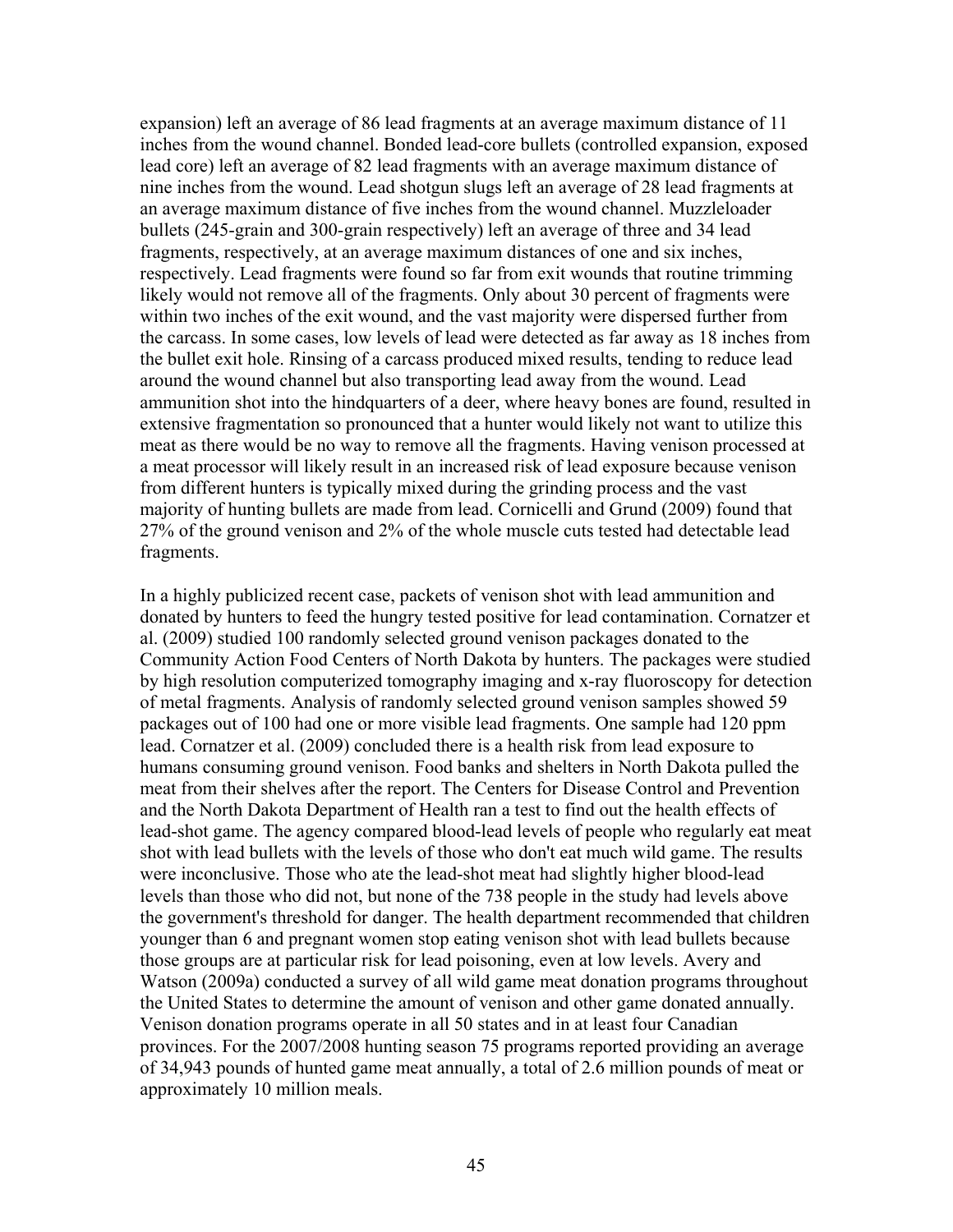expansion) left an average of 86 lead fragments at an average maximum distance of 11 inches from the wound channel. Bonded lead-core bullets (controlled expansion, exposed lead core) left an average of 82 lead fragments with an average maximum distance of nine inches from the wound. Lead shotgun slugs left an average of 28 lead fragments at an average maximum distance of five inches from the wound channel. Muzzleloader bullets (245-grain and 300-grain respectively) left an average of three and 34 lead fragments, respectively, at an average maximum distances of one and six inches, respectively. Lead fragments were found so far from exit wounds that routine trimming likely would not remove all of the fragments. Only about 30 percent of fragments were within two inches of the exit wound, and the vast majority were dispersed further from the carcass. In some cases, low levels of lead were detected as far away as 18 inches from the bullet exit hole. Rinsing of a carcass produced mixed results, tending to reduce lead around the wound channel but also transporting lead away from the wound. Lead ammunition shot into the hindquarters of a deer, where heavy bones are found, resulted in extensive fragmentation so pronounced that a hunter would likely not want to utilize this meat as there would be no way to remove all the fragments. Having venison processed at a meat processor will likely result in an increased risk of lead exposure because venison from different hunters is typically mixed during the grinding process and the vast majority of hunting bullets are made from lead. Cornicelli and Grund (2009) found that 27% of the ground venison and 2% of the whole muscle cuts tested had detectable lead fragments.

In a highly publicized recent case, packets of venison shot with lead ammunition and donated by hunters to feed the hungry tested positive for lead contamination. Cornatzer et al. (2009) studied 100 randomly selected ground venison packages donated to the Community Action Food Centers of North Dakota by hunters. The packages were studied by high resolution computerized tomography imaging and x-ray fluoroscopy for detection of metal fragments. Analysis of randomly selected ground venison samples showed 59 packages out of 100 had one or more visible lead fragments. One sample had 120 ppm lead. Cornatzer et al. (2009) concluded there is a health risk from lead exposure to humans consuming ground venison. Food banks and shelters in North Dakota pulled the meat from their shelves after the report. The Centers for Disease Control and Prevention and the North Dakota Department of Health ran a test to find out the health effects of lead-shot game. The agency compared blood-lead levels of people who regularly eat meat shot with lead bullets with the levels of those who don't eat much wild game. The results were inconclusive. Those who ate the lead-shot meat had slightly higher blood-lead levels than those who did not, but none of the 738 people in the study had levels above the government's threshold for danger. The health department recommended that children younger than 6 and pregnant women stop eating venison shot with lead bullets because those groups are at particular risk for lead poisoning, even at low levels. Avery and Watson (2009a) conducted a survey of all wild game meat donation programs throughout the United States to determine the amount of venison and other game donated annually. Venison donation programs operate in all 50 states and in at least four Canadian provinces. For the 2007/2008 hunting season 75 programs reported providing an average of 34,943 pounds of hunted game meat annually, a total of 2.6 million pounds of meat or approximately 10 million meals.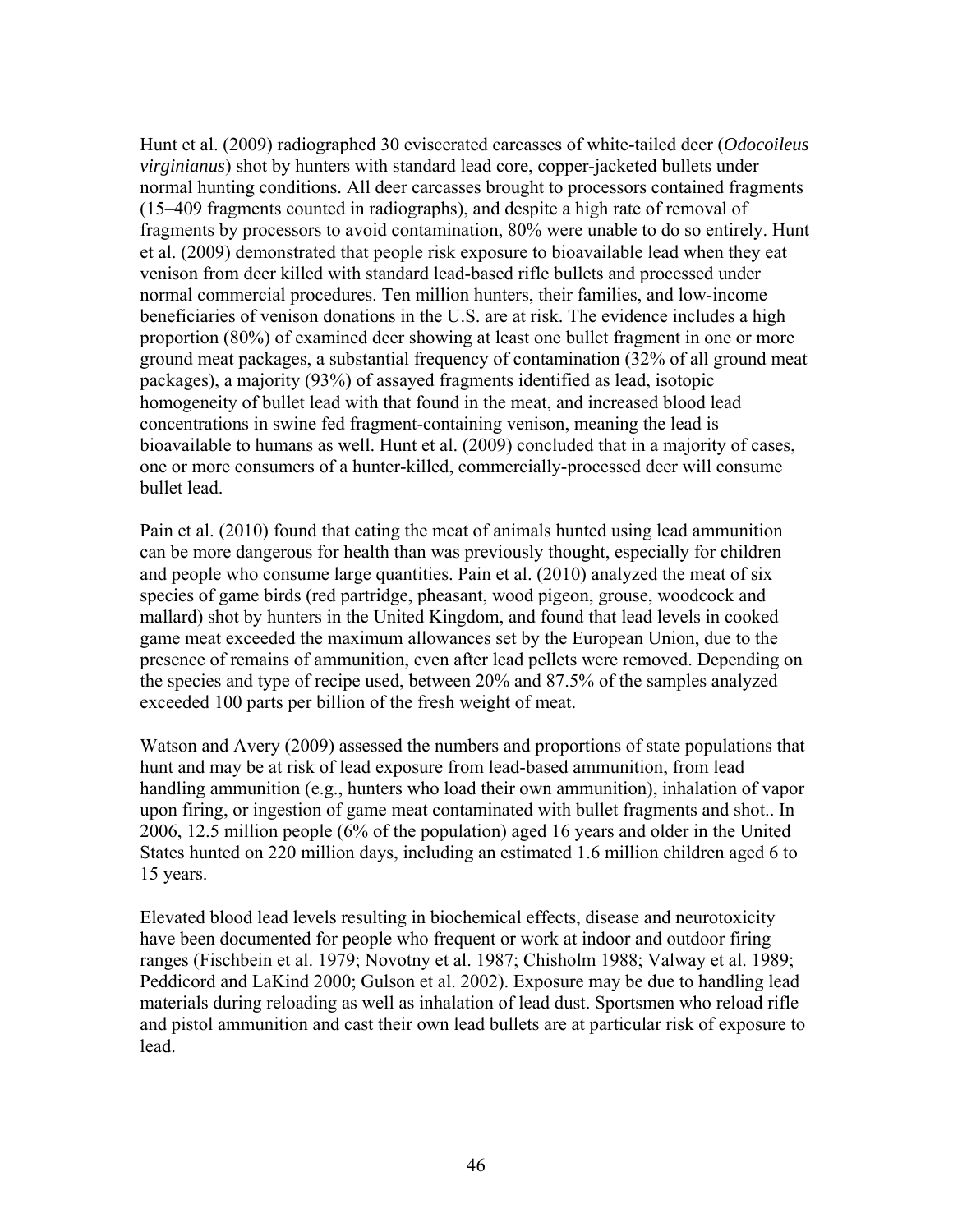Hunt et al. (2009) radiographed 30 eviscerated carcasses of white-tailed deer (*Odocoileus virginianus*) shot by hunters with standard lead core, copper-jacketed bullets under normal hunting conditions. All deer carcasses brought to processors contained fragments (15–409 fragments counted in radiographs), and despite a high rate of removal of fragments by processors to avoid contamination, 80% were unable to do so entirely. Hunt et al. (2009) demonstrated that people risk exposure to bioavailable lead when they eat venison from deer killed with standard lead-based rifle bullets and processed under normal commercial procedures. Ten million hunters, their families, and low-income beneficiaries of venison donations in the U.S. are at risk. The evidence includes a high proportion (80%) of examined deer showing at least one bullet fragment in one or more ground meat packages, a substantial frequency of contamination (32% of all ground meat packages), a majority (93%) of assayed fragments identified as lead, isotopic homogeneity of bullet lead with that found in the meat, and increased blood lead concentrations in swine fed fragment-containing venison, meaning the lead is bioavailable to humans as well. Hunt et al. (2009) concluded that in a majority of cases, one or more consumers of a hunter-killed, commercially-processed deer will consume bullet lead.

Pain et al. (2010) found that eating the meat of animals hunted using lead ammunition can be more dangerous for health than was previously thought, especially for children and people who consume large quantities. Pain et al. (2010) analyzed the meat of six species of game birds (red partridge, pheasant, wood pigeon, grouse, woodcock and mallard) shot by hunters in the United Kingdom, and found that lead levels in cooked game meat exceeded the maximum allowances set by the European Union, due to the presence of remains of ammunition, even after lead pellets were removed. Depending on the species and type of recipe used, between 20% and 87.5% of the samples analyzed exceeded 100 parts per billion of the fresh weight of meat.

Watson and Avery (2009) assessed the numbers and proportions of state populations that hunt and may be at risk of lead exposure from lead-based ammunition, from lead handling ammunition (e.g., hunters who load their own ammunition), inhalation of vapor upon firing, or ingestion of game meat contaminated with bullet fragments and shot.. In 2006, 12.5 million people (6% of the population) aged 16 years and older in the United States hunted on 220 million days, including an estimated 1.6 million children aged 6 to 15 years.

Elevated blood lead levels resulting in biochemical effects, disease and neurotoxicity have been documented for people who frequent or work at indoor and outdoor firing ranges (Fischbein et al. 1979; Novotny et al. 1987; Chisholm 1988; Valway et al. 1989; Peddicord and LaKind 2000; Gulson et al. 2002). Exposure may be due to handling lead materials during reloading as well as inhalation of lead dust. Sportsmen who reload rifle and pistol ammunition and cast their own lead bullets are at particular risk of exposure to lead.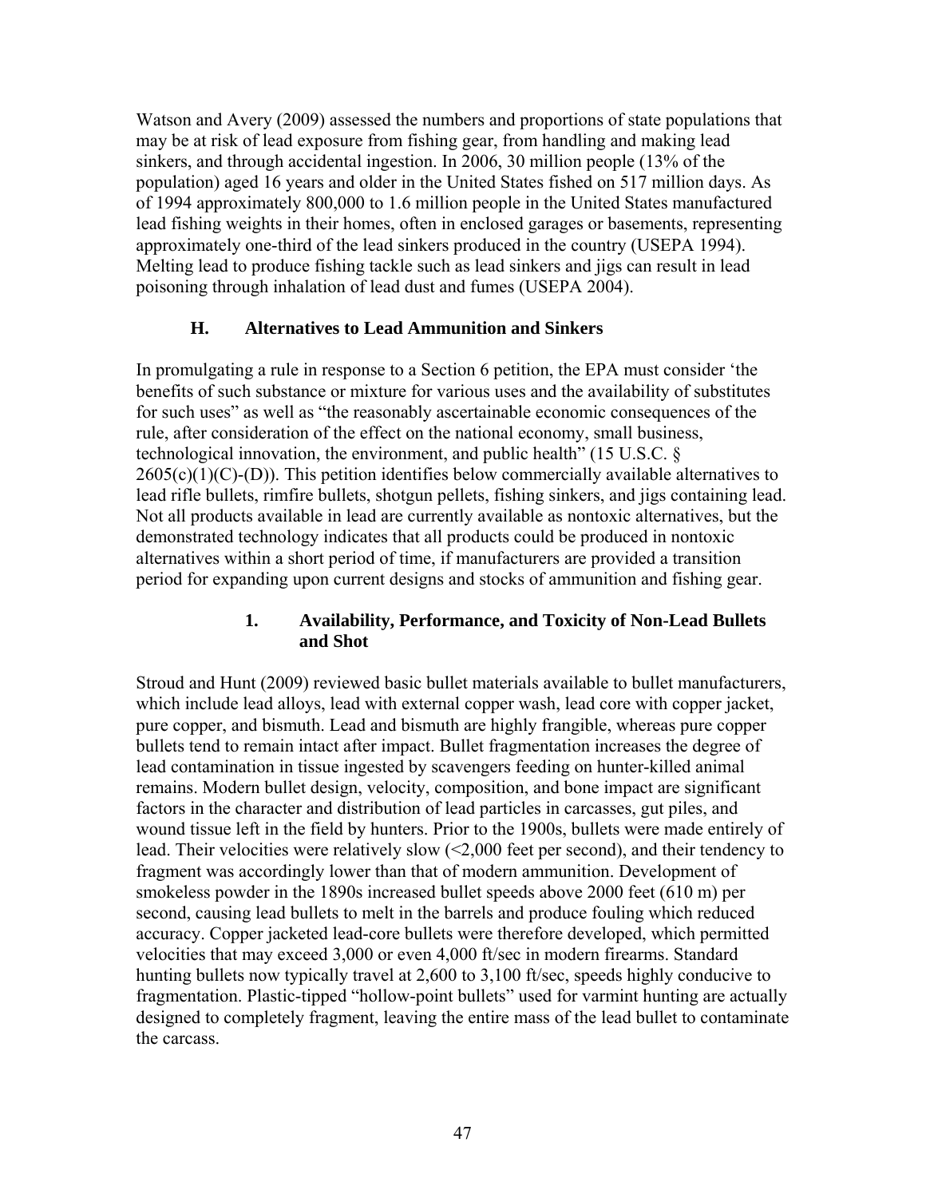Watson and Avery (2009) assessed the numbers and proportions of state populations that may be at risk of lead exposure from fishing gear, from handling and making lead sinkers, and through accidental ingestion. In 2006, 30 million people (13% of the population) aged 16 years and older in the United States fished on 517 million days. As of 1994 approximately 800,000 to 1.6 million people in the United States manufactured lead fishing weights in their homes, often in enclosed garages or basements, representing approximately one-third of the lead sinkers produced in the country (USEPA 1994). Melting lead to produce fishing tackle such as lead sinkers and jigs can result in lead poisoning through inhalation of lead dust and fumes (USEPA 2004).

### H. Alternatives to Lead Ammunition and Sinkers

In promulgating a rule in response to a Section 6 petition, the EPA must consider 'the benefits of such substance or mixture for various uses and the availability of substitutes for such uses" as well as "the reasonably ascertainable economic consequences of the rule, after consideration of the effect on the national economy, small business, technological innovation, the environment, and public health" (15 U.S.C. § 2605(c)(1)(C)-(D)). This petition identifies below commercially available alternatives to lead rifle bullets, rimfire bullets, shotgun pellets, fishing sinkers, and jigs containing lead. Not all products available in lead are currently available as nontoxic alternatives, but the demonstrated technology indicates that all products could be produced in nontoxic alternatives within a short period of time, if manufacturers are provided a transition period for expanding upon current designs and stocks of ammunition and fishing gear.

#### 1. Availability, Performance, and Toxicity of Non-Lead Bullets and Shot

Stroud and Hunt (2009) reviewed basic bullet materials available to bullet manufacturers, which include lead alloys, lead with external copper wash, lead core with copper jacket, pure copper, and bismuth. Lead and bismuth are highly frangible, whereas pure copper bullets tend to remain intact after impact. Bullet fragmentation increases the degree of lead contamination in tissue ingested by scavengers feeding on hunter-killed animal remains. Modern bullet design, velocity, composition, and bone impact are significant factors in the character and distribution of lead particles in carcasses, gut piles, and wound tissue left in the field by hunters. Prior to the 1900s, bullets were made entirely of lead. Their velocities were relatively slow (<2,000 feet per second), and their tendency to fragment was accordingly lower than that of modern ammunition. Development of smokeless powder in the 1890s increased bullet speeds above 2000 feet (610 m) per second, causing lead bullets to melt in the barrels and produce fouling which reduced accuracy. Copper jacketed lead-core bullets were therefore developed, which permitted velocities that may exceed 3,000 or even 4,000 ft/sec in modern firearms. Standard hunting bullets now typically travel at 2,600 to 3,100 ft/sec, speeds highly conducive to fragmentation. Plastic-tipped "hollow-point bullets" used for varmint hunting are actually designed to completely fragment, leaving the entire mass of the lead bullet to contaminate the carcass.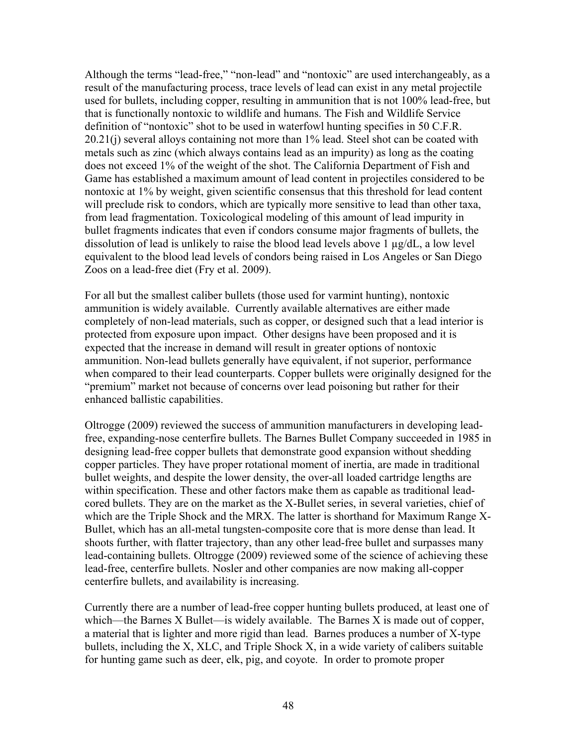Although the terms "lead-free," "non-lead" and "nontoxic" are used interchangeably, as a result of the manufacturing process, trace levels of lead can exist in any metal projectile used for bullets, including copper, resulting in ammunition that is not 100% lead-free, but that is functionally nontoxic to wildlife and humans. The Fish and Wildlife Service definition of "nontoxic" shot to be used in waterfowl hunting specifies in 50 C.F.R. 20.21(j) several alloys containing not more than 1% lead. Steel shot can be coated with metals such as zinc (which always contains lead as an impurity) as long as the coating does not exceed 1% of the weight of the shot. The California Department of Fish and Game has established a maximum amount of lead content in projectiles considered to be nontoxic at 1% by weight, given scientific consensus that this threshold for lead content will preclude risk to condors, which are typically more sensitive to lead than other taxa, from lead fragmentation. Toxicological modeling of this amount of lead impurity in bullet fragments indicates that even if condors consume major fragments of bullets, the dissolution of lead is unlikely to raise the blood lead levels above 1 µg/dL, a low level equivalent to the blood lead levels of condors being raised in Los Angeles or San Diego Zoos on a lead-free diet (Fry et al. 2009).

For all but the smallest caliber bullets (those used for varmint hunting), nontoxic ammunition is widely available. Currently available alternatives are either made completely of non-lead materials, such as copper, or designed such that a lead interior is protected from exposure upon impact. Other designs have been proposed and it is expected that the increase in demand will result in greater options of nontoxic ammunition. Non-lead bullets generally have equivalent, if not superior, performance when compared to their lead counterparts. Copper bullets were originally designed for the "premium" market not because of concerns over lead poisoning but rather for their enhanced ballistic capabilities.

Oltrogge (2009) reviewed the success of ammunition manufacturers in developing lead-free, expanding-nose centerfire bullets. The Barnes Bullet Company succeeded in 1985 in designing lead-free copper bullets that demonstrate good expansion without shedding copper particles. They have proper rotational moment of inertia, are made in traditional bullet weights, and despite the lower density, the over-all loaded cartridge lengths are within specification. These and other factors make them as capable as traditional lead-cored bullets. They are on the market as the X-Bullet series, in several varieties, chief of which are the Triple Shock and the MRX. The latter is shorthand for Maximum Range X-Bullet, which has an all-metal tungsten-composite core that is more dense than lead. It shoots further, with flatter trajectory, than any other lead-free bullet and surpasses many lead-containing bullets. Oltrogge (2009) reviewed some of the science of achieving these lead-free, centerfire bullets. Nosler and other companies are now making all-copper centerfire bullets, and availability is increasing.

Currently there are a number of lead-free copper hunting bullets produced, at least one of which—the Barnes X Bullet—is widely available. The Barnes X is made out of copper, a material that is lighter and more rigid than lead. Barnes produces a number of X-type bullets, including the X, XLC, and Triple Shock X, in a wide variety of calibers suitable for hunting game such as deer, elk, pig, and coyote. In order to promote proper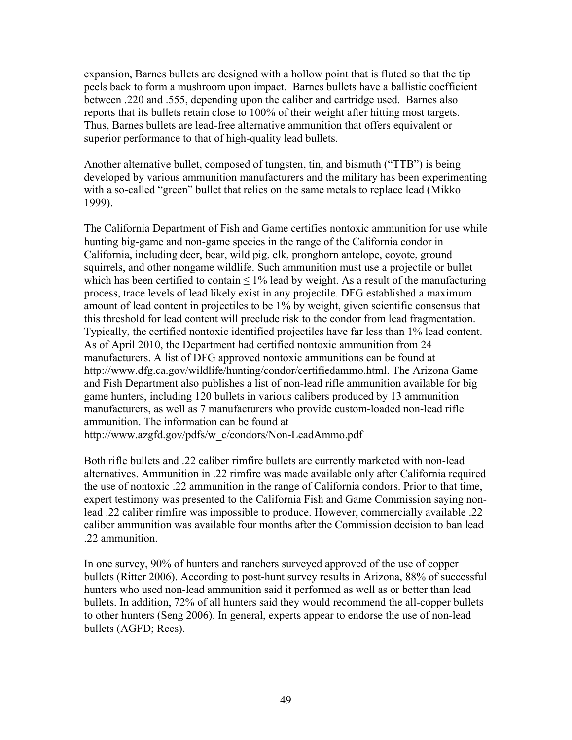expansion, Barnes bullets are designed with a hollow point that is fluted so that the tip peels back to form a mushroom upon impact. Barnes bullets have a ballistic coefficient between .220 and .555, depending upon the caliber and cartridge used. Barnes also reports that its bullets retain close to 100% of their weight after hitting most targets. Thus, Barnes bullets are lead-free alternative ammunition that offers equivalent or superior performance to that of high-quality lead bullets.

Another alternative bullet, composed of tungsten, tin, and bismuth ("TTB") is being developed by various ammunition manufacturers and the military has been experimenting with a so-called "green" bullet that relies on the same metals to replace lead (Mikko 1999).

The California Department of Fish and Game certifies nontoxic ammunition for use while hunting big-game and non-game species in the range of the California condor in California, including deer, bear, wild pig, elk, pronghorn antelope, coyote, ground squirrels, and other nongame wildlife. Such ammunition must use a projectile or bullet which has been certified to contain ≤ 1% lead by weight. As a result of the manufacturing process, trace levels of lead likely exist in any projectile. DFG established a maximum amount of lead content in projectiles to be 1% by weight, given scientific consensus that this threshold for lead content will preclude risk to the condor from lead fragmentation. Typically, the certified nontoxic identified projectiles have far less than 1% lead content. As of April 2010, the Department had certified nontoxic ammunition from 24 manufacturers. A list of DFG approved nontoxic ammunitions can be found at http://www.dfg.ca.gov/wildlife/hunting/condor/certifiedammo.html. The Arizona Game and Fish Department also publishes a list of non-lead rifle ammunition available for big game hunters, including 120 bullets in various calibers produced by 13 ammunition manufacturers, as well as 7 manufacturers who provide custom-loaded non-lead rifle ammunition. The information can be found at http://www.azgfd.gov/pdfs/w_c/condors/Non-LeadAmmo.pdf

Both rifle bullets and .22 caliber rimfire bullets are currently marketed with non-lead alternatives. Ammunition in .22 rimfire was made available only after California required the use of nontoxic .22 ammunition in the range of California condors. Prior to that time, expert testimony was presented to the California Fish and Game Commission saying non-lead .22 caliber rimfire was impossible to produce. However, commercially available .22 caliber ammunition was available four months after the Commission decision to ban lead .22 ammunition.

In one survey, 90% of hunters and ranchers surveyed approved of the use of copper bullets (Ritter 2006). According to post-hunt survey results in Arizona, 88% of successful hunters who used non-lead ammunition said it performed as well as or better than lead bullets. In addition, 72% of all hunters said they would recommend the all-copper bullets to other hunters (Seng 2006). In general, experts appear to endorse the use of non-lead bullets (AGFD; Rees).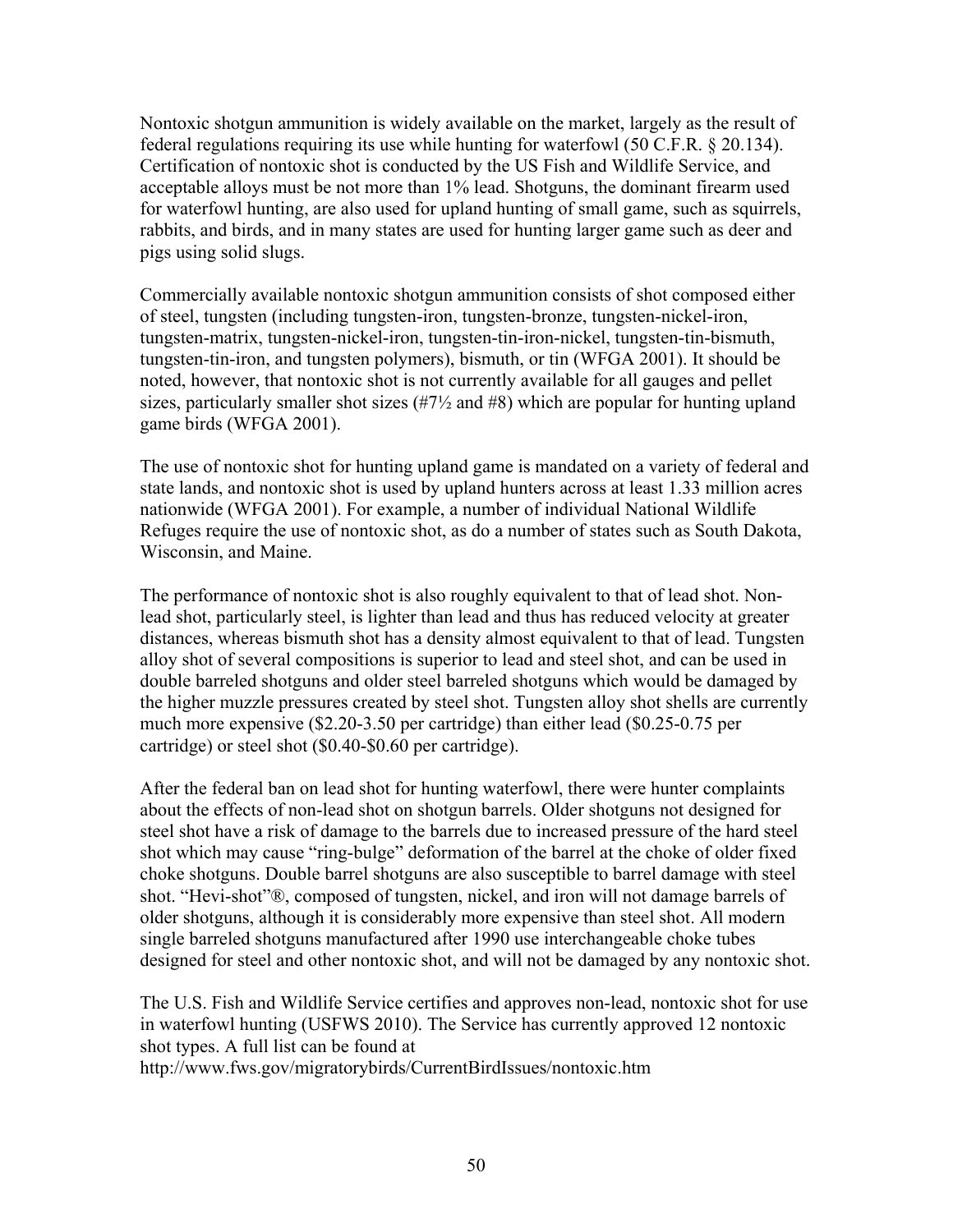Nontoxic shotgun ammunition is widely available on the market, largely as the result of federal regulations requiring its use while hunting for waterfowl (50 C.F.R. § 20.134). Certification of nontoxic shot is conducted by the US Fish and Wildlife Service, and acceptable alloys must be not more than 1% lead. Shotguns, the dominant firearm used for waterfowl hunting, are also used for upland hunting of small game, such as squirrels, rabbits, and birds, and in many states are used for hunting larger game such as deer and pigs using solid slugs.

Commercially available nontoxic shotgun ammunition consists of shot composed either of steel, tungsten (including tungsten-iron, tungsten-bronze, tungsten-nickel-iron, tungsten-matrix, tungsten-nickel-iron, tungsten-tin-iron-nickel, tungsten-tin-bismuth, tungsten-tin-iron, and tungsten polymers), bismuth, or tin (WFGA 2001). It should be noted, however, that nontoxic shot is not currently available for all gauges and pellet sizes, particularly smaller shot sizes (#7½ and #8) which are popular for hunting upland game birds (WFGA 2001).

The use of nontoxic shot for hunting upland game is mandated on a variety of federal and state lands, and nontoxic shot is used by upland hunters across at least 1.33 million acres nationwide (WFGA 2001). For example, a number of individual National Wildlife Refuges require the use of nontoxic shot, as do a number of states such as South Dakota, Wisconsin, and Maine.

The performance of nontoxic shot is also roughly equivalent to that of lead shot. Non-lead shot, particularly steel, is lighter than lead and thus has reduced velocity at greater distances, whereas bismuth shot has a density almost equivalent to that of lead. Tungsten alloy shot of several compositions is superior to lead and steel shot, and can be used in double barreled shotguns and older steel barreled shotguns which would be damaged by the higher muzzle pressures created by steel shot. Tungsten alloy shot shells are currently much more expensive ($2.20-3.50 per cartridge) than either lead ($0.25-0.75 per cartridge) or steel shot ($0.40-$0.60 per cartridge).

After the federal ban on lead shot for hunting waterfowl, there were hunter complaints about the effects of non-lead shot on shotgun barrels. Older shotguns not designed for steel shot have a risk of damage to the barrels due to increased pressure of the hard steel shot which may cause "ring-bulge" deformation of the barrel at the choke of older fixed choke shotguns. Double barrel shotguns are also susceptible to barrel damage with steel shot. "Hevi-shot"®, composed of tungsten, nickel, and iron will not damage barrels of older shotguns, although it is considerably more expensive than steel shot. All modern single barreled shotguns manufactured after 1990 use interchangeable choke tubes designed for steel and other nontoxic shot, and will not be damaged by any nontoxic shot.

The U.S. Fish and Wildlife Service certifies and approves non-lead, nontoxic shot for use in waterfowl hunting (USFWS 2010). The Service has currently approved 12 nontoxic shot types. A full list can be found at http://www.fws.gov/migratorybirds/CurrentBirdIssues/nontoxic.htm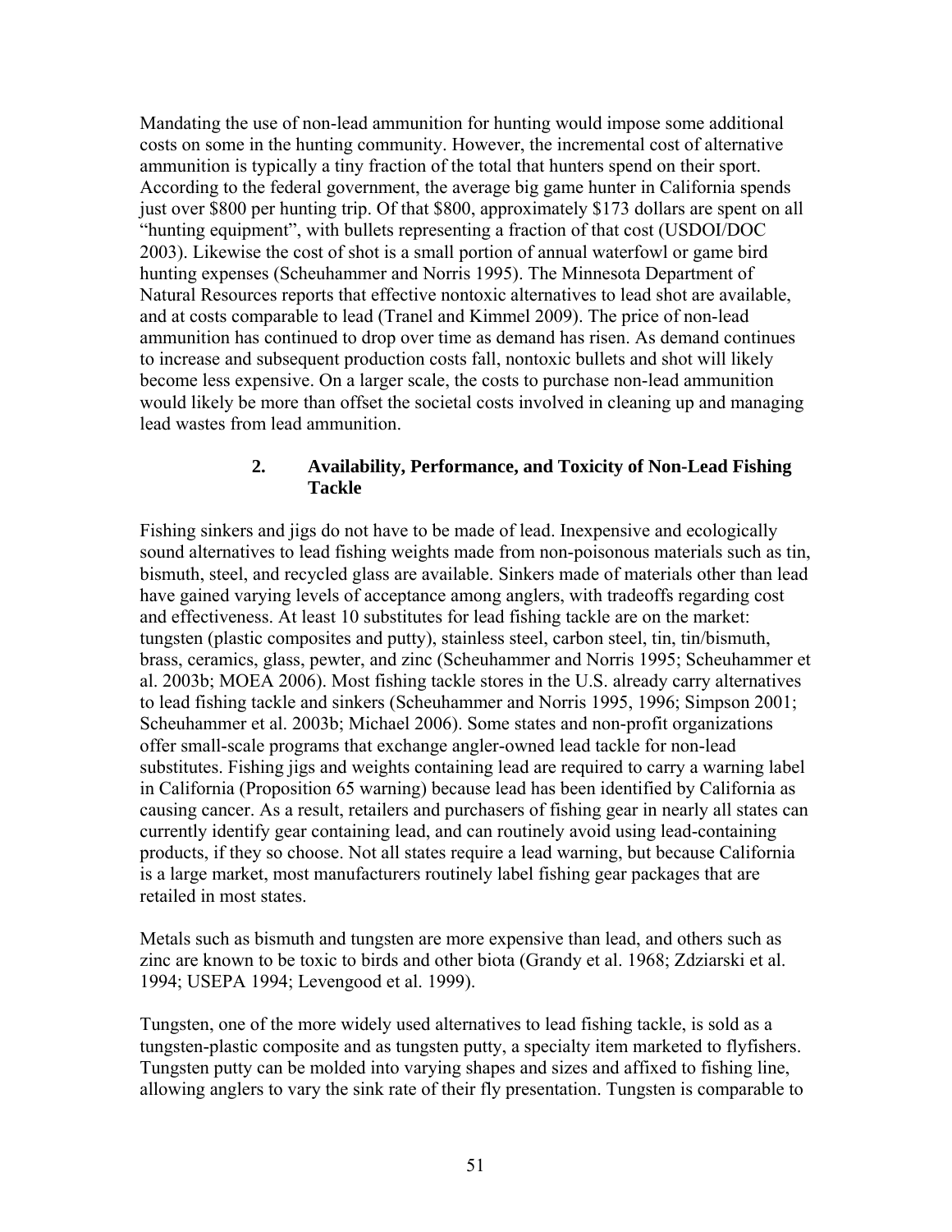Mandating the use of non-lead ammunition for hunting would impose some additional costs on some in the hunting community. However, the incremental cost of alternative ammunition is typically a tiny fraction of the total that hunters spend on their sport. According to the federal government, the average big game hunter in California spends just over $800 per hunting trip. Of that $800, approximately $173 dollars are spent on all "hunting equipment", with bullets representing a fraction of that cost (USDOI/DOC 2003). Likewise the cost of shot is a small portion of annual waterfowl or game bird hunting expenses (Scheuhammer and Norris 1995). The Minnesota Department of Natural Resources reports that effective nontoxic alternatives to lead shot are available, and at costs comparable to lead (Tranel and Kimmel 2009). The price of non-lead ammunition has continued to drop over time as demand has risen. As demand continues to increase and subsequent production costs fall, nontoxic bullets and shot will likely become less expensive. On a larger scale, the costs to purchase non-lead ammunition would likely be more than offset the societal costs involved in cleaning up and managing lead wastes from lead ammunition.

### 2. Availability, Performance, and Toxicity of Non-Lead Fishing Tackle

Fishing sinkers and jigs do not have to be made of lead. Inexpensive and ecologically sound alternatives to lead fishing weights made from non-poisonous materials such as tin, bismuth, steel, and recycled glass are available. Sinkers made of materials other than lead have gained varying levels of acceptance among anglers, with tradeoffs regarding cost and effectiveness. At least 10 substitutes for lead fishing tackle are on the market: tungsten (plastic composites and putty), stainless steel, carbon steel, tin, tin/bismuth, brass, ceramics, glass, pewter, and zinc (Scheuhammer and Norris 1995; Scheuhammer et al. 2003b; MOEA 2006). Most fishing tackle stores in the U.S. already carry alternatives to lead fishing tackle and sinkers (Scheuhammer and Norris 1995, 1996; Simpson 2001; Scheuhammer et al. 2003b; Michael 2006). Some states and non-profit organizations offer small-scale programs that exchange angler-owned lead tackle for non-lead substitutes. Fishing jigs and weights containing lead are required to carry a warning label in California (Proposition 65 warning) because lead has been identified by California as causing cancer. As a result, retailers and purchasers of fishing gear in nearly all states can currently identify gear containing lead, and can routinely avoid using lead-containing products, if they so choose. Not all states require a lead warning, but because California is a large market, most manufacturers routinely label fishing gear packages that are retailed in most states.

Metals such as bismuth and tungsten are more expensive than lead, and others such as zinc are known to be toxic to birds and other biota (Grandy et al. 1968; Zdziarski et al. 1994; USEPA 1994; Levengood et al. 1999).

Tungsten, one of the more widely used alternatives to lead fishing tackle, is sold as a tungsten-plastic composite and as tungsten putty, a specialty item marketed to flyfishers. Tungsten putty can be molded into varying shapes and sizes and affixed to fishing line, allowing anglers to vary the sink rate of their fly presentation. Tungsten is comparable to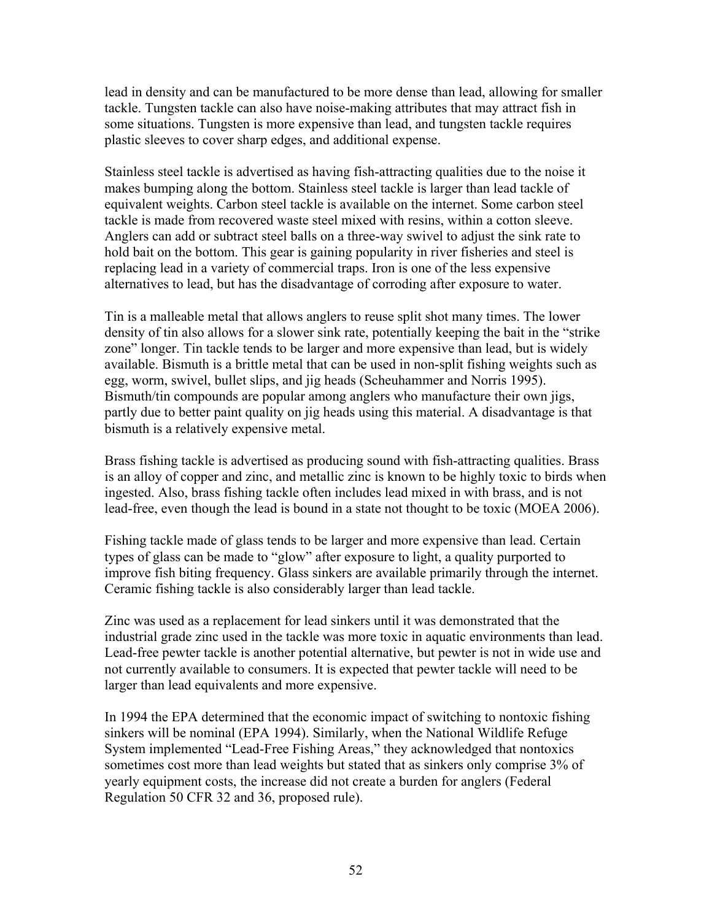lead in density and can be manufactured to be more dense than lead, allowing for smaller tackle. Tungsten tackle can also have noise-making attributes that may attract fish in some situations. Tungsten is more expensive than lead, and tungsten tackle requires plastic sleeves to cover sharp edges, and additional expense.

Stainless steel tackle is advertised as having fish-attracting qualities due to the noise it makes bumping along the bottom. Stainless steel tackle is larger than lead tackle of equivalent weights. Carbon steel tackle is available on the internet. Some carbon steel tackle is made from recovered waste steel mixed with resins, within a cotton sleeve. Anglers can add or subtract steel balls on a three-way swivel to adjust the sink rate to hold bait on the bottom. This gear is gaining popularity in river fisheries and steel is replacing lead in a variety of commercial traps. Iron is one of the less expensive alternatives to lead, but has the disadvantage of corroding after exposure to water.

Tin is a malleable metal that allows anglers to reuse split shot many times. The lower density of tin also allows for a slower sink rate, potentially keeping the bait in the "strike zone" longer. Tin tackle tends to be larger and more expensive than lead, but is widely available. Bismuth is a brittle metal that can be used in non-split fishing weights such as egg, worm, swivel, bullet slips, and jig heads (Scheuhammer and Norris 1995). Bismuth/tin compounds are popular among anglers who manufacture their own jigs, partly due to better paint quality on jig heads using this material. A disadvantage is that bismuth is a relatively expensive metal.

Brass fishing tackle is advertised as producing sound with fish-attracting qualities. Brass is an alloy of copper and zinc, and metallic zinc is known to be highly toxic to birds when ingested. Also, brass fishing tackle often includes lead mixed in with brass, and is not lead-free, even though the lead is bound in a state not thought to be toxic (MOEA 2006).

Fishing tackle made of glass tends to be larger and more expensive than lead. Certain types of glass can be made to "glow" after exposure to light, a quality purported to improve fish biting frequency. Glass sinkers are available primarily through the internet. Ceramic fishing tackle is also considerably larger than lead tackle.

Zinc was used as a replacement for lead sinkers until it was demonstrated that the industrial grade zinc used in the tackle was more toxic in aquatic environments than lead. Lead-free pewter tackle is another potential alternative, but pewter is not in wide use and not currently available to consumers. It is expected that pewter tackle will need to be larger than lead equivalents and more expensive.

In 1994 the EPA determined that the economic impact of switching to nontoxic fishing sinkers will be nominal (EPA 1994). Similarly, when the National Wildlife Refuge System implemented "Lead-Free Fishing Areas," they acknowledged that nontoxics sometimes cost more than lead weights but stated that as sinkers only comprise 3% of yearly equipment costs, the increase did not create a burden for anglers (Federal Regulation 50 CFR 32 and 36, proposed rule).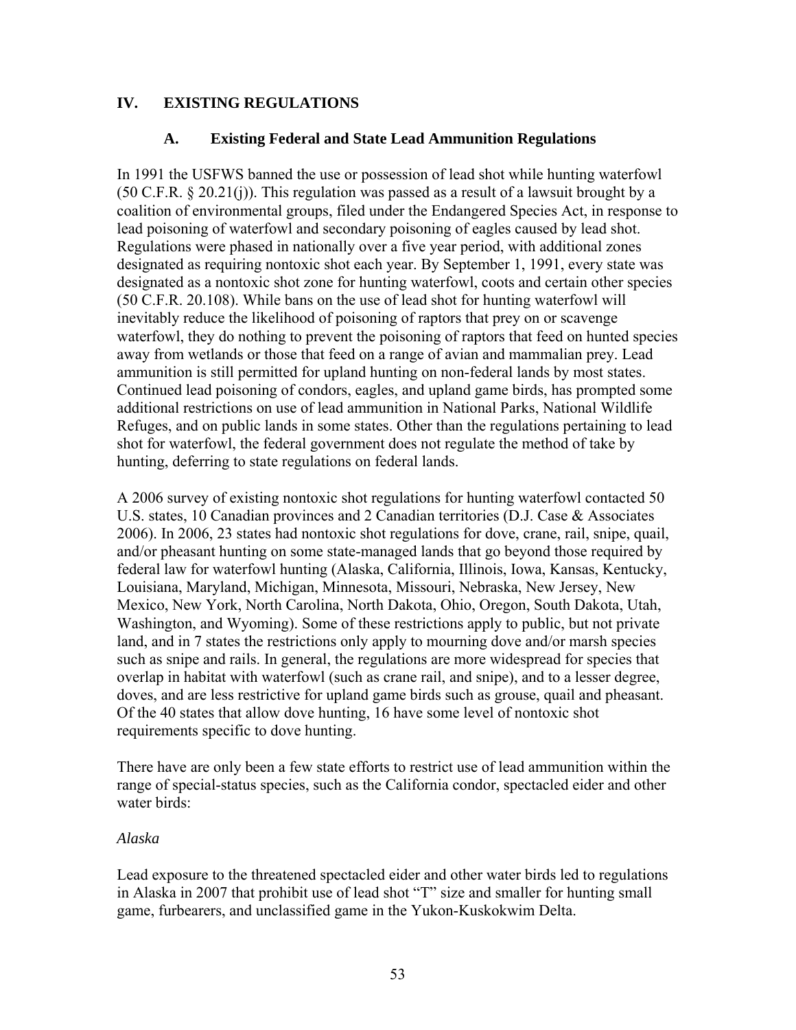## IV. EXISTING REGULATIONS

### A. Existing Federal and State Lead Ammunition Regulations

In 1991 the USFWS banned the use or possession of lead shot while hunting waterfowl (50 C.F.R. § 20.21(j)). This regulation was passed as a result of a lawsuit brought by a coalition of environmental groups, filed under the Endangered Species Act, in response to lead poisoning of waterfowl and secondary poisoning of eagles caused by lead shot. Regulations were phased in nationally over a five year period, with additional zones designated as requiring nontoxic shot each year. By September 1, 1991, every state was designated as a nontoxic shot zone for hunting waterfowl, coots and certain other species (50 C.F.R. 20.108). While bans on the use of lead shot for hunting waterfowl will inevitably reduce the likelihood of poisoning of raptors that prey on or scavenge waterfowl, they do nothing to prevent the poisoning of raptors that feed on hunted species away from wetlands or those that feed on a range of avian and mammalian prey. Lead ammunition is still permitted for upland hunting on non-federal lands by most states. Continued lead poisoning of condors, eagles, and upland game birds, has prompted some additional restrictions on use of lead ammunition in National Parks, National Wildlife Refuges, and on public lands in some states. Other than the regulations pertaining to lead shot for waterfowl, the federal government does not regulate the method of take by hunting, deferring to state regulations on federal lands.

A 2006 survey of existing nontoxic shot regulations for hunting waterfowl contacted 50 U.S. states, 10 Canadian provinces and 2 Canadian territories (D.J. Case & Associates 2006). In 2006, 23 states had nontoxic shot regulations for dove, crane, rail, snipe, quail, and/or pheasant hunting on some state-managed lands that go beyond those required by federal law for waterfowl hunting (Alaska, California, Illinois, Iowa, Kansas, Kentucky, Louisiana, Maryland, Michigan, Minnesota, Missouri, Nebraska, New Jersey, New Mexico, New York, North Carolina, North Dakota, Ohio, Oregon, South Dakota, Utah, Washington, and Wyoming). Some of these restrictions apply to public, but not private land, and in 7 states the restrictions only apply to mourning dove and/or marsh species such as snipe and rails. In general, the regulations are more widespread for species that overlap in habitat with waterfowl (such as crane rail, and snipe), and to a lesser degree, doves, and are less restrictive for upland game birds such as grouse, quail and pheasant. Of the 40 states that allow dove hunting, 16 have some level of nontoxic shot requirements specific to dove hunting.

There have are only been a few state efforts to restrict use of lead ammunition within the range of special-status species, such as the California condor, spectacled eider and other water birds:

*Alaska*

Lead exposure to the threatened spectacled eider and other water birds led to regulations in Alaska in 2007 that prohibit use of lead shot "T" size and smaller for hunting small game, furbearers, and unclassified game in the Yukon-Kuskokwim Delta.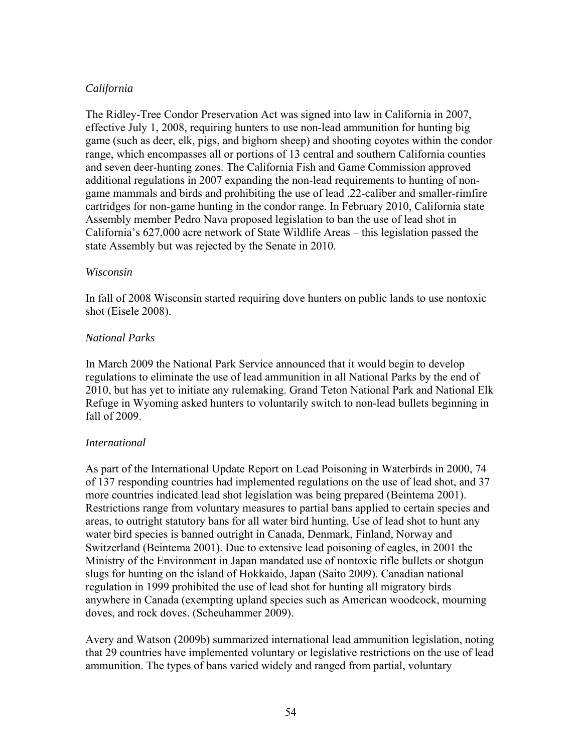*California*

The Ridley-Tree Condor Preservation Act was signed into law in California in 2007, effective July 1, 2008, requiring hunters to use non-lead ammunition for hunting big game (such as deer, elk, pigs, and bighorn sheep) and shooting coyotes within the condor range, which encompasses all or portions of 13 central and southern California counties and seven deer-hunting zones. The California Fish and Game Commission approved additional regulations in 2007 expanding the non-lead requirements to hunting of non-game mammals and birds and prohibiting the use of lead .22-caliber and smaller-rimfire cartridges for non-game hunting in the condor range. In February 2010, California state Assembly member Pedro Nava proposed legislation to ban the use of lead shot in California's 627,000 acre network of State Wildlife Areas – this legislation passed the state Assembly but was rejected by the Senate in 2010.

*Wisconsin*

In fall of 2008 Wisconsin started requiring dove hunters on public lands to use nontoxic shot (Eisele 2008).

*National Parks*

In March 2009 the National Park Service announced that it would begin to develop regulations to eliminate the use of lead ammunition in all National Parks by the end of 2010, but has yet to initiate any rulemaking. Grand Teton National Park and National Elk Refuge in Wyoming asked hunters to voluntarily switch to non-lead bullets beginning in fall of 2009.

*International*

As part of the International Update Report on Lead Poisoning in Waterbirds in 2000, 74 of 137 responding countries had implemented regulations on the use of lead shot, and 37 more countries indicated lead shot legislation was being prepared (Beintema 2001). Restrictions range from voluntary measures to partial bans applied to certain species and areas, to outright statutory bans for all water bird hunting. Use of lead shot to hunt any water bird species is banned outright in Canada, Denmark, Finland, Norway and Switzerland (Beintema 2001). Due to extensive lead poisoning of eagles, in 2001 the Ministry of the Environment in Japan mandated use of nontoxic rifle bullets or shotgun slugs for hunting on the island of Hokkaido, Japan (Saito 2009). Canadian national regulation in 1999 prohibited the use of lead shot for hunting all migratory birds anywhere in Canada (exempting upland species such as American woodcock, mourning doves, and rock doves. (Scheuhammer 2009).

Avery and Watson (2009b) summarized international lead ammunition legislation, noting that 29 countries have implemented voluntary or legislative restrictions on the use of lead ammunition. The types of bans varied widely and ranged from partial, voluntary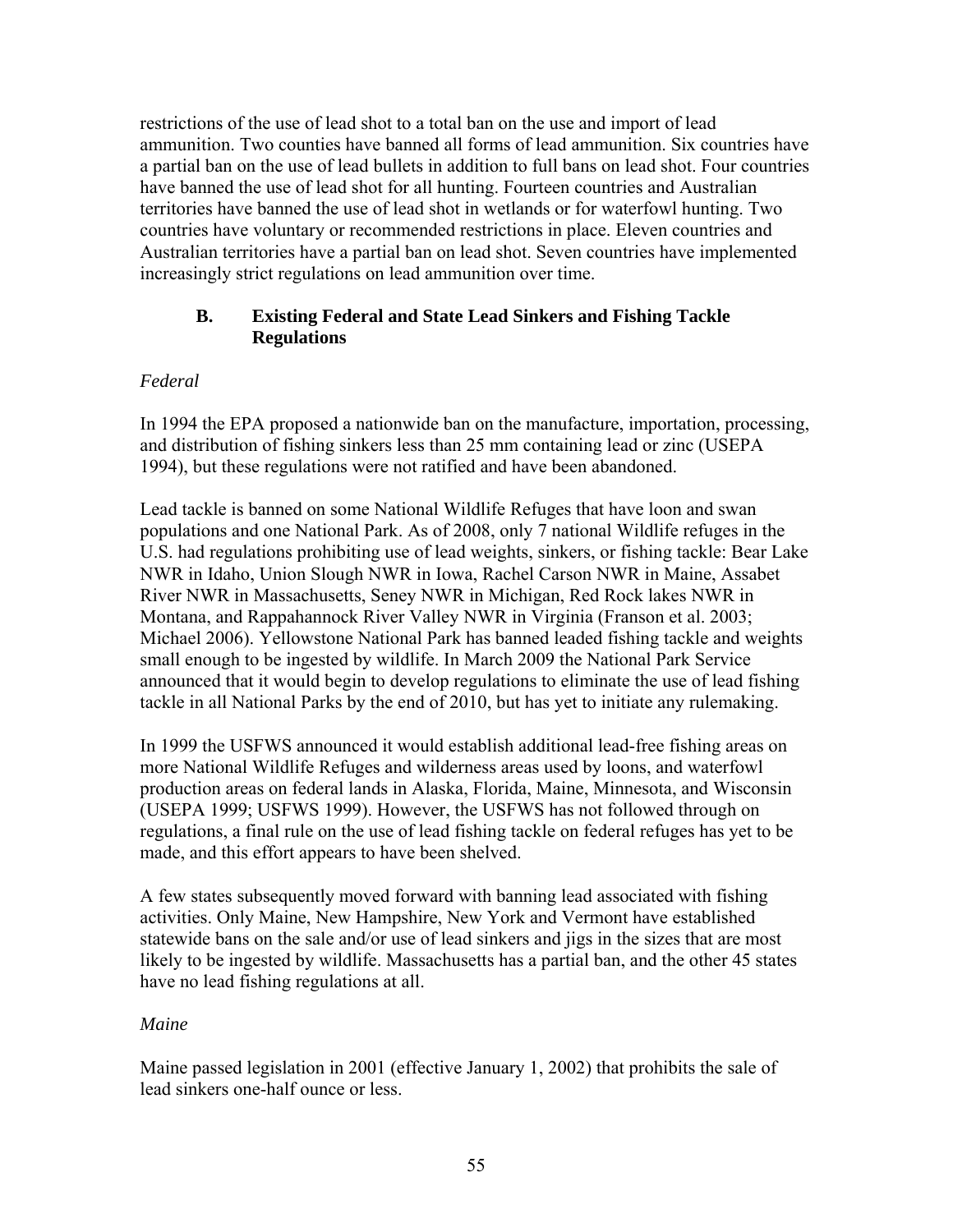restrictions of the use of lead shot to a total ban on the use and import of lead ammunition. Two counties have banned all forms of lead ammunition. Six countries have a partial ban on the use of lead bullets in addition to full bans on lead shot. Four countries have banned the use of lead shot for all hunting. Fourteen countries and Australian territories have banned the use of lead shot in wetlands or for waterfowl hunting. Two countries have voluntary or recommended restrictions in place. Eleven countries and Australian territories have a partial ban on lead shot. Seven countries have implemented increasingly strict regulations on lead ammunition over time.

### B. Existing Federal and State Lead Sinkers and Fishing Tackle Regulations

*Federal*

In 1994 the EPA proposed a nationwide ban on the manufacture, importation, processing, and distribution of fishing sinkers less than 25 mm containing lead or zinc (USEPA 1994), but these regulations were not ratified and have been abandoned.

Lead tackle is banned on some National Wildlife Refuges that have loon and swan populations and one National Park. As of 2008, only 7 national Wildlife refuges in the U.S. had regulations prohibiting use of lead weights, sinkers, or fishing tackle: Bear Lake NWR in Idaho, Union Slough NWR in Iowa, Rachel Carson NWR in Maine, Assabet River NWR in Massachusetts, Seney NWR in Michigan, Red Rock lakes NWR in Montana, and Rappahannock River Valley NWR in Virginia (Franson et al. 2003; Michael 2006). Yellowstone National Park has banned leaded fishing tackle and weights small enough to be ingested by wildlife. In March 2009 the National Park Service announced that it would begin to develop regulations to eliminate the use of lead fishing tackle in all National Parks by the end of 2010, but has yet to initiate any rulemaking.

In 1999 the USFWS announced it would establish additional lead-free fishing areas on more National Wildlife Refuges and wilderness areas used by loons, and waterfowl production areas on federal lands in Alaska, Florida, Maine, Minnesota, and Wisconsin (USEPA 1999; USFWS 1999). However, the USFWS has not followed through on regulations, a final rule on the use of lead fishing tackle on federal refuges has yet to be made, and this effort appears to have been shelved.

A few states subsequently moved forward with banning lead associated with fishing activities. Only Maine, New Hampshire, New York and Vermont have established statewide bans on the sale and/or use of lead sinkers and jigs in the sizes that are most likely to be ingested by wildlife. Massachusetts has a partial ban, and the other 45 states have no lead fishing regulations at all.

*Maine*

Maine passed legislation in 2001 (effective January 1, 2002) that prohibits the sale of lead sinkers one-half ounce or less.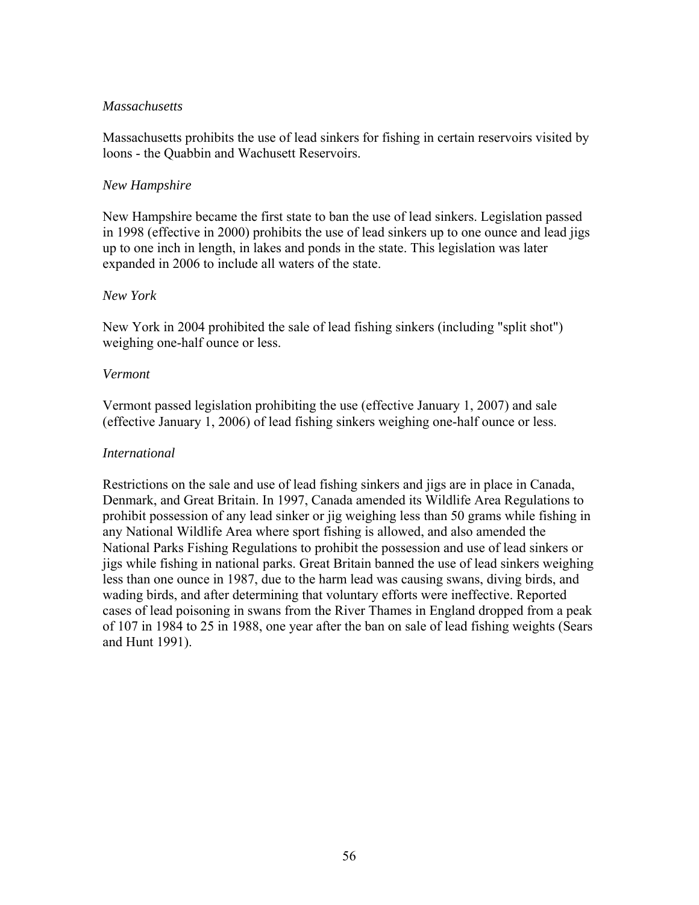*Massachusetts*

Massachusetts prohibits the use of lead sinkers for fishing in certain reservoirs visited by loons - the Quabbin and Wachusett Reservoirs.

*New Hampshire*

New Hampshire became the first state to ban the use of lead sinkers. Legislation passed in 1998 (effective in 2000) prohibits the use of lead sinkers up to one ounce and lead jigs up to one inch in length, in lakes and ponds in the state. This legislation was later expanded in 2006 to include all waters of the state.

*New York*

New York in 2004 prohibited the sale of lead fishing sinkers (including "split shot") weighing one-half ounce or less.

*Vermont*

Vermont passed legislation prohibiting the use (effective January 1, 2007) and sale (effective January 1, 2006) of lead fishing sinkers weighing one-half ounce or less.

*International*

Restrictions on the sale and use of lead fishing sinkers and jigs are in place in Canada, Denmark, and Great Britain. In 1997, Canada amended its Wildlife Area Regulations to prohibit possession of any lead sinker or jig weighing less than 50 grams while fishing in any National Wildlife Area where sport fishing is allowed, and also amended the National Parks Fishing Regulations to prohibit the possession and use of lead sinkers or jigs while fishing in national parks. Great Britain banned the use of lead sinkers weighing less than one ounce in 1987, due to the harm lead was causing swans, diving birds, and wading birds, and after determining that voluntary efforts were ineffective. Reported cases of lead poisoning in swans from the River Thames in England dropped from a peak of 107 in 1984 to 25 in 1988, one year after the ban on sale of lead fishing weights (Sears and Hunt 1991).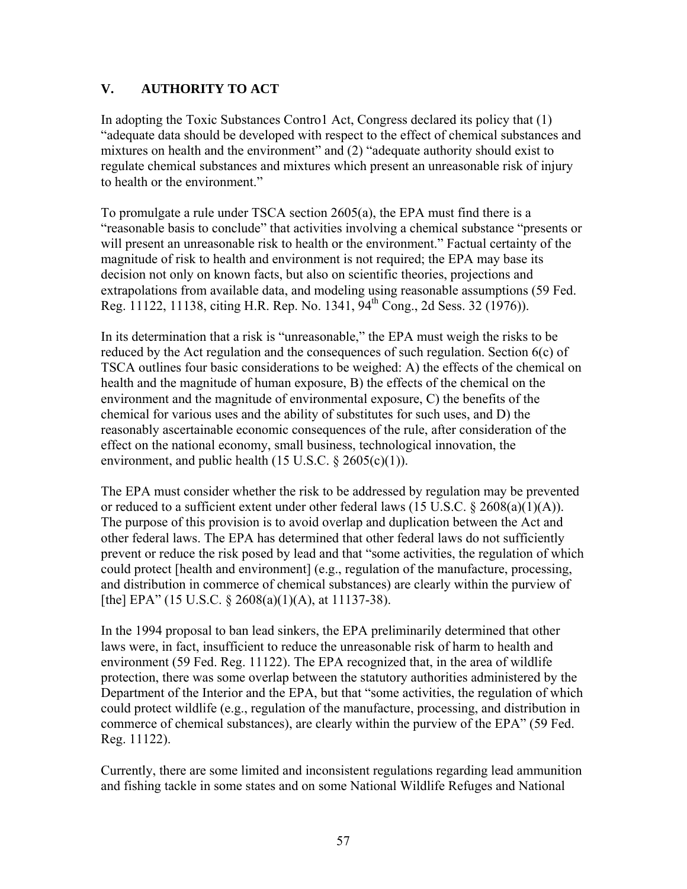## V. AUTHORITY TO ACT

In adopting the Toxic Substances Contro1 Act, Congress declared its policy that (1) "adequate data should be developed with respect to the effect of chemical substances and mixtures on health and the environment" and (2) "adequate authority should exist to regulate chemical substances and mixtures which present an unreasonable risk of injury to health or the environment."

To promulgate a rule under TSCA section 2605(a), the EPA must find there is a "reasonable basis to conclude" that activities involving a chemical substance "presents or will present an unreasonable risk to health or the environment." Factual certainty of the magnitude of risk to health and environment is not required; the EPA may base its decision not only on known facts, but also on scientific theories, projections and extrapolations from available data, and modeling using reasonable assumptions (59 Fed. Reg. 11122, 11138, citing H.R. Rep. No. 1341, 94th Cong., 2d Sess. 32 (1976)).

In its determination that a risk is "unreasonable," the EPA must weigh the risks to be reduced by the Act regulation and the consequences of such regulation. Section 6(c) of TSCA outlines four basic considerations to be weighed: A) the effects of the chemical on health and the magnitude of human exposure, B) the effects of the chemical on the environment and the magnitude of environmental exposure, C) the benefits of the chemical for various uses and the ability of substitutes for such uses, and D) the reasonably ascertainable economic consequences of the rule, after consideration of the effect on the national economy, small business, technological innovation, the environment, and public health (15 U.S.C. § 2605(c)(1)).

The EPA must consider whether the risk to be addressed by regulation may be prevented or reduced to a sufficient extent under other federal laws (15 U.S.C. § 2608(a)(1)(A)). The purpose of this provision is to avoid overlap and duplication between the Act and other federal laws. The EPA has determined that other federal laws do not sufficiently prevent or reduce the risk posed by lead and that "some activities, the regulation of which could protect [health and environment] (e.g., regulation of the manufacture, processing, and distribution in commerce of chemical substances) are clearly within the purview of [the] EPA" (15 U.S.C. § 2608(a)(1)(A), at 11137-38).

In the 1994 proposal to ban lead sinkers, the EPA preliminarily determined that other laws were, in fact, insufficient to reduce the unreasonable risk of harm to health and environment (59 Fed. Reg. 11122). The EPA recognized that, in the area of wildlife protection, there was some overlap between the statutory authorities administered by the Department of the Interior and the EPA, but that "some activities, the regulation of which could protect wildlife (e.g., regulation of the manufacture, processing, and distribution in commerce of chemical substances), are clearly within the purview of the EPA" (59 Fed. Reg. 11122).

Currently, there are some limited and inconsistent regulations regarding lead ammunition and fishing tackle in some states and on some National Wildlife Refuges and National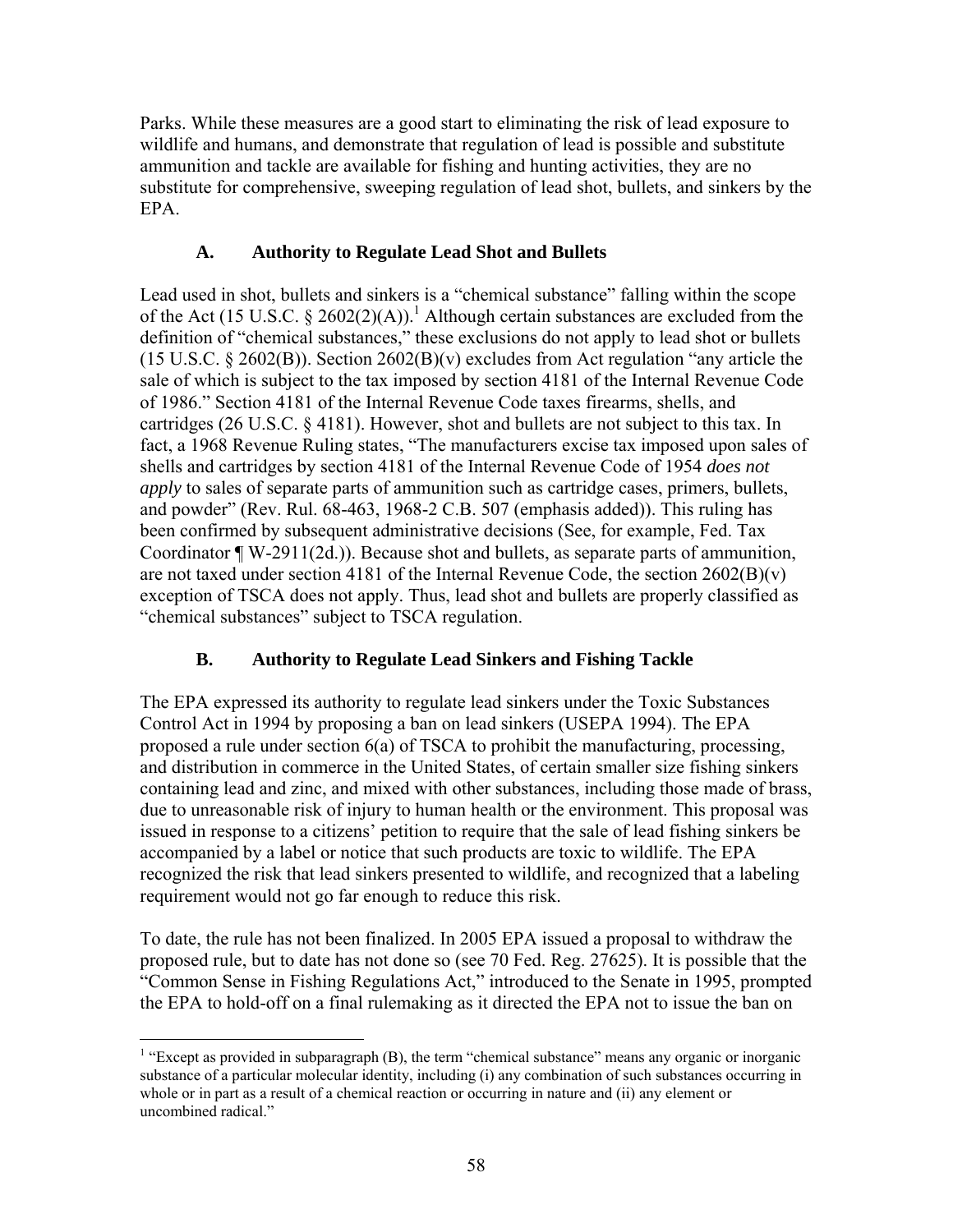Parks. While these measures are a good start to eliminating the risk of lead exposure to wildlife and humans, and demonstrate that regulation of lead is possible and substitute ammunition and tackle are available for fishing and hunting activities, they are no substitute for comprehensive, sweeping regulation of lead shot, bullets, and sinkers by the EPA.

### A. Authority to Regulate Lead Shot and Bullets

Lead used in shot, bullets and sinkers is a "chemical substance" falling within the scope of the Act (15 U.S.C. § 2602(2)(A)).[1] Although certain substances are excluded from the definition of "chemical substances," these exclusions do not apply to lead shot or bullets (15 U.S.C. § 2602(B)). Section 2602(B)(v) excludes from Act regulation "any article the sale of which is subject to the tax imposed by section 4181 of the Internal Revenue Code of 1986." Section 4181 of the Internal Revenue Code taxes firearms, shells, and cartridges (26 U.S.C. § 4181). However, shot and bullets are not subject to this tax. In fact, a 1968 Revenue Ruling states, "The manufacturers excise tax imposed upon sales of shells and cartridges by section 4181 of the Internal Revenue Code of 1954 *does not apply* to sales of separate parts of ammunition such as cartridge cases, primers, bullets, and powder" (Rev. Rul. 68-463, 1968-2 C.B. 507 (emphasis added)). This ruling has been confirmed by subsequent administrative decisions (See, for example, Fed. Tax Coordinator ¶ W-2911(2d.)). Because shot and bullets, as separate parts of ammunition, are not taxed under section 4181 of the Internal Revenue Code, the section 2602(B)(v) exception of TSCA does not apply. Thus, lead shot and bullets are properly classified as "chemical substances" subject to TSCA regulation.

### B. Authority to Regulate Lead Sinkers and Fishing Tackle

The EPA expressed its authority to regulate lead sinkers under the Toxic Substances Control Act in 1994 by proposing a ban on lead sinkers (USEPA 1994). The EPA proposed a rule under section 6(a) of TSCA to prohibit the manufacturing, processing, and distribution in commerce in the United States, of certain smaller size fishing sinkers containing lead and zinc, and mixed with other substances, including those made of brass, due to unreasonable risk of injury to human health or the environment. This proposal was issued in response to a citizens' petition to require that the sale of lead fishing sinkers be accompanied by a label or notice that such products are toxic to wildlife. The EPA recognized the risk that lead sinkers presented to wildlife, and recognized that a labeling requirement would not go far enough to reduce this risk.

To date, the rule has not been finalized. In 2005 EPA issued a proposal to withdraw the proposed rule, but to date has not done so (see 70 Fed. Reg. 27625). It is possible that the "Common Sense in Fishing Regulations Act," introduced to the Senate in 1995, prompted the EPA to hold-off on a final rulemaking as it directed the EPA not to issue the ban on

---

[1] "Except as provided in subparagraph (B), the term "chemical substance" means any organic or inorganic substance of a particular molecular identity, including (i) any combination of such substances occurring in whole or in part as a result of a chemical reaction or occurring in nature and (ii) any element or uncombined radical."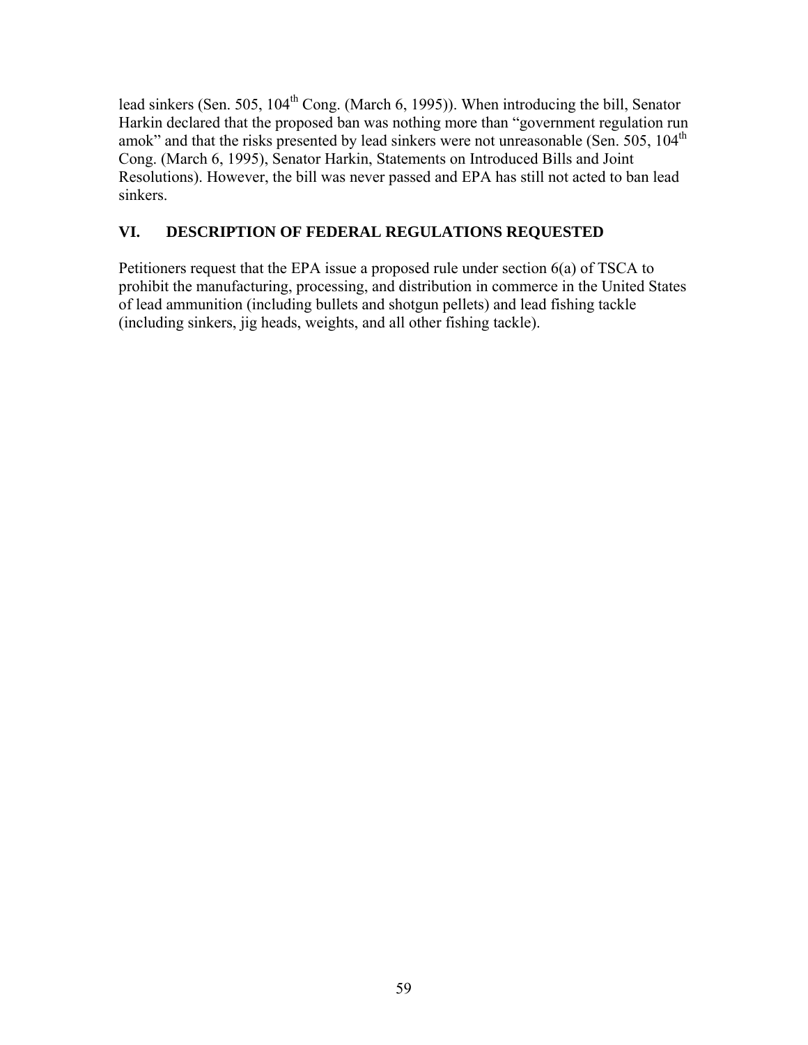lead sinkers (Sen. 505, 104th Cong. (March 6, 1995)). When introducing the bill, Senator Harkin declared that the proposed ban was nothing more than "government regulation run amok" and that the risks presented by lead sinkers were not unreasonable (Sen. 505, 104th Cong. (March 6, 1995), Senator Harkin, Statements on Introduced Bills and Joint Resolutions). However, the bill was never passed and EPA has still not acted to ban lead sinkers.

## VI. DESCRIPTION OF FEDERAL REGULATIONS REQUESTED

Petitioners request that the EPA issue a proposed rule under section 6(a) of TSCA to prohibit the manufacturing, processing, and distribution in commerce in the United States of lead ammunition (including bullets and shotgun pellets) and lead fishing tackle (including sinkers, jig heads, weights, and all other fishing tackle).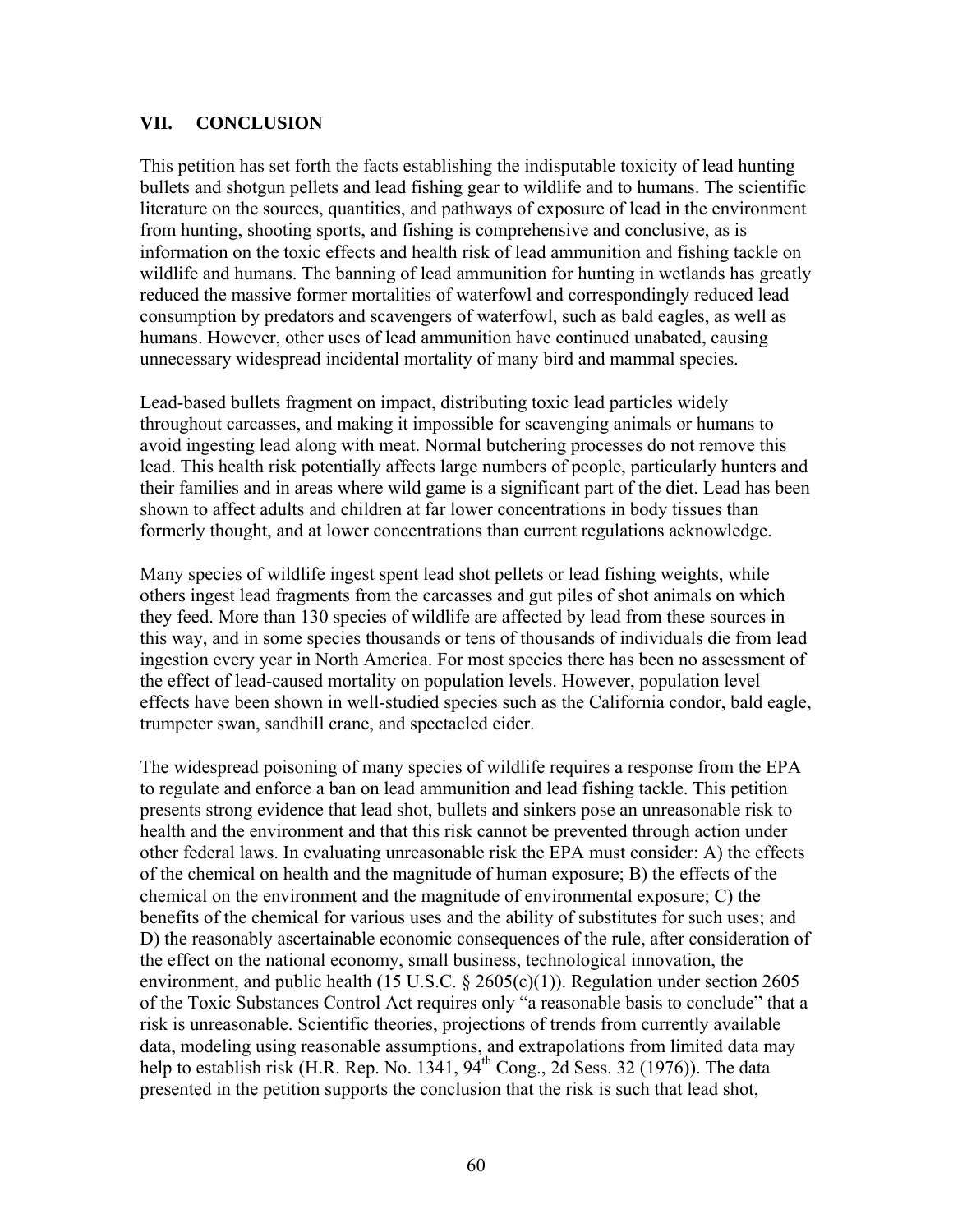## VII. CONCLUSION

This petition has set forth the facts establishing the indisputable toxicity of lead hunting bullets and shotgun pellets and lead fishing gear to wildlife and to humans. The scientific literature on the sources, quantities, and pathways of exposure of lead in the environment from hunting, shooting sports, and fishing is comprehensive and conclusive, as is information on the toxic effects and health risk of lead ammunition and fishing tackle on wildlife and humans. The banning of lead ammunition for hunting in wetlands has greatly reduced the massive former mortalities of waterfowl and correspondingly reduced lead consumption by predators and scavengers of waterfowl, such as bald eagles, as well as humans. However, other uses of lead ammunition have continued unabated, causing unnecessary widespread incidental mortality of many bird and mammal species.

Lead-based bullets fragment on impact, distributing toxic lead particles widely throughout carcasses, and making it impossible for scavenging animals or humans to avoid ingesting lead along with meat. Normal butchering processes do not remove this lead. This health risk potentially affects large numbers of people, particularly hunters and their families and in areas where wild game is a significant part of the diet. Lead has been shown to affect adults and children at far lower concentrations in body tissues than formerly thought, and at lower concentrations than current regulations acknowledge.

Many species of wildlife ingest spent lead shot pellets or lead fishing weights, while others ingest lead fragments from the carcasses and gut piles of shot animals on which they feed. More than 130 species of wildlife are affected by lead from these sources in this way, and in some species thousands or tens of thousands of individuals die from lead ingestion every year in North America. For most species there has been no assessment of the effect of lead-caused mortality on population levels. However, population level effects have been shown in well-studied species such as the California condor, bald eagle, trumpeter swan, sandhill crane, and spectacled eider.

The widespread poisoning of many species of wildlife requires a response from the EPA to regulate and enforce a ban on lead ammunition and lead fishing tackle. This petition presents strong evidence that lead shot, bullets and sinkers pose an unreasonable risk to health and the environment and that this risk cannot be prevented through action under other federal laws. In evaluating unreasonable risk the EPA must consider: A) the effects of the chemical on health and the magnitude of human exposure; B) the effects of the chemical on the environment and the magnitude of environmental exposure; C) the benefits of the chemical for various uses and the ability of substitutes for such uses; and D) the reasonably ascertainable economic consequences of the rule, after consideration of the effect on the national economy, small business, technological innovation, the environment, and public health (15 U.S.C. § 2605(c)(1)). Regulation under section 2605 of the Toxic Substances Control Act requires only "a reasonable basis to conclude" that a risk is unreasonable. Scientific theories, projections of trends from currently available data, modeling using reasonable assumptions, and extrapolations from limited data may help to establish risk (H.R. Rep. No. 1341, 94th Cong., 2d Sess. 32 (1976)). The data presented in the petition supports the conclusion that the risk is such that lead shot,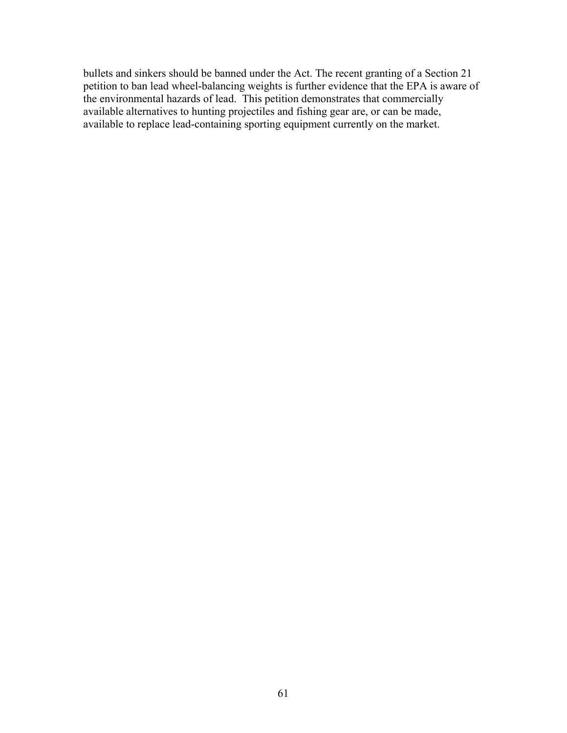bullets and sinkers should be banned under the Act. The recent granting of a Section 21 petition to ban lead wheel-balancing weights is further evidence that the EPA is aware of the environmental hazards of lead. This petition demonstrates that commercially available alternatives to hunting projectiles and fishing gear are, or can be made, available to replace lead-containing sporting equipment currently on the market.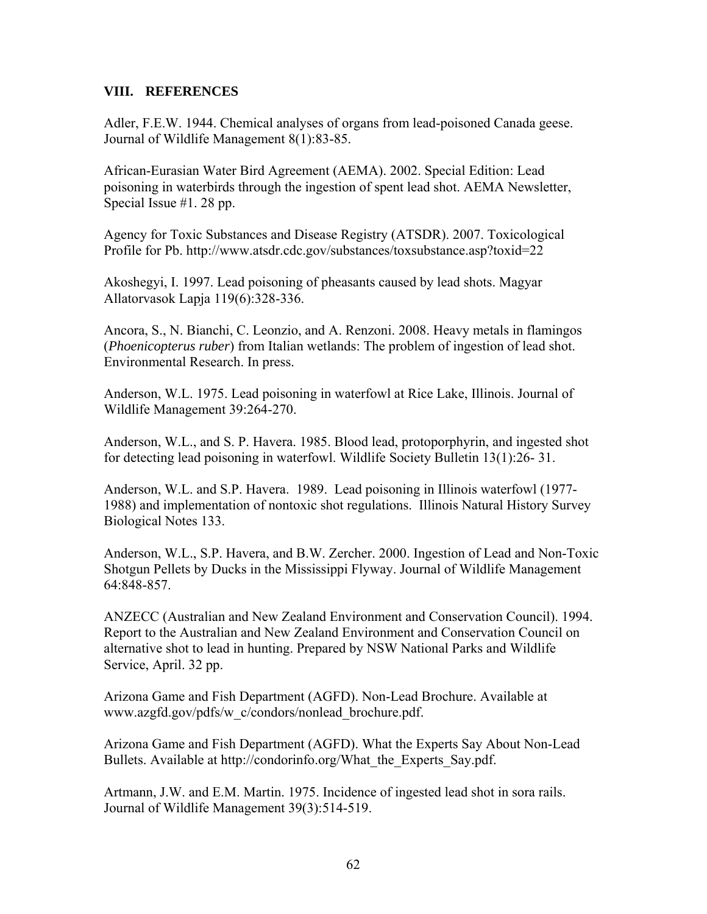## VIII. REFERENCES

Adler, F.E.W. 1944. Chemical analyses of organs from lead-poisoned Canada geese. Journal of Wildlife Management 8(1):83-85.

African-Eurasian Water Bird Agreement (AEMA). 2002. Special Edition: Lead poisoning in waterbirds through the ingestion of spent lead shot. AEMA Newsletter, Special Issue #1. 28 pp.

Agency for Toxic Substances and Disease Registry (ATSDR). 2007. Toxicological Profile for Pb. http://www.atsdr.cdc.gov/substances/toxsubstance.asp?toxid=22

Akoshegyi, I. 1997. Lead poisoning of pheasants caused by lead shots. Magyar Allatorvasok Lapja 119(6):328-336.

Ancora, S., N. Bianchi, C. Leonzio, and A. Renzoni. 2008. Heavy metals in flamingos (*Phoenicopterus ruber*) from Italian wetlands: The problem of ingestion of lead shot. Environmental Research. In press.

Anderson, W.L. 1975. Lead poisoning in waterfowl at Rice Lake, Illinois. Journal of Wildlife Management 39:264-270.

Anderson, W.L., and S. P. Havera. 1985. Blood lead, protoporphyrin, and ingested shot for detecting lead poisoning in waterfowl. Wildlife Society Bulletin 13(1):26- 31.

Anderson, W.L. and S.P. Havera. 1989. Lead poisoning in Illinois waterfowl (1977-1988) and implementation of nontoxic shot regulations. Illinois Natural History Survey Biological Notes 133.

Anderson, W.L., S.P. Havera, and B.W. Zercher. 2000. Ingestion of Lead and Non-Toxic Shotgun Pellets by Ducks in the Mississippi Flyway. Journal of Wildlife Management 64:848-857.

ANZECC (Australian and New Zealand Environment and Conservation Council). 1994. Report to the Australian and New Zealand Environment and Conservation Council on alternative shot to lead in hunting. Prepared by NSW National Parks and Wildlife Service, April. 32 pp.

Arizona Game and Fish Department (AGFD). Non-Lead Brochure. Available at www.azgfd.gov/pdfs/w_c/condors/nonlead_brochure.pdf.

Arizona Game and Fish Department (AGFD). What the Experts Say About Non-Lead Bullets. Available at http://condorinfo.org/What_the_Experts_Say.pdf.

Artmann, J.W. and E.M. Martin. 1975. Incidence of ingested lead shot in sora rails. Journal of Wildlife Management 39(3):514-519.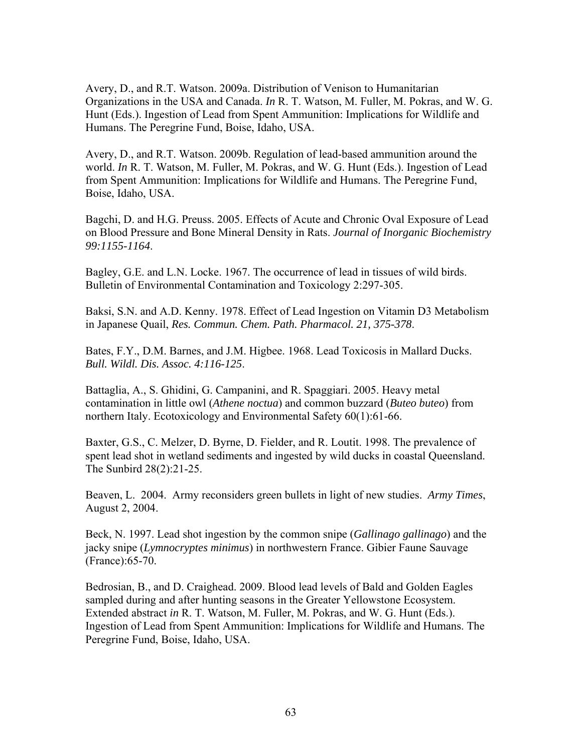Avery, D., and R.T. Watson. 2009a. Distribution of Venison to Humanitarian Organizations in the USA and Canada. *In* R. T. Watson, M. Fuller, M. Pokras, and W. G. Hunt (Eds.). Ingestion of Lead from Spent Ammunition: Implications for Wildlife and Humans. The Peregrine Fund, Boise, Idaho, USA.

Avery, D., and R.T. Watson. 2009b. Regulation of lead-based ammunition around the world. *In* R. T. Watson, M. Fuller, M. Pokras, and W. G. Hunt (Eds.). Ingestion of Lead from Spent Ammunition: Implications for Wildlife and Humans. The Peregrine Fund, Boise, Idaho, USA.

Bagchi, D. and H.G. Preuss. 2005. Effects of Acute and Chronic Oval Exposure of Lead on Blood Pressure and Bone Mineral Density in Rats. *Journal of Inorganic Biochemistry 99:1155-1164*.

Bagley, G.E. and L.N. Locke. 1967. The occurrence of lead in tissues of wild birds. Bulletin of Environmental Contamination and Toxicology 2:297-305.

Baksi, S.N. and A.D. Kenny. 1978. Effect of Lead Ingestion on Vitamin D3 Metabolism in Japanese Quail, *Res. Commun. Chem. Path. Pharmacol. 21, 375-378*.

Bates, F.Y., D.M. Barnes, and J.M. Higbee. 1968. Lead Toxicosis in Mallard Ducks. *Bull. Wildl. Dis. Assoc. 4:116-125*.

Battaglia, A., S. Ghidini, G. Campanini, and R. Spaggiari. 2005. Heavy metal contamination in little owl (*Athene noctua*) and common buzzard (*Buteo buteo*) from northern Italy. Ecotoxicology and Environmental Safety 60(1):61-66.

Baxter, G.S., C. Melzer, D. Byrne, D. Fielder, and R. Loutit. 1998. The prevalence of spent lead shot in wetland sediments and ingested by wild ducks in coastal Queensland. The Sunbird 28(2):21-25.

Beaven, L. 2004. Army reconsiders green bullets in light of new studies. *Army Times*, August 2, 2004.

Beck, N. 1997. Lead shot ingestion by the common snipe (*Gallinago gallinago*) and the jacky snipe (*Lymnocryptes minimus*) in northwestern France. Gibier Faune Sauvage (France):65-70.

Bedrosian, B., and D. Craighead. 2009. Blood lead levels of Bald and Golden Eagles sampled during and after hunting seasons in the Greater Yellowstone Ecosystem. Extended abstract *in* R. T. Watson, M. Fuller, M. Pokras, and W. G. Hunt (Eds.). Ingestion of Lead from Spent Ammunition: Implications for Wildlife and Humans. The Peregrine Fund, Boise, Idaho, USA.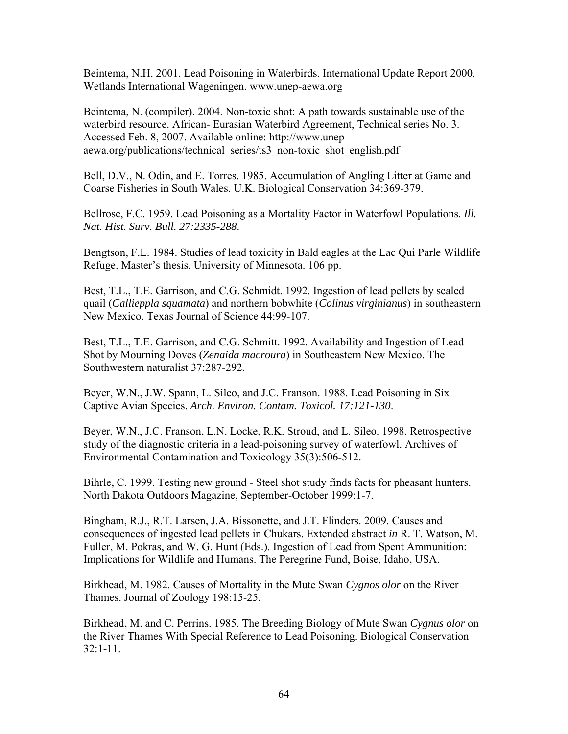Beintema, N.H. 2001. Lead Poisoning in Waterbirds. International Update Report 2000. Wetlands International Wageningen. www.unep-aewa.org

Beintema, N. (compiler). 2004. Non-toxic shot: A path towards sustainable use of the waterbird resource. African- Eurasian Waterbird Agreement, Technical series No. 3. Accessed Feb. 8, 2007. Available online: http://www.unep-aewa.org/publications/technical_series/ts3_non-toxic_shot_english.pdf

Bell, D.V., N. Odin, and E. Torres. 1985. Accumulation of Angling Litter at Game and Coarse Fisheries in South Wales. U.K. Biological Conservation 34:369-379.

Bellrose, F.C. 1959. Lead Poisoning as a Mortality Factor in Waterfowl Populations. *Ill. Nat. Hist. Surv. Bull. 27:2335-288*.

Bengtson, F.L. 1984. Studies of lead toxicity in Bald eagles at the Lac Qui Parle Wildlife Refuge. Master's thesis. University of Minnesota. 106 pp.

Best, T.L., T.E. Garrison, and C.G. Schmidt. 1992. Ingestion of lead pellets by scaled quail (*Callieppla squamata*) and northern bobwhite (*Colinus virginianus*) in southeastern New Mexico. Texas Journal of Science 44:99-107.

Best, T.L., T.E. Garrison, and C.G. Schmitt. 1992. Availability and Ingestion of Lead Shot by Mourning Doves (*Zenaida macroura*) in Southeastern New Mexico. The Southwestern naturalist 37:287-292.

Beyer, W.N., J.W. Spann, L. Sileo, and J.C. Franson. 1988. Lead Poisoning in Six Captive Avian Species. *Arch. Environ. Contam. Toxicol. 17:121-130*.

Beyer, W.N., J.C. Franson, L.N. Locke, R.K. Stroud, and L. Sileo. 1998. Retrospective study of the diagnostic criteria in a lead-poisoning survey of waterfowl. Archives of Environmental Contamination and Toxicology 35(3):506-512.

Bihrle, C. 1999. Testing new ground - Steel shot study finds facts for pheasant hunters. North Dakota Outdoors Magazine, September-October 1999:1-7.

Bingham, R.J., R.T. Larsen, J.A. Bissonette, and J.T. Flinders. 2009. Causes and consequences of ingested lead pellets in Chukars. Extended abstract *in* R. T. Watson, M. Fuller, M. Pokras, and W. G. Hunt (Eds.). Ingestion of Lead from Spent Ammunition: Implications for Wildlife and Humans. The Peregrine Fund, Boise, Idaho, USA.

Birkhead, M. 1982. Causes of Mortality in the Mute Swan *Cygnos olor* on the River Thames. Journal of Zoology 198:15-25.

Birkhead, M. and C. Perrins. 1985. The Breeding Biology of Mute Swan *Cygnus olor* on the River Thames With Special Reference to Lead Poisoning. Biological Conservation 32:1-11.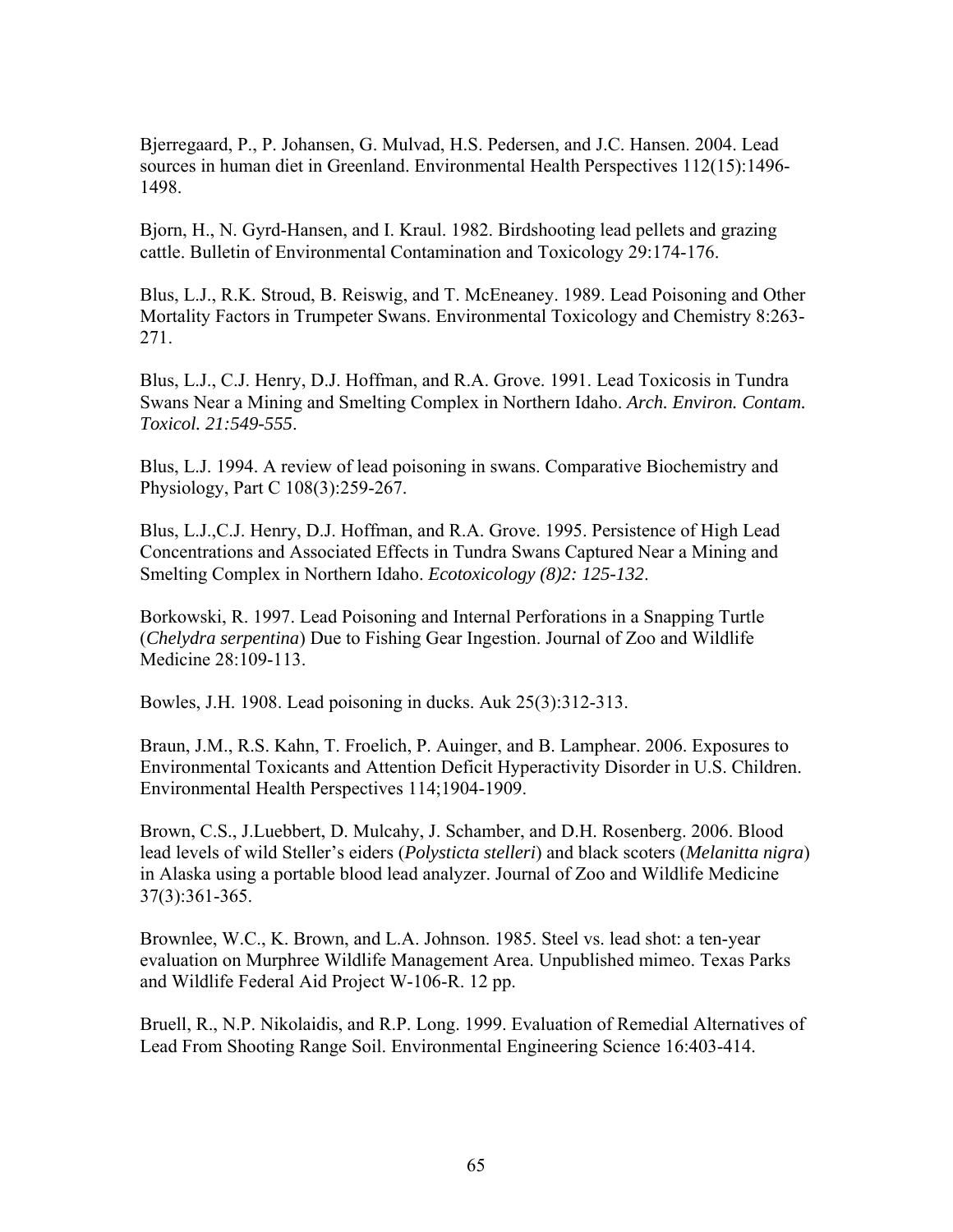Bjerregaard, P., P. Johansen, G. Mulvad, H.S. Pedersen, and J.C. Hansen. 2004. Lead sources in human diet in Greenland. Environmental Health Perspectives 112(15):1496-1498.

Bjorn, H., N. Gyrd-Hansen, and I. Kraul. 1982. Birdshooting lead pellets and grazing cattle. Bulletin of Environmental Contamination and Toxicology 29:174-176.

Blus, L.J., R.K. Stroud, B. Reiswig, and T. McEneaney. 1989. Lead Poisoning and Other Mortality Factors in Trumpeter Swans. Environmental Toxicology and Chemistry 8:263-271.

Blus, L.J., C.J. Henry, D.J. Hoffman, and R.A. Grove. 1991. Lead Toxicosis in Tundra Swans Near a Mining and Smelting Complex in Northern Idaho. *Arch. Environ. Contam. Toxicol. 21:549-555*.

Blus, L.J. 1994. A review of lead poisoning in swans. Comparative Biochemistry and Physiology, Part C 108(3):259-267.

Blus, L.J.,C.J. Henry, D.J. Hoffman, and R.A. Grove. 1995. Persistence of High Lead Concentrations and Associated Effects in Tundra Swans Captured Near a Mining and Smelting Complex in Northern Idaho. *Ecotoxicology (8)2: 125-132*.

Borkowski, R. 1997. Lead Poisoning and Internal Perforations in a Snapping Turtle (*Chelydra serpentina*) Due to Fishing Gear Ingestion. Journal of Zoo and Wildlife Medicine 28:109-113.

Bowles, J.H. 1908. Lead poisoning in ducks. Auk 25(3):312-313.

Braun, J.M., R.S. Kahn, T. Froelich, P. Auinger, and B. Lamphear. 2006. Exposures to Environmental Toxicants and Attention Deficit Hyperactivity Disorder in U.S. Children. Environmental Health Perspectives 114;1904-1909.

Brown, C.S., J.Luebbert, D. Mulcahy, J. Schamber, and D.H. Rosenberg. 2006. Blood lead levels of wild Steller's eiders (*Polysticta stelleri*) and black scoters (*Melanitta nigra*) in Alaska using a portable blood lead analyzer. Journal of Zoo and Wildlife Medicine 37(3):361-365.

Brownlee, W.C., K. Brown, and L.A. Johnson. 1985. Steel vs. lead shot: a ten-year evaluation on Murphree Wildlife Management Area. Unpublished mimeo. Texas Parks and Wildlife Federal Aid Project W-106-R. 12 pp.

Bruell, R., N.P. Nikolaidis, and R.P. Long. 1999. Evaluation of Remedial Alternatives of Lead From Shooting Range Soil. Environmental Engineering Science 16:403-414.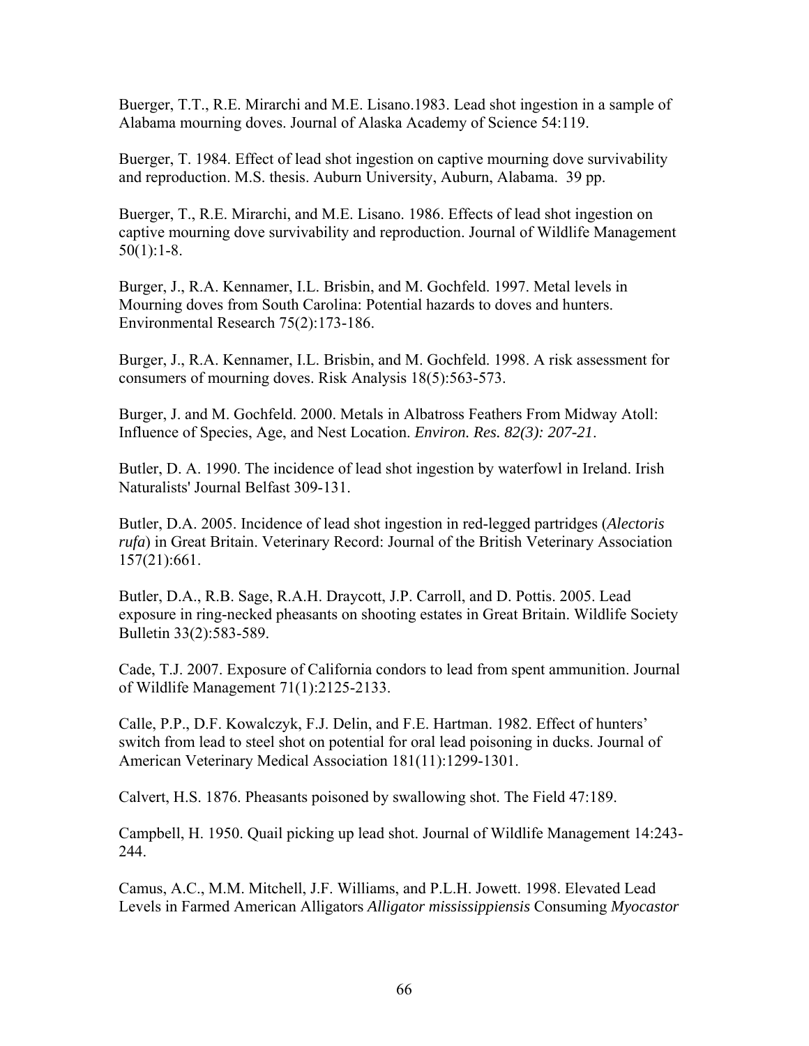Buerger, T.T., R.E. Mirarchi and M.E. Lisano.1983. Lead shot ingestion in a sample of Alabama mourning doves. Journal of Alaska Academy of Science 54:119.

Buerger, T. 1984. Effect of lead shot ingestion on captive mourning dove survivability and reproduction. M.S. thesis. Auburn University, Auburn, Alabama. 39 pp.

Buerger, T., R.E. Mirarchi, and M.E. Lisano. 1986. Effects of lead shot ingestion on captive mourning dove survivability and reproduction. Journal of Wildlife Management 50(1):1-8.

Burger, J., R.A. Kennamer, I.L. Brisbin, and M. Gochfeld. 1997. Metal levels in Mourning doves from South Carolina: Potential hazards to doves and hunters. Environmental Research 75(2):173-186.

Burger, J., R.A. Kennamer, I.L. Brisbin, and M. Gochfeld. 1998. A risk assessment for consumers of mourning doves. Risk Analysis 18(5):563-573.

Burger, J. and M. Gochfeld. 2000. Metals in Albatross Feathers From Midway Atoll: Influence of Species, Age, and Nest Location. *Environ. Res. 82(3): 207-21*.

Butler, D. A. 1990. The incidence of lead shot ingestion by waterfowl in Ireland. Irish Naturalists' Journal Belfast 309-131.

Butler, D.A. 2005. Incidence of lead shot ingestion in red-legged partridges (*Alectoris rufa*) in Great Britain. Veterinary Record: Journal of the British Veterinary Association 157(21):661.

Butler, D.A., R.B. Sage, R.A.H. Draycott, J.P. Carroll, and D. Pottis. 2005. Lead exposure in ring-necked pheasants on shooting estates in Great Britain. Wildlife Society Bulletin 33(2):583-589.

Cade, T.J. 2007. Exposure of California condors to lead from spent ammunition. Journal of Wildlife Management 71(1):2125-2133.

Calle, P.P., D.F. Kowalczyk, F.J. Delin, and F.E. Hartman. 1982. Effect of hunters' switch from lead to steel shot on potential for oral lead poisoning in ducks. Journal of American Veterinary Medical Association 181(11):1299-1301.

Calvert, H.S. 1876. Pheasants poisoned by swallowing shot. The Field 47:189.

Campbell, H. 1950. Quail picking up lead shot. Journal of Wildlife Management 14:243-244.

Camus, A.C., M.M. Mitchell, J.F. Williams, and P.L.H. Jowett. 1998. Elevated Lead Levels in Farmed American Alligators *Alligator mississippiensis* Consuming *Myocastor*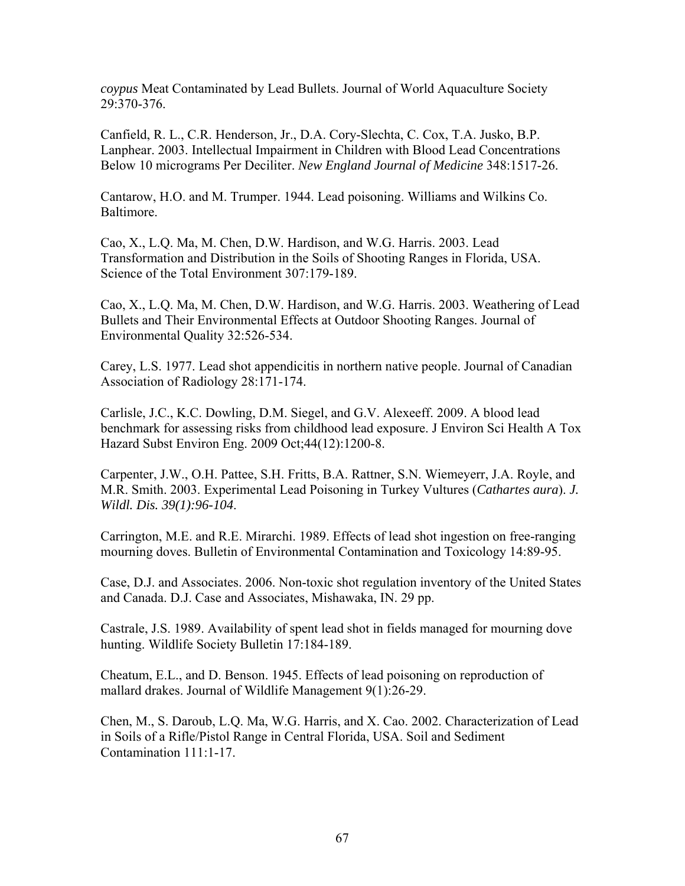*coypus* Meat Contaminated by Lead Bullets. Journal of World Aquaculture Society 29:370-376.

Canfield, R. L., C.R. Henderson, Jr., D.A. Cory-Slechta, C. Cox, T.A. Jusko, B.P. Lanphear. 2003. Intellectual Impairment in Children with Blood Lead Concentrations Below 10 micrograms Per Deciliter. *New England Journal of Medicine* 348:1517-26.

Cantarow, H.O. and M. Trumper. 1944. Lead poisoning. Williams and Wilkins Co. Baltimore.

Cao, X., L.Q. Ma, M. Chen, D.W. Hardison, and W.G. Harris. 2003. Lead Transformation and Distribution in the Soils of Shooting Ranges in Florida, USA. Science of the Total Environment 307:179-189.

Cao, X., L.Q. Ma, M. Chen, D.W. Hardison, and W.G. Harris. 2003. Weathering of Lead Bullets and Their Environmental Effects at Outdoor Shooting Ranges. Journal of Environmental Quality 32:526-534.

Carey, L.S. 1977. Lead shot appendicitis in northern native people. Journal of Canadian Association of Radiology 28:171-174.

Carlisle, J.C., K.C. Dowling, D.M. Siegel, and G.V. Alexeeff. 2009. A blood lead benchmark for assessing risks from childhood lead exposure. J Environ Sci Health A Tox Hazard Subst Environ Eng. 2009 Oct;44(12):1200-8.

Carpenter, J.W., O.H. Pattee, S.H. Fritts, B.A. Rattner, S.N. Wiemeyerr, J.A. Royle, and M.R. Smith. 2003. Experimental Lead Poisoning in Turkey Vultures (*Cathartes aura*). *J. Wildl. Dis. 39(1):96-104.*

Carrington, M.E. and R.E. Mirarchi. 1989. Effects of lead shot ingestion on free-ranging mourning doves. Bulletin of Environmental Contamination and Toxicology 14:89-95.

Case, D.J. and Associates. 2006. Non-toxic shot regulation inventory of the United States and Canada. D.J. Case and Associates, Mishawaka, IN. 29 pp.

Castrale, J.S. 1989. Availability of spent lead shot in fields managed for mourning dove hunting. Wildlife Society Bulletin 17:184-189.

Cheatum, E.L., and D. Benson. 1945. Effects of lead poisoning on reproduction of mallard drakes. Journal of Wildlife Management 9(1):26-29.

Chen, M., S. Daroub, L.Q. Ma, W.G. Harris, and X. Cao. 2002. Characterization of Lead in Soils of a Rifle/Pistol Range in Central Florida, USA. Soil and Sediment Contamination 111:1-17.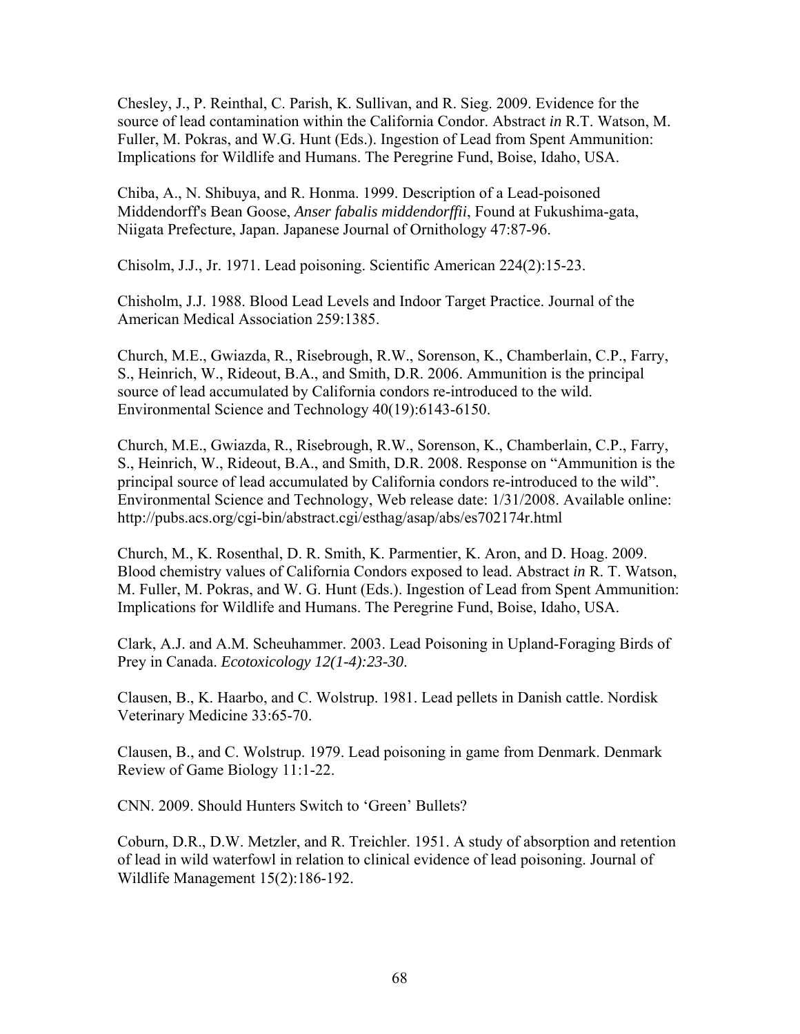Chesley, J., P. Reinthal, C. Parish, K. Sullivan, and R. Sieg. 2009. Evidence for the source of lead contamination within the California Condor. Abstract *in* R.T. Watson, M. Fuller, M. Pokras, and W.G. Hunt (Eds.). Ingestion of Lead from Spent Ammunition: Implications for Wildlife and Humans. The Peregrine Fund, Boise, Idaho, USA.

Chiba, A., N. Shibuya, and R. Honma. 1999. Description of a Lead-poisoned Middendorff's Bean Goose, *Anser fabalis middendorffii*, Found at Fukushima-gata, Niigata Prefecture, Japan. Japanese Journal of Ornithology 47:87-96.

Chisolm, J.J., Jr. 1971. Lead poisoning. Scientific American 224(2):15-23.

Chisholm, J.J. 1988. Blood Lead Levels and Indoor Target Practice. Journal of the American Medical Association 259:1385.

Church, M.E., Gwiazda, R., Risebrough, R.W., Sorenson, K., Chamberlain, C.P., Farry, S., Heinrich, W., Rideout, B.A., and Smith, D.R. 2006. Ammunition is the principal source of lead accumulated by California condors re-introduced to the wild. Environmental Science and Technology 40(19):6143-6150.

Church, M.E., Gwiazda, R., Risebrough, R.W., Sorenson, K., Chamberlain, C.P., Farry, S., Heinrich, W., Rideout, B.A., and Smith, D.R. 2008. Response on "Ammunition is the principal source of lead accumulated by California condors re-introduced to the wild". Environmental Science and Technology, Web release date: 1/31/2008. Available online: http://pubs.acs.org/cgi-bin/abstract.cgi/esthag/asap/abs/es702174r.html

Church, M., K. Rosenthal, D. R. Smith, K. Parmentier, K. Aron, and D. Hoag. 2009. Blood chemistry values of California Condors exposed to lead. Abstract *in* R. T. Watson, M. Fuller, M. Pokras, and W. G. Hunt (Eds.). Ingestion of Lead from Spent Ammunition: Implications for Wildlife and Humans. The Peregrine Fund, Boise, Idaho, USA.

Clark, A.J. and A.M. Scheuhammer. 2003. Lead Poisoning in Upland-Foraging Birds of Prey in Canada. *Ecotoxicology 12(1-4):23-30*.

Clausen, B., K. Haarbo, and C. Wolstrup. 1981. Lead pellets in Danish cattle. Nordisk Veterinary Medicine 33:65-70.

Clausen, B., and C. Wolstrup. 1979. Lead poisoning in game from Denmark. Denmark Review of Game Biology 11:1-22.

CNN. 2009. Should Hunters Switch to 'Green' Bullets?

Coburn, D.R., D.W. Metzler, and R. Treichler. 1951. A study of absorption and retention of lead in wild waterfowl in relation to clinical evidence of lead poisoning. Journal of Wildlife Management 15(2):186-192.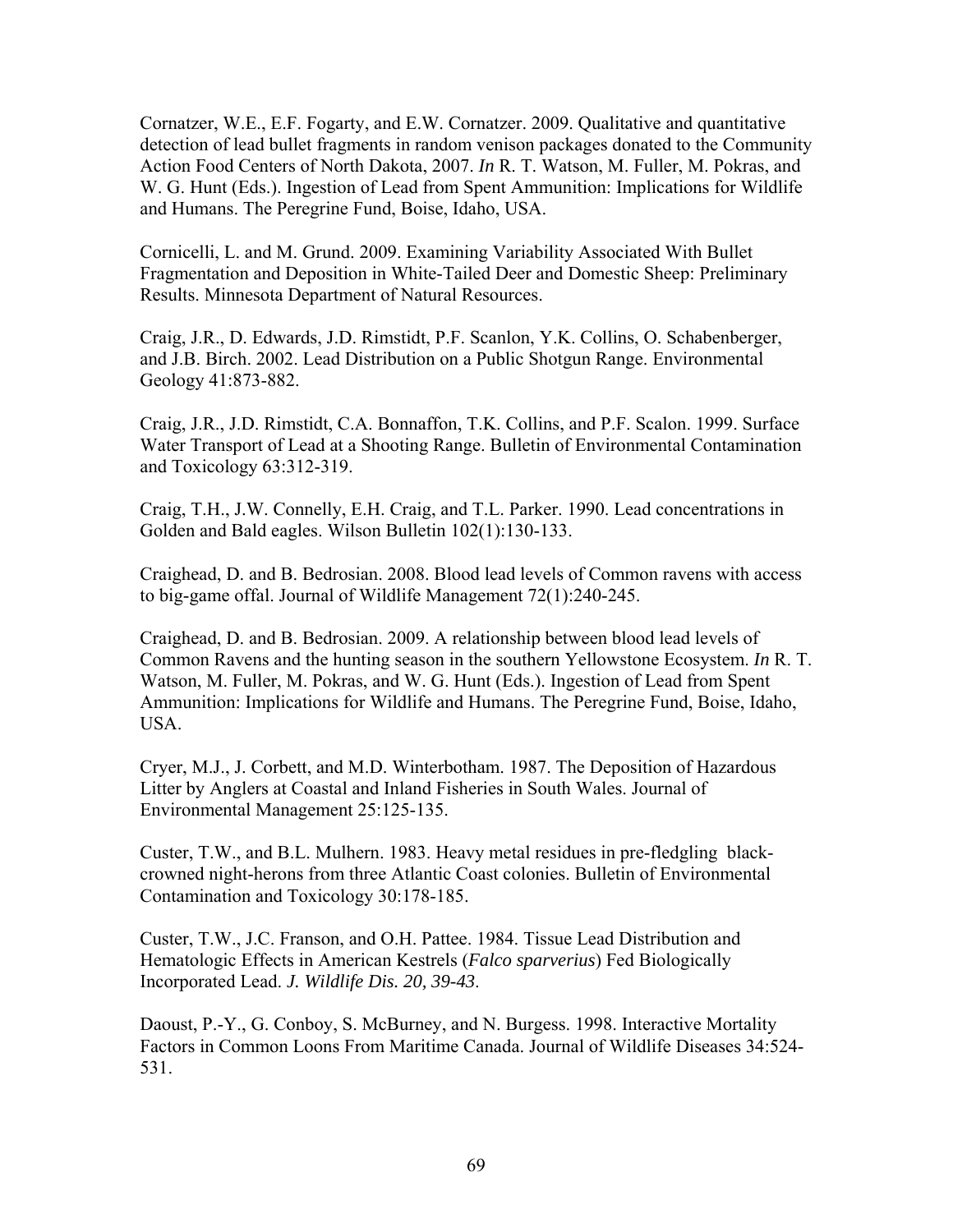Cornatzer, W.E., E.F. Fogarty, and E.W. Cornatzer. 2009. Qualitative and quantitative detection of lead bullet fragments in random venison packages donated to the Community Action Food Centers of North Dakota, 2007. *In* R. T. Watson, M. Fuller, M. Pokras, and W. G. Hunt (Eds.). Ingestion of Lead from Spent Ammunition: Implications for Wildlife and Humans. The Peregrine Fund, Boise, Idaho, USA.

Cornicelli, L. and M. Grund. 2009. Examining Variability Associated With Bullet Fragmentation and Deposition in White-Tailed Deer and Domestic Sheep: Preliminary Results. Minnesota Department of Natural Resources.

Craig, J.R., D. Edwards, J.D. Rimstidt, P.F. Scanlon, Y.K. Collins, O. Schabenberger, and J.B. Birch. 2002. Lead Distribution on a Public Shotgun Range. Environmental Geology 41:873-882.

Craig, J.R., J.D. Rimstidt, C.A. Bonnaffon, T.K. Collins, and P.F. Scalon. 1999. Surface Water Transport of Lead at a Shooting Range. Bulletin of Environmental Contamination and Toxicology 63:312-319.

Craig, T.H., J.W. Connelly, E.H. Craig, and T.L. Parker. 1990. Lead concentrations in Golden and Bald eagles. Wilson Bulletin 102(1):130-133.

Craighead, D. and B. Bedrosian. 2008. Blood lead levels of Common ravens with access to big-game offal. Journal of Wildlife Management 72(1):240-245.

Craighead, D. and B. Bedrosian. 2009. A relationship between blood lead levels of Common Ravens and the hunting season in the southern Yellowstone Ecosystem. *In* R. T. Watson, M. Fuller, M. Pokras, and W. G. Hunt (Eds.). Ingestion of Lead from Spent Ammunition: Implications for Wildlife and Humans. The Peregrine Fund, Boise, Idaho, USA.

Cryer, M.J., J. Corbett, and M.D. Winterbotham. 1987. The Deposition of Hazardous Litter by Anglers at Coastal and Inland Fisheries in South Wales. Journal of Environmental Management 25:125-135.

Custer, T.W., and B.L. Mulhern. 1983. Heavy metal residues in pre-fledgling black-crowned night-herons from three Atlantic Coast colonies. Bulletin of Environmental Contamination and Toxicology 30:178-185.

Custer, T.W., J.C. Franson, and O.H. Pattee. 1984. Tissue Lead Distribution and Hematologic Effects in American Kestrels (*Falco sparverius*) Fed Biologically Incorporated Lead. *J. Wildlife Dis. 20, 39-43.*

Daoust, P.-Y., G. Conboy, S. McBurney, and N. Burgess. 1998. Interactive Mortality Factors in Common Loons From Maritime Canada. Journal of Wildlife Diseases 34:524-531.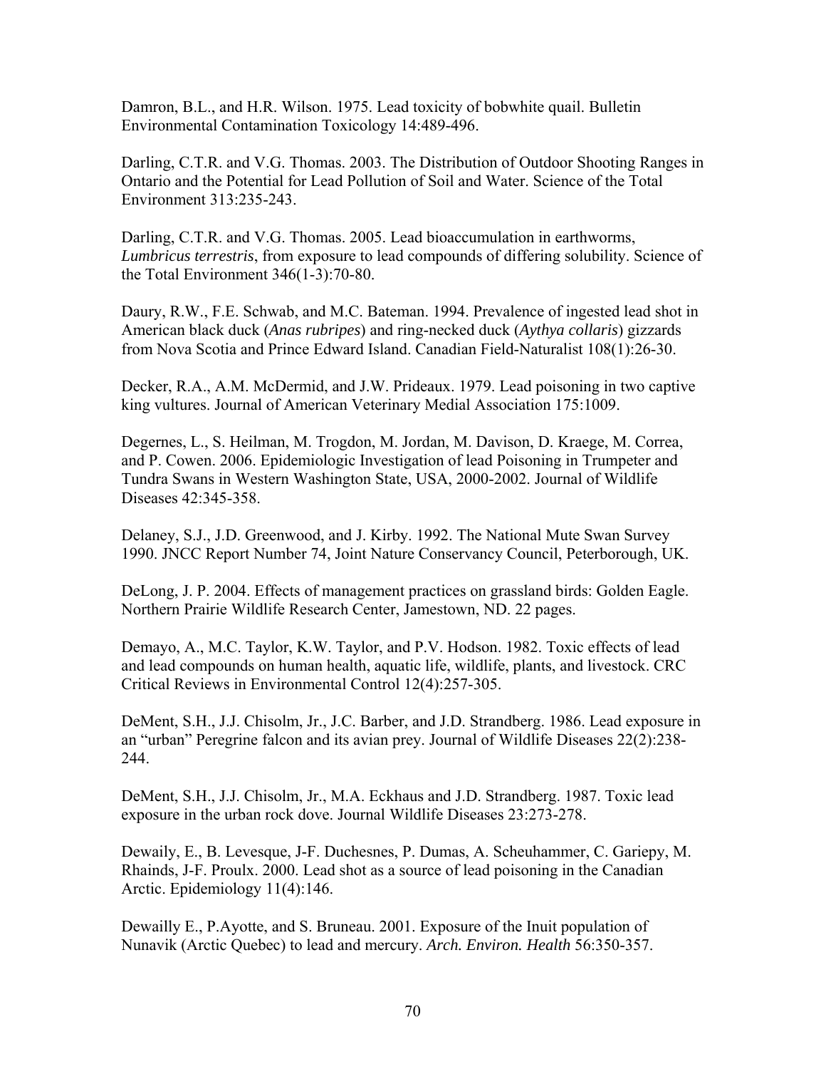Damron, B.L., and H.R. Wilson. 1975. Lead toxicity of bobwhite quail. Bulletin Environmental Contamination Toxicology 14:489-496.

Darling, C.T.R. and V.G. Thomas. 2003. The Distribution of Outdoor Shooting Ranges in Ontario and the Potential for Lead Pollution of Soil and Water. Science of the Total Environment 313:235-243.

Darling, C.T.R. and V.G. Thomas. 2005. Lead bioaccumulation in earthworms, *Lumbricus terrestris*, from exposure to lead compounds of differing solubility. Science of the Total Environment 346(1-3):70-80.

Daury, R.W., F.E. Schwab, and M.C. Bateman. 1994. Prevalence of ingested lead shot in American black duck (*Anas rubripes*) and ring-necked duck (*Aythya collaris*) gizzards from Nova Scotia and Prince Edward Island. Canadian Field-Naturalist 108(1):26-30.

Decker, R.A., A.M. McDermid, and J.W. Prideaux. 1979. Lead poisoning in two captive king vultures. Journal of American Veterinary Medial Association 175:1009.

Degernes, L., S. Heilman, M. Trogdon, M. Jordan, M. Davison, D. Kraege, M. Correa, and P. Cowen. 2006. Epidemiologic Investigation of lead Poisoning in Trumpeter and Tundra Swans in Western Washington State, USA, 2000-2002. Journal of Wildlife Diseases 42:345-358.

Delaney, S.J., J.D. Greenwood, and J. Kirby. 1992. The National Mute Swan Survey 1990. JNCC Report Number 74, Joint Nature Conservancy Council, Peterborough, UK.

DeLong, J. P. 2004. Effects of management practices on grassland birds: Golden Eagle. Northern Prairie Wildlife Research Center, Jamestown, ND. 22 pages.

Demayo, A., M.C. Taylor, K.W. Taylor, and P.V. Hodson. 1982. Toxic effects of lead and lead compounds on human health, aquatic life, wildlife, plants, and livestock. CRC Critical Reviews in Environmental Control 12(4):257-305.

DeMent, S.H., J.J. Chisolm, Jr., J.C. Barber, and J.D. Strandberg. 1986. Lead exposure in an "urban" Peregrine falcon and its avian prey. Journal of Wildlife Diseases 22(2):238-244.

DeMent, S.H., J.J. Chisolm, Jr., M.A. Eckhaus and J.D. Strandberg. 1987. Toxic lead exposure in the urban rock dove. Journal Wildlife Diseases 23:273-278.

Dewaily, E., B. Levesque, J-F. Duchesnes, P. Dumas, A. Scheuhammer, C. Gariepy, M. Rhainds, J-F. Proulx. 2000. Lead shot as a source of lead poisoning in the Canadian Arctic. Epidemiology 11(4):146.

Dewailly E., P.Ayotte, and S. Bruneau. 2001. Exposure of the Inuit population of Nunavik (Arctic Quebec) to lead and mercury. *Arch. Environ. Health* 56:350-357.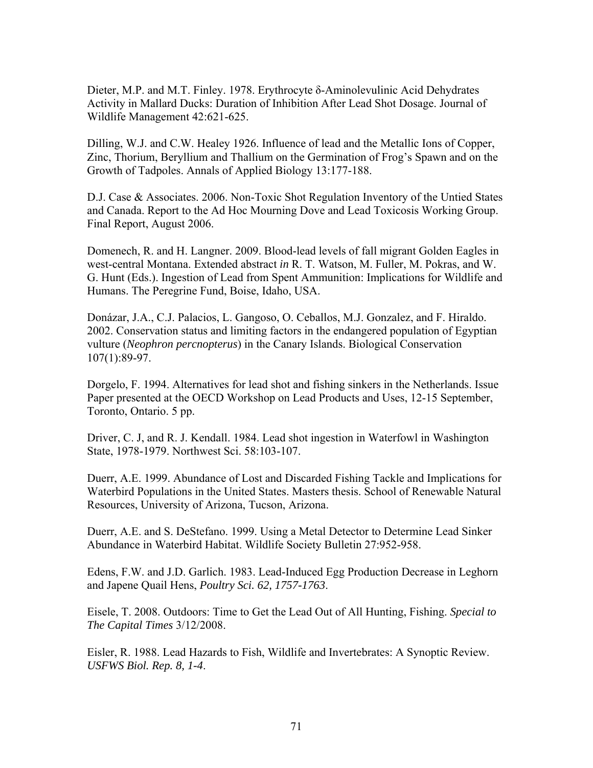Dieter, M.P. and M.T. Finley. 1978. Erythrocyte δ-Aminolevulinic Acid Dehydrates Activity in Mallard Ducks: Duration of Inhibition After Lead Shot Dosage. Journal of Wildlife Management 42:621-625.

Dilling, W.J. and C.W. Healey 1926. Influence of lead and the Metallic Ions of Copper, Zinc, Thorium, Beryllium and Thallium on the Germination of Frog's Spawn and on the Growth of Tadpoles. Annals of Applied Biology 13:177-188.

D.J. Case & Associates. 2006. Non-Toxic Shot Regulation Inventory of the Untied States and Canada. Report to the Ad Hoc Mourning Dove and Lead Toxicosis Working Group. Final Report, August 2006.

Domenech, R. and H. Langner. 2009. Blood-lead levels of fall migrant Golden Eagles in west-central Montana. Extended abstract *in* R. T. Watson, M. Fuller, M. Pokras, and W. G. Hunt (Eds.). Ingestion of Lead from Spent Ammunition: Implications for Wildlife and Humans. The Peregrine Fund, Boise, Idaho, USA.

Donázar, J.A., C.J. Palacios, L. Gangoso, O. Ceballos, M.J. Gonzalez, and F. Hiraldo. 2002. Conservation status and limiting factors in the endangered population of Egyptian vulture (*Neophron percnopterus*) in the Canary Islands. Biological Conservation 107(1):89-97.

Dorgelo, F. 1994. Alternatives for lead shot and fishing sinkers in the Netherlands. Issue Paper presented at the OECD Workshop on Lead Products and Uses, 12-15 September, Toronto, Ontario. 5 pp.

Driver, C. J, and R. J. Kendall. 1984. Lead shot ingestion in Waterfowl in Washington State, 1978-1979. Northwest Sci. 58:103-107.

Duerr, A.E. 1999. Abundance of Lost and Discarded Fishing Tackle and Implications for Waterbird Populations in the United States. Masters thesis. School of Renewable Natural Resources, University of Arizona, Tucson, Arizona.

Duerr, A.E. and S. DeStefano. 1999. Using a Metal Detector to Determine Lead Sinker Abundance in Waterbird Habitat. Wildlife Society Bulletin 27:952-958.

Edens, F.W. and J.D. Garlich. 1983. Lead-Induced Egg Production Decrease in Leghorn and Japene Quail Hens, *Poultry Sci. 62, 1757-1763*.

Eisele, T. 2008. Outdoors: Time to Get the Lead Out of All Hunting, Fishing. *Special to The Capital Times* 3/12/2008.

Eisler, R. 1988. Lead Hazards to Fish, Wildlife and Invertebrates: A Synoptic Review. *USFWS Biol. Rep. 8, 1-4*.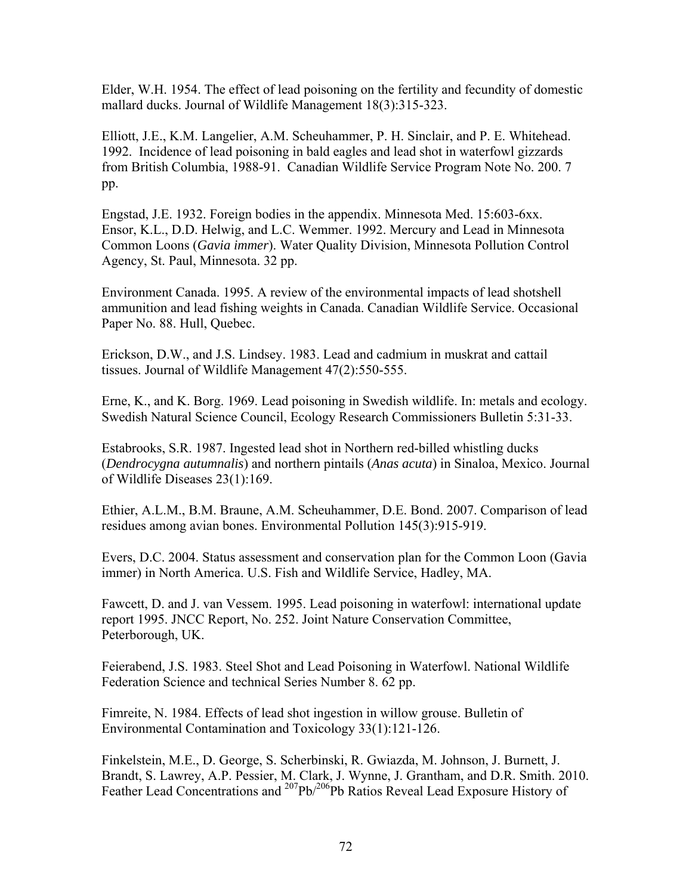Elder, W.H. 1954. The effect of lead poisoning on the fertility and fecundity of domestic mallard ducks. Journal of Wildlife Management 18(3):315-323.

Elliott, J.E., K.M. Langelier, A.M. Scheuhammer, P. H. Sinclair, and P. E. Whitehead. 1992. Incidence of lead poisoning in bald eagles and lead shot in waterfowl gizzards from British Columbia, 1988-91. Canadian Wildlife Service Program Note No. 200. 7 pp.

Engstad, J.E. 1932. Foreign bodies in the appendix. Minnesota Med. 15:603-6xx.
Ensor, K.L., D.D. Helwig, and L.C. Wemmer. 1992. Mercury and Lead in Minnesota Common Loons (*Gavia immer*). Water Quality Division, Minnesota Pollution Control Agency, St. Paul, Minnesota. 32 pp.

Environment Canada. 1995. A review of the environmental impacts of lead shotshell ammunition and lead fishing weights in Canada. Canadian Wildlife Service. Occasional Paper No. 88. Hull, Quebec.

Erickson, D.W., and J.S. Lindsey. 1983. Lead and cadmium in muskrat and cattail tissues. Journal of Wildlife Management 47(2):550-555.

Erne, K., and K. Borg. 1969. Lead poisoning in Swedish wildlife. In: metals and ecology. Swedish Natural Science Council, Ecology Research Commissioners Bulletin 5:31-33.

Estabrooks, S.R. 1987. Ingested lead shot in Northern red-billed whistling ducks (*Dendrocygna autumnalis*) and northern pintails (*Anas acuta*) in Sinaloa, Mexico. Journal of Wildlife Diseases 23(1):169.

Ethier, A.L.M., B.M. Braune, A.M. Scheuhammer, D.E. Bond. 2007. Comparison of lead residues among avian bones. Environmental Pollution 145(3):915-919.

Evers, D.C. 2004. Status assessment and conservation plan for the Common Loon (Gavia immer) in North America. U.S. Fish and Wildlife Service, Hadley, MA.

Fawcett, D. and J. van Vessem. 1995. Lead poisoning in waterfowl: international update report 1995. JNCC Report, No. 252. Joint Nature Conservation Committee, Peterborough, UK.

Feierabend, J.S. 1983. Steel Shot and Lead Poisoning in Waterfowl. National Wildlife Federation Science and technical Series Number 8. 62 pp.

Fimreite, N. 1984. Effects of lead shot ingestion in willow grouse. Bulletin of Environmental Contamination and Toxicology 33(1):121-126.

Finkelstein, M.E., D. George, S. Scherbinski, R. Gwiazda, M. Johnson, J. Burnett, J. Brandt, S. Lawrey, A.P. Pessier, M. Clark, J. Wynne, J. Grantham, and D.R. Smith. 2010. Feather Lead Concentrations and $^{207}Pb/^{206}Pb$ Ratios Reveal Lead Exposure History of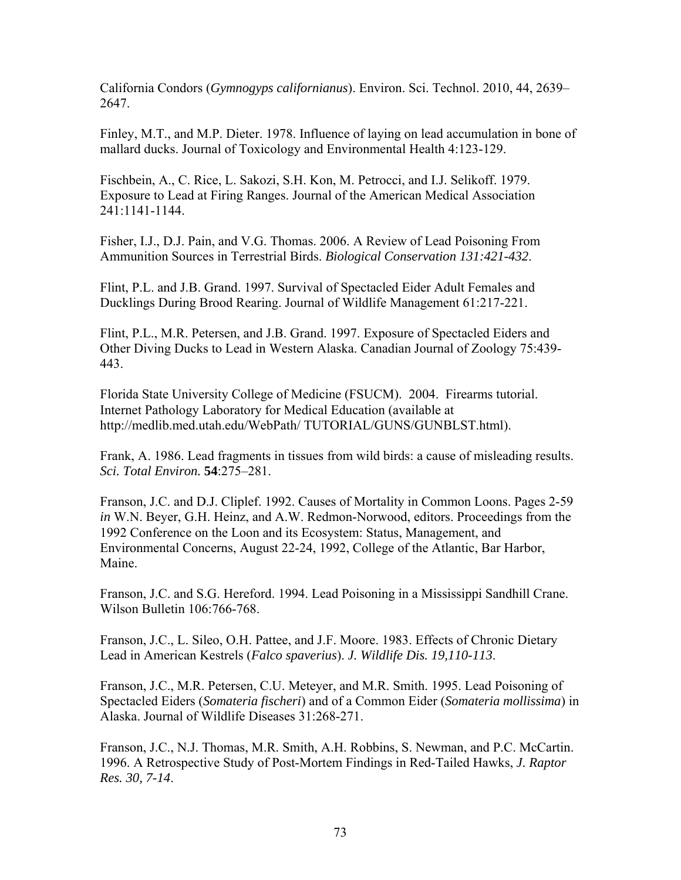California Condors (*Gymnogyps californianus*). Environ. Sci. Technol. 2010, 44, 2639–2647.

Finley, M.T., and M.P. Dieter. 1978. Influence of laying on lead accumulation in bone of mallard ducks. Journal of Toxicology and Environmental Health 4:123-129.

Fischbein, A., C. Rice, L. Sakozi, S.H. Kon, M. Petrocci, and I.J. Selikoff. 1979. Exposure to Lead at Firing Ranges. Journal of the American Medical Association 241:1141-1144.

Fisher, I.J., D.J. Pain, and V.G. Thomas. 2006. A Review of Lead Poisoning From Ammunition Sources in Terrestrial Birds. *Biological Conservation 131:421-432*.

Flint, P.L. and J.B. Grand. 1997. Survival of Spectacled Eider Adult Females and Ducklings During Brood Rearing. Journal of Wildlife Management 61:217-221.

Flint, P.L., M.R. Petersen, and J.B. Grand. 1997. Exposure of Spectacled Eiders and Other Diving Ducks to Lead in Western Alaska. Canadian Journal of Zoology 75:439-443.

Florida State University College of Medicine (FSUCM). 2004. Firearms tutorial. Internet Pathology Laboratory for Medical Education (available at http://medlib.med.utah.edu/WebPath/ TUTORIAL/GUNS/GUNBLST.html).

Frank, A. 1986. Lead fragments in tissues from wild birds: a cause of misleading results. *Sci. Total Environ.* **54**:275–281.

Franson, J.C. and D.J. Cliplef. 1992. Causes of Mortality in Common Loons. Pages 2-59 *in* W.N. Beyer, G.H. Heinz, and A.W. Redmon-Norwood, editors. Proceedings from the 1992 Conference on the Loon and its Ecosystem: Status, Management, and Environmental Concerns, August 22-24, 1992, College of the Atlantic, Bar Harbor, Maine.

Franson, J.C. and S.G. Hereford. 1994. Lead Poisoning in a Mississippi Sandhill Crane. Wilson Bulletin 106:766-768.

Franson, J.C., L. Sileo, O.H. Pattee, and J.F. Moore. 1983. Effects of Chronic Dietary Lead in American Kestrels (*Falco spaverius*). *J. Wildlife Dis. 19,110-113*.

Franson, J.C., M.R. Petersen, C.U. Meteyer, and M.R. Smith. 1995. Lead Poisoning of Spectacled Eiders (*Somateria fischeri*) and of a Common Eider (*Somateria mollissima*) in Alaska. Journal of Wildlife Diseases 31:268-271.

Franson, J.C., N.J. Thomas, M.R. Smith, A.H. Robbins, S. Newman, and P.C. McCartin. 1996. A Retrospective Study of Post-Mortem Findings in Red-Tailed Hawks, *J. Raptor Res. 30, 7-14*.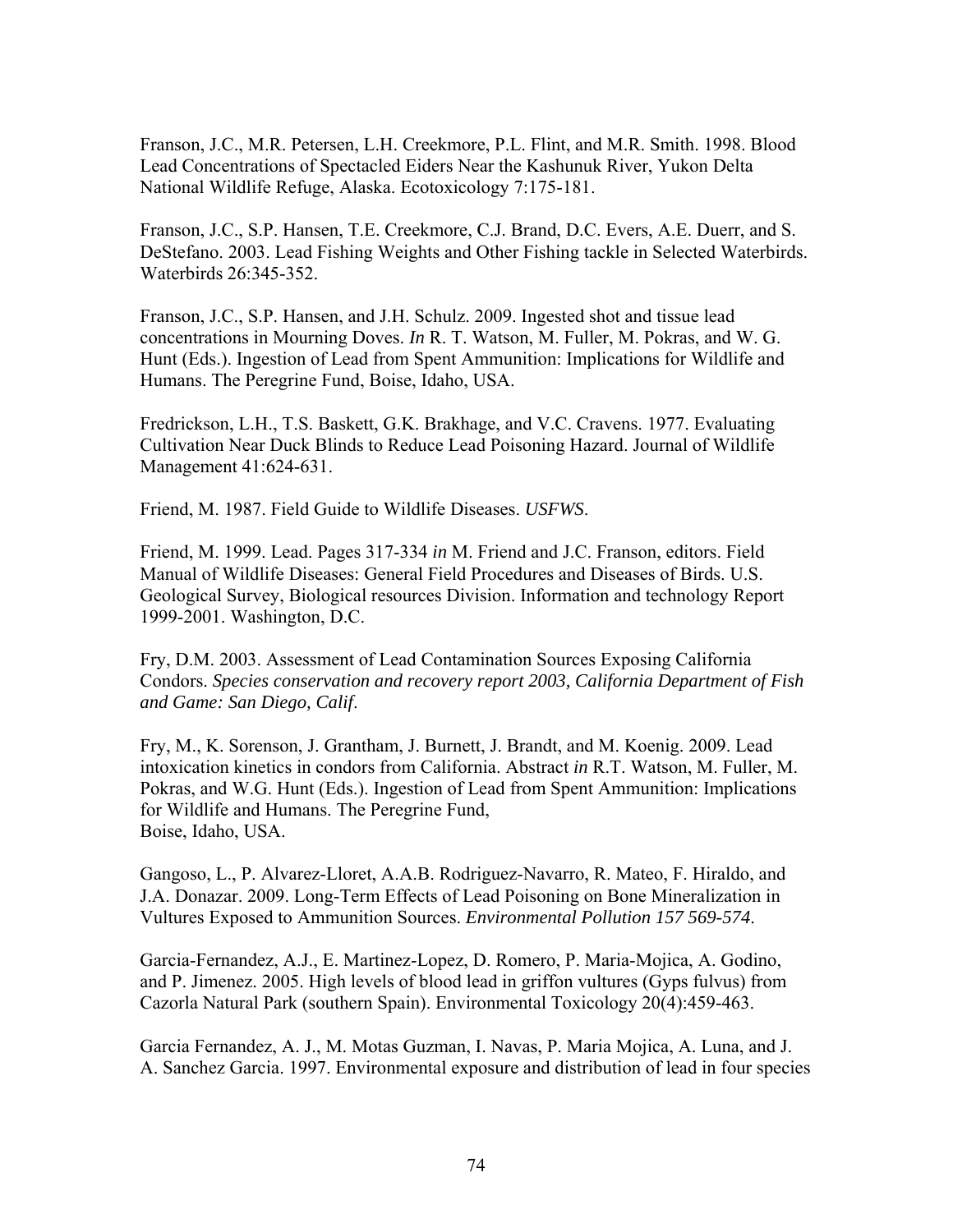Franson, J.C., M.R. Petersen, L.H. Creekmore, P.L. Flint, and M.R. Smith. 1998. Blood Lead Concentrations of Spectacled Eiders Near the Kashunuk River, Yukon Delta National Wildlife Refuge, Alaska. Ecotoxicology 7:175-181.

Franson, J.C., S.P. Hansen, T.E. Creekmore, C.J. Brand, D.C. Evers, A.E. Duerr, and S. DeStefano. 2003. Lead Fishing Weights and Other Fishing tackle in Selected Waterbirds. Waterbirds 26:345-352.

Franson, J.C., S.P. Hansen, and J.H. Schulz. 2009. Ingested shot and tissue lead concentrations in Mourning Doves. *In* R. T. Watson, M. Fuller, M. Pokras, and W. G. Hunt (Eds.). Ingestion of Lead from Spent Ammunition: Implications for Wildlife and Humans. The Peregrine Fund, Boise, Idaho, USA.

Fredrickson, L.H., T.S. Baskett, G.K. Brakhage, and V.C. Cravens. 1977. Evaluating Cultivation Near Duck Blinds to Reduce Lead Poisoning Hazard. Journal of Wildlife Management 41:624-631.

Friend, M. 1987. Field Guide to Wildlife Diseases. *USFWS*.

Friend, M. 1999. Lead. Pages 317-334 *in* M. Friend and J.C. Franson, editors. Field Manual of Wildlife Diseases: General Field Procedures and Diseases of Birds. U.S. Geological Survey, Biological resources Division. Information and technology Report 1999-2001. Washington, D.C.

Fry, D.M. 2003. Assessment of Lead Contamination Sources Exposing California Condors. *Species conservation and recovery report 2003, California Department of Fish and Game: San Diego, Calif*.

Fry, M., K. Sorenson, J. Grantham, J. Burnett, J. Brandt, and M. Koenig. 2009. Lead intoxication kinetics in condors from California. Abstract *in* R.T. Watson, M. Fuller, M. Pokras, and W.G. Hunt (Eds.). Ingestion of Lead from Spent Ammunition: Implications for Wildlife and Humans. The Peregrine Fund, Boise, Idaho, USA.

Gangoso, L., P. Alvarez-Lloret, A.A.B. Rodriguez-Navarro, R. Mateo, F. Hiraldo, and J.A. Donazar. 2009. Long-Term Effects of Lead Poisoning on Bone Mineralization in Vultures Exposed to Ammunition Sources. *Environmental Pollution 157 569-574.*

Garcia-Fernandez, A.J., E. Martinez-Lopez, D. Romero, P. Maria-Mojica, A. Godino, and P. Jimenez. 2005. High levels of blood lead in griffon vultures (Gyps fulvus) from Cazorla Natural Park (southern Spain). Environmental Toxicology 20(4):459-463.

Garcia Fernandez, A. J., M. Motas Guzman, I. Navas, P. Maria Mojica, A. Luna, and J. A. Sanchez Garcia. 1997. Environmental exposure and distribution of lead in four species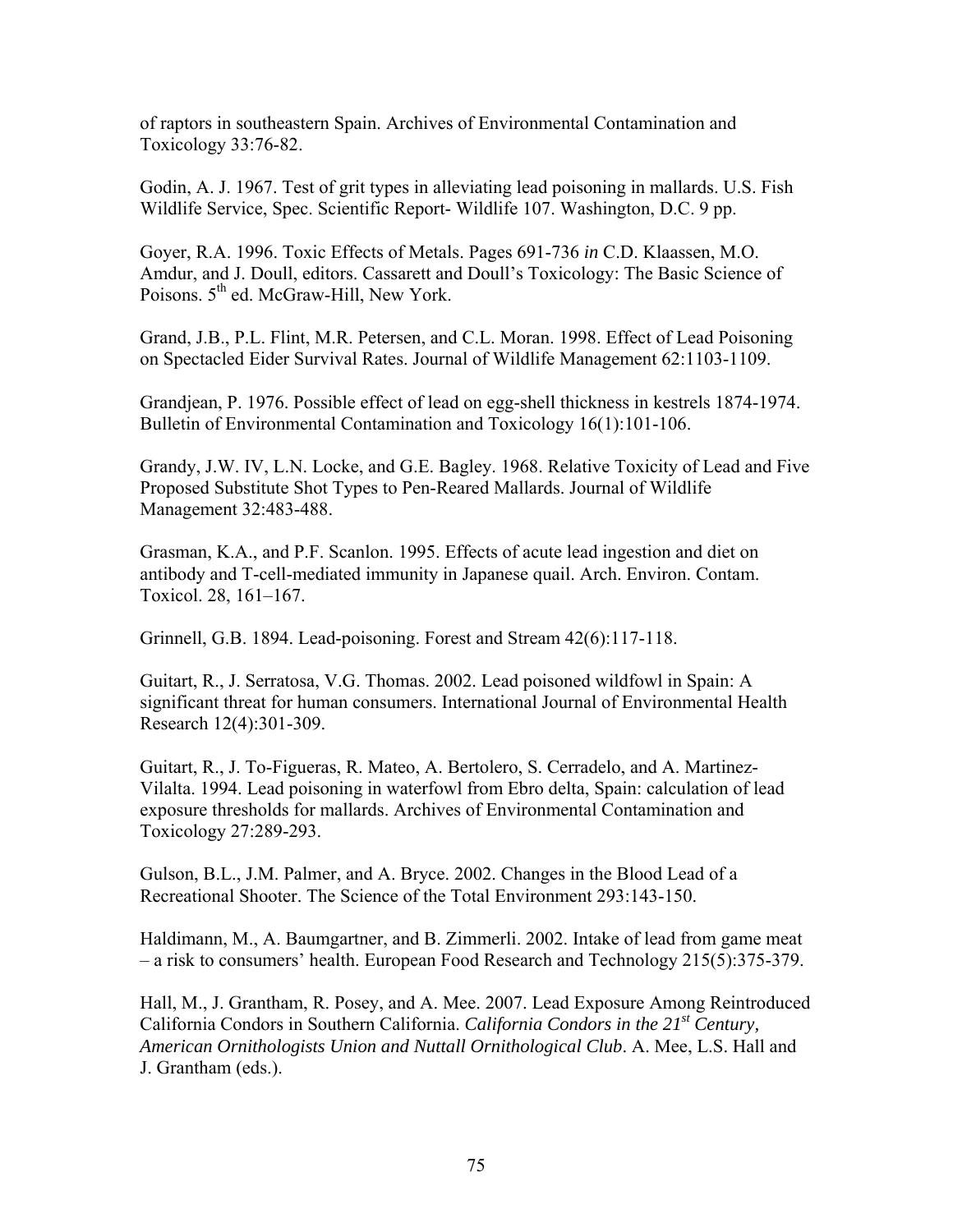of raptors in southeastern Spain. Archives of Environmental Contamination and Toxicology 33:76-82.

Godin, A. J. 1967. Test of grit types in alleviating lead poisoning in mallards. U.S. Fish Wildlife Service, Spec. Scientific Report- Wildlife 107. Washington, D.C. 9 pp.

Goyer, R.A. 1996. Toxic Effects of Metals. Pages 691-736 *in* C.D. Klaassen, M.O. Amdur, and J. Doull, editors. Cassarett and Doull's Toxicology: The Basic Science of Poisons. 5th ed. McGraw-Hill, New York.

Grand, J.B., P.L. Flint, M.R. Petersen, and C.L. Moran. 1998. Effect of Lead Poisoning on Spectacled Eider Survival Rates. Journal of Wildlife Management 62:1103-1109.

Grandjean, P. 1976. Possible effect of lead on egg-shell thickness in kestrels 1874-1974. Bulletin of Environmental Contamination and Toxicology 16(1):101-106.

Grandy, J.W. IV, L.N. Locke, and G.E. Bagley. 1968. Relative Toxicity of Lead and Five Proposed Substitute Shot Types to Pen-Reared Mallards. Journal of Wildlife Management 32:483-488.

Grasman, K.A., and P.F. Scanlon. 1995. Effects of acute lead ingestion and diet on antibody and T-cell-mediated immunity in Japanese quail. Arch. Environ. Contam. Toxicol. 28, 161–167.

Grinnell, G.B. 1894. Lead-poisoning. Forest and Stream 42(6):117-118.

Guitart, R., J. Serratosa, V.G. Thomas. 2002. Lead poisoned wildfowl in Spain: A significant threat for human consumers. International Journal of Environmental Health Research 12(4):301-309.

Guitart, R., J. To-Figueras, R. Mateo, A. Bertolero, S. Cerradelo, and A. Martinez-Vilalta. 1994. Lead poisoning in waterfowl from Ebro delta, Spain: calculation of lead exposure thresholds for mallards. Archives of Environmental Contamination and Toxicology 27:289-293.

Gulson, B.L., J.M. Palmer, and A. Bryce. 2002. Changes in the Blood Lead of a Recreational Shooter. The Science of the Total Environment 293:143-150.

Haldimann, M., A. Baumgartner, and B. Zimmerli. 2002. Intake of lead from game meat – a risk to consumers' health. European Food Research and Technology 215(5):375-379.

Hall, M., J. Grantham, R. Posey, and A. Mee. 2007. Lead Exposure Among Reintroduced California Condors in Southern California. *California Condors in the 21st Century, American Ornithologists Union and Nuttall Ornithological Club*. A. Mee, L.S. Hall and J. Grantham (eds.).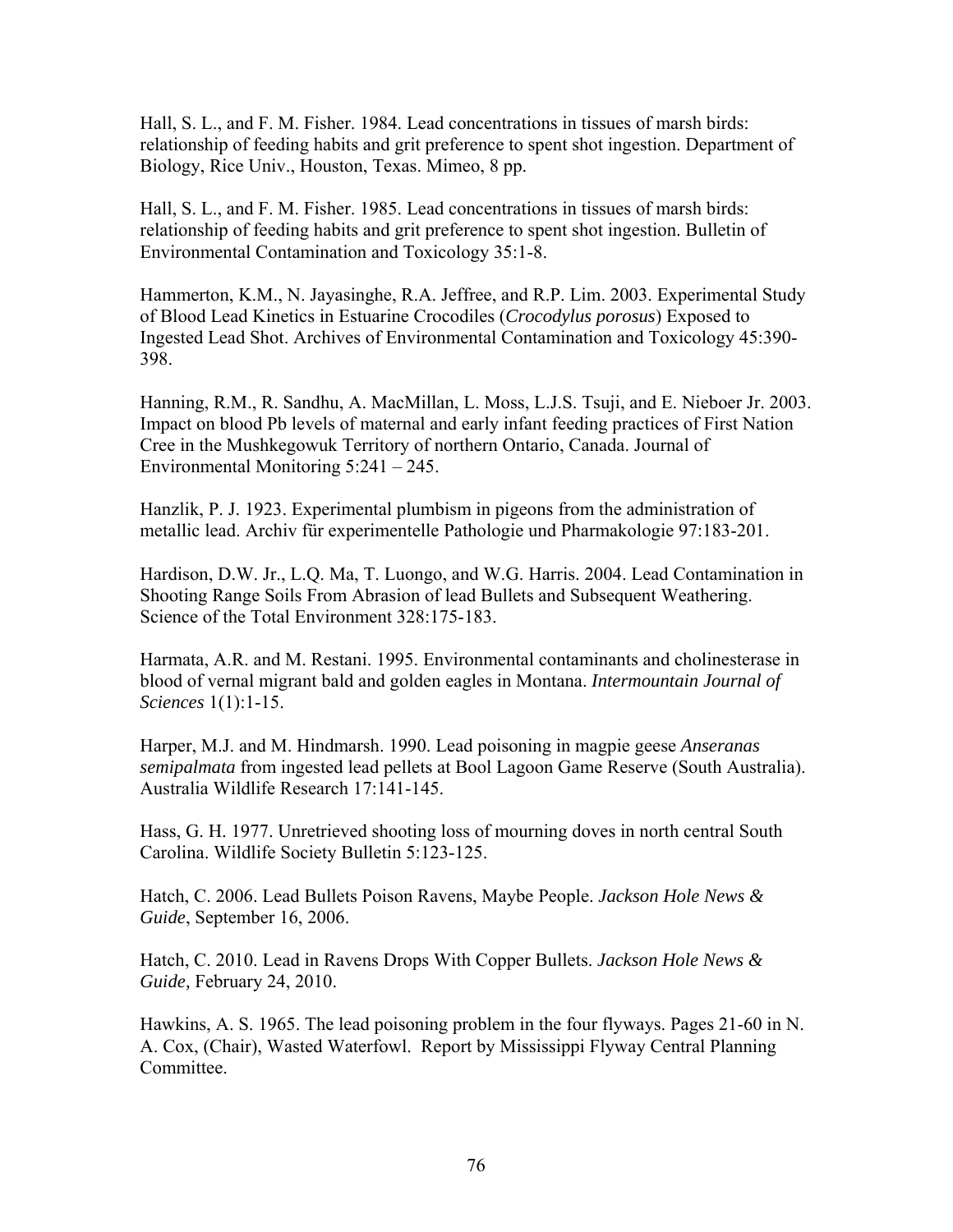Hall, S. L., and F. M. Fisher. 1984. Lead concentrations in tissues of marsh birds: relationship of feeding habits and grit preference to spent shot ingestion. Department of Biology, Rice Univ., Houston, Texas. Mimeo, 8 pp.

Hall, S. L., and F. M. Fisher. 1985. Lead concentrations in tissues of marsh birds: relationship of feeding habits and grit preference to spent shot ingestion. Bulletin of Environmental Contamination and Toxicology 35:1-8.

Hammerton, K.M., N. Jayasinghe, R.A. Jeffree, and R.P. Lim. 2003. Experimental Study of Blood Lead Kinetics in Estuarine Crocodiles (*Crocodylus porosus*) Exposed to Ingested Lead Shot. Archives of Environmental Contamination and Toxicology 45:390-398.

Hanning, R.M., R. Sandhu, A. MacMillan, L. Moss, L.J.S. Tsuji, and E. Nieboer Jr. 2003. Impact on blood Pb levels of maternal and early infant feeding practices of First Nation Cree in the Mushkegowuk Territory of northern Ontario, Canada. Journal of Environmental Monitoring 5:241 – 245.

Hanzlik, P. J. 1923. Experimental plumbism in pigeons from the administration of metallic lead. Archiv für experimentelle Pathologie und Pharmakologie 97:183-201.

Hardison, D.W. Jr., L.Q. Ma, T. Luongo, and W.G. Harris. 2004. Lead Contamination in Shooting Range Soils From Abrasion of lead Bullets and Subsequent Weathering. Science of the Total Environment 328:175-183.

Harmata, A.R. and M. Restani. 1995. Environmental contaminants and cholinesterase in blood of vernal migrant bald and golden eagles in Montana. *Intermountain Journal of Sciences* 1(1):1-15.

Harper, M.J. and M. Hindmarsh. 1990. Lead poisoning in magpie geese *Anseranas semipalmata* from ingested lead pellets at Bool Lagoon Game Reserve (South Australia). Australia Wildlife Research 17:141-145.

Hass, G. H. 1977. Unretrieved shooting loss of mourning doves in north central South Carolina. Wildlife Society Bulletin 5:123-125.

Hatch, C. 2006. Lead Bullets Poison Ravens, Maybe People. *Jackson Hole News & Guide*, September 16, 2006.

Hatch, C. 2010. Lead in Ravens Drops With Copper Bullets. *Jackson Hole News & Guide,* February 24, 2010.

Hawkins, A. S. 1965. The lead poisoning problem in the four flyways. Pages 21-60 in N. A. Cox, (Chair), Wasted Waterfowl. Report by Mississippi Flyway Central Planning Committee.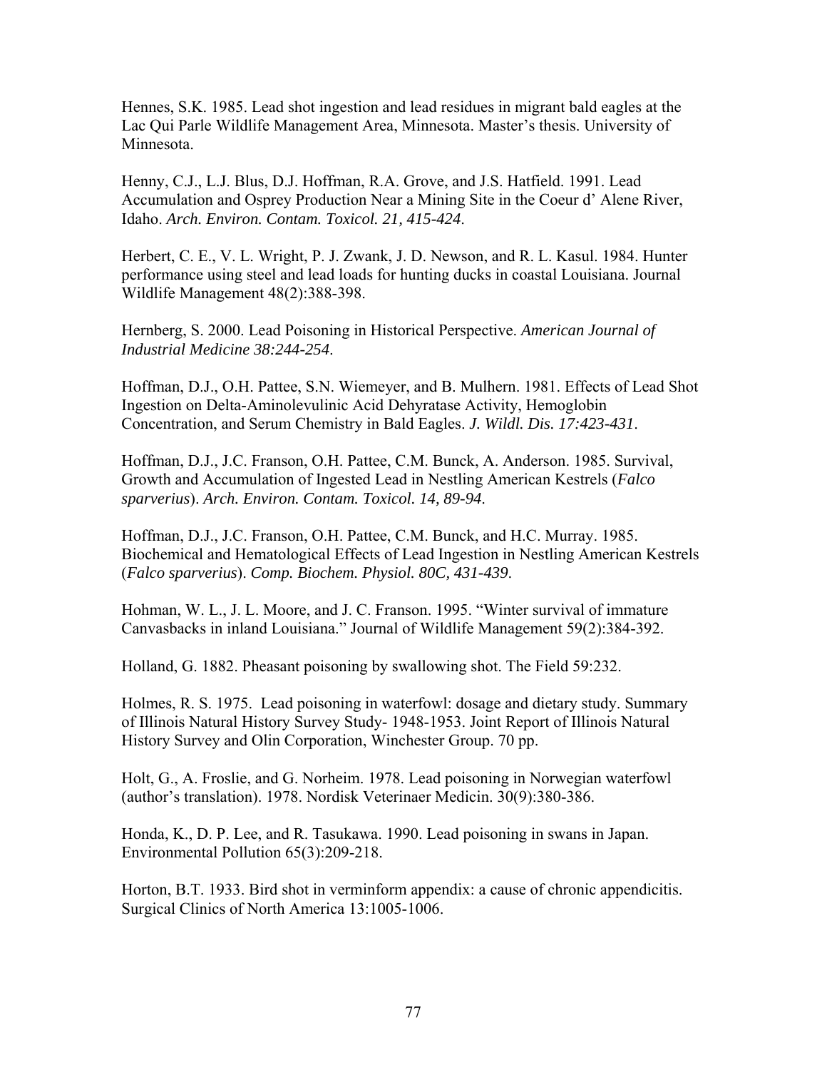Hennes, S.K. 1985. Lead shot ingestion and lead residues in migrant bald eagles at the Lac Qui Parle Wildlife Management Area, Minnesota. Master's thesis. University of Minnesota.

Henny, C.J., L.J. Blus, D.J. Hoffman, R.A. Grove, and J.S. Hatfield. 1991. Lead Accumulation and Osprey Production Near a Mining Site in the Coeur d' Alene River, Idaho. *Arch. Environ. Contam. Toxicol. 21, 415-424.*

Herbert, C. E., V. L. Wright, P. J. Zwank, J. D. Newson, and R. L. Kasul. 1984. Hunter performance using steel and lead loads for hunting ducks in coastal Louisiana. Journal Wildlife Management 48(2):388-398.

Hernberg, S. 2000. Lead Poisoning in Historical Perspective. *American Journal of Industrial Medicine 38:244-254.*

Hoffman, D.J., O.H. Pattee, S.N. Wiemeyer, and B. Mulhern. 1981. Effects of Lead Shot Ingestion on Delta-Aminolevulinic Acid Dehyratase Activity, Hemoglobin Concentration, and Serum Chemistry in Bald Eagles. *J. Wildl. Dis. 17:423-431.*

Hoffman, D.J., J.C. Franson, O.H. Pattee, C.M. Bunck, A. Anderson. 1985. Survival, Growth and Accumulation of Ingested Lead in Nestling American Kestrels (*Falco sparverius*). *Arch. Environ. Contam. Toxicol. 14, 89-94.*

Hoffman, D.J., J.C. Franson, O.H. Pattee, C.M. Bunck, and H.C. Murray. 1985. Biochemical and Hematological Effects of Lead Ingestion in Nestling American Kestrels (*Falco sparverius*). *Comp. Biochem. Physiol. 80C, 431-439.*

Hohman, W. L., J. L. Moore, and J. C. Franson. 1995. "Winter survival of immature Canvasbacks in inland Louisiana." Journal of Wildlife Management 59(2):384-392.

Holland, G. 1882. Pheasant poisoning by swallowing shot. The Field 59:232.

Holmes, R. S. 1975. Lead poisoning in waterfowl: dosage and dietary study. Summary of Illinois Natural History Survey Study- 1948-1953. Joint Report of Illinois Natural History Survey and Olin Corporation, Winchester Group. 70 pp.

Holt, G., A. Froslie, and G. Norheim. 1978. Lead poisoning in Norwegian waterfowl (author's translation). 1978. Nordisk Veterinaer Medicin. 30(9):380-386.

Honda, K., D. P. Lee, and R. Tasukawa. 1990. Lead poisoning in swans in Japan. Environmental Pollution 65(3):209-218.

Horton, B.T. 1933. Bird shot in verminform appendix: a cause of chronic appendicitis. Surgical Clinics of North America 13:1005-1006.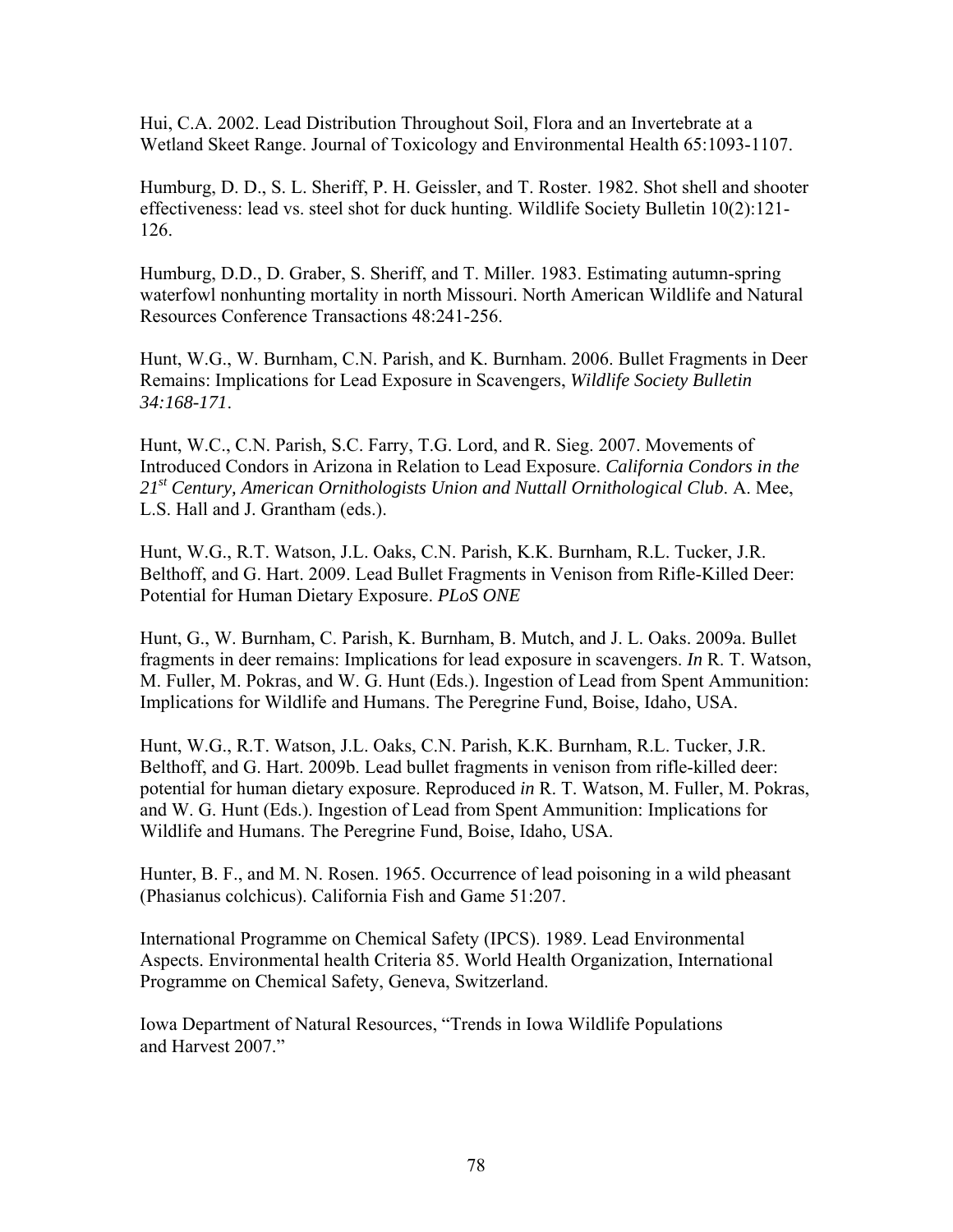Hui, C.A. 2002. Lead Distribution Throughout Soil, Flora and an Invertebrate at a Wetland Skeet Range. Journal of Toxicology and Environmental Health 65:1093-1107.

Humburg, D. D., S. L. Sheriff, P. H. Geissler, and T. Roster. 1982. Shot shell and shooter effectiveness: lead vs. steel shot for duck hunting. Wildlife Society Bulletin 10(2):121-126.

Humburg, D.D., D. Graber, S. Sheriff, and T. Miller. 1983. Estimating autumn-spring waterfowl nonhunting mortality in north Missouri. North American Wildlife and Natural Resources Conference Transactions 48:241-256.

Hunt, W.G., W. Burnham, C.N. Parish, and K. Burnham. 2006. Bullet Fragments in Deer Remains: Implications for Lead Exposure in Scavengers, *Wildlife Society Bulletin 34:168-171*.

Hunt, W.C., C.N. Parish, S.C. Farry, T.G. Lord, and R. Sieg. 2007. Movements of Introduced Condors in Arizona in Relation to Lead Exposure. *California Condors in the 21st Century, American Ornithologists Union and Nuttall Ornithological Club*. A. Mee, L.S. Hall and J. Grantham (eds.).

Hunt, W.G., R.T. Watson, J.L. Oaks, C.N. Parish, K.K. Burnham, R.L. Tucker, J.R. Belthoff, and G. Hart. 2009. Lead Bullet Fragments in Venison from Rifle-Killed Deer: Potential for Human Dietary Exposure. *PLoS ONE*

Hunt, G., W. Burnham, C. Parish, K. Burnham, B. Mutch, and J. L. Oaks. 2009a. Bullet fragments in deer remains: Implications for lead exposure in scavengers. *In* R. T. Watson, M. Fuller, M. Pokras, and W. G. Hunt (Eds.). Ingestion of Lead from Spent Ammunition: Implications for Wildlife and Humans. The Peregrine Fund, Boise, Idaho, USA.

Hunt, W.G., R.T. Watson, J.L. Oaks, C.N. Parish, K.K. Burnham, R.L. Tucker, J.R. Belthoff, and G. Hart. 2009b. Lead bullet fragments in venison from rifle-killed deer: potential for human dietary exposure. Reproduced *in* R. T. Watson, M. Fuller, M. Pokras, and W. G. Hunt (Eds.). Ingestion of Lead from Spent Ammunition: Implications for Wildlife and Humans. The Peregrine Fund, Boise, Idaho, USA.

Hunter, B. F., and M. N. Rosen. 1965. Occurrence of lead poisoning in a wild pheasant (Phasianus colchicus). California Fish and Game 51:207.

International Programme on Chemical Safety (IPCS). 1989. Lead Environmental Aspects. Environmental health Criteria 85. World Health Organization, International Programme on Chemical Safety, Geneva, Switzerland.

Iowa Department of Natural Resources, "Trends in Iowa Wildlife Populations and Harvest 2007."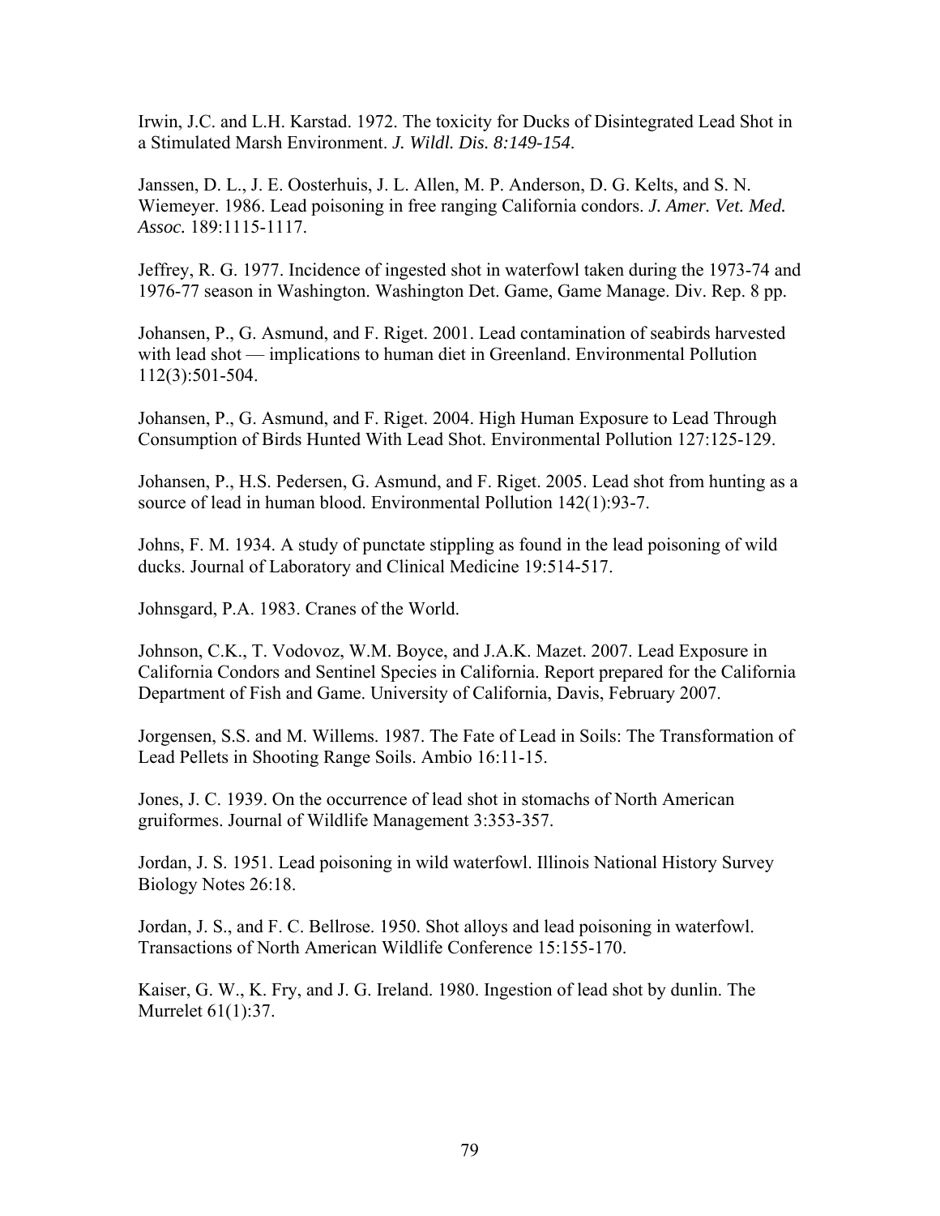Irwin, J.C. and L.H. Karstad. 1972. The toxicity for Ducks of Disintegrated Lead Shot in a Stimulated Marsh Environment. *J. Wildl. Dis. 8:149-154.*

Janssen, D. L., J. E. Oosterhuis, J. L. Allen, M. P. Anderson, D. G. Kelts, and S. N. Wiemeyer. 1986. Lead poisoning in free ranging California condors. *J. Amer. Vet. Med. Assoc.* 189:1115-1117.

Jeffrey, R. G. 1977. Incidence of ingested shot in waterfowl taken during the 1973-74 and 1976-77 season in Washington. Washington Det. Game, Game Manage. Div. Rep. 8 pp.

Johansen, P., G. Asmund, and F. Riget. 2001. Lead contamination of seabirds harvested with lead shot — implications to human diet in Greenland. Environmental Pollution 112(3):501-504.

Johansen, P., G. Asmund, and F. Riget. 2004. High Human Exposure to Lead Through Consumption of Birds Hunted With Lead Shot. Environmental Pollution 127:125-129.

Johansen, P., H.S. Pedersen, G. Asmund, and F. Riget. 2005. Lead shot from hunting as a source of lead in human blood. Environmental Pollution 142(1):93-7.

Johns, F. M. 1934. A study of punctate stippling as found in the lead poisoning of wild ducks. Journal of Laboratory and Clinical Medicine 19:514-517.

Johnsgard, P.A. 1983. Cranes of the World.

Johnson, C.K., T. Vodovoz, W.M. Boyce, and J.A.K. Mazet. 2007. Lead Exposure in California Condors and Sentinel Species in California. Report prepared for the California Department of Fish and Game. University of California, Davis, February 2007.

Jorgensen, S.S. and M. Willems. 1987. The Fate of Lead in Soils: The Transformation of Lead Pellets in Shooting Range Soils. Ambio 16:11-15.

Jones, J. C. 1939. On the occurrence of lead shot in stomachs of North American gruiformes. Journal of Wildlife Management 3:353-357.

Jordan, J. S. 1951. Lead poisoning in wild waterfowl. Illinois National History Survey Biology Notes 26:18.

Jordan, J. S., and F. C. Bellrose. 1950. Shot alloys and lead poisoning in waterfowl. Transactions of North American Wildlife Conference 15:155-170.

Kaiser, G. W., K. Fry, and J. G. Ireland. 1980. Ingestion of lead shot by dunlin. The Murrelet 61(1):37.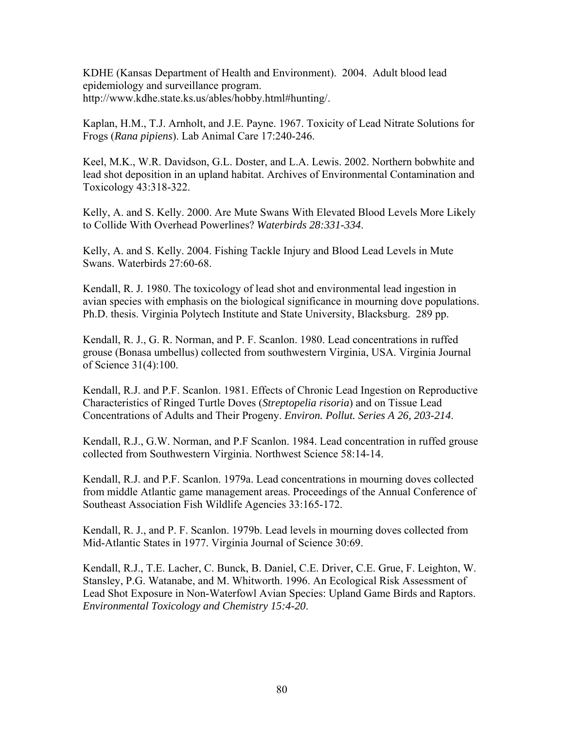KDHE (Kansas Department of Health and Environment). 2004. Adult blood lead epidemiology and surveillance program. http://www.kdhe.state.ks.us/ables/hobby.html#hunting/.

Kaplan, H.M., T.J. Arnholt, and J.E. Payne. 1967. Toxicity of Lead Nitrate Solutions for Frogs (*Rana pipiens*). Lab Animal Care 17:240-246.

Keel, M.K., W.R. Davidson, G.L. Doster, and L.A. Lewis. 2002. Northern bobwhite and lead shot deposition in an upland habitat. Archives of Environmental Contamination and Toxicology 43:318-322.

Kelly, A. and S. Kelly. 2000. Are Mute Swans With Elevated Blood Levels More Likely to Collide With Overhead Powerlines? *Waterbirds 28:331-334*.

Kelly, A. and S. Kelly. 2004. Fishing Tackle Injury and Blood Lead Levels in Mute Swans. Waterbirds 27:60-68.

Kendall, R. J. 1980. The toxicology of lead shot and environmental lead ingestion in avian species with emphasis on the biological significance in mourning dove populations. Ph.D. thesis. Virginia Polytech Institute and State University, Blacksburg. 289 pp.

Kendall, R. J., G. R. Norman, and P. F. Scanlon. 1980. Lead concentrations in ruffed grouse (Bonasa umbellus) collected from southwestern Virginia, USA. Virginia Journal of Science 31(4):100.

Kendall, R.J. and P.F. Scanlon. 1981. Effects of Chronic Lead Ingestion on Reproductive Characteristics of Ringed Turtle Doves (*Streptopelia risoria*) and on Tissue Lead Concentrations of Adults and Their Progeny. *Environ. Pollut. Series A 26, 203-214*.

Kendall, R.J., G.W. Norman, and P.F Scanlon. 1984. Lead concentration in ruffed grouse collected from Southwestern Virginia. Northwest Science 58:14-14.

Kendall, R.J. and P.F. Scanlon. 1979a. Lead concentrations in mourning doves collected from middle Atlantic game management areas. Proceedings of the Annual Conference of Southeast Association Fish Wildlife Agencies 33:165-172.

Kendall, R. J., and P. F. Scanlon. 1979b. Lead levels in mourning doves collected from Mid-Atlantic States in 1977. Virginia Journal of Science 30:69.

Kendall, R.J., T.E. Lacher, C. Bunck, B. Daniel, C.E. Driver, C.E. Grue, F. Leighton, W. Stansley, P.G. Watanabe, and M. Whitworth. 1996. An Ecological Risk Assessment of Lead Shot Exposure in Non-Waterfowl Avian Species: Upland Game Birds and Raptors. *Environmental Toxicology and Chemistry 15:4-20*.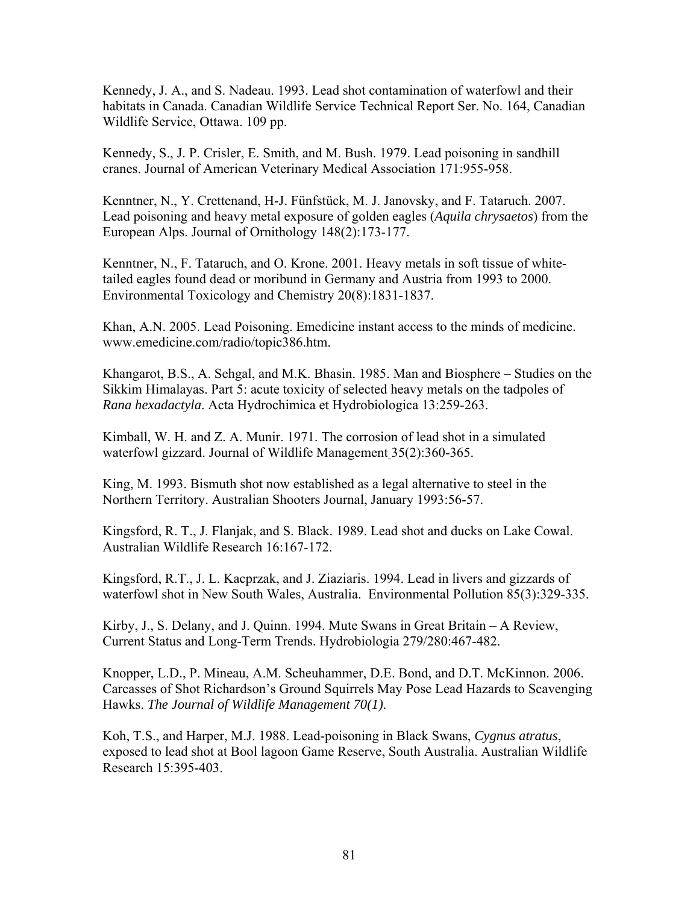Kennedy, J. A., and S. Nadeau. 1993. Lead shot contamination of waterfowl and their habitats in Canada. Canadian Wildlife Service Technical Report Ser. No. 164, Canadian Wildlife Service, Ottawa. 109 pp.

Kennedy, S., J. P. Crisler, E. Smith, and M. Bush. 1979. Lead poisoning in sandhill cranes. Journal of American Veterinary Medical Association 171:955-958.

Kenntner, N., Y. Crettenand, H-J. Fünfstück, M. J. Janovsky, and F. Tataruch. 2007. Lead poisoning and heavy metal exposure of golden eagles (*Aquila chrysaetos*) from the European Alps. Journal of Ornithology 148(2):173-177.

Kenntner, N., F. Tataruch, and O. Krone. 2001. Heavy metals in soft tissue of white-tailed eagles found dead or moribund in Germany and Austria from 1993 to 2000. Environmental Toxicology and Chemistry 20(8):1831-1837.

Khan, A.N. 2005. Lead Poisoning. Emedicine instant access to the minds of medicine. www.emedicine.com/radio/topic386.htm.

Khangarot, B.S., A. Sehgal, and M.K. Bhasin. 1985. Man and Biosphere – Studies on the Sikkim Himalayas. Part 5: acute toxicity of selected heavy metals on the tadpoles of *Rana hexadactyla*. Acta Hydrochimica et Hydrobiologica 13:259-263.

Kimball, W. H. and Z. A. Munir. 1971. The corrosion of lead shot in a simulated waterfowl gizzard. Journal of Wildlife Management 35(2):360-365.

King, M. 1993. Bismuth shot now established as a legal alternative to steel in the Northern Territory. Australian Shooters Journal, January 1993:56-57.

Kingsford, R. T., J. Flanjak, and S. Black. 1989. Lead shot and ducks on Lake Cowal. Australian Wildlife Research 16:167-172.

Kingsford, R.T., J. L. Kacprzak, and J. Ziaziaris. 1994. Lead in livers and gizzards of waterfowl shot in New South Wales, Australia. Environmental Pollution 85(3):329-335.

Kirby, J., S. Delany, and J. Quinn. 1994. Mute Swans in Great Britain – A Review, Current Status and Long-Term Trends. Hydrobiologia 279/280:467-482.

Knopper, L.D., P. Mineau, A.M. Scheuhammer, D.E. Bond, and D.T. McKinnon. 2006. Carcasses of Shot Richardson's Ground Squirrels May Pose Lead Hazards to Scavenging Hawks. *The Journal of Wildlife Management 70(1).*

Koh, T.S., and Harper, M.J. 1988. Lead-poisoning in Black Swans, *Cygnus atratus*, exposed to lead shot at Bool lagoon Game Reserve, South Australia. Australian Wildlife Research 15:395-403.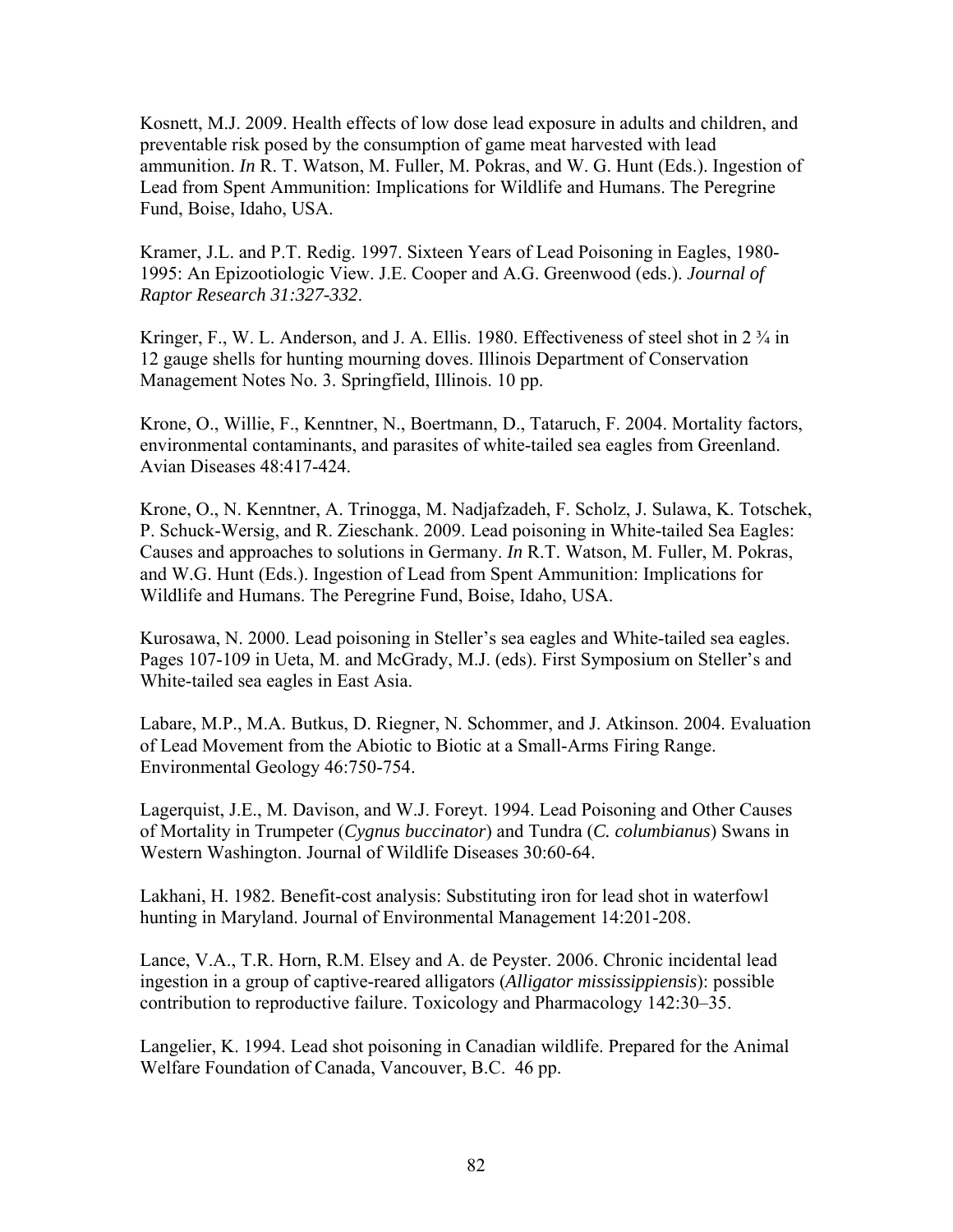Kosnett, M.J. 2009. Health effects of low dose lead exposure in adults and children, and preventable risk posed by the consumption of game meat harvested with lead ammunition. *In* R. T. Watson, M. Fuller, M. Pokras, and W. G. Hunt (Eds.). Ingestion of Lead from Spent Ammunition: Implications for Wildlife and Humans. The Peregrine Fund, Boise, Idaho, USA.

Kramer, J.L. and P.T. Redig. 1997. Sixteen Years of Lead Poisoning in Eagles, 1980-1995: An Epizootiologic View. J.E. Cooper and A.G. Greenwood (eds.). *Journal of Raptor Research 31:327-332*.

Kringer, F., W. L. Anderson, and J. A. Ellis. 1980. Effectiveness of steel shot in 2 ¾ in 12 gauge shells for hunting mourning doves. Illinois Department of Conservation Management Notes No. 3. Springfield, Illinois. 10 pp.

Krone, O., Willie, F., Kenntner, N., Boertmann, D., Tataruch, F. 2004. Mortality factors, environmental contaminants, and parasites of white-tailed sea eagles from Greenland. Avian Diseases 48:417-424.

Krone, O., N. Kenntner, A. Trinogga, M. Nadjafzadeh, F. Scholz, J. Sulawa, K. Totschek, P. Schuck-Wersig, and R. Zieschank. 2009. Lead poisoning in White-tailed Sea Eagles: Causes and approaches to solutions in Germany. *In* R.T. Watson, M. Fuller, M. Pokras, and W.G. Hunt (Eds.). Ingestion of Lead from Spent Ammunition: Implications for Wildlife and Humans. The Peregrine Fund, Boise, Idaho, USA.

Kurosawa, N. 2000. Lead poisoning in Steller's sea eagles and White-tailed sea eagles. Pages 107-109 in Ueta, M. and McGrady, M.J. (eds). First Symposium on Steller's and White-tailed sea eagles in East Asia.

Labare, M.P., M.A. Butkus, D. Riegner, N. Schommer, and J. Atkinson. 2004. Evaluation of Lead Movement from the Abiotic to Biotic at a Small-Arms Firing Range. Environmental Geology 46:750-754.

Lagerquist, J.E., M. Davison, and W.J. Foreyt. 1994. Lead Poisoning and Other Causes of Mortality in Trumpeter (*Cygnus buccinator*) and Tundra (*C. columbianus*) Swans in Western Washington. Journal of Wildlife Diseases 30:60-64.

Lakhani, H. 1982. Benefit-cost analysis: Substituting iron for lead shot in waterfowl hunting in Maryland. Journal of Environmental Management 14:201-208.

Lance, V.A., T.R. Horn, R.M. Elsey and A. de Peyster. 2006. Chronic incidental lead ingestion in a group of captive-reared alligators (*Alligator mississippiensis*): possible contribution to reproductive failure. Toxicology and Pharmacology 142:30–35.

Langelier, K. 1994. Lead shot poisoning in Canadian wildlife. Prepared for the Animal Welfare Foundation of Canada, Vancouver, B.C. 46 pp.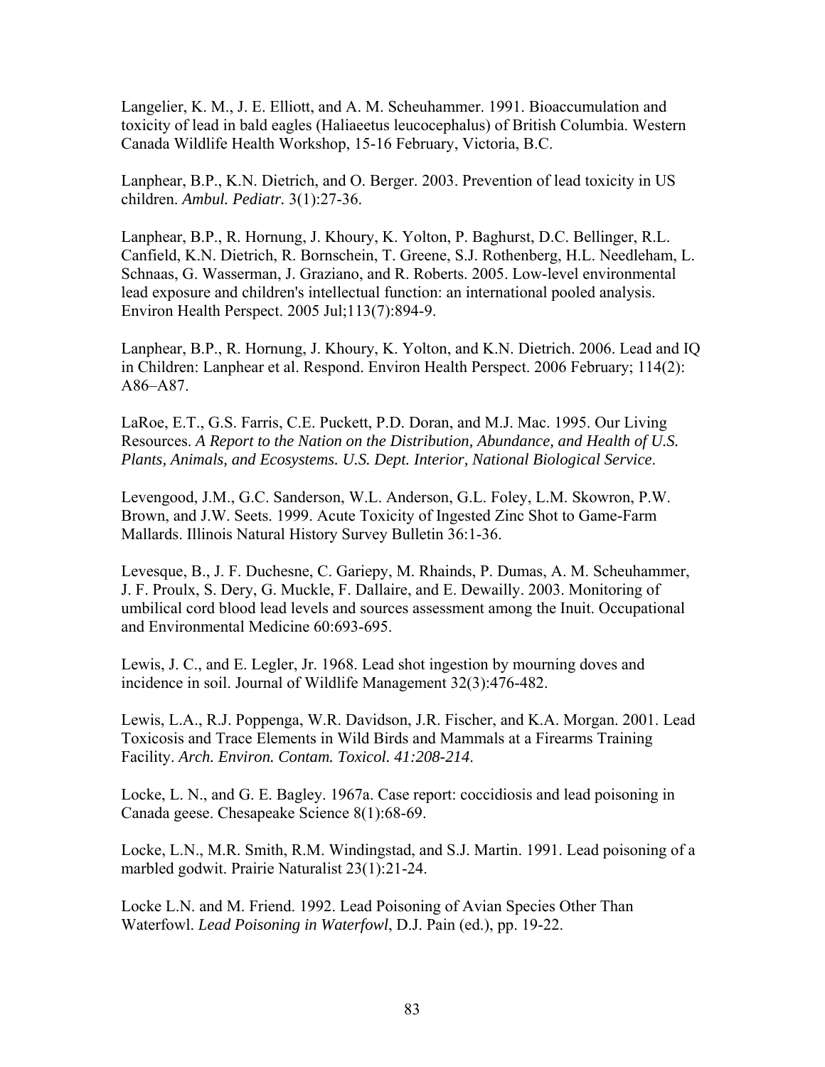Langelier, K. M., J. E. Elliott, and A. M. Scheuhammer. 1991. Bioaccumulation and toxicity of lead in bald eagles (Haliaeetus leucocephalus) of British Columbia. Western Canada Wildlife Health Workshop, 15-16 February, Victoria, B.C.

Lanphear, B.P., K.N. Dietrich, and O. Berger. 2003. Prevention of lead toxicity in US children. *Ambul. Pediatr.* 3(1):27-36.

Lanphear, B.P., R. Hornung, J. Khoury, K. Yolton, P. Baghurst, D.C. Bellinger, R.L. Canfield, K.N. Dietrich, R. Bornschein, T. Greene, S.J. Rothenberg, H.L. Needleham, L. Schnaas, G. Wasserman, J. Graziano, and R. Roberts. 2005. Low-level environmental lead exposure and children's intellectual function: an international pooled analysis. Environ Health Perspect. 2005 Jul;113(7):894-9.

Lanphear, B.P., R. Hornung, J. Khoury, K. Yolton, and K.N. Dietrich. 2006. Lead and IQ in Children: Lanphear et al. Respond. Environ Health Perspect. 2006 February; 114(2): A86–A87.

LaRoe, E.T., G.S. Farris, C.E. Puckett, P.D. Doran, and M.J. Mac. 1995. Our Living Resources. *A Report to the Nation on the Distribution, Abundance, and Health of U.S. Plants, Animals, and Ecosystems. U.S. Dept. Interior, National Biological Service*.

Levengood, J.M., G.C. Sanderson, W.L. Anderson, G.L. Foley, L.M. Skowron, P.W. Brown, and J.W. Seets. 1999. Acute Toxicity of Ingested Zinc Shot to Game-Farm Mallards. Illinois Natural History Survey Bulletin 36:1-36.

Levesque, B., J. F. Duchesne, C. Gariepy, M. Rhainds, P. Dumas, A. M. Scheuhammer, J. F. Proulx, S. Dery, G. Muckle, F. Dallaire, and E. Dewailly. 2003. Monitoring of umbilical cord blood lead levels and sources assessment among the Inuit. Occupational and Environmental Medicine 60:693-695.

Lewis, J. C., and E. Legler, Jr. 1968. Lead shot ingestion by mourning doves and incidence in soil. Journal of Wildlife Management 32(3):476-482.

Lewis, L.A., R.J. Poppenga, W.R. Davidson, J.R. Fischer, and K.A. Morgan. 2001. Lead Toxicosis and Trace Elements in Wild Birds and Mammals at a Firearms Training Facility. *Arch. Environ. Contam. Toxicol. 41:208-214.*

Locke, L. N., and G. E. Bagley. 1967a. Case report: coccidiosis and lead poisoning in Canada geese. Chesapeake Science 8(1):68-69.

Locke, L.N., M.R. Smith, R.M. Windingstad, and S.J. Martin. 1991. Lead poisoning of a marbled godwit. Prairie Naturalist 23(1):21-24.

Locke L.N. and M. Friend. 1992. Lead Poisoning of Avian Species Other Than Waterfowl. *Lead Poisoning in Waterfowl*, D.J. Pain (ed.), pp. 19-22.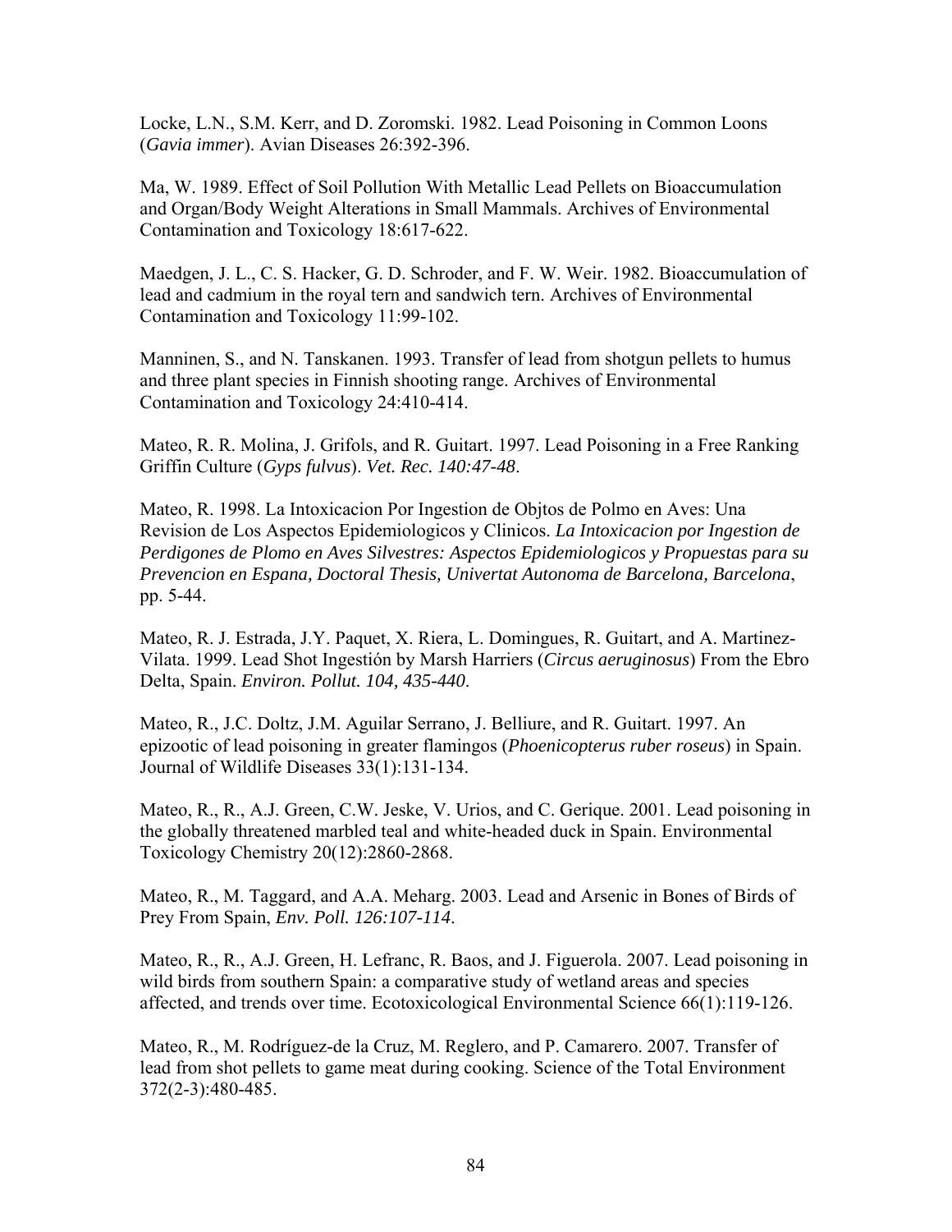Locke, L.N., S.M. Kerr, and D. Zoromski. 1982. Lead Poisoning in Common Loons (*Gavia immer*). Avian Diseases 26:392-396.

Ma, W. 1989. Effect of Soil Pollution With Metallic Lead Pellets on Bioaccumulation and Organ/Body Weight Alterations in Small Mammals. Archives of Environmental Contamination and Toxicology 18:617-622.

Maedgen, J. L., C. S. Hacker, G. D. Schroder, and F. W. Weir. 1982. Bioaccumulation of lead and cadmium in the royal tern and sandwich tern. Archives of Environmental Contamination and Toxicology 11:99-102.

Manninen, S., and N. Tanskanen. 1993. Transfer of lead from shotgun pellets to humus and three plant species in Finnish shooting range. Archives of Environmental Contamination and Toxicology 24:410-414.

Mateo, R. R. Molina, J. Grifols, and R. Guitart. 1997. Lead Poisoning in a Free Ranking Griffin Culture (*Gyps fulvus*). *Vet. Rec. 140:47-48*.

Mateo, R. 1998. La Intoxicacion Por Ingestion de Objtos de Polmo en Aves: Una Revision de Los Aspectos Epidemiologicos y Clinicos. *La Intoxicacion por Ingestion de Perdigones de Plomo en Aves Silvestres: Aspectos Epidemiologicos y Propuestas para su Prevencion en Espana, Doctoral Thesis, Univertat Autonoma de Barcelona, Barcelona*, pp. 5-44.

Mateo, R. J. Estrada, J.Y. Paquet, X. Riera, L. Domingues, R. Guitart, and A. Martinez-Vilata. 1999. Lead Shot Ingestión by Marsh Harriers (*Circus aeruginosus*) From the Ebro Delta, Spain. *Environ. Pollut. 104, 435-440*.

Mateo, R., J.C. Doltz, J.M. Aguilar Serrano, J. Belliure, and R. Guitart. 1997. An epizootic of lead poisoning in greater flamingos (*Phoenicopterus ruber roseus*) in Spain. Journal of Wildlife Diseases 33(1):131-134.

Mateo, R., R., A.J. Green, C.W. Jeske, V. Urios, and C. Gerique. 2001. Lead poisoning in the globally threatened marbled teal and white-headed duck in Spain. Environmental Toxicology Chemistry 20(12):2860-2868.

Mateo, R., M. Taggard, and A.A. Meharg. 2003. Lead and Arsenic in Bones of Birds of Prey From Spain, *Env. Poll. 126:107-114*.

Mateo, R., R., A.J. Green, H. Lefranc, R. Baos, and J. Figuerola. 2007. Lead poisoning in wild birds from southern Spain: a comparative study of wetland areas and species affected, and trends over time. Ecotoxicological Environmental Science 66(1):119-126.

Mateo, R., M. Rodríguez-de la Cruz, M. Reglero, and P. Camarero. 2007. Transfer of lead from shot pellets to game meat during cooking. Science of the Total Environment 372(2-3):480-485.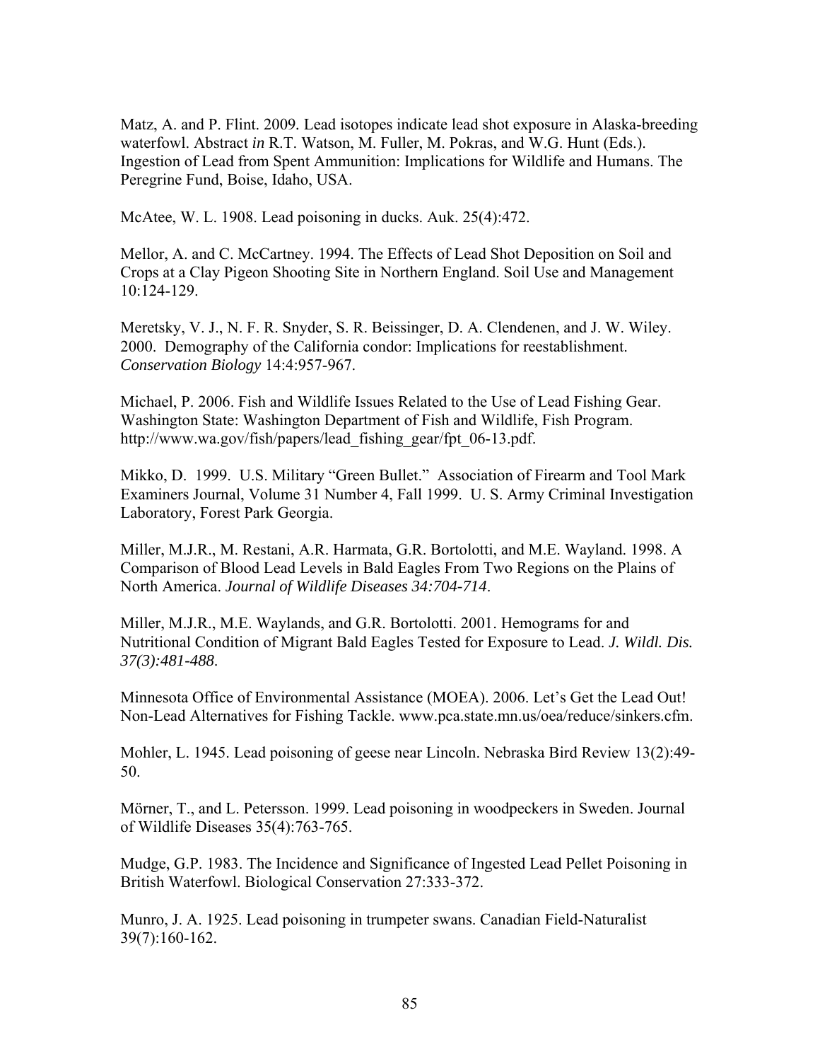Matz, A. and P. Flint. 2009. Lead isotopes indicate lead shot exposure in Alaska-breeding waterfowl. Abstract *in* R.T. Watson, M. Fuller, M. Pokras, and W.G. Hunt (Eds.). Ingestion of Lead from Spent Ammunition: Implications for Wildlife and Humans. The Peregrine Fund, Boise, Idaho, USA.

McAtee, W. L. 1908. Lead poisoning in ducks. Auk. 25(4):472.

Mellor, A. and C. McCartney. 1994. The Effects of Lead Shot Deposition on Soil and Crops at a Clay Pigeon Shooting Site in Northern England. Soil Use and Management 10:124-129.

Meretsky, V. J., N. F. R. Snyder, S. R. Beissinger, D. A. Clendenen, and J. W. Wiley. 2000. Demography of the California condor: Implications for reestablishment. *Conservation Biology* 14:4:957-967.

Michael, P. 2006. Fish and Wildlife Issues Related to the Use of Lead Fishing Gear. Washington State: Washington Department of Fish and Wildlife, Fish Program. http://www.wa.gov/fish/papers/lead_fishing_gear/fpt_06-13.pdf.

Mikko, D. 1999. U.S. Military "Green Bullet." Association of Firearm and Tool Mark Examiners Journal, Volume 31 Number 4, Fall 1999. U. S. Army Criminal Investigation Laboratory, Forest Park Georgia.

Miller, M.J.R., M. Restani, A.R. Harmata, G.R. Bortolotti, and M.E. Wayland. 1998. A Comparison of Blood Lead Levels in Bald Eagles From Two Regions on the Plains of North America. *Journal of Wildlife Diseases 34:704-714*.

Miller, M.J.R., M.E. Waylands, and G.R. Bortolotti. 2001. Hemograms for and Nutritional Condition of Migrant Bald Eagles Tested for Exposure to Lead. *J. Wildl. Dis. 37(3):481-488*.

Minnesota Office of Environmental Assistance (MOEA). 2006. Let's Get the Lead Out! Non-Lead Alternatives for Fishing Tackle. www.pca.state.mn.us/oea/reduce/sinkers.cfm.

Mohler, L. 1945. Lead poisoning of geese near Lincoln. Nebraska Bird Review 13(2):49-50.

Mörner, T., and L. Petersson. 1999. Lead poisoning in woodpeckers in Sweden. Journal of Wildlife Diseases 35(4):763-765.

Mudge, G.P. 1983. The Incidence and Significance of Ingested Lead Pellet Poisoning in British Waterfowl. Biological Conservation 27:333-372.

Munro, J. A. 1925. Lead poisoning in trumpeter swans. Canadian Field-Naturalist 39(7):160-162.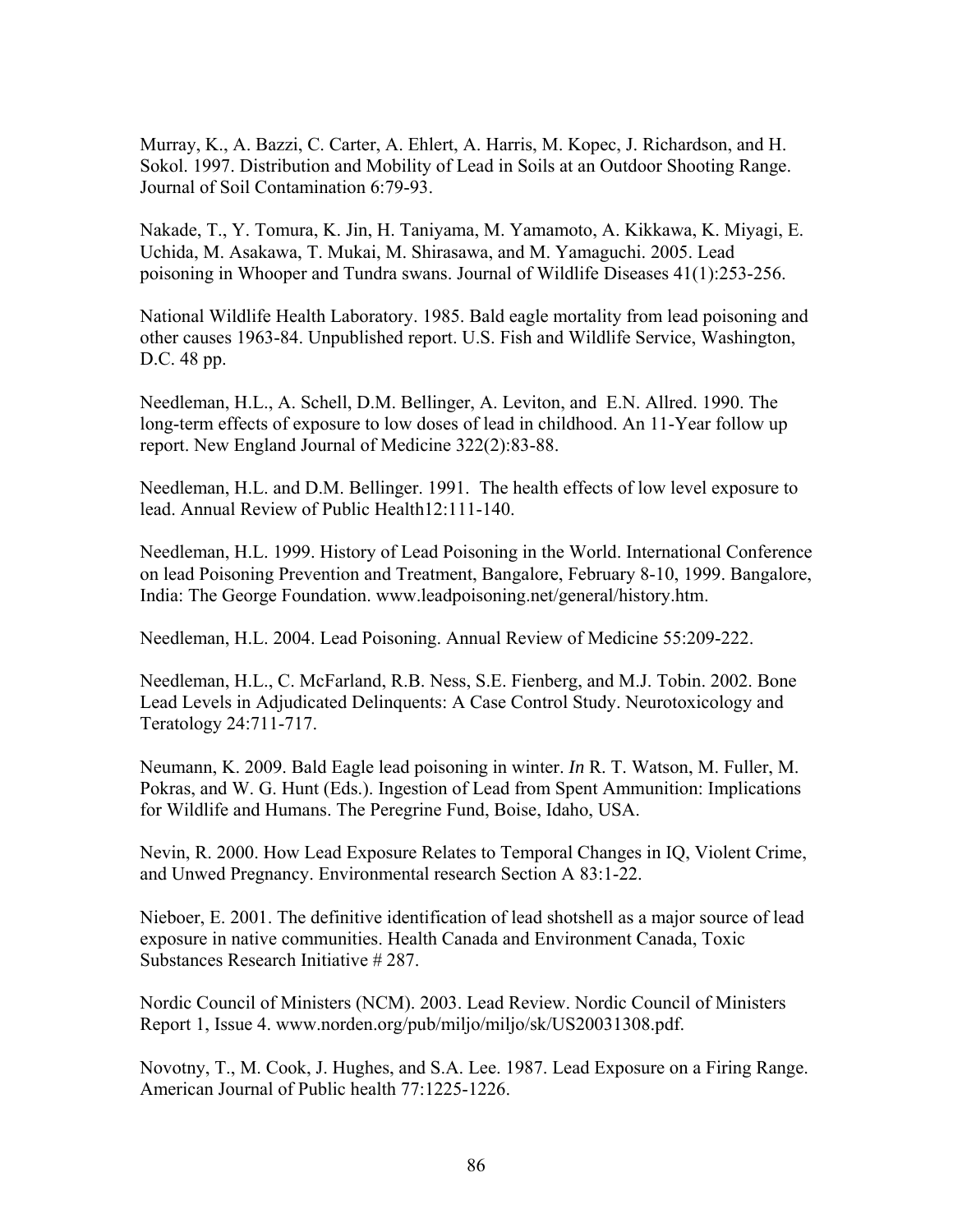Murray, K., A. Bazzi, C. Carter, A. Ehlert, A. Harris, M. Kopec, J. Richardson, and H. Sokol. 1997. Distribution and Mobility of Lead in Soils at an Outdoor Shooting Range. Journal of Soil Contamination 6:79-93.

Nakade, T., Y. Tomura, K. Jin, H. Taniyama, M. Yamamoto, A. Kikkawa, K. Miyagi, E. Uchida, M. Asakawa, T. Mukai, M. Shirasawa, and M. Yamaguchi. 2005. Lead poisoning in Whooper and Tundra swans. Journal of Wildlife Diseases 41(1):253-256.

National Wildlife Health Laboratory. 1985. Bald eagle mortality from lead poisoning and other causes 1963-84. Unpublished report. U.S. Fish and Wildlife Service, Washington, D.C. 48 pp.

Needleman, H.L., A. Schell, D.M. Bellinger, A. Leviton, and E.N. Allred. 1990. The long-term effects of exposure to low doses of lead in childhood. An 11-Year follow up report. New England Journal of Medicine 322(2):83-88.

Needleman, H.L. and D.M. Bellinger. 1991. The health effects of low level exposure to lead. Annual Review of Public Health12:111-140.

Needleman, H.L. 1999. History of Lead Poisoning in the World. International Conference on lead Poisoning Prevention and Treatment, Bangalore, February 8-10, 1999. Bangalore, India: The George Foundation. www.leadpoisoning.net/general/history.htm.

Needleman, H.L. 2004. Lead Poisoning. Annual Review of Medicine 55:209-222.

Needleman, H.L., C. McFarland, R.B. Ness, S.E. Fienberg, and M.J. Tobin. 2002. Bone Lead Levels in Adjudicated Delinquents: A Case Control Study. Neurotoxicology and Teratology 24:711-717.

Neumann, K. 2009. Bald Eagle lead poisoning in winter. *In* R. T. Watson, M. Fuller, M. Pokras, and W. G. Hunt (Eds.). Ingestion of Lead from Spent Ammunition: Implications for Wildlife and Humans. The Peregrine Fund, Boise, Idaho, USA.

Nevin, R. 2000. How Lead Exposure Relates to Temporal Changes in IQ, Violent Crime, and Unwed Pregnancy. Environmental research Section A 83:1-22.

Nieboer, E. 2001. The definitive identification of lead shotshell as a major source of lead exposure in native communities. Health Canada and Environment Canada, Toxic Substances Research Initiative # 287.

Nordic Council of Ministers (NCM). 2003. Lead Review. Nordic Council of Ministers Report 1, Issue 4. www.norden.org/pub/miljo/miljo/sk/US20031308.pdf.

Novotny, T., M. Cook, J. Hughes, and S.A. Lee. 1987. Lead Exposure on a Firing Range. American Journal of Public health 77:1225-1226.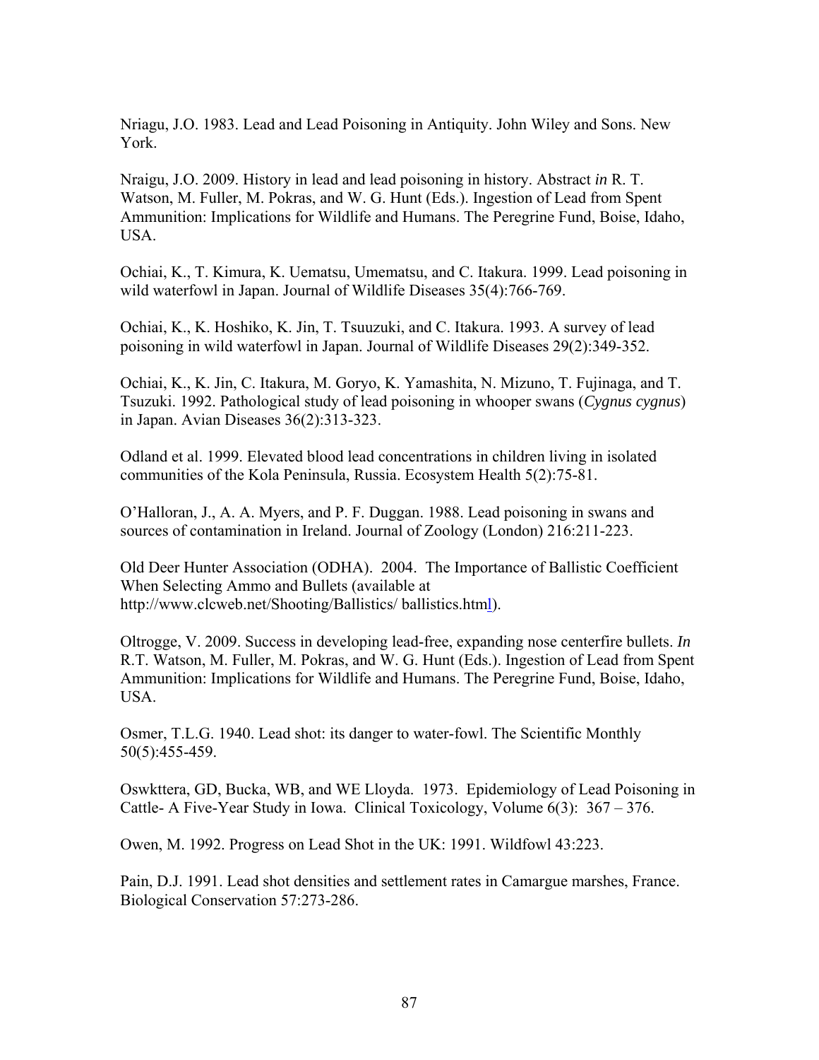Nriagu, J.O. 1983. Lead and Lead Poisoning in Antiquity. John Wiley and Sons. New York.

Nraigu, J.O. 2009. History in lead and lead poisoning in history. Abstract *in* R. T. Watson, M. Fuller, M. Pokras, and W. G. Hunt (Eds.). Ingestion of Lead from Spent Ammunition: Implications for Wildlife and Humans. The Peregrine Fund, Boise, Idaho, USA.

Ochiai, K., T. Kimura, K. Uematsu, Umematsu, and C. Itakura. 1999. Lead poisoning in wild waterfowl in Japan. Journal of Wildlife Diseases 35(4):766-769.

Ochiai, K., K. Hoshiko, K. Jin, T. Tsuuzuki, and C. Itakura. 1993. A survey of lead poisoning in wild waterfowl in Japan. Journal of Wildlife Diseases 29(2):349-352.

Ochiai, K., K. Jin, C. Itakura, M. Goryo, K. Yamashita, N. Mizuno, T. Fujinaga, and T. Tsuzuki. 1992. Pathological study of lead poisoning in whooper swans (*Cygnus cygnus*) in Japan. Avian Diseases 36(2):313-323.

Odland et al. 1999. Elevated blood lead concentrations in children living in isolated communities of the Kola Peninsula, Russia. Ecosystem Health 5(2):75-81.

O'Halloran, J., A. A. Myers, and P. F. Duggan. 1988. Lead poisoning in swans and sources of contamination in Ireland. Journal of Zoology (London) 216:211-223.

Old Deer Hunter Association (ODHA). 2004. The Importance of Ballistic Coefficient When Selecting Ammo and Bullets (available at http://www.clcweb.net/Shooting/Ballistics/ ballistics.html).

Oltrogge, V. 2009. Success in developing lead-free, expanding nose centerfire bullets. *In* R.T. Watson, M. Fuller, M. Pokras, and W. G. Hunt (Eds.). Ingestion of Lead from Spent Ammunition: Implications for Wildlife and Humans. The Peregrine Fund, Boise, Idaho, USA.

Osmer, T.L.G. 1940. Lead shot: its danger to water-fowl. The Scientific Monthly 50(5):455-459.

Oswkttera, GD, Bucka, WB, and WE Lloyda. 1973. Epidemiology of Lead Poisoning in Cattle- A Five-Year Study in Iowa. Clinical Toxicology, Volume 6(3): 367 – 376.

Owen, M. 1992. Progress on Lead Shot in the UK: 1991. Wildfowl 43:223.

Pain, D.J. 1991. Lead shot densities and settlement rates in Camargue marshes, France. Biological Conservation 57:273-286.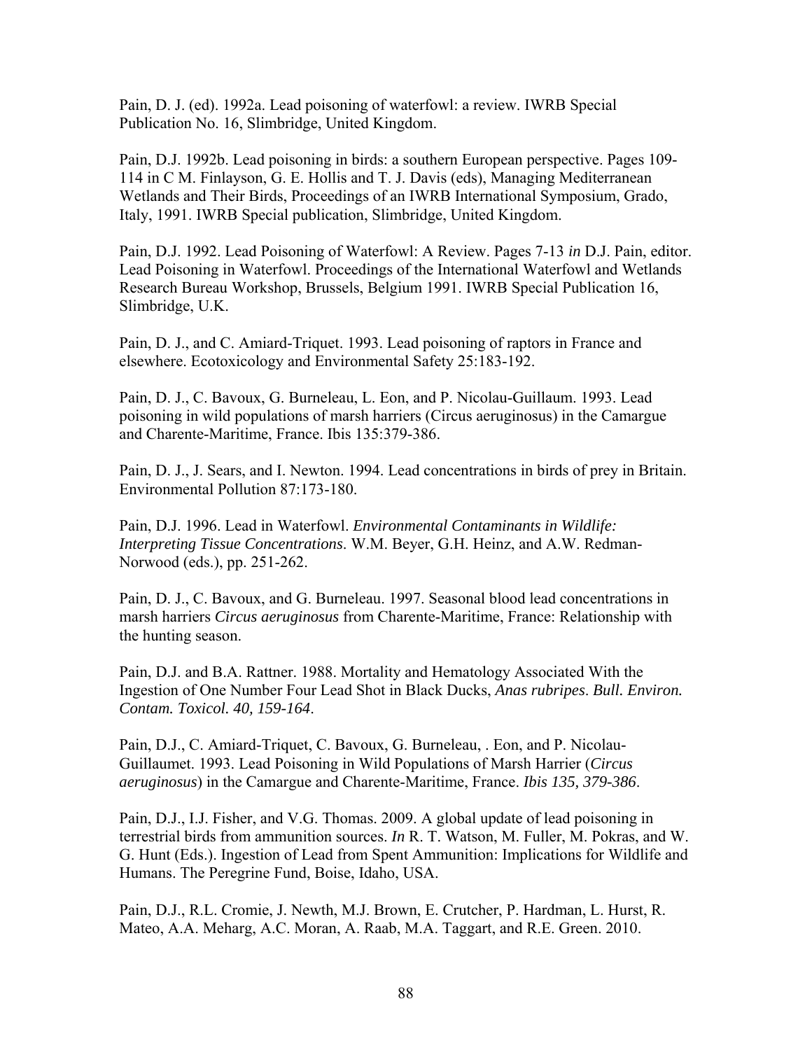Pain, D. J. (ed). 1992a. Lead poisoning of waterfowl: a review. IWRB Special Publication No. 16, Slimbridge, United Kingdom.

Pain, D.J. 1992b. Lead poisoning in birds: a southern European perspective. Pages 109-114 in C M. Finlayson, G. E. Hollis and T. J. Davis (eds), Managing Mediterranean Wetlands and Their Birds, Proceedings of an IWRB International Symposium, Grado, Italy, 1991. IWRB Special publication, Slimbridge, United Kingdom.

Pain, D.J. 1992. Lead Poisoning of Waterfowl: A Review. Pages 7-13 *in* D.J. Pain, editor. Lead Poisoning in Waterfowl. Proceedings of the International Waterfowl and Wetlands Research Bureau Workshop, Brussels, Belgium 1991. IWRB Special Publication 16, Slimbridge, U.K.

Pain, D. J., and C. Amiard-Triquet. 1993. Lead poisoning of raptors in France and elsewhere. Ecotoxicology and Environmental Safety 25:183-192.

Pain, D. J., C. Bavoux, G. Burneleau, L. Eon, and P. Nicolau-Guillaum. 1993. Lead poisoning in wild populations of marsh harriers (Circus aeruginosus) in the Camargue and Charente-Maritime, France. Ibis 135:379-386.

Pain, D. J., J. Sears, and I. Newton. 1994. Lead concentrations in birds of prey in Britain. Environmental Pollution 87:173-180.

Pain, D.J. 1996. Lead in Waterfowl. *Environmental Contaminants in Wildlife: Interpreting Tissue Concentrations*. W.M. Beyer, G.H. Heinz, and A.W. Redman-Norwood (eds.), pp. 251-262.

Pain, D. J., C. Bavoux, and G. Burneleau. 1997. Seasonal blood lead concentrations in marsh harriers *Circus aeruginosus* from Charente-Maritime, France: Relationship with the hunting season.

Pain, D.J. and B.A. Rattner. 1988. Mortality and Hematology Associated With the Ingestion of One Number Four Lead Shot in Black Ducks, *Anas rubripes*. *Bull. Environ. Contam. Toxicol. 40, 159-164*.

Pain, D.J., C. Amiard-Triquet, C. Bavoux, G. Burneleau, . Eon, and P. Nicolau-Guillaumet. 1993. Lead Poisoning in Wild Populations of Marsh Harrier (*Circus aeruginosus*) in the Camargue and Charente-Maritime, France. *Ibis 135, 379-386*.

Pain, D.J., I.J. Fisher, and V.G. Thomas. 2009. A global update of lead poisoning in terrestrial birds from ammunition sources. *In* R. T. Watson, M. Fuller, M. Pokras, and W. G. Hunt (Eds.). Ingestion of Lead from Spent Ammunition: Implications for Wildlife and Humans. The Peregrine Fund, Boise, Idaho, USA.

Pain, D.J., R.L. Cromie, J. Newth, M.J. Brown, E. Crutcher, P. Hardman, L. Hurst, R. Mateo, A.A. Meharg, A.C. Moran, A. Raab, M.A. Taggart, and R.E. Green. 2010.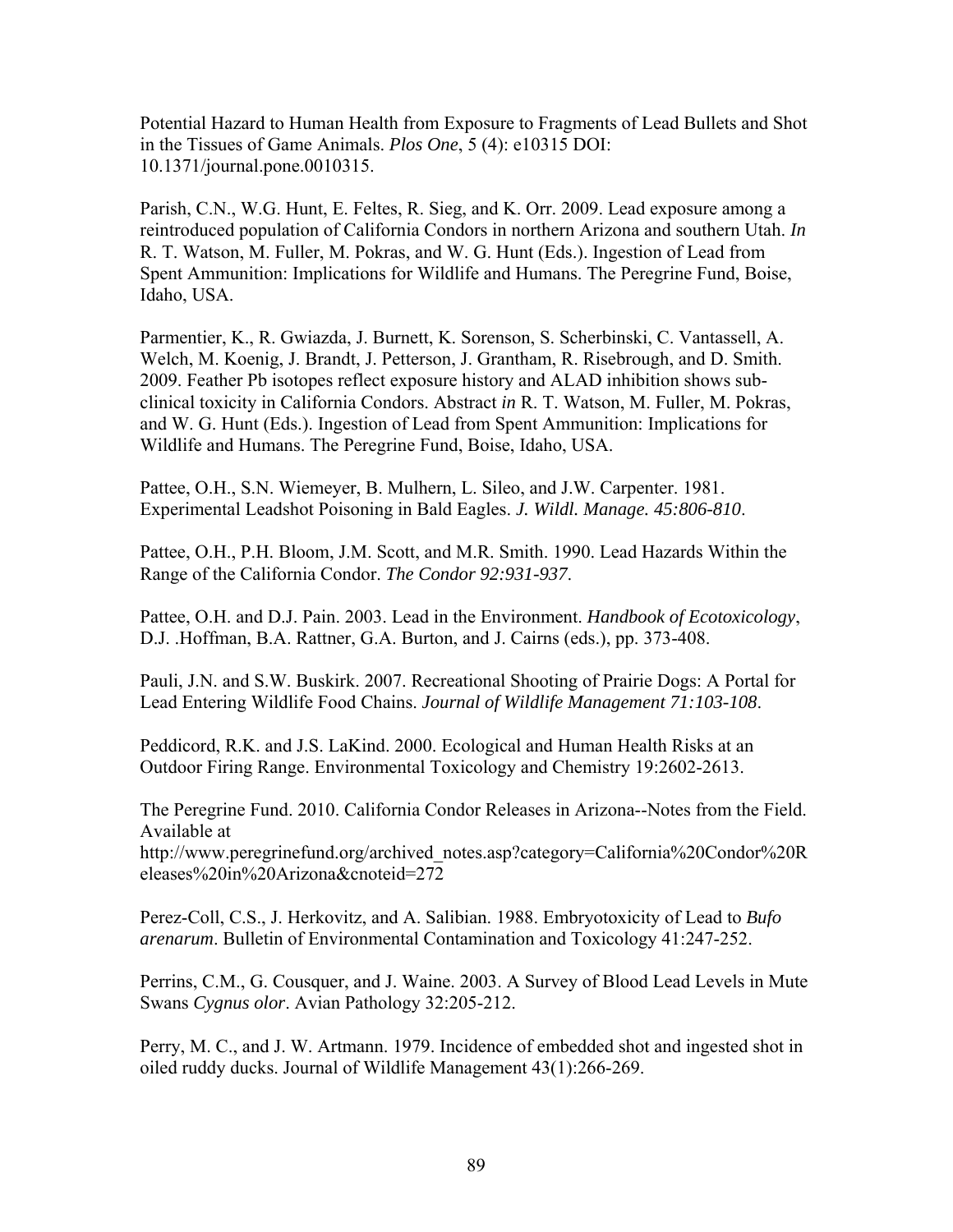Potential Hazard to Human Health from Exposure to Fragments of Lead Bullets and Shot in the Tissues of Game Animals. *Plos One*, 5 (4): e10315 DOI: 10.1371/journal.pone.0010315.

Parish, C.N., W.G. Hunt, E. Feltes, R. Sieg, and K. Orr. 2009. Lead exposure among a reintroduced population of California Condors in northern Arizona and southern Utah. *In* R. T. Watson, M. Fuller, M. Pokras, and W. G. Hunt (Eds.). Ingestion of Lead from Spent Ammunition: Implications for Wildlife and Humans. The Peregrine Fund, Boise, Idaho, USA.

Parmentier, K., R. Gwiazda, J. Burnett, K. Sorenson, S. Scherbinski, C. Vantassell, A. Welch, M. Koenig, J. Brandt, J. Petterson, J. Grantham, R. Risebrough, and D. Smith. 2009. Feather Pb isotopes reflect exposure history and ALAD inhibition shows sub-clinical toxicity in California Condors. Abstract *in* R. T. Watson, M. Fuller, M. Pokras, and W. G. Hunt (Eds.). Ingestion of Lead from Spent Ammunition: Implications for Wildlife and Humans. The Peregrine Fund, Boise, Idaho, USA.

Pattee, O.H., S.N. Wiemeyer, B. Mulhern, L. Sileo, and J.W. Carpenter. 1981. Experimental Leadshot Poisoning in Bald Eagles. *J. Wildl. Manage. 45:806-810*.

Pattee, O.H., P.H. Bloom, J.M. Scott, and M.R. Smith. 1990. Lead Hazards Within the Range of the California Condor. *The Condor 92:931-937*.

Pattee, O.H. and D.J. Pain. 2003. Lead in the Environment. *Handbook of Ecotoxicology*, D.J. .Hoffman, B.A. Rattner, G.A. Burton, and J. Cairns (eds.), pp. 373-408.

Pauli, J.N. and S.W. Buskirk. 2007. Recreational Shooting of Prairie Dogs: A Portal for Lead Entering Wildlife Food Chains. *Journal of Wildlife Management 71:103-108*.

Peddicord, R.K. and J.S. LaKind. 2000. Ecological and Human Health Risks at an Outdoor Firing Range. Environmental Toxicology and Chemistry 19:2602-2613.

The Peregrine Fund. 2010. California Condor Releases in Arizona--Notes from the Field. Available at http://www.peregrinefund.org/archived_notes.asp?category=California%20Condor%20Releases%20in%20Arizona&cnoteid=272

Perez-Coll, C.S., J. Herkovitz, and A. Salibian. 1988. Embryotoxicity of Lead to *Bufo arenarum*. Bulletin of Environmental Contamination and Toxicology 41:247-252.

Perrins, C.M., G. Cousquer, and J. Waine. 2003. A Survey of Blood Lead Levels in Mute Swans *Cygnus olor*. Avian Pathology 32:205-212.

Perry, M. C., and J. W. Artmann. 1979. Incidence of embedded shot and ingested shot in oiled ruddy ducks. Journal of Wildlife Management 43(1):266-269.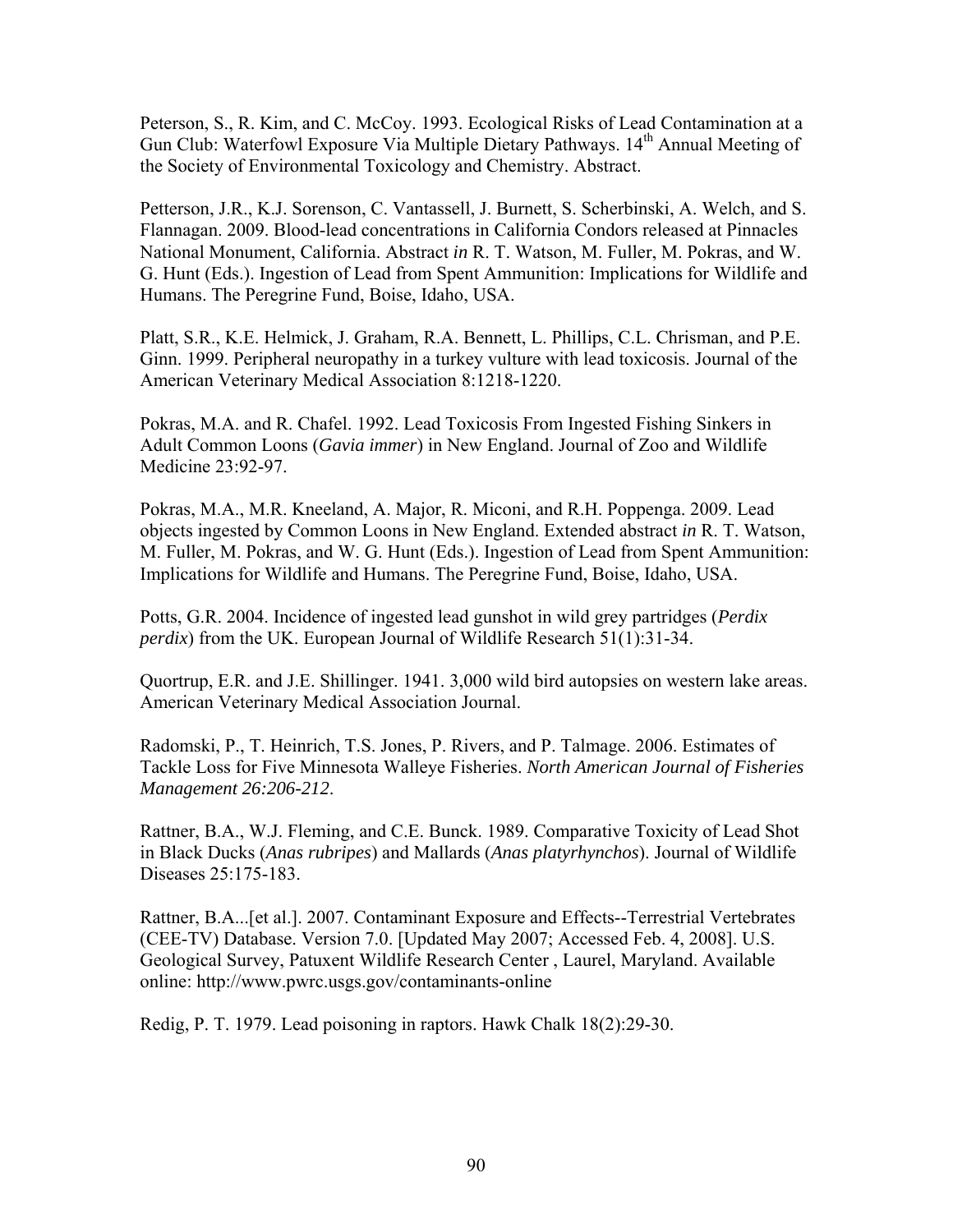Peterson, S., R. Kim, and C. McCoy. 1993. Ecological Risks of Lead Contamination at a Gun Club: Waterfowl Exposure Via Multiple Dietary Pathways. 14th Annual Meeting of the Society of Environmental Toxicology and Chemistry. Abstract.

Petterson, J.R., K.J. Sorenson, C. Vantassell, J. Burnett, S. Scherbinski, A. Welch, and S. Flannagan. 2009. Blood-lead concentrations in California Condors released at Pinnacles National Monument, California. Abstract *in* R. T. Watson, M. Fuller, M. Pokras, and W. G. Hunt (Eds.). Ingestion of Lead from Spent Ammunition: Implications for Wildlife and Humans. The Peregrine Fund, Boise, Idaho, USA.

Platt, S.R., K.E. Helmick, J. Graham, R.A. Bennett, L. Phillips, C.L. Chrisman, and P.E. Ginn. 1999. Peripheral neuropathy in a turkey vulture with lead toxicosis. Journal of the American Veterinary Medical Association 8:1218-1220.

Pokras, M.A. and R. Chafel. 1992. Lead Toxicosis From Ingested Fishing Sinkers in Adult Common Loons (*Gavia immer*) in New England. Journal of Zoo and Wildlife Medicine 23:92-97.

Pokras, M.A., M.R. Kneeland, A. Major, R. Miconi, and R.H. Poppenga. 2009. Lead objects ingested by Common Loons in New England. Extended abstract *in* R. T. Watson, M. Fuller, M. Pokras, and W. G. Hunt (Eds.). Ingestion of Lead from Spent Ammunition: Implications for Wildlife and Humans. The Peregrine Fund, Boise, Idaho, USA.

Potts, G.R. 2004. Incidence of ingested lead gunshot in wild grey partridges (*Perdix perdix*) from the UK. European Journal of Wildlife Research 51(1):31-34.

Quortrup, E.R. and J.E. Shillinger. 1941. 3,000 wild bird autopsies on western lake areas. American Veterinary Medical Association Journal.

Radomski, P., T. Heinrich, T.S. Jones, P. Rivers, and P. Talmage. 2006. Estimates of Tackle Loss for Five Minnesota Walleye Fisheries. *North American Journal of Fisheries Management 26:206-212*.

Rattner, B.A., W.J. Fleming, and C.E. Bunck. 1989. Comparative Toxicity of Lead Shot in Black Ducks (*Anas rubripes*) and Mallards (*Anas platyrhynchos*). Journal of Wildlife Diseases 25:175-183.

Rattner, B.A...[et al.]. 2007. Contaminant Exposure and Effects--Terrestrial Vertebrates (CEE-TV) Database. Version 7.0. [Updated May 2007; Accessed Feb. 4, 2008]. U.S. Geological Survey, Patuxent Wildlife Research Center , Laurel, Maryland. Available online: http://www.pwrc.usgs.gov/contaminants-online

Redig, P. T. 1979. Lead poisoning in raptors. Hawk Chalk 18(2):29-30.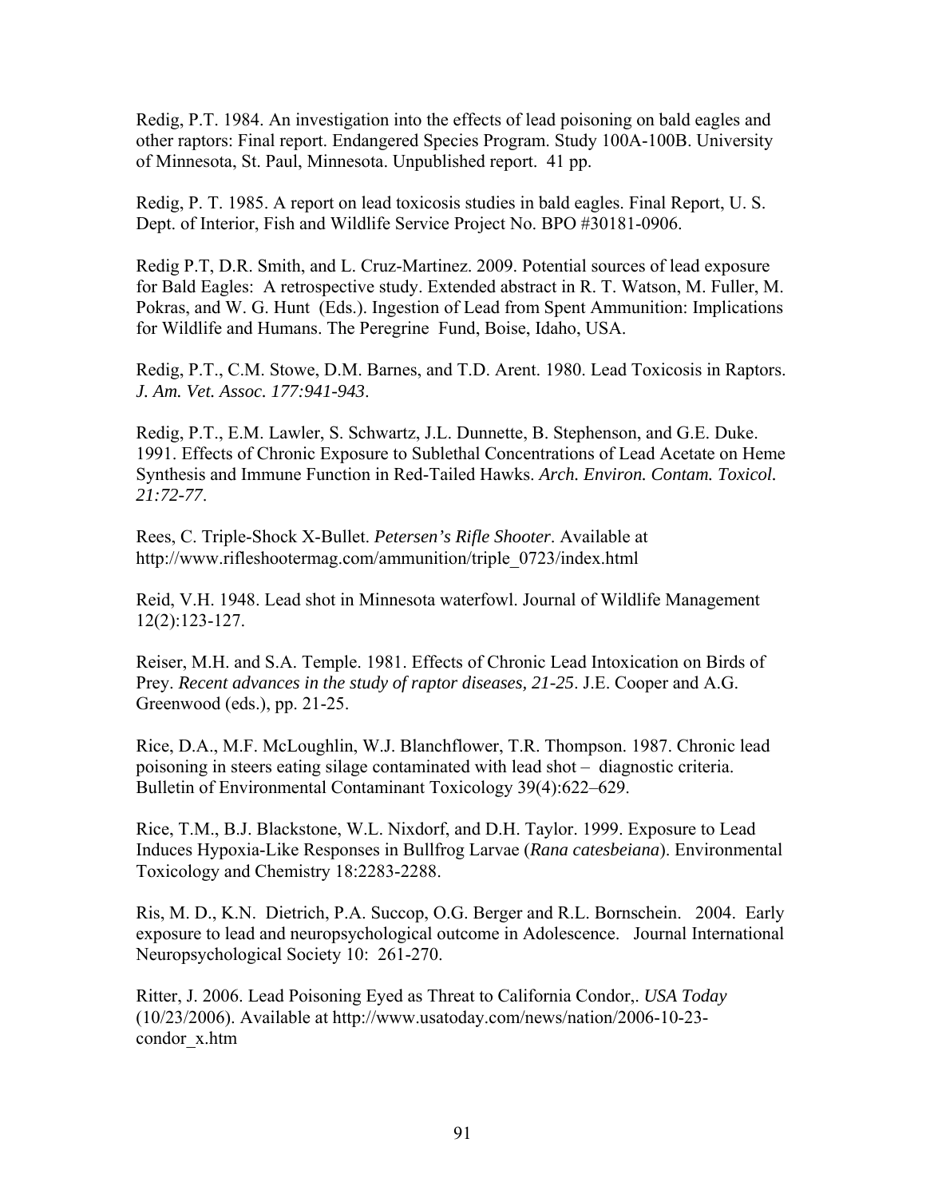Redig, P.T. 1984. An investigation into the effects of lead poisoning on bald eagles and other raptors: Final report. Endangered Species Program. Study 100A-100B. University of Minnesota, St. Paul, Minnesota. Unpublished report. 41 pp.

Redig, P. T. 1985. A report on lead toxicosis studies in bald eagles. Final Report, U. S. Dept. of Interior, Fish and Wildlife Service Project No. BPO #30181-0906.

Redig P.T, D.R. Smith, and L. Cruz-Martinez. 2009. Potential sources of lead exposure for Bald Eagles: A retrospective study. Extended abstract in R. T. Watson, M. Fuller, M. Pokras, and W. G. Hunt (Eds.). Ingestion of Lead from Spent Ammunition: Implications for Wildlife and Humans. The Peregrine Fund, Boise, Idaho, USA.

Redig, P.T., C.M. Stowe, D.M. Barnes, and T.D. Arent. 1980. Lead Toxicosis in Raptors. *J. Am. Vet. Assoc. 177:941-943*.

Redig, P.T., E.M. Lawler, S. Schwartz, J.L. Dunnette, B. Stephenson, and G.E. Duke. 1991. Effects of Chronic Exposure to Sublethal Concentrations of Lead Acetate on Heme Synthesis and Immune Function in Red-Tailed Hawks. *Arch. Environ. Contam. Toxicol. 21:72-77*.

Rees, C. Triple-Shock X-Bullet. *Petersen's Rifle Shooter*. Available at http://www.rifleshootermag.com/ammunition/triple_0723/index.html

Reid, V.H. 1948. Lead shot in Minnesota waterfowl. Journal of Wildlife Management 12(2):123-127.

Reiser, M.H. and S.A. Temple. 1981. Effects of Chronic Lead Intoxication on Birds of Prey. *Recent advances in the study of raptor diseases, 21-25*. J.E. Cooper and A.G. Greenwood (eds.), pp. 21-25.

Rice, D.A., M.F. McLoughlin, W.J. Blanchflower, T.R. Thompson. 1987. Chronic lead poisoning in steers eating silage contaminated with lead shot – diagnostic criteria. Bulletin of Environmental Contaminant Toxicology 39(4):622–629.

Rice, T.M., B.J. Blackstone, W.L. Nixdorf, and D.H. Taylor. 1999. Exposure to Lead Induces Hypoxia-Like Responses in Bullfrog Larvae (*Rana catesbeiana*). Environmental Toxicology and Chemistry 18:2283-2288.

Ris, M. D., K.N. Dietrich, P.A. Succop, O.G. Berger and R.L. Bornschein. 2004. Early exposure to lead and neuropsychological outcome in Adolescence. Journal International Neuropsychological Society 10: 261-270.

Ritter, J. 2006. Lead Poisoning Eyed as Threat to California Condor,. *USA Today* (10/23/2006). Available at http://www.usatoday.com/news/nation/2006-10-23-condor_x.htm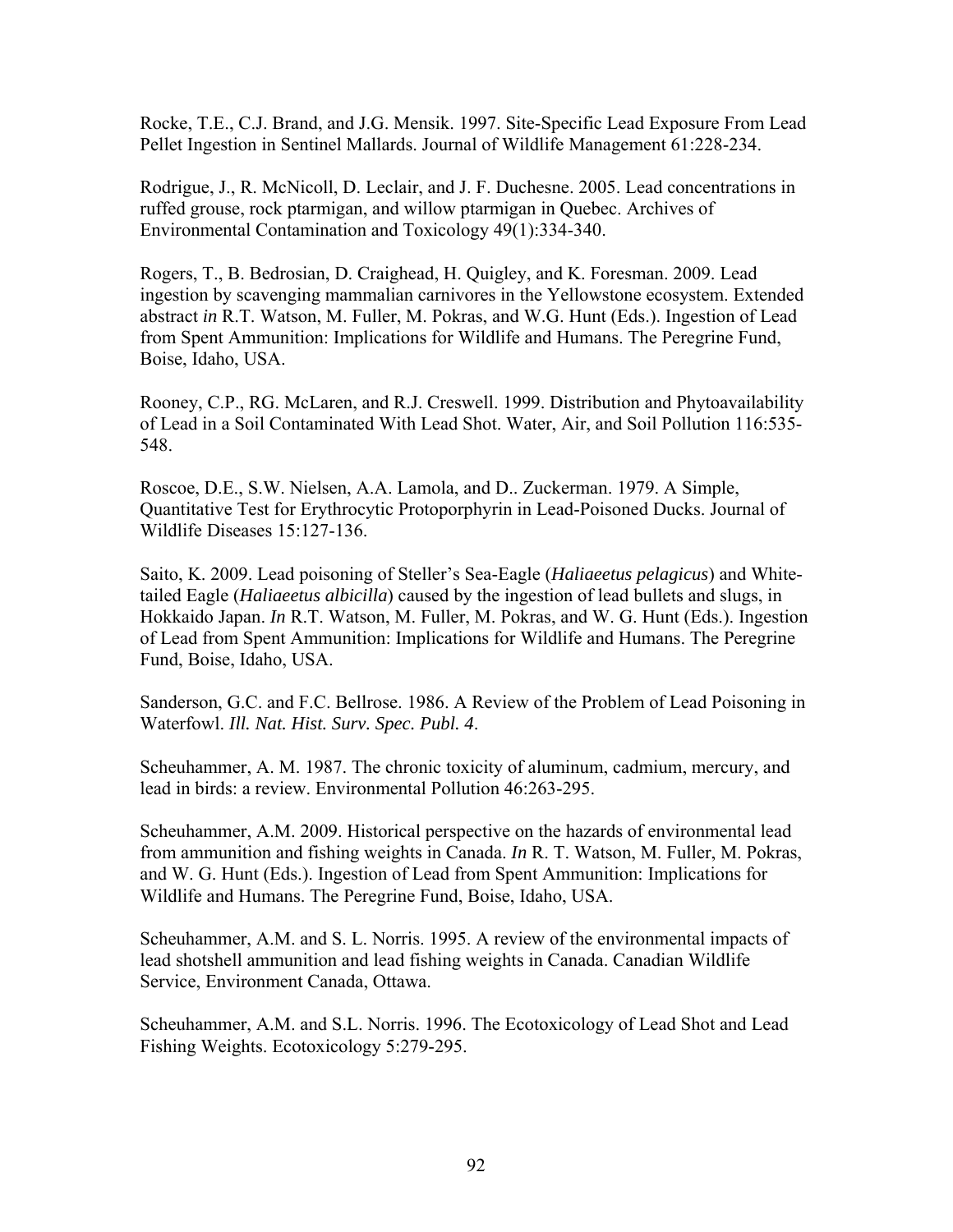Rocke, T.E., C.J. Brand, and J.G. Mensik. 1997. Site-Specific Lead Exposure From Lead Pellet Ingestion in Sentinel Mallards. Journal of Wildlife Management 61:228-234.

Rodrigue, J., R. McNicoll, D. Leclair, and J. F. Duchesne. 2005. Lead concentrations in ruffed grouse, rock ptarmigan, and willow ptarmigan in Quebec. Archives of Environmental Contamination and Toxicology 49(1):334-340.

Rogers, T., B. Bedrosian, D. Craighead, H. Quigley, and K. Foresman. 2009. Lead ingestion by scavenging mammalian carnivores in the Yellowstone ecosystem. Extended abstract *in* R.T. Watson, M. Fuller, M. Pokras, and W.G. Hunt (Eds.). Ingestion of Lead from Spent Ammunition: Implications for Wildlife and Humans. The Peregrine Fund, Boise, Idaho, USA.

Rooney, C.P., RG. McLaren, and R.J. Creswell. 1999. Distribution and Phytoavailability of Lead in a Soil Contaminated With Lead Shot. Water, Air, and Soil Pollution 116:535-548.

Roscoe, D.E., S.W. Nielsen, A.A. Lamola, and D.. Zuckerman. 1979. A Simple, Quantitative Test for Erythrocytic Protoporphyrin in Lead-Poisoned Ducks. Journal of Wildlife Diseases 15:127-136.

Saito, K. 2009. Lead poisoning of Steller's Sea-Eagle (*Haliaeetus pelagicus*) and White-tailed Eagle (*Haliaeetus albicilla*) caused by the ingestion of lead bullets and slugs, in Hokkaido Japan. *In* R.T. Watson, M. Fuller, M. Pokras, and W. G. Hunt (Eds.). Ingestion of Lead from Spent Ammunition: Implications for Wildlife and Humans. The Peregrine Fund, Boise, Idaho, USA.

Sanderson, G.C. and F.C. Bellrose. 1986. A Review of the Problem of Lead Poisoning in Waterfowl. *Ill. Nat. Hist. Surv. Spec. Publ. 4*.

Scheuhammer, A. M. 1987. The chronic toxicity of aluminum, cadmium, mercury, and lead in birds: a review. Environmental Pollution 46:263-295.

Scheuhammer, A.M. 2009. Historical perspective on the hazards of environmental lead from ammunition and fishing weights in Canada. *In* R. T. Watson, M. Fuller, M. Pokras, and W. G. Hunt (Eds.). Ingestion of Lead from Spent Ammunition: Implications for Wildlife and Humans. The Peregrine Fund, Boise, Idaho, USA.

Scheuhammer, A.M. and S. L. Norris. 1995. A review of the environmental impacts of lead shotshell ammunition and lead fishing weights in Canada. Canadian Wildlife Service, Environment Canada, Ottawa.

Scheuhammer, A.M. and S.L. Norris. 1996. The Ecotoxicology of Lead Shot and Lead Fishing Weights. Ecotoxicology 5:279-295.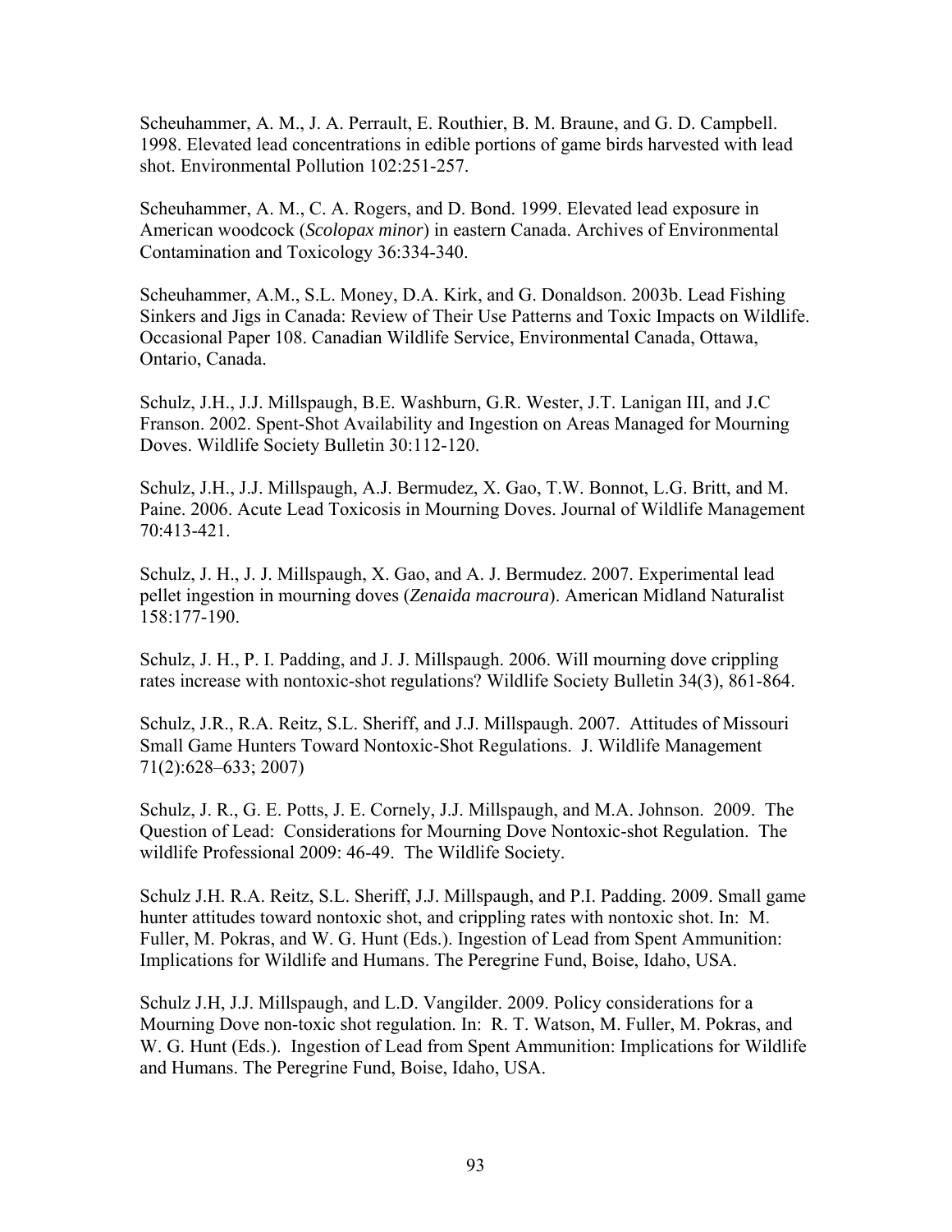Scheuhammer, A. M., J. A. Perrault, E. Routhier, B. M. Braune, and G. D. Campbell. 1998. Elevated lead concentrations in edible portions of game birds harvested with lead shot. Environmental Pollution 102:251-257.

Scheuhammer, A. M., C. A. Rogers, and D. Bond. 1999. Elevated lead exposure in American woodcock (*Scolopax minor*) in eastern Canada. Archives of Environmental Contamination and Toxicology 36:334-340.

Scheuhammer, A.M., S.L. Money, D.A. Kirk, and G. Donaldson. 2003b. Lead Fishing Sinkers and Jigs in Canada: Review of Their Use Patterns and Toxic Impacts on Wildlife. Occasional Paper 108. Canadian Wildlife Service, Environmental Canada, Ottawa, Ontario, Canada.

Schulz, J.H., J.J. Millspaugh, B.E. Washburn, G.R. Wester, J.T. Lanigan III, and J.C Franson. 2002. Spent-Shot Availability and Ingestion on Areas Managed for Mourning Doves. Wildlife Society Bulletin 30:112-120.

Schulz, J.H., J.J. Millspaugh, A.J. Bermudez, X. Gao, T.W. Bonnot, L.G. Britt, and M. Paine. 2006. Acute Lead Toxicosis in Mourning Doves. Journal of Wildlife Management 70:413-421.

Schulz, J. H., J. J. Millspaugh, X. Gao, and A. J. Bermudez. 2007. Experimental lead pellet ingestion in mourning doves (*Zenaida macroura*). American Midland Naturalist 158:177-190.

Schulz, J. H., P. I. Padding, and J. J. Millspaugh. 2006. Will mourning dove crippling rates increase with nontoxic-shot regulations? Wildlife Society Bulletin 34(3), 861-864.

Schulz, J.R., R.A. Reitz, S.L. Sheriff, and J.J. Millspaugh. 2007. Attitudes of Missouri Small Game Hunters Toward Nontoxic-Shot Regulations. J. Wildlife Management 71(2):628–633; 2007)

Schulz, J. R., G. E. Potts, J. E. Cornely, J.J. Millspaugh, and M.A. Johnson. 2009. The Question of Lead: Considerations for Mourning Dove Nontoxic-shot Regulation. The wildlife Professional 2009: 46-49. The Wildlife Society.

Schulz J.H. R.A. Reitz, S.L. Sheriff, J.J. Millspaugh, and P.I. Padding. 2009. Small game hunter attitudes toward nontoxic shot, and crippling rates with nontoxic shot. In: M. Fuller, M. Pokras, and W. G. Hunt (Eds.). Ingestion of Lead from Spent Ammunition: Implications for Wildlife and Humans. The Peregrine Fund, Boise, Idaho, USA.

Schulz J.H, J.J. Millspaugh, and L.D. Vangilder. 2009. Policy considerations for a Mourning Dove non-toxic shot regulation. In: R. T. Watson, M. Fuller, M. Pokras, and W. G. Hunt (Eds.). Ingestion of Lead from Spent Ammunition: Implications for Wildlife and Humans. The Peregrine Fund, Boise, Idaho, USA.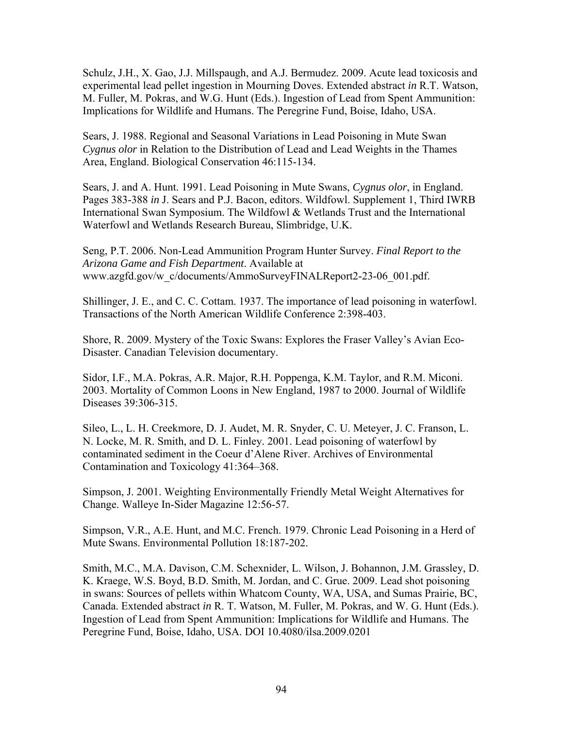Schulz, J.H., X. Gao, J.J. Millspaugh, and A.J. Bermudez. 2009. Acute lead toxicosis and experimental lead pellet ingestion in Mourning Doves. Extended abstract *in* R.T. Watson, M. Fuller, M. Pokras, and W.G. Hunt (Eds.). Ingestion of Lead from Spent Ammunition: Implications for Wildlife and Humans. The Peregrine Fund, Boise, Idaho, USA.

Sears, J. 1988. Regional and Seasonal Variations in Lead Poisoning in Mute Swan *Cygnus olor* in Relation to the Distribution of Lead and Lead Weights in the Thames Area, England. Biological Conservation 46:115-134.

Sears, J. and A. Hunt. 1991. Lead Poisoning in Mute Swans, *Cygnus olor*, in England. Pages 383-388 *in* J. Sears and P.J. Bacon, editors. Wildfowl. Supplement 1, Third IWRB International Swan Symposium. The Wildfowl & Wetlands Trust and the International Waterfowl and Wetlands Research Bureau, Slimbridge, U.K.

Seng, P.T. 2006. Non-Lead Ammunition Program Hunter Survey. *Final Report to the Arizona Game and Fish Department*. Available at www.azgfd.gov/w_c/documents/AmmoSurveyFINALReport2-23-06_001.pdf.

Shillinger, J. E., and C. C. Cottam. 1937. The importance of lead poisoning in waterfowl. Transactions of the North American Wildlife Conference 2:398-403.

Shore, R. 2009. Mystery of the Toxic Swans: Explores the Fraser Valley's Avian Eco-Disaster. Canadian Television documentary.

Sidor, I.F., M.A. Pokras, A.R. Major, R.H. Poppenga, K.M. Taylor, and R.M. Miconi. 2003. Mortality of Common Loons in New England, 1987 to 2000. Journal of Wildlife Diseases 39:306-315.

Sileo, L., L. H. Creekmore, D. J. Audet, M. R. Snyder, C. U. Meteyer, J. C. Franson, L. N. Locke, M. R. Smith, and D. L. Finley. 2001. Lead poisoning of waterfowl by contaminated sediment in the Coeur d'Alene River. Archives of Environmental Contamination and Toxicology 41:364–368.

Simpson, J. 2001. Weighting Environmentally Friendly Metal Weight Alternatives for Change. Walleye In-Sider Magazine 12:56-57.

Simpson, V.R., A.E. Hunt, and M.C. French. 1979. Chronic Lead Poisoning in a Herd of Mute Swans. Environmental Pollution 18:187-202.

Smith, M.C., M.A. Davison, C.M. Schexnider, L. Wilson, J. Bohannon, J.M. Grassley, D. K. Kraege, W.S. Boyd, B.D. Smith, M. Jordan, and C. Grue. 2009. Lead shot poisoning in swans: Sources of pellets within Whatcom County, WA, USA, and Sumas Prairie, BC, Canada. Extended abstract *in* R. T. Watson, M. Fuller, M. Pokras, and W. G. Hunt (Eds.). Ingestion of Lead from Spent Ammunition: Implications for Wildlife and Humans. The Peregrine Fund, Boise, Idaho, USA. DOI 10.4080/ilsa.2009.0201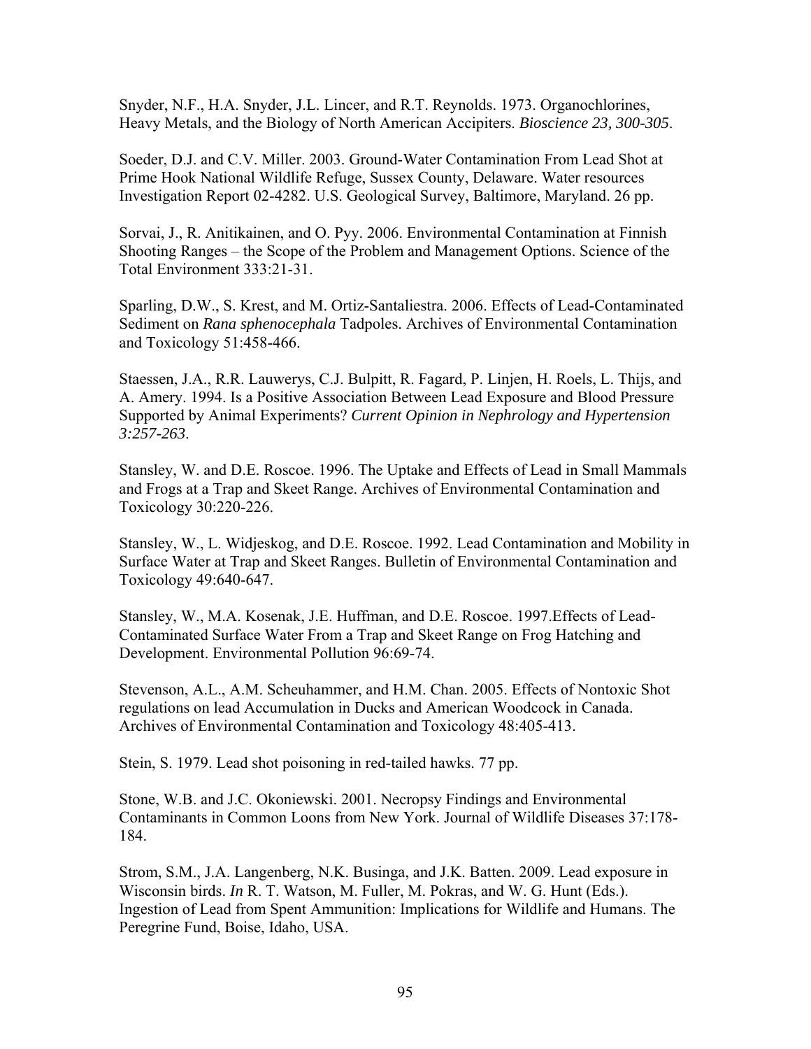Snyder, N.F., H.A. Snyder, J.L. Lincer, and R.T. Reynolds. 1973. Organochlorines, Heavy Metals, and the Biology of North American Accipiters. *Bioscience 23, 300-305*.

Soeder, D.J. and C.V. Miller. 2003. Ground-Water Contamination From Lead Shot at Prime Hook National Wildlife Refuge, Sussex County, Delaware. Water resources Investigation Report 02-4282. U.S. Geological Survey, Baltimore, Maryland. 26 pp.

Sorvai, J., R. Anitikainen, and O. Pyy. 2006. Environmental Contamination at Finnish Shooting Ranges – the Scope of the Problem and Management Options. Science of the Total Environment 333:21-31.

Sparling, D.W., S. Krest, and M. Ortiz-Santaliestra. 2006. Effects of Lead-Contaminated Sediment on *Rana sphenocephala* Tadpoles. Archives of Environmental Contamination and Toxicology 51:458-466.

Staessen, J.A., R.R. Lauwerys, C.J. Bulpitt, R. Fagard, P. Linjen, H. Roels, L. Thijs, and A. Amery. 1994. Is a Positive Association Between Lead Exposure and Blood Pressure Supported by Animal Experiments? *Current Opinion in Nephrology and Hypertension 3:257-263*.

Stansley, W. and D.E. Roscoe. 1996. The Uptake and Effects of Lead in Small Mammals and Frogs at a Trap and Skeet Range. Archives of Environmental Contamination and Toxicology 30:220-226.

Stansley, W., L. Widjeskog, and D.E. Roscoe. 1992. Lead Contamination and Mobility in Surface Water at Trap and Skeet Ranges. Bulletin of Environmental Contamination and Toxicology 49:640-647.

Stansley, W., M.A. Kosenak, J.E. Huffman, and D.E. Roscoe. 1997.Effects of Lead-Contaminated Surface Water From a Trap and Skeet Range on Frog Hatching and Development. Environmental Pollution 96:69-74.

Stevenson, A.L., A.M. Scheuhammer, and H.M. Chan. 2005. Effects of Nontoxic Shot regulations on lead Accumulation in Ducks and American Woodcock in Canada. Archives of Environmental Contamination and Toxicology 48:405-413.

Stein, S. 1979. Lead shot poisoning in red-tailed hawks. 77 pp.

Stone, W.B. and J.C. Okoniewski. 2001. Necropsy Findings and Environmental Contaminants in Common Loons from New York. Journal of Wildlife Diseases 37:178-184.

Strom, S.M., J.A. Langenberg, N.K. Businga, and J.K. Batten. 2009. Lead exposure in Wisconsin birds. *In* R. T. Watson, M. Fuller, M. Pokras, and W. G. Hunt (Eds.). Ingestion of Lead from Spent Ammunition: Implications for Wildlife and Humans. The Peregrine Fund, Boise, Idaho, USA.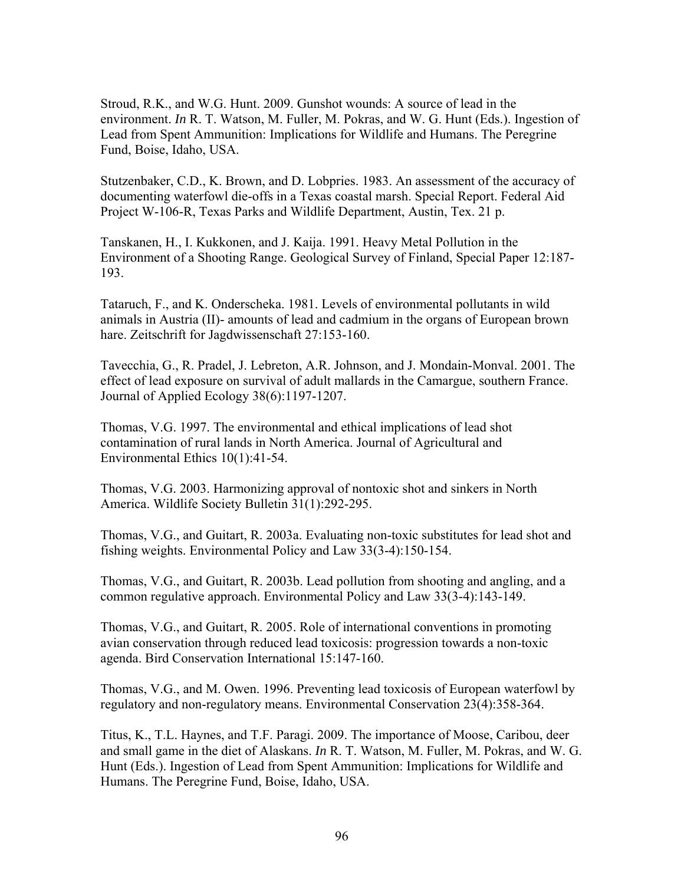Stroud, R.K., and W.G. Hunt. 2009. Gunshot wounds: A source of lead in the environment. *In* R. T. Watson, M. Fuller, M. Pokras, and W. G. Hunt (Eds.). Ingestion of Lead from Spent Ammunition: Implications for Wildlife and Humans. The Peregrine Fund, Boise, Idaho, USA.

Stutzenbaker, C.D., K. Brown, and D. Lobpries. 1983. An assessment of the accuracy of documenting waterfowl die-offs in a Texas coastal marsh. Special Report. Federal Aid Project W-106-R, Texas Parks and Wildlife Department, Austin, Tex. 21 p.

Tanskanen, H., I. Kukkonen, and J. Kaija. 1991. Heavy Metal Pollution in the Environment of a Shooting Range. Geological Survey of Finland, Special Paper 12:187-193.

Tataruch, F., and K. Onderscheka. 1981. Levels of environmental pollutants in wild animals in Austria (II)- amounts of lead and cadmium in the organs of European brown hare. Zeitschrift for Jagdwissenschaft 27:153-160.

Tavecchia, G., R. Pradel, J. Lebreton, A.R. Johnson, and J. Mondain-Monval. 2001. The effect of lead exposure on survival of adult mallards in the Camargue, southern France. Journal of Applied Ecology 38(6):1197-1207.

Thomas, V.G. 1997. The environmental and ethical implications of lead shot contamination of rural lands in North America. Journal of Agricultural and Environmental Ethics 10(1):41-54.

Thomas, V.G. 2003. Harmonizing approval of nontoxic shot and sinkers in North America. Wildlife Society Bulletin 31(1):292-295.

Thomas, V.G., and Guitart, R. 2003a. Evaluating non-toxic substitutes for lead shot and fishing weights. Environmental Policy and Law 33(3-4):150-154.

Thomas, V.G., and Guitart, R. 2003b. Lead pollution from shooting and angling, and a common regulative approach. Environmental Policy and Law 33(3-4):143-149.

Thomas, V.G., and Guitart, R. 2005. Role of international conventions in promoting avian conservation through reduced lead toxicosis: progression towards a non-toxic agenda. Bird Conservation International 15:147-160.

Thomas, V.G., and M. Owen. 1996. Preventing lead toxicosis of European waterfowl by regulatory and non-regulatory means. Environmental Conservation 23(4):358-364.

Titus, K., T.L. Haynes, and T.F. Paragi. 2009. The importance of Moose, Caribou, deer and small game in the diet of Alaskans. *In* R. T. Watson, M. Fuller, M. Pokras, and W. G. Hunt (Eds.). Ingestion of Lead from Spent Ammunition: Implications for Wildlife and Humans. The Peregrine Fund, Boise, Idaho, USA.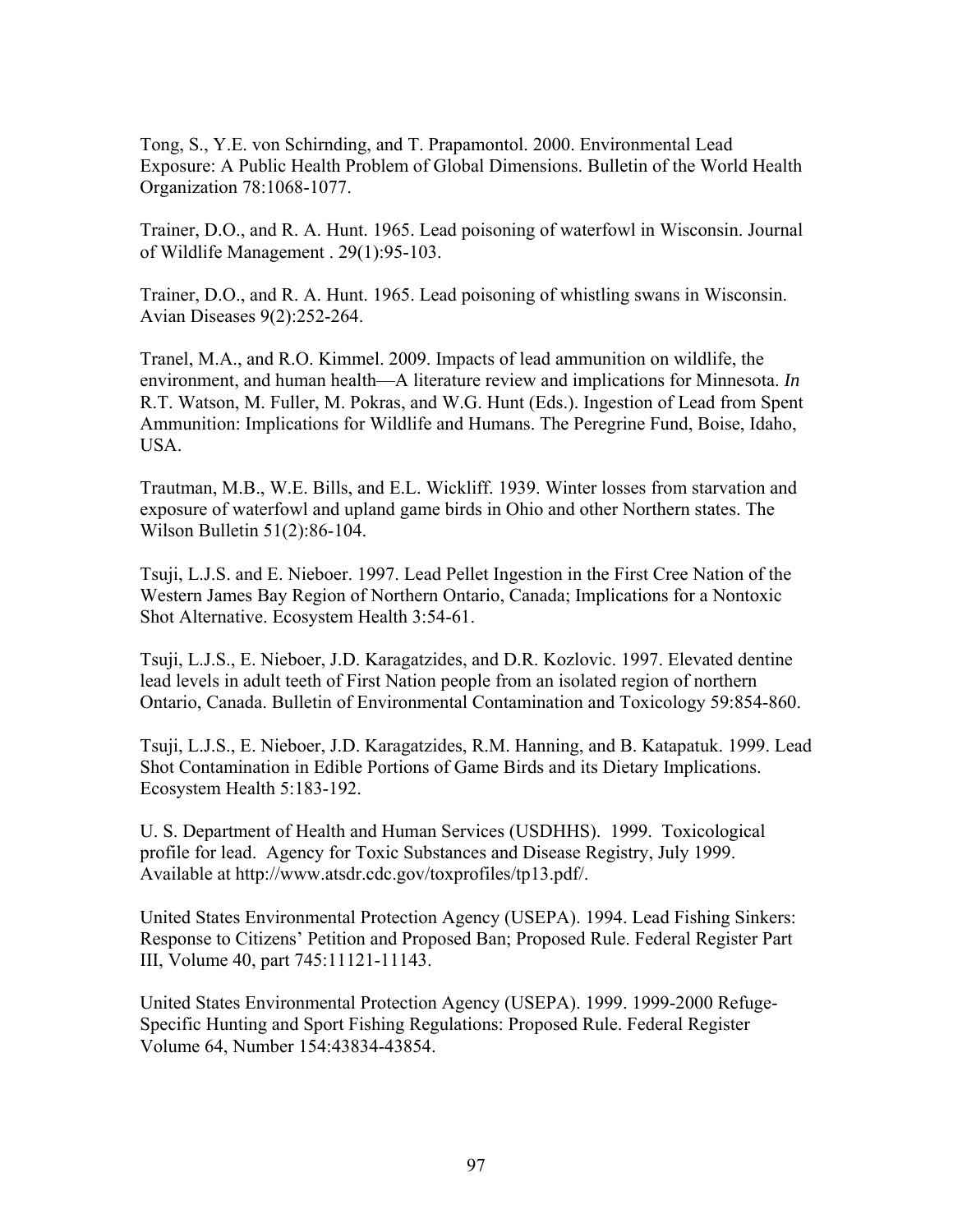Tong, S., Y.E. von Schirnding, and T. Prapamontol. 2000. Environmental Lead Exposure: A Public Health Problem of Global Dimensions. Bulletin of the World Health Organization 78:1068-1077.

Trainer, D.O., and R. A. Hunt. 1965. Lead poisoning of waterfowl in Wisconsin. Journal of Wildlife Management . 29(1):95-103.

Trainer, D.O., and R. A. Hunt. 1965. Lead poisoning of whistling swans in Wisconsin. Avian Diseases 9(2):252-264.

Tranel, M.A., and R.O. Kimmel. 2009. Impacts of lead ammunition on wildlife, the environment, and human health—A literature review and implications for Minnesota. *In* R.T. Watson, M. Fuller, M. Pokras, and W.G. Hunt (Eds.). Ingestion of Lead from Spent Ammunition: Implications for Wildlife and Humans. The Peregrine Fund, Boise, Idaho, USA.

Trautman, M.B., W.E. Bills, and E.L. Wickliff. 1939. Winter losses from starvation and exposure of waterfowl and upland game birds in Ohio and other Northern states. The Wilson Bulletin 51(2):86-104.

Tsuji, L.J.S. and E. Nieboer. 1997. Lead Pellet Ingestion in the First Cree Nation of the Western James Bay Region of Northern Ontario, Canada; Implications for a Nontoxic Shot Alternative. Ecosystem Health 3:54-61.

Tsuji, L.J.S., E. Nieboer, J.D. Karagatzides, and D.R. Kozlovic. 1997. Elevated dentine lead levels in adult teeth of First Nation people from an isolated region of northern Ontario, Canada. Bulletin of Environmental Contamination and Toxicology 59:854-860.

Tsuji, L.J.S., E. Nieboer, J.D. Karagatzides, R.M. Hanning, and B. Katapatuk. 1999. Lead Shot Contamination in Edible Portions of Game Birds and its Dietary Implications. Ecosystem Health 5:183-192.

U. S. Department of Health and Human Services (USDHHS). 1999. Toxicological profile for lead. Agency for Toxic Substances and Disease Registry, July 1999. Available at http://www.atsdr.cdc.gov/toxprofiles/tp13.pdf/.

United States Environmental Protection Agency (USEPA). 1994. Lead Fishing Sinkers: Response to Citizens' Petition and Proposed Ban; Proposed Rule. Federal Register Part III, Volume 40, part 745:11121-11143.

United States Environmental Protection Agency (USEPA). 1999. 1999-2000 Refuge-Specific Hunting and Sport Fishing Regulations: Proposed Rule. Federal Register Volume 64, Number 154:43834-43854.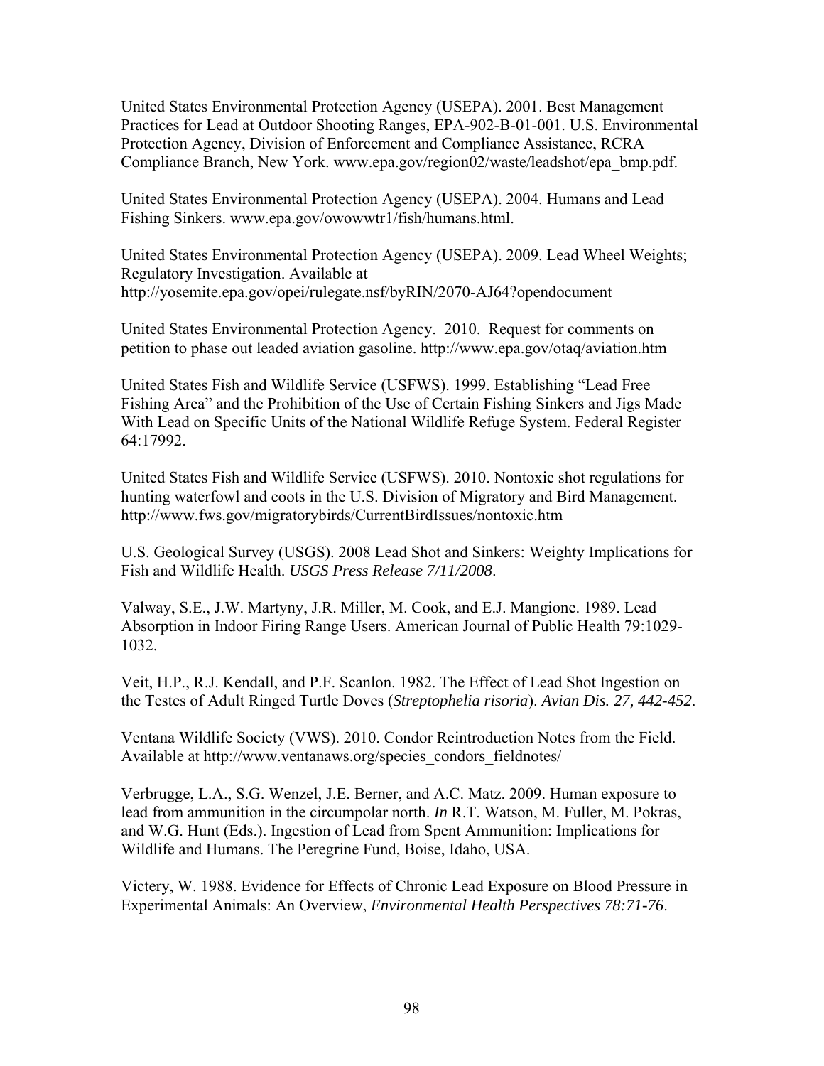United States Environmental Protection Agency (USEPA). 2001. Best Management Practices for Lead at Outdoor Shooting Ranges, EPA-902-B-01-001. U.S. Environmental Protection Agency, Division of Enforcement and Compliance Assistance, RCRA Compliance Branch, New York. www.epa.gov/region02/waste/leadshot/epa_bmp.pdf.

United States Environmental Protection Agency (USEPA). 2004. Humans and Lead Fishing Sinkers. www.epa.gov/owowwtr1/fish/humans.html.

United States Environmental Protection Agency (USEPA). 2009. Lead Wheel Weights; Regulatory Investigation. Available at http://yosemite.epa.gov/opei/rulegate.nsf/byRIN/2070-AJ64?opendocument

United States Environmental Protection Agency. 2010. Request for comments on petition to phase out leaded aviation gasoline. http://www.epa.gov/otaq/aviation.htm

United States Fish and Wildlife Service (USFWS). 1999. Establishing "Lead Free Fishing Area" and the Prohibition of the Use of Certain Fishing Sinkers and Jigs Made With Lead on Specific Units of the National Wildlife Refuge System. Federal Register 64:17992.

United States Fish and Wildlife Service (USFWS). 2010. Nontoxic shot regulations for hunting waterfowl and coots in the U.S. Division of Migratory and Bird Management. http://www.fws.gov/migratorybirds/CurrentBirdIssues/nontoxic.htm

U.S. Geological Survey (USGS). 2008 Lead Shot and Sinkers: Weighty Implications for Fish and Wildlife Health. *USGS Press Release 7/11/2008*.

Valway, S.E., J.W. Martyny, J.R. Miller, M. Cook, and E.J. Mangione. 1989. Lead Absorption in Indoor Firing Range Users. American Journal of Public Health 79:1029-1032.

Veit, H.P., R.J. Kendall, and P.F. Scanlon. 1982. The Effect of Lead Shot Ingestion on the Testes of Adult Ringed Turtle Doves (*Streptophelia risoria*). *Avian Dis. 27, 442-452*.

Ventana Wildlife Society (VWS). 2010. Condor Reintroduction Notes from the Field. Available at http://www.ventanaws.org/species_condors_fieldnotes/

Verbrugge, L.A., S.G. Wenzel, J.E. Berner, and A.C. Matz. 2009. Human exposure to lead from ammunition in the circumpolar north. *In* R.T. Watson, M. Fuller, M. Pokras, and W.G. Hunt (Eds.). Ingestion of Lead from Spent Ammunition: Implications for Wildlife and Humans. The Peregrine Fund, Boise, Idaho, USA.

Victery, W. 1988. Evidence for Effects of Chronic Lead Exposure on Blood Pressure in Experimental Animals: An Overview, *Environmental Health Perspectives 78:71-76*.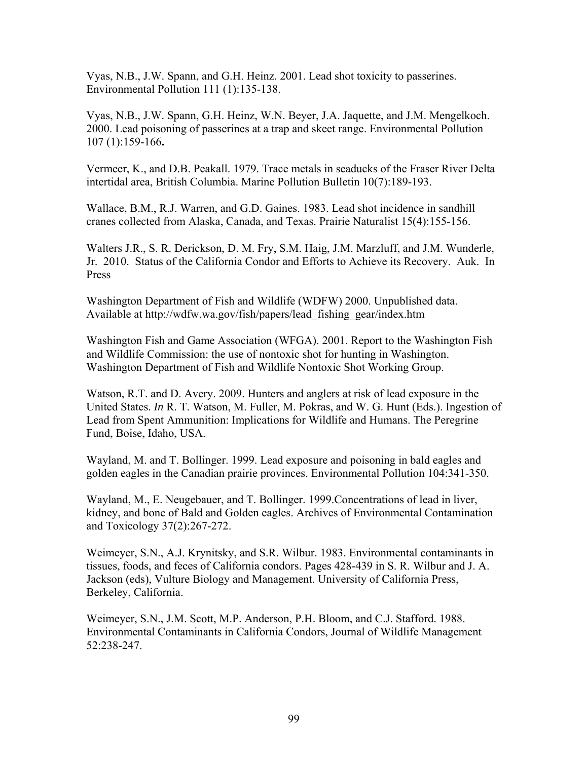Vyas, N.B., J.W. Spann, and G.H. Heinz. 2001. Lead shot toxicity to passerines. Environmental Pollution 111 (1):135-138.

Vyas, N.B., J.W. Spann, G.H. Heinz, W.N. Beyer, J.A. Jaquette, and J.M. Mengelkoch. 2000. Lead poisoning of passerines at a trap and skeet range. Environmental Pollution 107 (1):159-166**.**

Vermeer, K., and D.B. Peakall. 1979. Trace metals in seaducks of the Fraser River Delta intertidal area, British Columbia. Marine Pollution Bulletin 10(7):189-193.

Wallace, B.M., R.J. Warren, and G.D. Gaines. 1983. Lead shot incidence in sandhill cranes collected from Alaska, Canada, and Texas. Prairie Naturalist 15(4):155-156.

Walters J.R., S. R. Derickson, D. M. Fry, S.M. Haig, J.M. Marzluff, and J.M. Wunderle, Jr. 2010. Status of the California Condor and Efforts to Achieve its Recovery. Auk. In Press

Washington Department of Fish and Wildlife (WDFW) 2000. Unpublished data. Available at http://wdfw.wa.gov/fish/papers/lead_fishing_gear/index.htm

Washington Fish and Game Association (WFGA). 2001. Report to the Washington Fish and Wildlife Commission: the use of nontoxic shot for hunting in Washington. Washington Department of Fish and Wildlife Nontoxic Shot Working Group.

Watson, R.T. and D. Avery. 2009. Hunters and anglers at risk of lead exposure in the United States. *In* R. T. Watson, M. Fuller, M. Pokras, and W. G. Hunt (Eds.). Ingestion of Lead from Spent Ammunition: Implications for Wildlife and Humans. The Peregrine Fund, Boise, Idaho, USA.

Wayland, M. and T. Bollinger. 1999. Lead exposure and poisoning in bald eagles and golden eagles in the Canadian prairie provinces. Environmental Pollution 104:341-350.

Wayland, M., E. Neugebauer, and T. Bollinger. 1999.Concentrations of lead in liver, kidney, and bone of Bald and Golden eagles. Archives of Environmental Contamination and Toxicology 37(2):267-272.

Weimeyer, S.N., A.J. Krynitsky, and S.R. Wilbur. 1983. Environmental contaminants in tissues, foods, and feces of California condors. Pages 428-439 in S. R. Wilbur and J. A. Jackson (eds), Vulture Biology and Management. University of California Press, Berkeley, California.

Weimeyer, S.N., J.M. Scott, M.P. Anderson, P.H. Bloom, and C.J. Stafford. 1988. Environmental Contaminants in California Condors, Journal of Wildlife Management 52:238-247.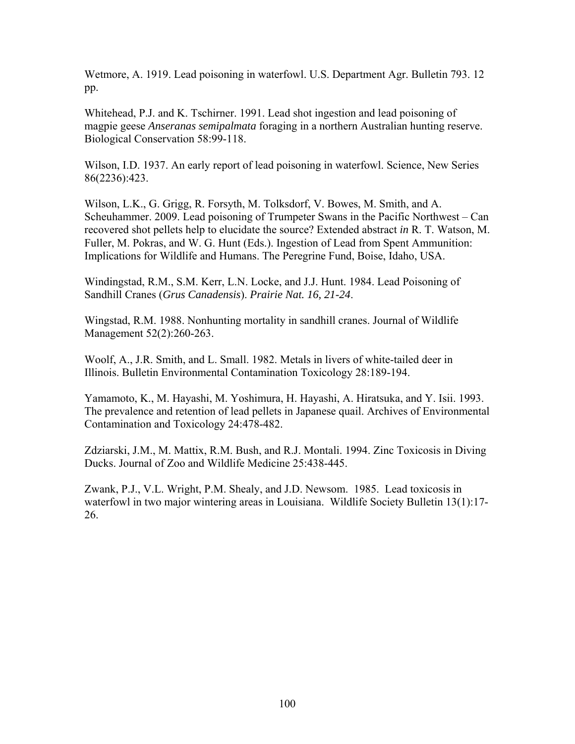Wetmore, A. 1919. Lead poisoning in waterfowl. U.S. Department Agr. Bulletin 793. 12 pp.

Whitehead, P.J. and K. Tschirner. 1991. Lead shot ingestion and lead poisoning of magpie geese *Anseranas semipalmata* foraging in a northern Australian hunting reserve. Biological Conservation 58:99-118.

Wilson, I.D. 1937. An early report of lead poisoning in waterfowl. Science, New Series 86(2236):423.

Wilson, L.K., G. Grigg, R. Forsyth, M. Tolksdorf, V. Bowes, M. Smith, and A. Scheuhammer. 2009. Lead poisoning of Trumpeter Swans in the Pacific Northwest – Can recovered shot pellets help to elucidate the source? Extended abstract *in* R. T. Watson, M. Fuller, M. Pokras, and W. G. Hunt (Eds.). Ingestion of Lead from Spent Ammunition: Implications for Wildlife and Humans. The Peregrine Fund, Boise, Idaho, USA.

Windingstad, R.M., S.M. Kerr, L.N. Locke, and J.J. Hunt. 1984. Lead Poisoning of Sandhill Cranes (*Grus Canadensis*). *Prairie Nat. 16, 21-24.*

Wingstad, R.M. 1988. Nonhunting mortality in sandhill cranes. Journal of Wildlife Management 52(2):260-263.

Woolf, A., J.R. Smith, and L. Small. 1982. Metals in livers of white-tailed deer in Illinois. Bulletin Environmental Contamination Toxicology 28:189-194.

Yamamoto, K., M. Hayashi, M. Yoshimura, H. Hayashi, A. Hiratsuka, and Y. Isii. 1993. The prevalence and retention of lead pellets in Japanese quail. Archives of Environmental Contamination and Toxicology 24:478-482.

Zdziarski, J.M., M. Mattix, R.M. Bush, and R.J. Montali. 1994. Zinc Toxicosis in Diving Ducks. Journal of Zoo and Wildlife Medicine 25:438-445.

Zwank, P.J., V.L. Wright, P.M. Shealy, and J.D. Newsom. 1985. Lead toxicosis in waterfowl in two major wintering areas in Louisiana. Wildlife Society Bulletin 13(1):17-26.